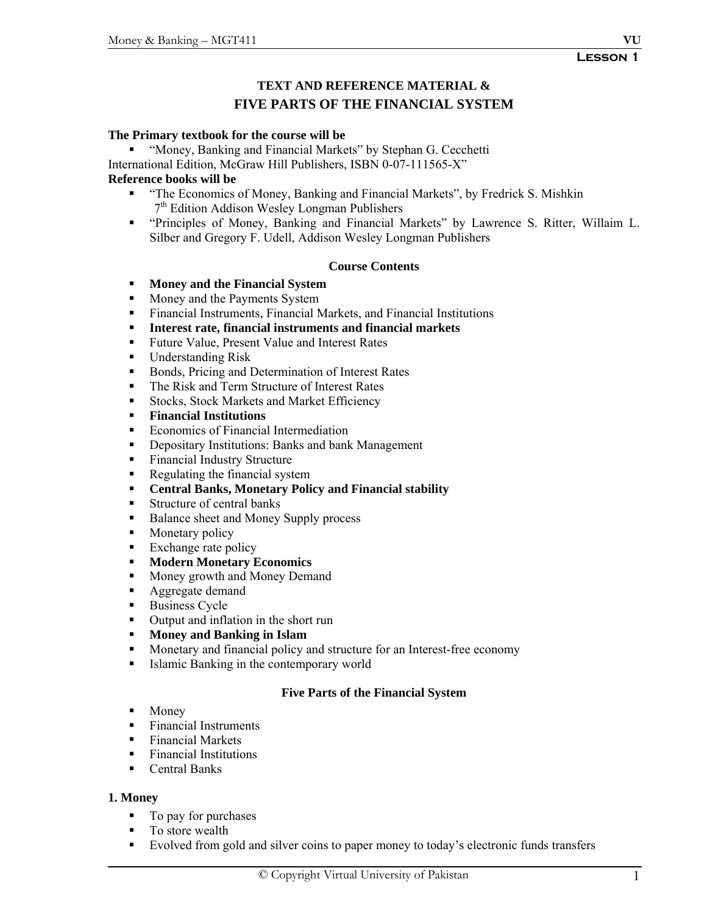**Lesson 1**

# TEXT AND REFERENCE MATERIAL &
# FIVE PARTS OF THE FINANCIAL SYSTEM

**The Primary textbook for the course will be**

- "Money, Banking and Financial Markets" by Stephan G. Cecchetti

International Edition, McGraw Hill Publishers, ISBN 0-07-111565-X"

**Reference books will be**

- "The Economics of Money, Banking and Financial Markets", by Fredrick S. Mishkin 7th Edition Addison Wesley Longman Publishers
- "Principles of Money, Banking and Financial Markets" by Lawrence S. Ritter, Willaim L. Silber and Gregory F. Udell, Addison Wesley Longman Publishers

## Course Contents

- **Money and the Financial System**
- Money and the Payments System
- Financial Instruments, Financial Markets, and Financial Institutions
- **Interest rate, financial instruments and financial markets**
- Future Value, Present Value and Interest Rates
- Understanding Risk
- Bonds, Pricing and Determination of Interest Rates
- The Risk and Term Structure of Interest Rates
- Stocks, Stock Markets and Market Efficiency
- **Financial Institutions**
- Economics of Financial Intermediation
- Depositary Institutions: Banks and bank Management
- Financial Industry Structure
- Regulating the financial system
- **Central Banks, Monetary Policy and Financial stability**
- Structure of central banks
- Balance sheet and Money Supply process
- Monetary policy
- Exchange rate policy
- **Modern Monetary Economics**
- Money growth and Money Demand
- Aggregate demand
- Business Cycle
- Output and inflation in the short run
- **Money and Banking in Islam**
- Monetary and financial policy and structure for an Interest-free economy
- Islamic Banking in the contemporary world

## Five Parts of the Financial System

- Money
- Financial Instruments
- Financial Markets
- Financial Institutions
- Central Banks

### 1. Money

- To pay for purchases
- To store wealth
- Evolved from gold and silver coins to paper money to today's electronic funds transfers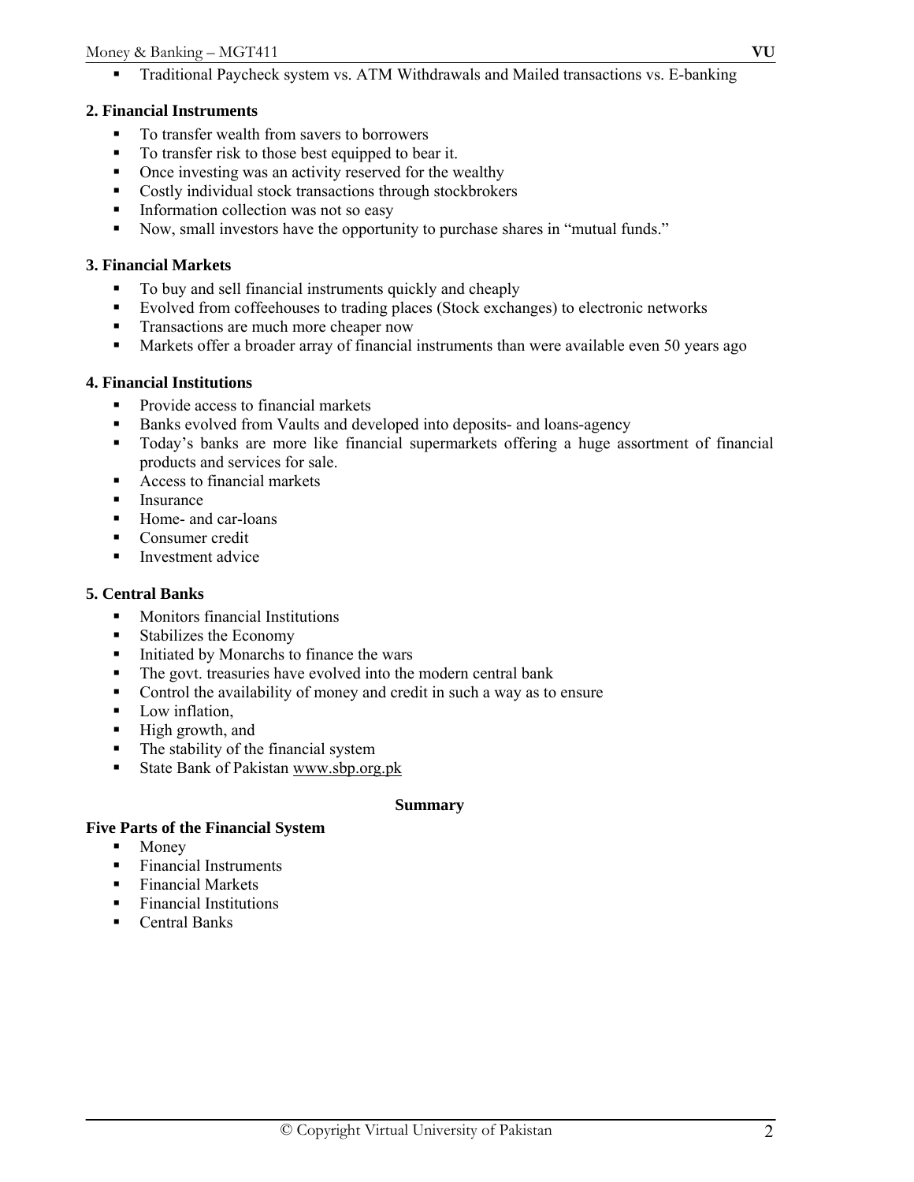- Traditional Paycheck system vs. ATM Withdrawals and Mailed transactions vs. E-banking

**2. Financial Instruments**

- To transfer wealth from savers to borrowers
- To transfer risk to those best equipped to bear it.
- Once investing was an activity reserved for the wealthy
- Costly individual stock transactions through stockbrokers
- Information collection was not so easy
- Now, small investors have the opportunity to purchase shares in "mutual funds."

**3. Financial Markets**

- To buy and sell financial instruments quickly and cheaply
- Evolved from coffeehouses to trading places (Stock exchanges) to electronic networks
- Transactions are much more cheaper now
- Markets offer a broader array of financial instruments than were available even 50 years ago

**4. Financial Institutions**

- Provide access to financial markets
- Banks evolved from Vaults and developed into deposits- and loans-agency
- Today's banks are more like financial supermarkets offering a huge assortment of financial products and services for sale.
- Access to financial markets
- Insurance
- Home- and car-loans
- Consumer credit
- Investment advice

**5. Central Banks**

- Monitors financial Institutions
- Stabilizes the Economy
- Initiated by Monarchs to finance the wars
- The govt. treasuries have evolved into the modern central bank
- Control the availability of money and credit in such a way as to ensure
- Low inflation,
- High growth, and
- The stability of the financial system
- State Bank of Pakistan www.sbp.org.pk

**Summary**

**Five Parts of the Financial System**

- Money
- Financial Instruments
- Financial Markets
- Financial Institutions
- Central Banks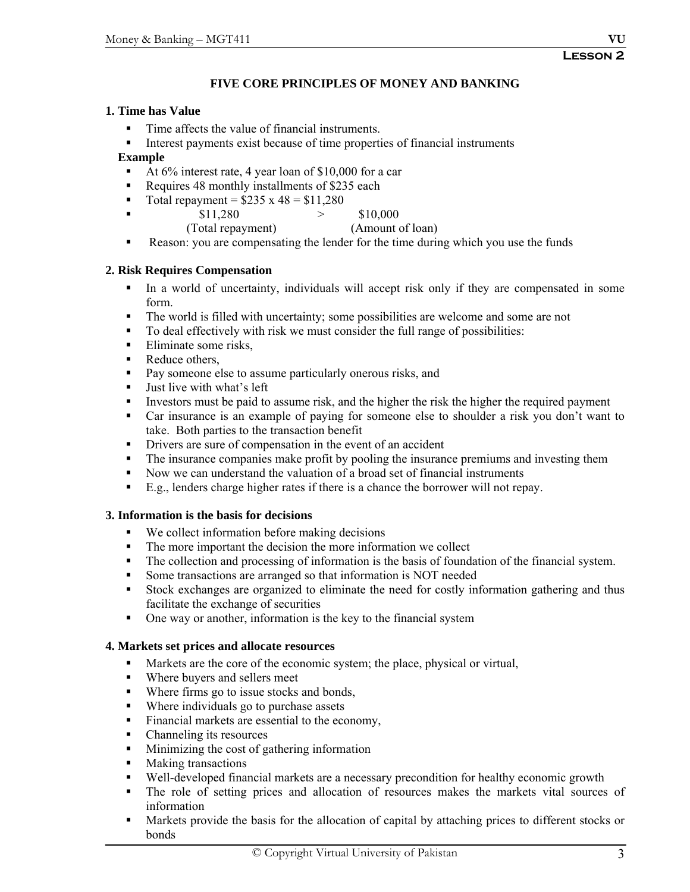**Lesson 2**

## FIVE CORE PRINCIPLES OF MONEY AND BANKING

### 1. Time has Value

- Time affects the value of financial instruments.
- Interest payments exist because of time properties of financial instruments

**Example**

- At 6% interest rate, 4 year loan of $10,000 for a car
- Requires 48 monthly installments of $235 each
- Total repayment = $235 x 48 = $11,280
- $11,280 (Total repayment) > $10,000 (Amount of loan)
- Reason: you are compensating the lender for the time during which you use the funds

### 2. Risk Requires Compensation

- In a world of uncertainty, individuals will accept risk only if they are compensated in some form.
- The world is filled with uncertainty; some possibilities are welcome and some are not
- To deal effectively with risk we must consider the full range of possibilities:
- Eliminate some risks,
- Reduce others,
- Pay someone else to assume particularly onerous risks, and
- Just live with what's left
- Investors must be paid to assume risk, and the higher the risk the higher the required payment
- Car insurance is an example of paying for someone else to shoulder a risk you don't want to take. Both parties to the transaction benefit
- Drivers are sure of compensation in the event of an accident
- The insurance companies make profit by pooling the insurance premiums and investing them
- Now we can understand the valuation of a broad set of financial instruments
- E.g., lenders charge higher rates if there is a chance the borrower will not repay.

### 3. Information is the basis for decisions

- We collect information before making decisions
- The more important the decision the more information we collect
- The collection and processing of information is the basis of foundation of the financial system.
- Some transactions are arranged so that information is NOT needed
- Stock exchanges are organized to eliminate the need for costly information gathering and thus facilitate the exchange of securities
- One way or another, information is the key to the financial system

### 4. Markets set prices and allocate resources

- Markets are the core of the economic system; the place, physical or virtual,
- Where buyers and sellers meet
- Where firms go to issue stocks and bonds,
- Where individuals go to purchase assets
- Financial markets are essential to the economy,
- Channeling its resources
- Minimizing the cost of gathering information
- Making transactions
- Well-developed financial markets are a necessary precondition for healthy economic growth
- The role of setting prices and allocation of resources makes the markets vital sources of information
- Markets provide the basis for the allocation of capital by attaching prices to different stocks or bonds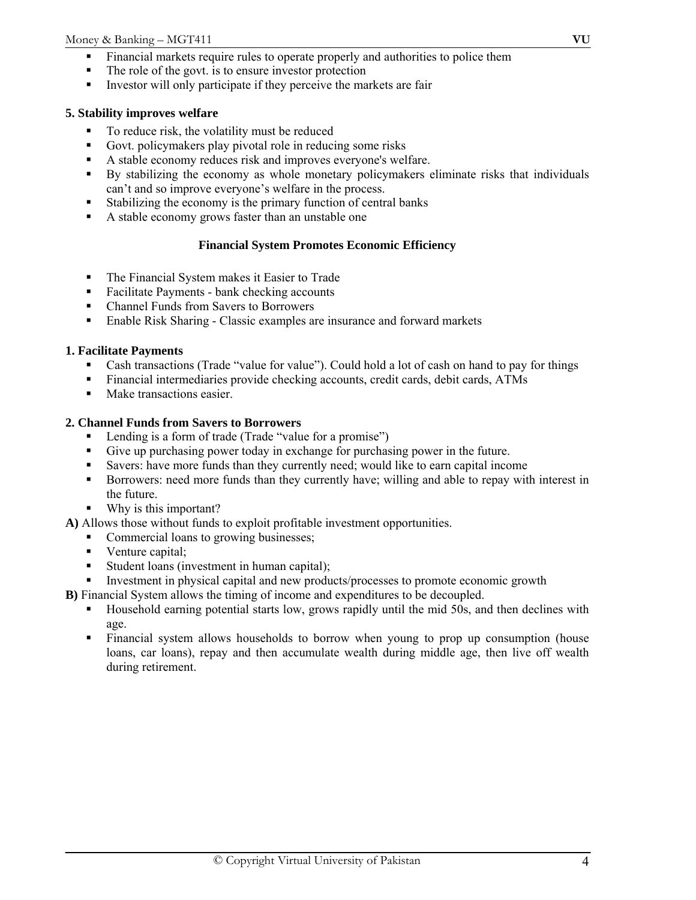- Financial markets require rules to operate properly and authorities to police them
- The role of the govt. is to ensure investor protection
- Investor will only participate if they perceive the markets are fair

**5. Stability improves welfare**

- To reduce risk, the volatility must be reduced
- Govt. policymakers play pivotal role in reducing some risks
- A stable economy reduces risk and improves everyone's welfare.
- By stabilizing the economy as whole monetary policymakers eliminate risks that individuals can't and so improve everyone's welfare in the process.
- Stabilizing the economy is the primary function of central banks
- A stable economy grows faster than an unstable one

## Financial System Promotes Economic Efficiency

- The Financial System makes it Easier to Trade
- Facilitate Payments - bank checking accounts
- Channel Funds from Savers to Borrowers
- Enable Risk Sharing - Classic examples are insurance and forward markets

**1. Facilitate Payments**

- Cash transactions (Trade "value for value"). Could hold a lot of cash on hand to pay for things
- Financial intermediaries provide checking accounts, credit cards, debit cards, ATMs
- Make transactions easier.

**2. Channel Funds from Savers to Borrowers**

- Lending is a form of trade (Trade "value for a promise")
- Give up purchasing power today in exchange for purchasing power in the future.
- Savers: have more funds than they currently need; would like to earn capital income
- Borrowers: need more funds than they currently have; willing and able to repay with interest in the future.
- Why is this important?

**A)** Allows those without funds to exploit profitable investment opportunities.

- Commercial loans to growing businesses;
- Venture capital;
- Student loans (investment in human capital);
- Investment in physical capital and new products/processes to promote economic growth

**B)** Financial System allows the timing of income and expenditures to be decoupled.

- Household earning potential starts low, grows rapidly until the mid 50s, and then declines with age.
- Financial system allows households to borrow when young to prop up consumption (house loans, car loans), repay and then accumulate wealth during middle age, then live off wealth during retirement.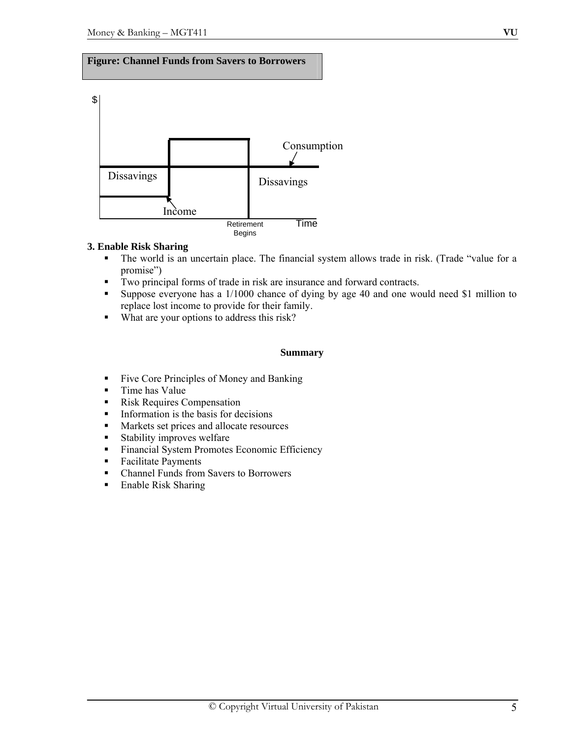**Figure: Channel Funds from Savers to Borrowers**

$

Consumption

Dissavings

Dissavings

Income

Retirement Begins

Time

**3. Enable Risk Sharing**

- The world is an uncertain place. The financial system allows trade in risk. (Trade "value for a promise")
- Two principal forms of trade in risk are insurance and forward contracts.
- Suppose everyone has a 1/1000 chance of dying by age 40 and one would need $1 million to replace lost income to provide for their family.
- What are your options to address this risk?

**Summary**

- Five Core Principles of Money and Banking
- Time has Value
- Risk Requires Compensation
- Information is the basis for decisions
- Markets set prices and allocate resources
- Stability improves welfare
- Financial System Promotes Economic Efficiency
- Facilitate Payments
- Channel Funds from Savers to Borrowers
- Enable Risk Sharing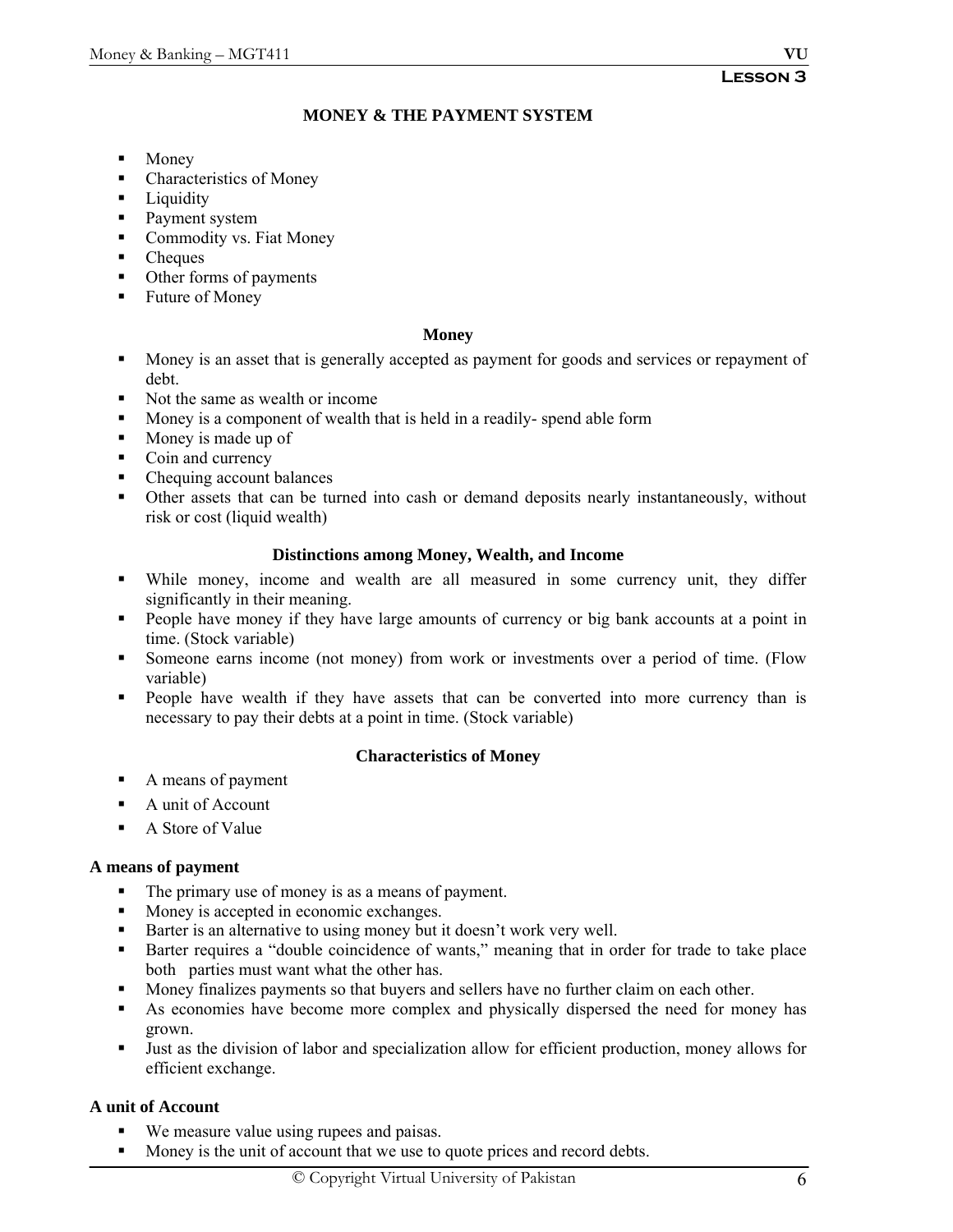**Lesson 3**

## MONEY & THE PAYMENT SYSTEM

- Money
- Characteristics of Money
- Liquidity
- Payment system
- Commodity vs. Fiat Money
- Cheques
- Other forms of payments
- Future of Money

### Money

- Money is an asset that is generally accepted as payment for goods and services or repayment of debt.
- Not the same as wealth or income
- Money is a component of wealth that is held in a readily- spend able form
- Money is made up of
- Coin and currency
- Chequing account balances
- Other assets that can be turned into cash or demand deposits nearly instantaneously, without risk or cost (liquid wealth)

### Distinctions among Money, Wealth, and Income

- While money, income and wealth are all measured in some currency unit, they differ significantly in their meaning.
- People have money if they have large amounts of currency or big bank accounts at a point in time. (Stock variable)
- Someone earns income (not money) from work or investments over a period of time. (Flow variable)
- People have wealth if they have assets that can be converted into more currency than is necessary to pay their debts at a point in time. (Stock variable)

### Characteristics of Money

- A means of payment
- A unit of Account
- A Store of Value

**A means of payment**

- The primary use of money is as a means of payment.
- Money is accepted in economic exchanges.
- Barter is an alternative to using money but it doesn't work very well.
- Barter requires a "double coincidence of wants," meaning that in order for trade to take place both parties must want what the other has.
- Money finalizes payments so that buyers and sellers have no further claim on each other.
- As economies have become more complex and physically dispersed the need for money has grown.
- Just as the division of labor and specialization allow for efficient production, money allows for efficient exchange.

**A unit of Account**

- We measure value using rupees and paisas.
- Money is the unit of account that we use to quote prices and record debts.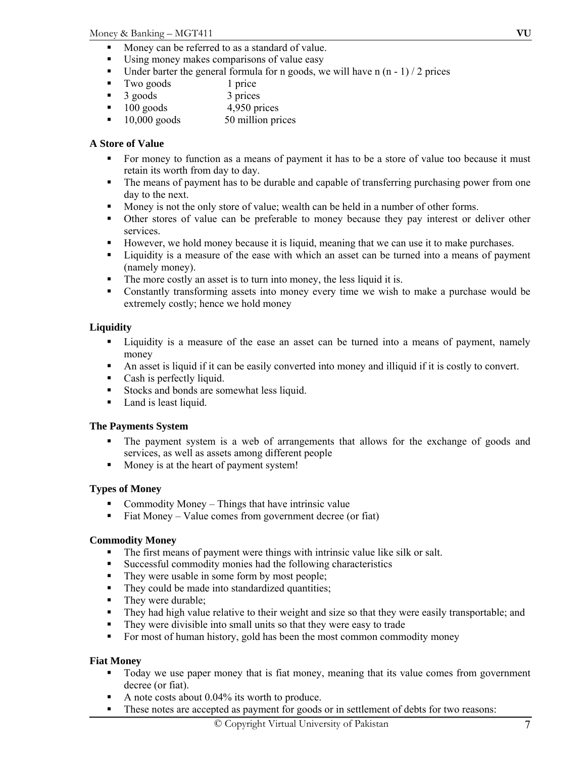- Money can be referred to as a standard of value.
- Using money makes comparisons of value easy
- Under barter the general formula for n goods, we will have $n(n - 1)/2$ prices
- Two goods 1 price
- 3 goods 3 prices
- 100 goods 4,950 prices
- 10,000 goods 50 million prices

**A Store of Value**

- For money to function as a means of payment it has to be a store of value too because it must retain its worth from day to day.
- The means of payment has to be durable and capable of transferring purchasing power from one day to the next.
- Money is not the only store of value; wealth can be held in a number of other forms.
- Other stores of value can be preferable to money because they pay interest or deliver other services.
- However, we hold money because it is liquid, meaning that we can use it to make purchases.
- Liquidity is a measure of the ease with which an asset can be turned into a means of payment (namely money).
- The more costly an asset is to turn into money, the less liquid it is.
- Constantly transforming assets into money every time we wish to make a purchase would be extremely costly; hence we hold money

**Liquidity**

- Liquidity is a measure of the ease an asset can be turned into a means of payment, namely money
- An asset is liquid if it can be easily converted into money and illiquid if it is costly to convert.
- Cash is perfectly liquid.
- Stocks and bonds are somewhat less liquid.
- Land is least liquid.

**The Payments System**

- The payment system is a web of arrangements that allows for the exchange of goods and services, as well as assets among different people
- Money is at the heart of payment system!

**Types of Money**

- Commodity Money – Things that have intrinsic value
- Fiat Money – Value comes from government decree (or fiat)

**Commodity Money**

- The first means of payment were things with intrinsic value like silk or salt.
- Successful commodity monies had the following characteristics
- They were usable in some form by most people;
- They could be made into standardized quantities;
- They were durable;
- They had high value relative to their weight and size so that they were easily transportable; and
- They were divisible into small units so that they were easy to trade
- For most of human history, gold has been the most common commodity money

**Fiat Money**

- Today we use paper money that is fiat money, meaning that its value comes from government decree (or fiat).
- A note costs about 0.04% its worth to produce.
- These notes are accepted as payment for goods or in settlement of debts for two reasons: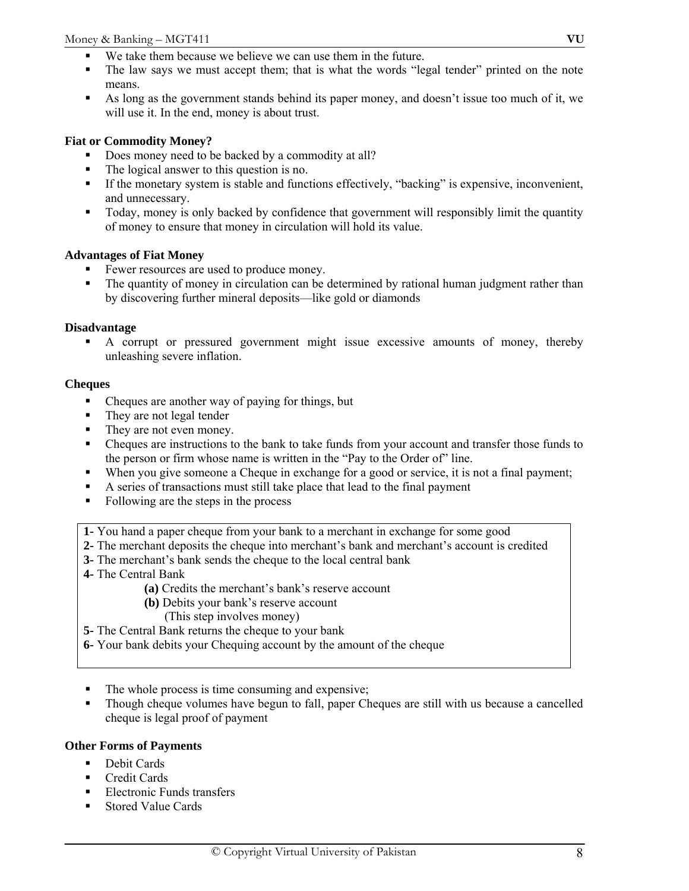- We take them because we believe we can use them in the future.
- The law says we must accept them; that is what the words "legal tender" printed on the note means.
- As long as the government stands behind its paper money, and doesn't issue too much of it, we will use it. In the end, money is about trust.

**Fiat or Commodity Money?**

- Does money need to be backed by a commodity at all?
- The logical answer to this question is no.
- If the monetary system is stable and functions effectively, "backing" is expensive, inconvenient, and unnecessary.
- Today, money is only backed by confidence that government will responsibly limit the quantity of money to ensure that money in circulation will hold its value.

**Advantages of Fiat Money**

- Fewer resources are used to produce money.
- The quantity of money in circulation can be determined by rational human judgment rather than by discovering further mineral deposits—like gold or diamonds

**Disadvantage**

- A corrupt or pressured government might issue excessive amounts of money, thereby unleashing severe inflation.

**Cheques**

- Cheques are another way of paying for things, but
- They are not legal tender
- They are not even money.
- Cheques are instructions to the bank to take funds from your account and transfer those funds to the person or firm whose name is written in the "Pay to the Order of" line.
- When you give someone a Cheque in exchange for a good or service, it is not a final payment;
- A series of transactions must still take place that lead to the final payment
- Following are the steps in the process

**1-** You hand a paper cheque from your bank to a merchant in exchange for some good
**2-** The merchant deposits the cheque into merchant's bank and merchant's account is credited
**3-** The merchant's bank sends the cheque to the local central bank
**4-** The Central Bank
  **(a)** Credits the merchant's bank's reserve account
  **(b)** Debits your bank's reserve account
  (This step involves money)
**5-** The Central Bank returns the cheque to your bank
**6-** Your bank debits your Chequing account by the amount of the cheque

- The whole process is time consuming and expensive;
- Though cheque volumes have begun to fall, paper Cheques are still with us because a cancelled cheque is legal proof of payment

**Other Forms of Payments**

- Debit Cards
- Credit Cards
- Electronic Funds transfers
- Stored Value Cards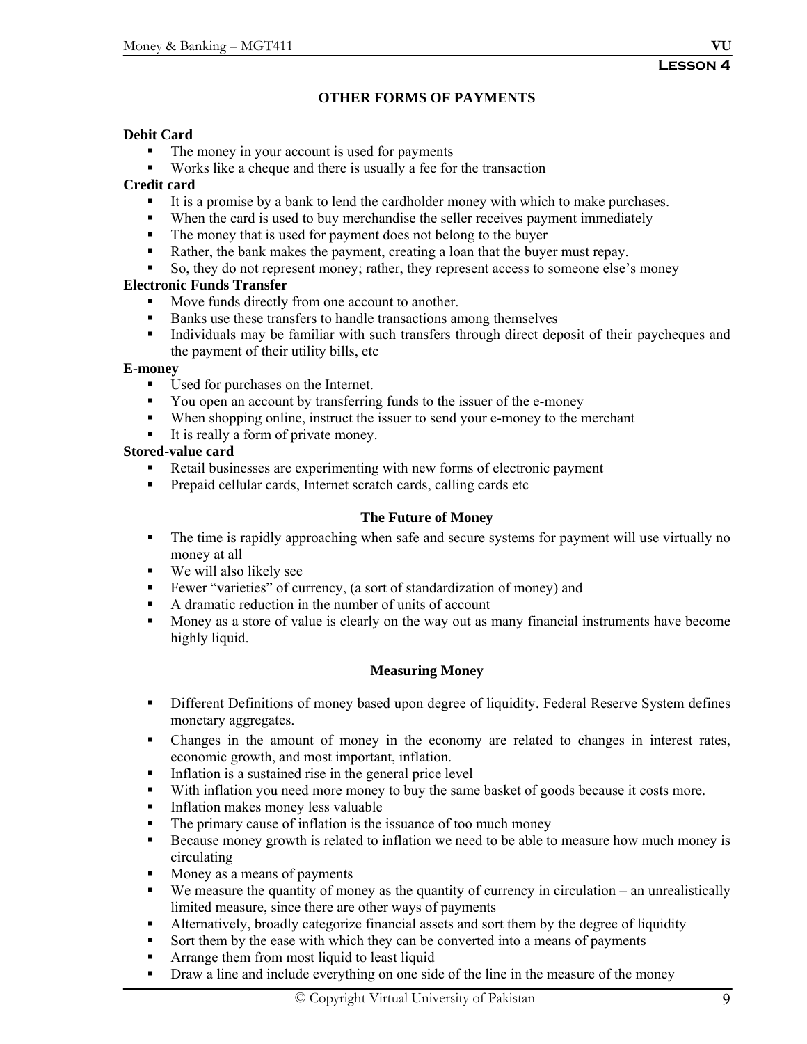**Lesson 4**

## OTHER FORMS OF PAYMENTS

**Debit Card**

- The money in your account is used for payments
- Works like a cheque and there is usually a fee for the transaction

**Credit card**

- It is a promise by a bank to lend the cardholder money with which to make purchases.
- When the card is used to buy merchandise the seller receives payment immediately
- The money that is used for payment does not belong to the buyer
- Rather, the bank makes the payment, creating a loan that the buyer must repay.
- So, they do not represent money; rather, they represent access to someone else's money

**Electronic Funds Transfer**

- Move funds directly from one account to another.
- Banks use these transfers to handle transactions among themselves
- Individuals may be familiar with such transfers through direct deposit of their paycheques and the payment of their utility bills, etc

**E-money**

- Used for purchases on the Internet.
- You open an account by transferring funds to the issuer of the e-money
- When shopping online, instruct the issuer to send your e-money to the merchant
- It is really a form of private money.

**Stored-value card**

- Retail businesses are experimenting with new forms of electronic payment
- Prepaid cellular cards, Internet scratch cards, calling cards etc

### The Future of Money

- The time is rapidly approaching when safe and secure systems for payment will use virtually no money at all
- We will also likely see
- Fewer "varieties" of currency, (a sort of standardization of money) and
- A dramatic reduction in the number of units of account
- Money as a store of value is clearly on the way out as many financial instruments have become highly liquid.

### Measuring Money

- Different Definitions of money based upon degree of liquidity. Federal Reserve System defines monetary aggregates.
- Changes in the amount of money in the economy are related to changes in interest rates, economic growth, and most important, inflation.
- Inflation is a sustained rise in the general price level
- With inflation you need more money to buy the same basket of goods because it costs more.
- Inflation makes money less valuable
- The primary cause of inflation is the issuance of too much money
- Because money growth is related to inflation we need to be able to measure how much money is circulating
- Money as a means of payments
- We measure the quantity of money as the quantity of currency in circulation – an unrealistically limited measure, since there are other ways of payments
- Alternatively, broadly categorize financial assets and sort them by the degree of liquidity
- Sort them by the ease with which they can be converted into a means of payments
- Arrange them from most liquid to least liquid
- Draw a line and include everything on one side of the line in the measure of the money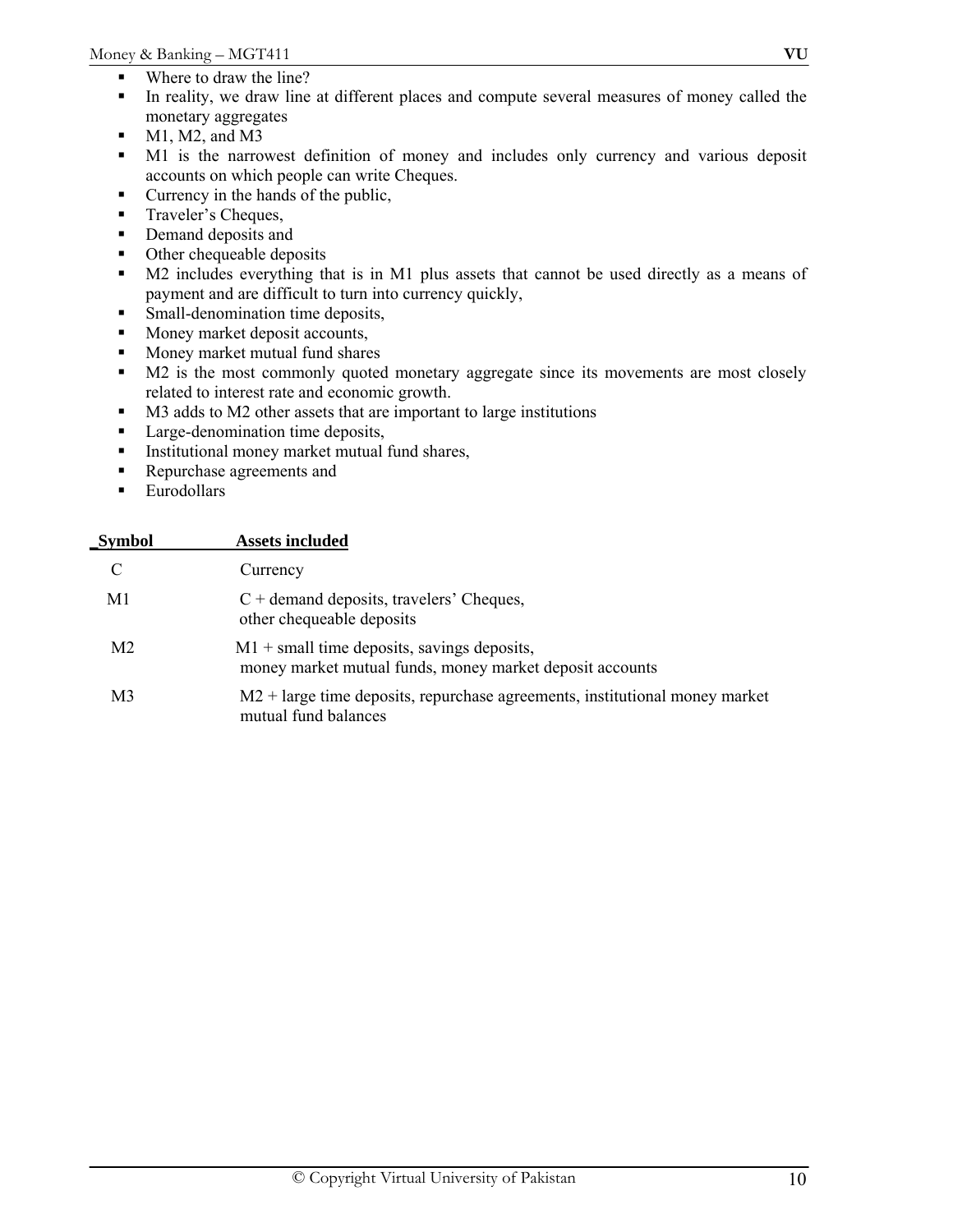- Where to draw the line?
- In reality, we draw line at different places and compute several measures of money called the monetary aggregates
- M1, M2, and M3
- M1 is the narrowest definition of money and includes only currency and various deposit accounts on which people can write Cheques.
- Currency in the hands of the public,
- Traveler's Cheques,
- Demand deposits and
- Other chequeable deposits
- M2 includes everything that is in M1 plus assets that cannot be used directly as a means of payment and are difficult to turn into currency quickly,
- Small-denomination time deposits,
- Money market deposit accounts,
- Money market mutual fund shares
- M2 is the most commonly quoted monetary aggregate since its movements are most closely related to interest rate and economic growth.
- M3 adds to M2 other assets that are important to large institutions
- Large-denomination time deposits,
- Institutional money market mutual fund shares,
- Repurchase agreements and
- Eurodollars

| Symbol | Assets included |
|---|---|
| C | Currency |
| M1 | C + demand deposits, travelers' Cheques, other chequeable deposits |
| M2 | M1 + small time deposits, savings deposits, money market mutual funds, money market deposit accounts |
| M3 | M2 + large time deposits, repurchase agreements, institutional money market mutual fund balances |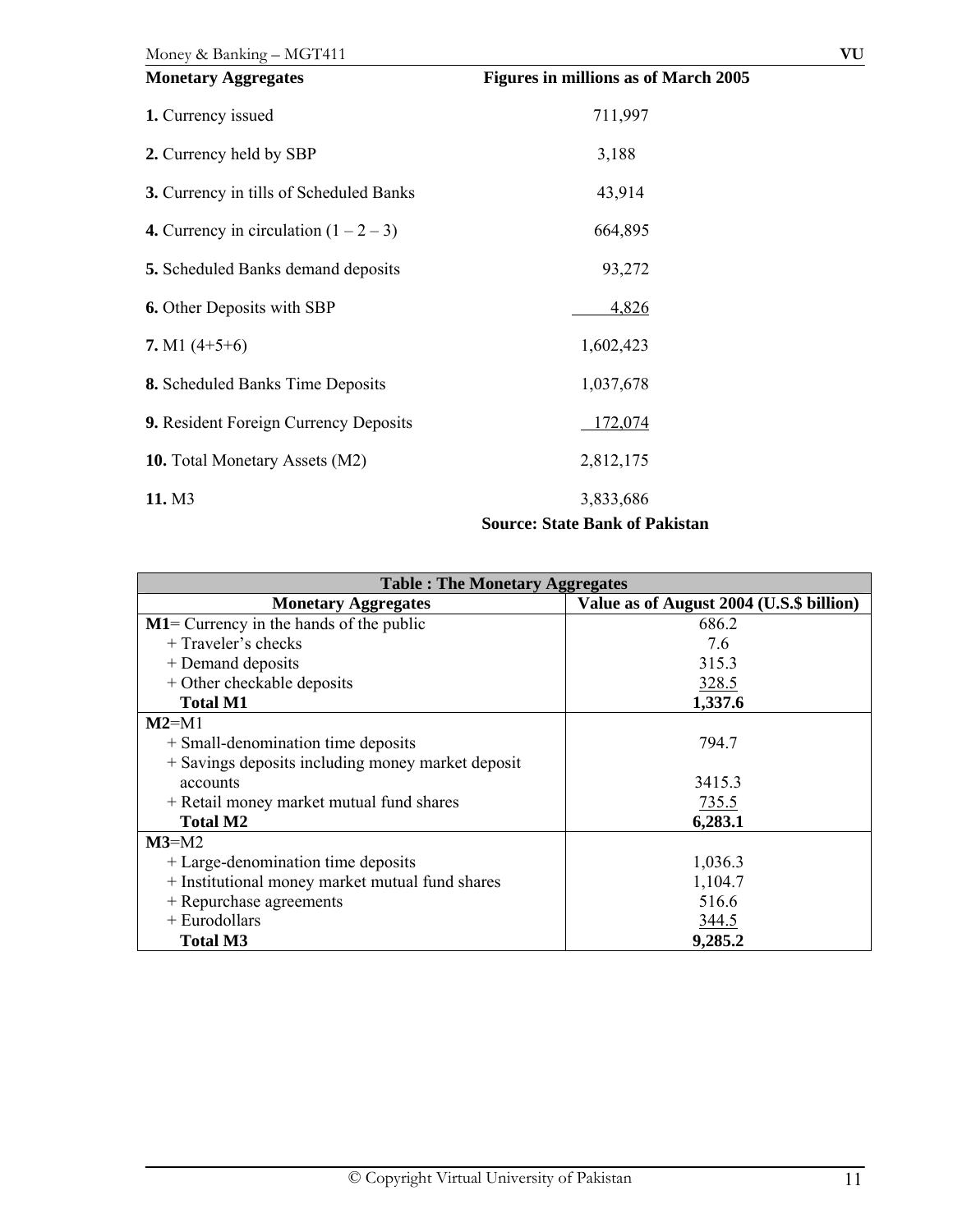| Monetary Aggregates | Figures in millions as of March 2005 |
| --- | --- |
| **1.** Currency issued | 711,997 |
| **2.** Currency held by SBP | 3,188 |
| **3.** Currency in tills of Scheduled Banks | 43,914 |
| **4.** Currency in circulation (1 – 2 – 3) | 664,895 |
| **5.** Scheduled Banks demand deposits | 93,272 |
| **6.** Other Deposits with SBP | 4,826 |
| **7.** M1 (4+5+6) | 1,602,423 |
| **8.** Scheduled Banks Time Deposits | 1,037,678 |
| **9.** Resident Foreign Currency Deposits | 172,074 |
| **10.** Total Monetary Assets (M2) | 2,812,175 |
| **11.** M3 | 3,833,686 |

**Source: State Bank of Pakistan**

**Table : The Monetary Aggregates**

| Monetary Aggregates | Value as of August 2004 (U.S.$ billion) |
| --- | --- |
| **M1**= Currency in the hands of the public | 686.2 |
| + Traveler's checks | 7.6 |
| + Demand deposits | 315.3 |
| + Other checkable deposits | 328.5 |
| **Total M1** | **1,337.6** |
| **M2**=M1 | |
| + Small-denomination time deposits | 794.7 |
| + Savings deposits including money market deposit accounts | 3415.3 |
| + Retail money market mutual fund shares | 735.5 |
| **Total M2** | **6,283.1** |
| **M3**=M2 | |
| + Large-denomination time deposits | 1,036.3 |
| + Institutional money market mutual fund shares | 1,104.7 |
| + Repurchase agreements | 516.6 |
| + Eurodollars | 344.5 |
| **Total M3** | **9,285.2** |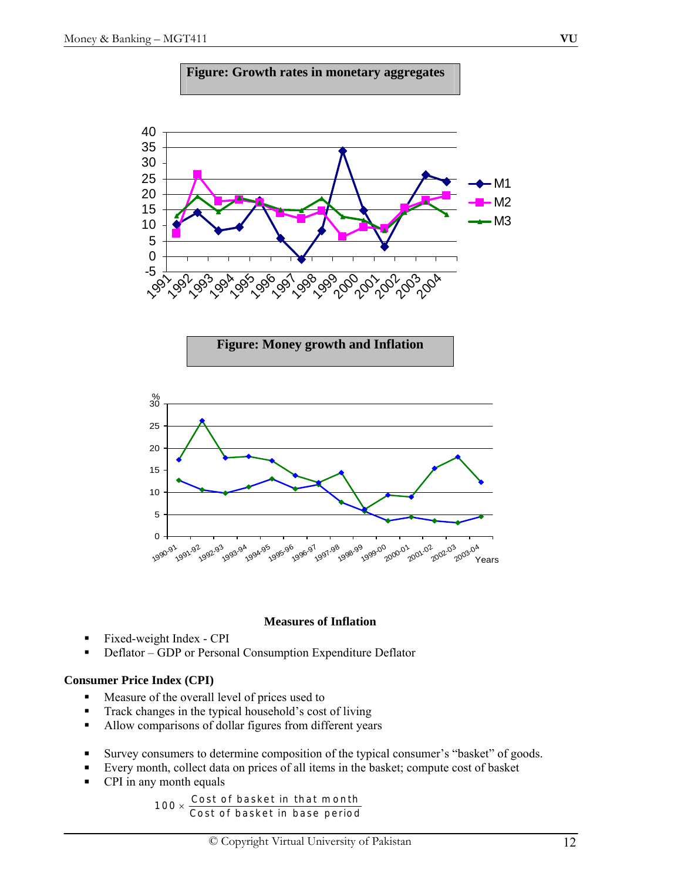**Figure: Growth rates in monetary aggregates**

**Figure: Money growth and Inflation**

**Measures of Inflation**

- Fixed-weight Index - CPI
- Deflator – GDP or Personal Consumption Expenditure Deflator

**Consumer Price Index (CPI)**

- Measure of the overall level of prices used to
- Track changes in the typical household's cost of living
- Allow comparisons of dollar figures from different years

- Survey consumers to determine composition of the typical consumer's "basket" of goods.
- Every month, collect data on prices of all items in the basket; compute cost of basket
- CPI in any month equals

$$100 \times \frac{\text{Cost of basket in that month}}{\text{Cost of basket in base period}}$$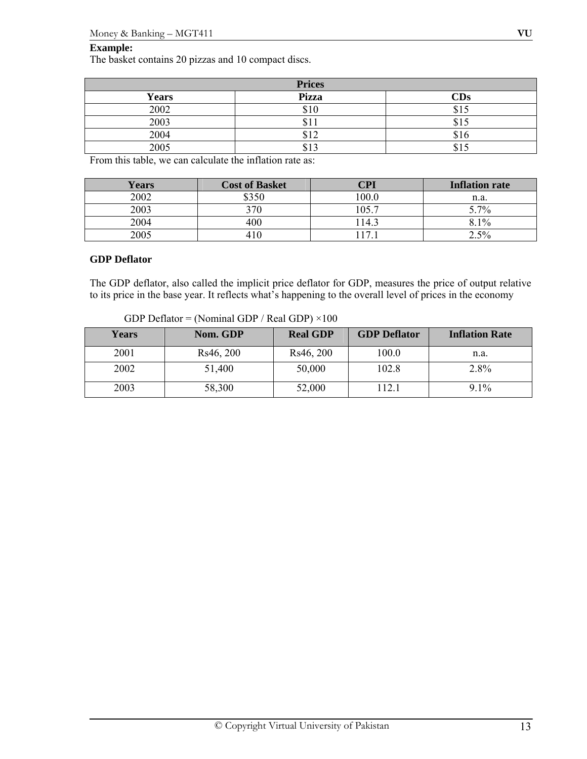**Example:**

The basket contains 20 pizzas and 10 compact discs.

| Prices | | |
|---|---|---|
| **Years** | **Pizza** | **CDs** |
| 2002 | $10 | $15 |
| 2003 | $11 | $15 |
| 2004 | $12 | $16 |
| 2005 | $13 | $15 |

From this table, we can calculate the inflation rate as:

| Years | Cost of Basket | CPI | Inflation rate |
|---|---|---|---|
| 2002 | $350 | 100.0 | n.a. |
| 2003 | 370 | 105.7 | 5.7% |
| 2004 | 400 | 114.3 | 8.1% |
| 2005 | 410 | 117.1 | 2.5% |

**GDP Deflator**

The GDP deflator, also called the implicit price deflator for GDP, measures the price of output relative to its price in the base year. It reflects what's happening to the overall level of prices in the economy

GDP Deflator = (Nominal GDP / Real GDP) ×100

| Years | Nom. GDP | Real GDP | GDP Deflator | Inflation Rate |
|---|---|---|---|---|
| 2001 | Rs46, 200 | Rs46, 200 | 100.0 | n.a. |
| 2002 | 51,400 | 50,000 | 102.8 | 2.8% |
| 2003 | 58,300 | 52,000 | 112.1 | 9.1% |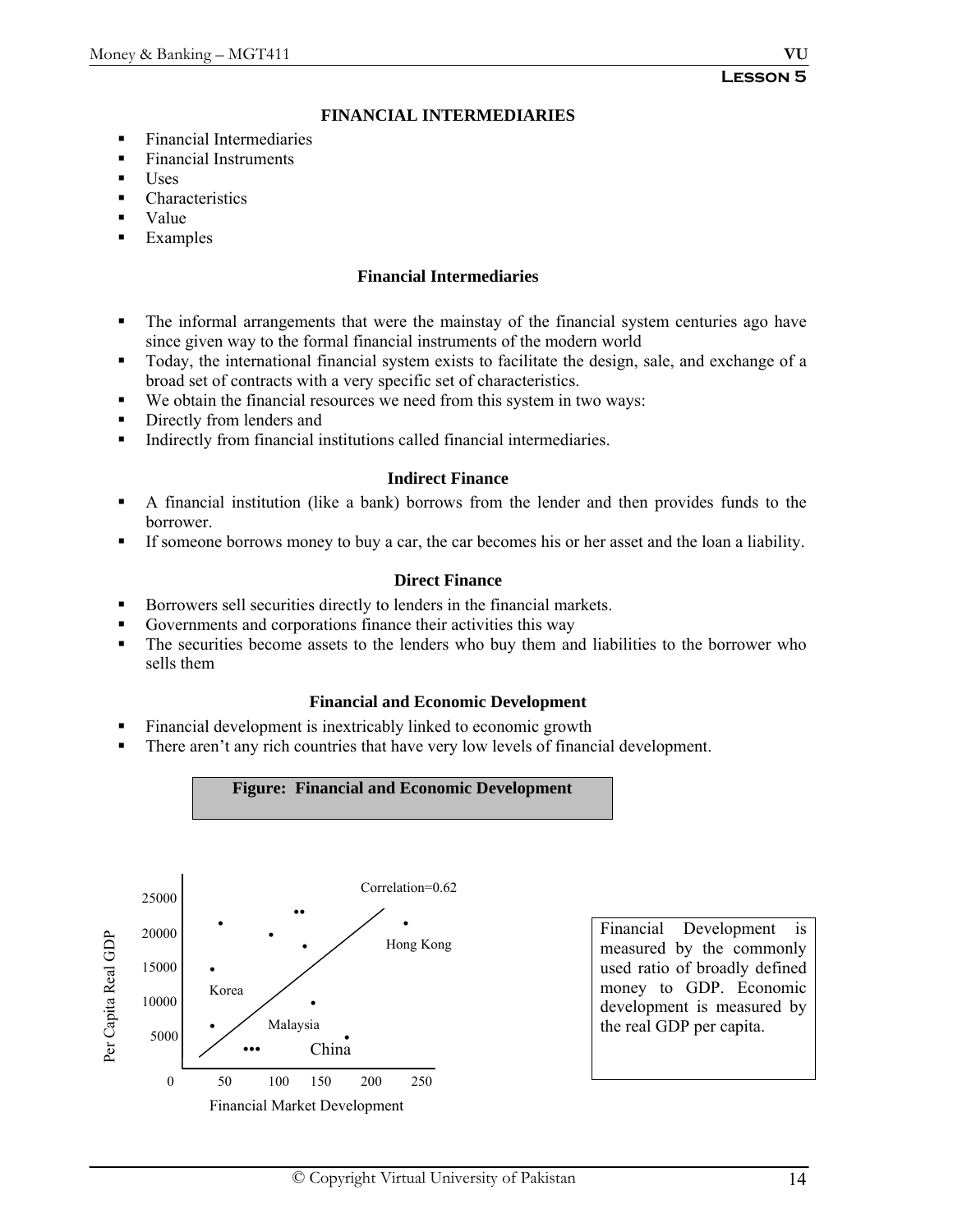**Lesson 5**

# FINANCIAL INTERMEDIARIES

- Financial Intermediaries
- Financial Instruments
- Uses
- Characteristics
- Value
- Examples

## Financial Intermediaries

- The informal arrangements that were the mainstay of the financial system centuries ago have since given way to the formal financial instruments of the modern world
- Today, the international financial system exists to facilitate the design, sale, and exchange of a broad set of contracts with a very specific set of characteristics.
- We obtain the financial resources we need from this system in two ways:
- Directly from lenders and
- Indirectly from financial institutions called financial intermediaries.

## Indirect Finance

- A financial institution (like a bank) borrows from the lender and then provides funds to the borrower.
- If someone borrows money to buy a car, the car becomes his or her asset and the loan a liability.

## Direct Finance

- Borrowers sell securities directly to lenders in the financial markets.
- Governments and corporations finance their activities this way
- The securities become assets to the lenders who buy them and liabilities to the borrower who sells them

## Financial and Economic Development

- Financial development is inextricably linked to economic growth
- There aren't any rich countries that have very low levels of financial development.

**Figure: Financial and Economic Development**

Correlation=0.62

Per Capita Real GDP (0, 5000, 10000, 15000, 20000, 25000)

Financial Market Development (0, 50, 100, 150, 200, 250)

Korea, Malaysia, China, Hong Kong

Financial Development is measured by the commonly used ratio of broadly defined money to GDP. Economic development is measured by the real GDP per capita.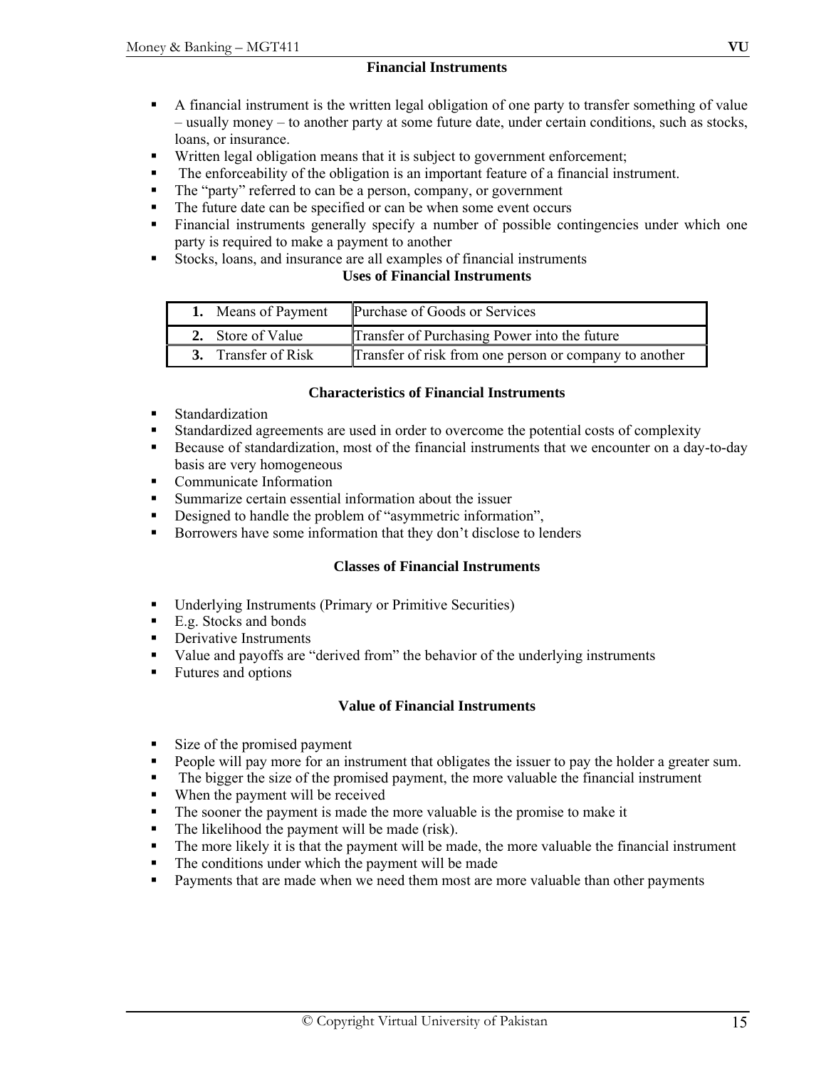## Financial Instruments

- A financial instrument is the written legal obligation of one party to transfer something of value – usually money – to another party at some future date, under certain conditions, such as stocks, loans, or insurance.
- Written legal obligation means that it is subject to government enforcement;
- The enforceability of the obligation is an important feature of a financial instrument.
- The "party" referred to can be a person, company, or government
- The future date can be specified or can be when some event occurs
- Financial instruments generally specify a number of possible contingencies under which one party is required to make a payment to another
- Stocks, loans, and insurance are all examples of financial instruments

## Uses of Financial Instruments

| | |
|---|---|
| **1.** Means of Payment | Purchase of Goods or Services |
| **2.** Store of Value | Transfer of Purchasing Power into the future |
| **3.** Transfer of Risk | Transfer of risk from one person or company to another |

## Characteristics of Financial Instruments

- Standardization
- Standardized agreements are used in order to overcome the potential costs of complexity
- Because of standardization, most of the financial instruments that we encounter on a day-to-day basis are very homogeneous
- Communicate Information
- Summarize certain essential information about the issuer
- Designed to handle the problem of "asymmetric information",
- Borrowers have some information that they don't disclose to lenders

## Classes of Financial Instruments

- Underlying Instruments (Primary or Primitive Securities)
- E.g. Stocks and bonds
- Derivative Instruments
- Value and payoffs are "derived from" the behavior of the underlying instruments
- Futures and options

## Value of Financial Instruments

- Size of the promised payment
- People will pay more for an instrument that obligates the issuer to pay the holder a greater sum.
- The bigger the size of the promised payment, the more valuable the financial instrument
- When the payment will be received
- The sooner the payment is made the more valuable is the promise to make it
- The likelihood the payment will be made (risk).
- The more likely it is that the payment will be made, the more valuable the financial instrument
- The conditions under which the payment will be made
- Payments that are made when we need them most are more valuable than other payments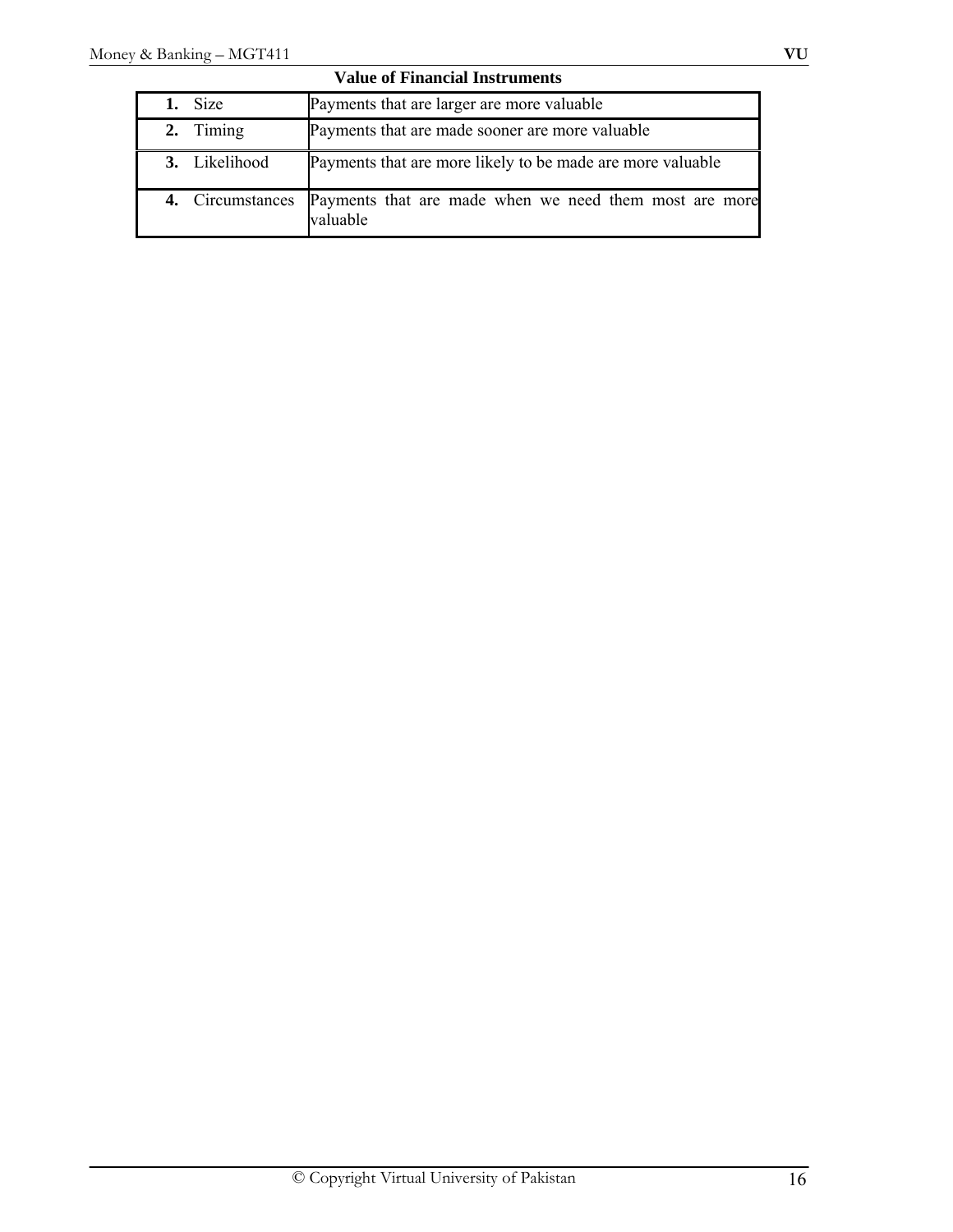**Value of Financial Instruments**

| | |
|---|---|
| **1.** Size | Payments that are larger are more valuable |
| **2.** Timing | Payments that are made sooner are more valuable |
| **3.** Likelihood | Payments that are more likely to be made are more valuable |
| **4.** Circumstances | Payments that are made when we need them most are more valuable |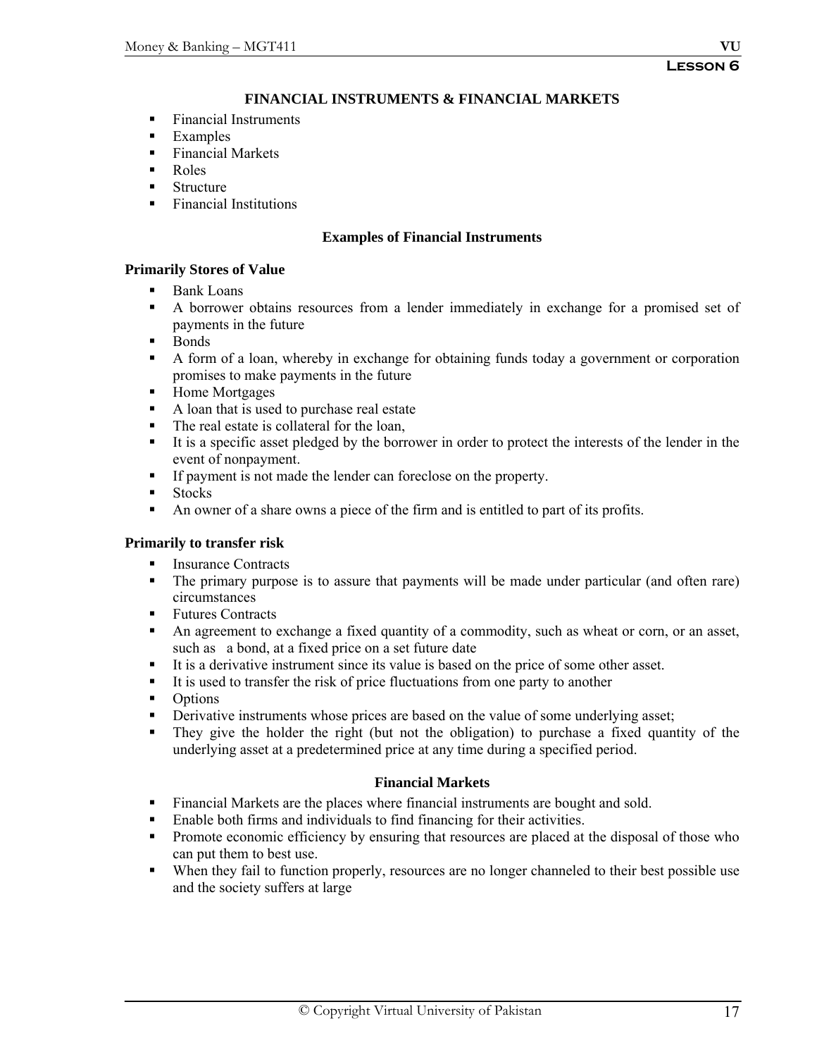**Lesson 6**

# FINANCIAL INSTRUMENTS & FINANCIAL MARKETS

- Financial Instruments
- Examples
- Financial Markets
- Roles
- Structure
- Financial Institutions

## Examples of Financial Instruments

### Primarily Stores of Value

- Bank Loans
- A borrower obtains resources from a lender immediately in exchange for a promised set of payments in the future
- Bonds
- A form of a loan, whereby in exchange for obtaining funds today a government or corporation promises to make payments in the future
- Home Mortgages
- A loan that is used to purchase real estate
- The real estate is collateral for the loan,
- It is a specific asset pledged by the borrower in order to protect the interests of the lender in the event of nonpayment.
- If payment is not made the lender can foreclose on the property.
- Stocks
- An owner of a share owns a piece of the firm and is entitled to part of its profits.

### Primarily to transfer risk

- Insurance Contracts
- The primary purpose is to assure that payments will be made under particular (and often rare) circumstances
- Futures Contracts
- An agreement to exchange a fixed quantity of a commodity, such as wheat or corn, or an asset, such as a bond, at a fixed price on a set future date
- It is a derivative instrument since its value is based on the price of some other asset.
- It is used to transfer the risk of price fluctuations from one party to another
- Options
- Derivative instruments whose prices are based on the value of some underlying asset;
- They give the holder the right (but not the obligation) to purchase a fixed quantity of the underlying asset at a predetermined price at any time during a specified period.

## Financial Markets

- Financial Markets are the places where financial instruments are bought and sold.
- Enable both firms and individuals to find financing for their activities.
- Promote economic efficiency by ensuring that resources are placed at the disposal of those who can put them to best use.
- When they fail to function properly, resources are no longer channeled to their best possible use and the society suffers at large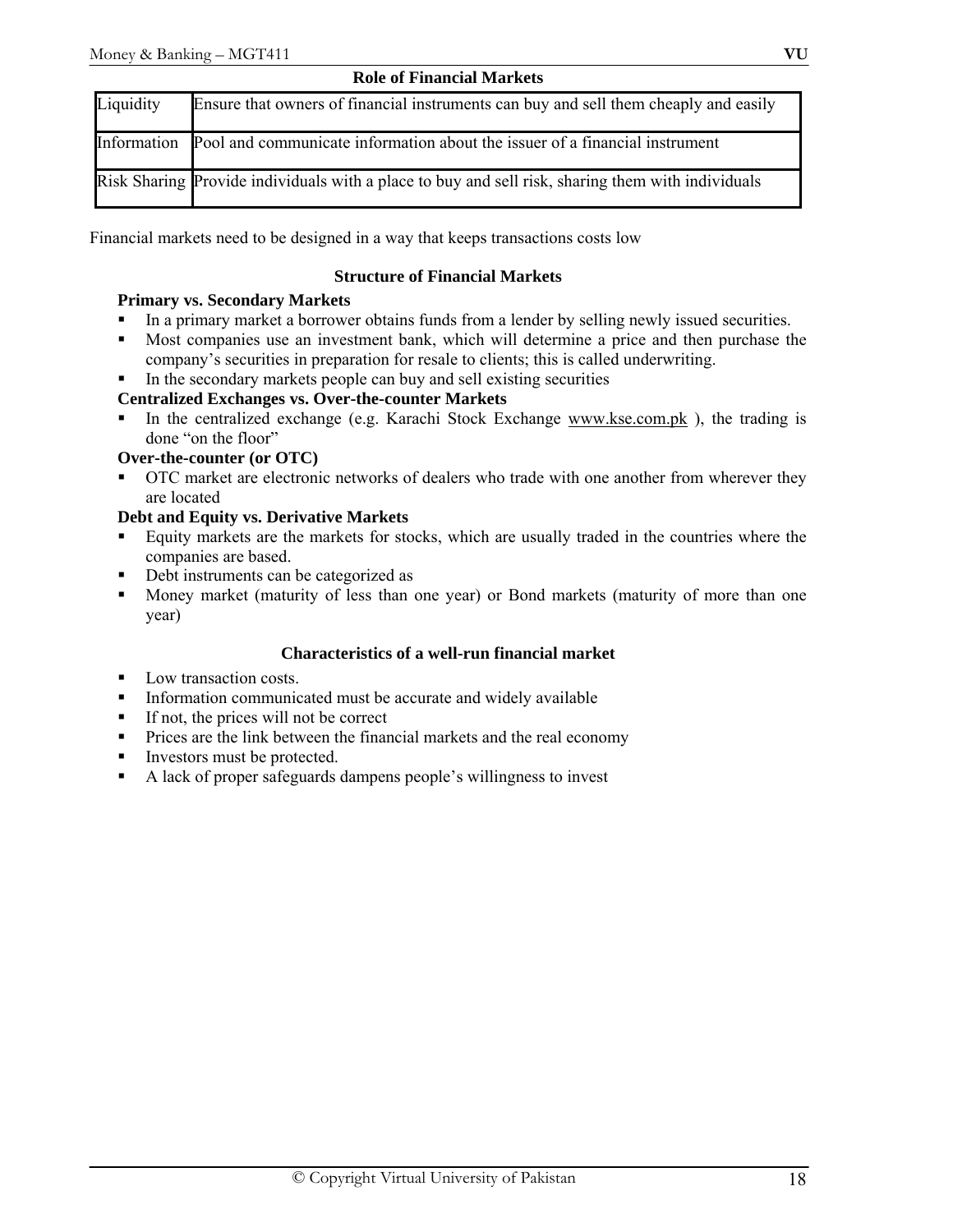**Role of Financial Markets**

| | |
|---|---|
| Liquidity | Ensure that owners of financial instruments can buy and sell them cheaply and easily |
| Information | Pool and communicate information about the issuer of a financial instrument |
| Risk Sharing | Provide individuals with a place to buy and sell risk, sharing them with individuals |

Financial markets need to be designed in a way that keeps transactions costs low

## Structure of Financial Markets

**Primary vs. Secondary Markets**

- In a primary market a borrower obtains funds from a lender by selling newly issued securities.
- Most companies use an investment bank, which will determine a price and then purchase the company's securities in preparation for resale to clients; this is called underwriting.
- In the secondary markets people can buy and sell existing securities

**Centralized Exchanges vs. Over-the-counter Markets**

- In the centralized exchange (e.g. Karachi Stock Exchange www.kse.com.pk ), the trading is done "on the floor"

**Over-the-counter (or OTC)**

- OTC market are electronic networks of dealers who trade with one another from wherever they are located

**Debt and Equity vs. Derivative Markets**

- Equity markets are the markets for stocks, which are usually traded in the countries where the companies are based.
- Debt instruments can be categorized as
- Money market (maturity of less than one year) or Bond markets (maturity of more than one year)

## Characteristics of a well-run financial market

- Low transaction costs.
- Information communicated must be accurate and widely available
- If not, the prices will not be correct
- Prices are the link between the financial markets and the real economy
- Investors must be protected.
- A lack of proper safeguards dampens people's willingness to invest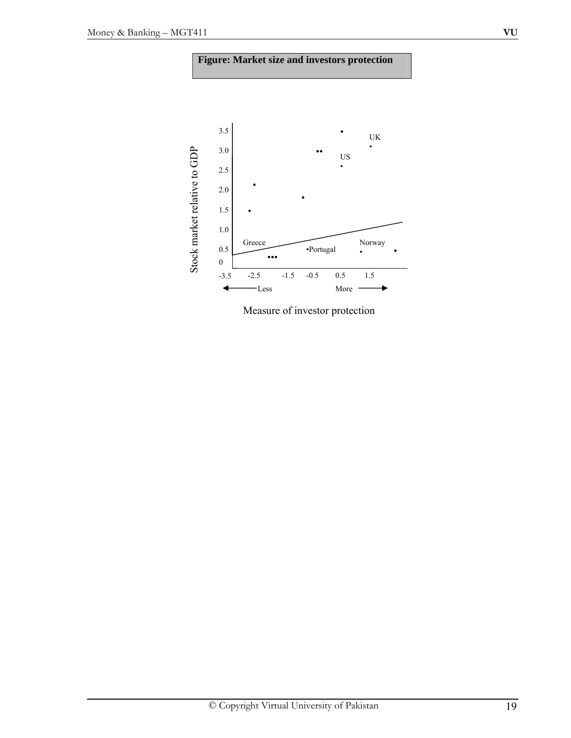**Figure: Market size and investors protection**

Stock market relative to GDP

3.5
3.0
2.5
2.0
1.5
1.0
0.5
0

UK

US

Greece

•Portugal

Norway

-3.5 -2.5 -1.5 -0.5 0.5 1.5

Less More

Measure of investor protection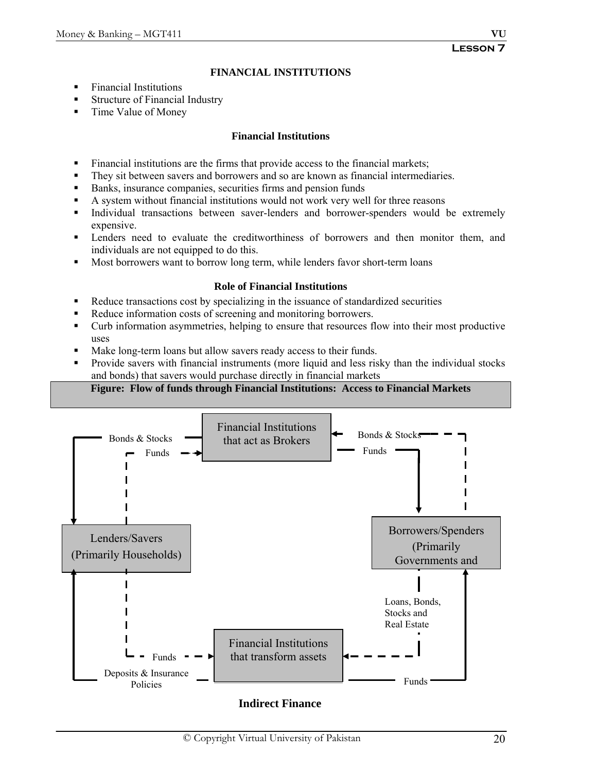# FINANCIAL INSTITUTIONS

- Financial Institutions
- Structure of Financial Industry
- Time Value of Money

## Financial Institutions

- Financial institutions are the firms that provide access to the financial markets;
- They sit between savers and borrowers and so are known as financial intermediaries.
- Banks, insurance companies, securities firms and pension funds
- A system without financial institutions would not work very well for three reasons
- Individual transactions between saver-lenders and borrower-spenders would be extremely expensive.
- Lenders need to evaluate the creditworthiness of borrowers and then monitor them, and individuals are not equipped to do this.
- Most borrowers want to borrow long term, while lenders favor short-term loans

## Role of Financial Institutions

- Reduce transactions cost by specializing in the issuance of standardized securities
- Reduce information costs of screening and monitoring borrowers.
- Curb information asymmetries, helping to ensure that resources flow into their most productive uses
- Make long-term loans but allow savers ready access to their funds.
- Provide savers with financial instruments (more liquid and less risky than the individual stocks and bonds) that savers would purchase directly in financial markets

**Figure: Flow of funds through Financial Institutions: Access to Financial Markets**

Financial Institutions that act as Brokers

Bonds & Stocks

Funds

Bonds & Stocks

Funds

Lenders/Savers (Primarily Households)

Borrowers/Spenders (Primarily Governments and

Loans, Bonds, Stocks and Real Estate

Funds

Financial Institutions that transform assets

Deposits & Insurance Policies

Funds

**Indirect Finance**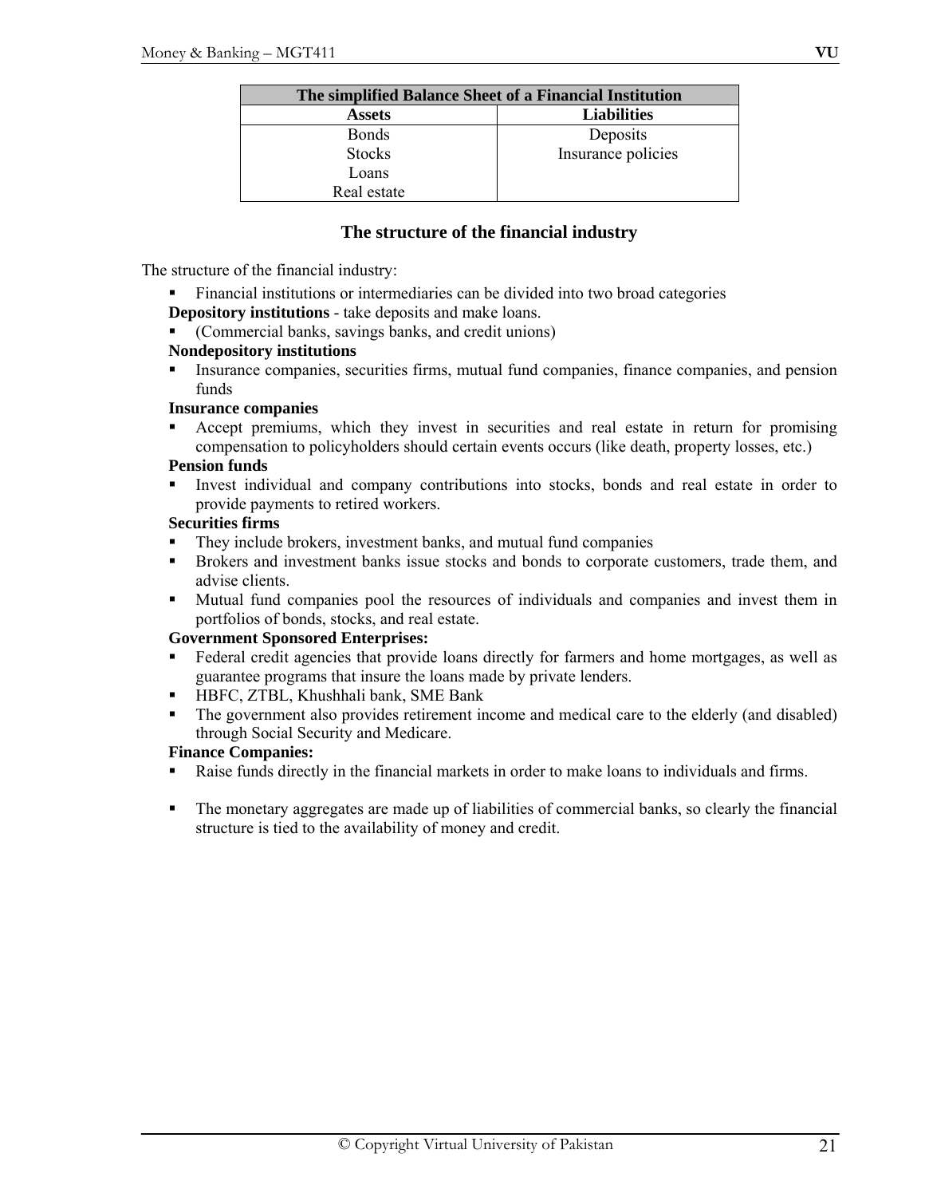| The simplified Balance Sheet of a Financial Institution | |
|---|---|
| **Assets** | **Liabilities** |
| Bonds | Deposits |
| Stocks | Insurance policies |
| Loans | |
| Real estate | |

## The structure of the financial industry

The structure of the financial industry:

- Financial institutions or intermediaries can be divided into two broad categories

**Depository institutions** - take deposits and make loans.

- (Commercial banks, savings banks, and credit unions)

**Nondepository institutions**

- Insurance companies, securities firms, mutual fund companies, finance companies, and pension funds

**Insurance companies**

- Accept premiums, which they invest in securities and real estate in return for promising compensation to policyholders should certain events occurs (like death, property losses, etc.)

**Pension funds**

- Invest individual and company contributions into stocks, bonds and real estate in order to provide payments to retired workers.

**Securities firms**

- They include brokers, investment banks, and mutual fund companies
- Brokers and investment banks issue stocks and bonds to corporate customers, trade them, and advise clients.
- Mutual fund companies pool the resources of individuals and companies and invest them in portfolios of bonds, stocks, and real estate.

**Government Sponsored Enterprises:**

- Federal credit agencies that provide loans directly for farmers and home mortgages, as well as guarantee programs that insure the loans made by private lenders.
- HBFC, ZTBL, Khushhali bank, SME Bank
- The government also provides retirement income and medical care to the elderly (and disabled) through Social Security and Medicare.

**Finance Companies:**

- Raise funds directly in the financial markets in order to make loans to individuals and firms.

- The monetary aggregates are made up of liabilities of commercial banks, so clearly the financial structure is tied to the availability of money and credit.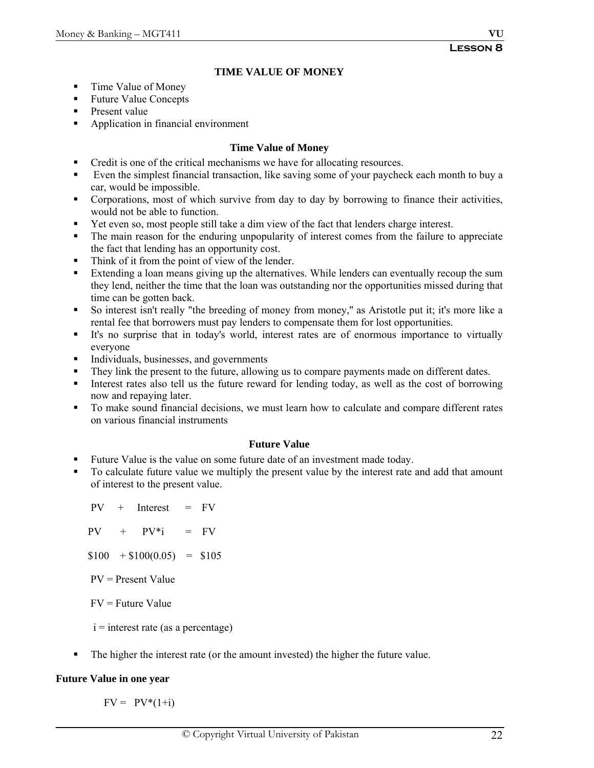**Lesson 8**

# TIME VALUE OF MONEY

- Time Value of Money
- Future Value Concepts
- Present value
- Application in financial environment

## Time Value of Money

- Credit is one of the critical mechanisms we have for allocating resources.
- Even the simplest financial transaction, like saving some of your paycheck each month to buy a car, would be impossible.
- Corporations, most of which survive from day to day by borrowing to finance their activities, would not be able to function.
- Yet even so, most people still take a dim view of the fact that lenders charge interest.
- The main reason for the enduring unpopularity of interest comes from the failure to appreciate the fact that lending has an opportunity cost.
- Think of it from the point of view of the lender.
- Extending a loan means giving up the alternatives. While lenders can eventually recoup the sum they lend, neither the time that the loan was outstanding nor the opportunities missed during that time can be gotten back.
- So interest isn't really "the breeding of money from money," as Aristotle put it; it's more like a rental fee that borrowers must pay lenders to compensate them for lost opportunities.
- It's no surprise that in today's world, interest rates are of enormous importance to virtually everyone
- Individuals, businesses, and governments
- They link the present to the future, allowing us to compare payments made on different dates.
- Interest rates also tell us the future reward for lending today, as well as the cost of borrowing now and repaying later.
- To make sound financial decisions, we must learn how to calculate and compare different rates on various financial instruments

## Future Value

- Future Value is the value on some future date of an investment made today.
- To calculate future value we multiply the present value by the interest rate and add that amount of interest to the present value.

$$PV + \text{Interest} = FV$$

$$PV + PV^*i = FV$$

$$\$100 + \$100(0.05) = \$105$$

PV = Present Value

FV = Future Value

i = interest rate (as a percentage)

- The higher the interest rate (or the amount invested) the higher the future value.

**Future Value in one year**

$$FV = PV^*(1+i)$$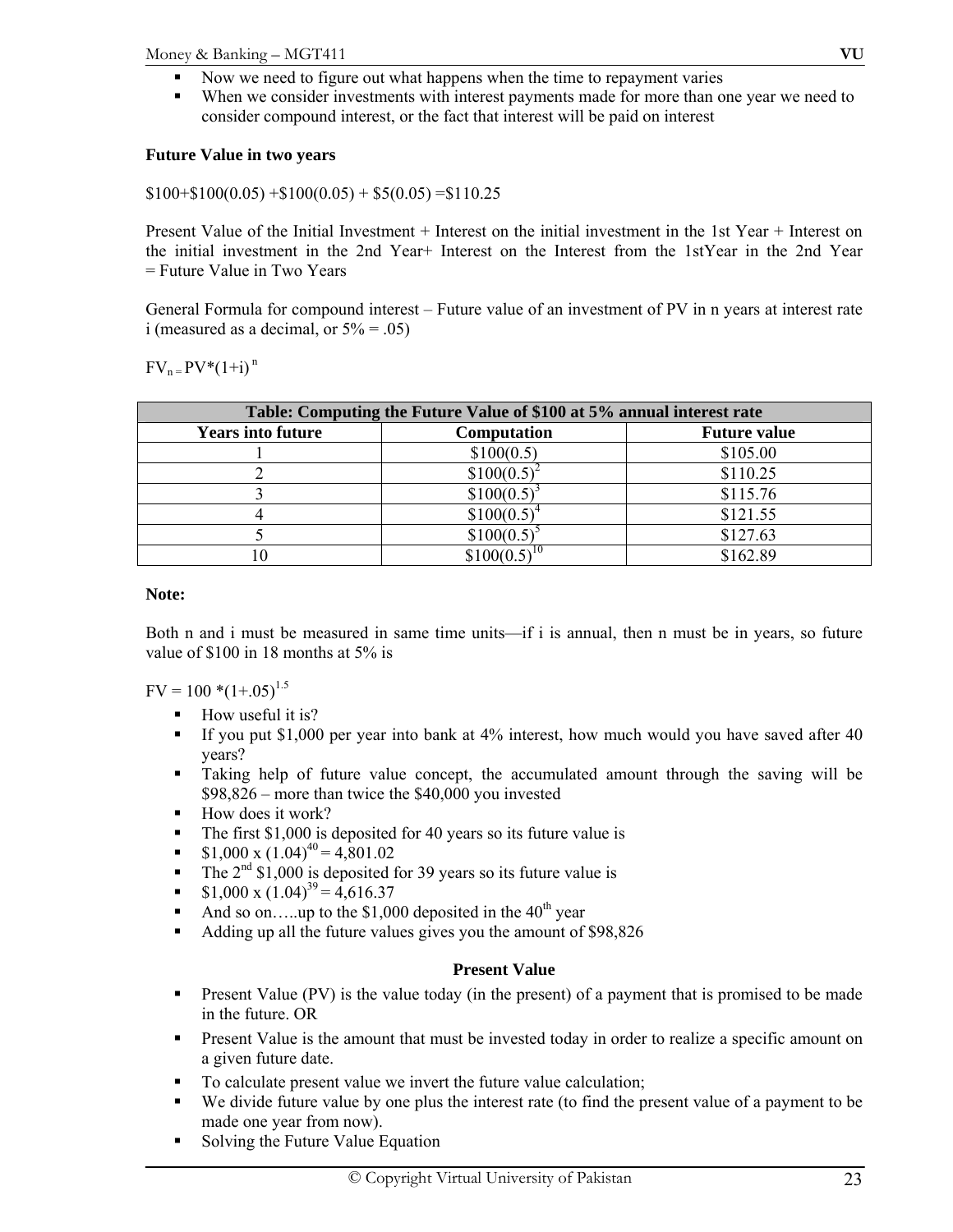- Now we need to figure out what happens when the time to repayment varies
- When we consider investments with interest payments made for more than one year we need to consider compound interest, or the fact that interest will be paid on interest

**Future Value in two years**

$100+$100(0.05) +$100(0.05) + $5(0.05) =$110.25

Present Value of the Initial Investment + Interest on the initial investment in the 1st Year + Interest on the initial investment in the 2nd Year+ Interest on the Interest from the 1stYear in the 2nd Year = Future Value in Two Years

General Formula for compound interest – Future value of an investment of PV in n years at interest rate i (measured as a decimal, or 5% = .05)

$FV_{n} = PV*(1+i)^{n}$

| Table: Computing the Future Value of $100 at 5% annual interest rate | | |
|---|---|---|
| **Years into future** | **Computation** | **Future value** |
| 1 | $\$100(0.5)$ | $105.00 |
| 2 | $\$100(0.5)^{2}$ | $110.25 |
| 3 | $\$100(0.5)^{3}$ | $115.76 |
| 4 | $\$100(0.5)^{4}$ | $121.55 |
| 5 | $\$100(0.5)^{5}$ | $127.63 |
| 10 | $\$100(0.5)^{10}$ | $162.89 |

**Note:**

Both n and i must be measured in same time units—if i is annual, then n must be in years, so future value of $100 in 18 months at 5% is

$FV = 100 *(1+.05)^{1.5}$

- How useful it is?
- If you put $1,000 per year into bank at 4% interest, how much would you have saved after 40 years?
- Taking help of future value concept, the accumulated amount through the saving will be $98,826 – more than twice the $40,000 you invested
- How does it work?
- The first $1,000 is deposited for 40 years so its future value is
- $\$1,000 \times (1.04)^{40} = 4,801.02$
- The 2nd $1,000 is deposited for 39 years so its future value is
- $\$1,000 \times (1.04)^{39} = 4,616.37$
- And so on…..up to the $1,000 deposited in the 40th year
- Adding up all the future values gives you the amount of $98,826

## Present Value

- Present Value (PV) is the value today (in the present) of a payment that is promised to be made in the future. OR
- Present Value is the amount that must be invested today in order to realize a specific amount on a given future date.
- To calculate present value we invert the future value calculation;
- We divide future value by one plus the interest rate (to find the present value of a payment to be made one year from now).
- Solving the Future Value Equation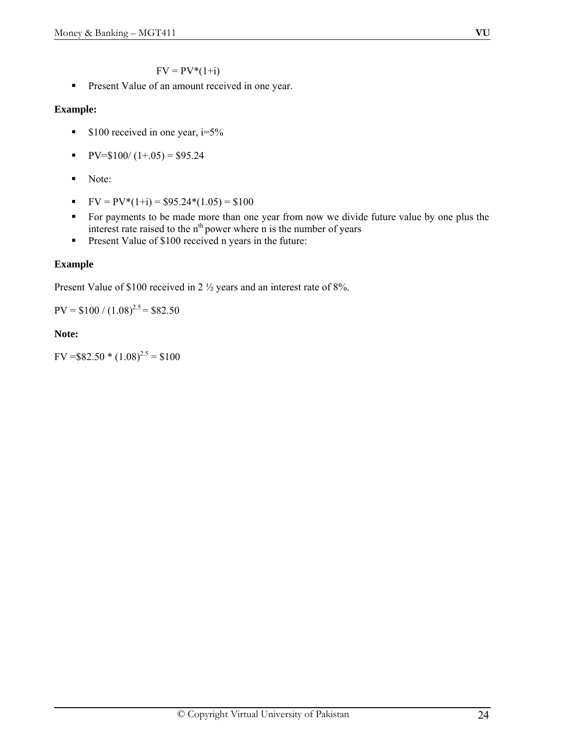$$FV = PV*(1+i)$$

- Present Value of an amount received in one year.

**Example:**

- \$100 received in one year, i=5%
- PV=\$100/ (1+.05) = \$95.24
- Note:
- FV = PV*(1+i) = \$95.24*(1.05) = \$100
- For payments to be made more than one year from now we divide future value by one plus the interest rate raised to the $n^{th}$ power where n is the number of years
- Present Value of \$100 received n years in the future:

**Example**

Present Value of \$100 received in 2 ½ years and an interest rate of 8%.

PV = \$100 / $(1.08)^{2.5}$ = \$82.50

**Note:**

FV =\$82.50 * $(1.08)^{2.5}$ = \$100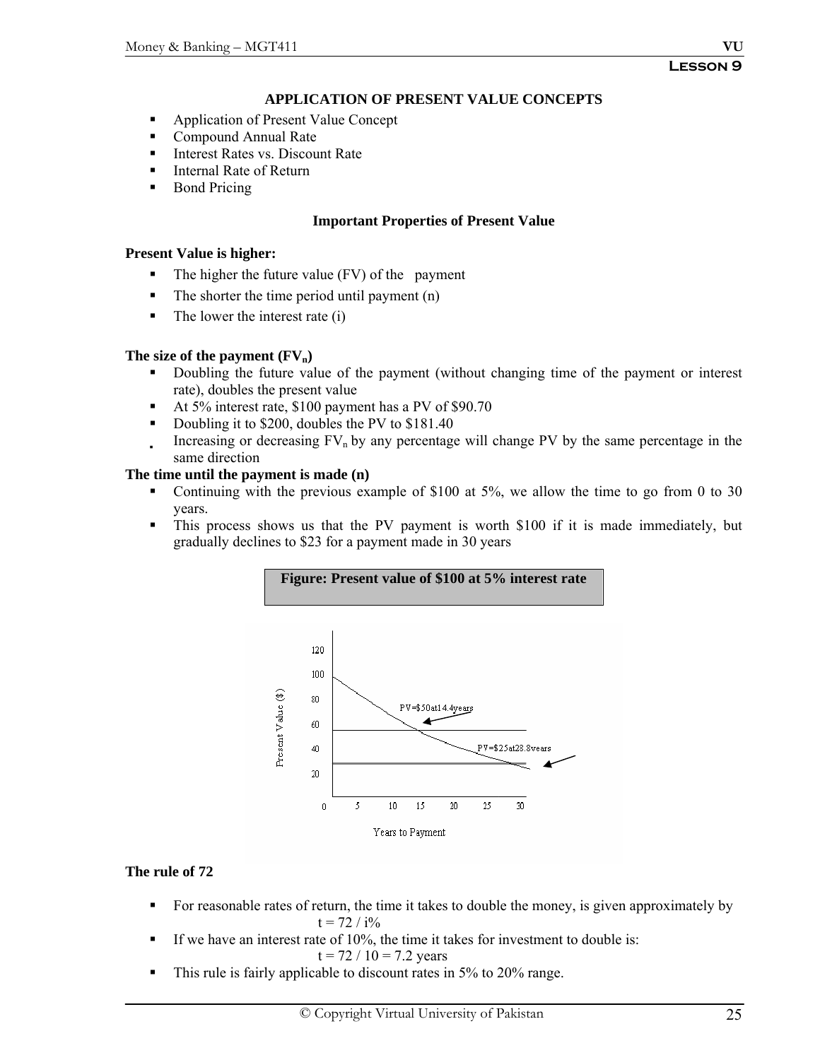## APPLICATION OF PRESENT VALUE CONCEPTS

- Application of Present Value Concept
- Compound Annual Rate
- Interest Rates vs. Discount Rate
- Internal Rate of Return
- Bond Pricing

### Important Properties of Present Value

**Present Value is higher:**

- The higher the future value (FV) of the payment
- The shorter the time period until payment (n)
- The lower the interest rate (i)

**The size of the payment ($FV_n$)**

- Doubling the future value of the payment (without changing time of the payment or interest rate), doubles the present value
- At 5% interest rate, \$100 payment has a PV of \$90.70
- Doubling it to \$200, doubles the PV to \$181.40
- Increasing or decreasing $FV_n$ by any percentage will change PV by the same percentage in the same direction

**The time until the payment is made (n)**

- Continuing with the previous example of \$100 at 5%, we allow the time to go from 0 to 30 years.
- This process shows us that the PV payment is worth \$100 if it is made immediately, but gradually declines to \$23 for a payment made in 30 years

**Figure: Present value of \$100 at 5% interest rate**

**The rule of 72**

- For reasonable rates of return, the time it takes to double the money, is given approximately by

  t = 72 / i%

- If we have an interest rate of 10%, the time it takes for investment to double is:

  t = 72 / 10 = 7.2 years

- This rule is fairly applicable to discount rates in 5% to 20% range.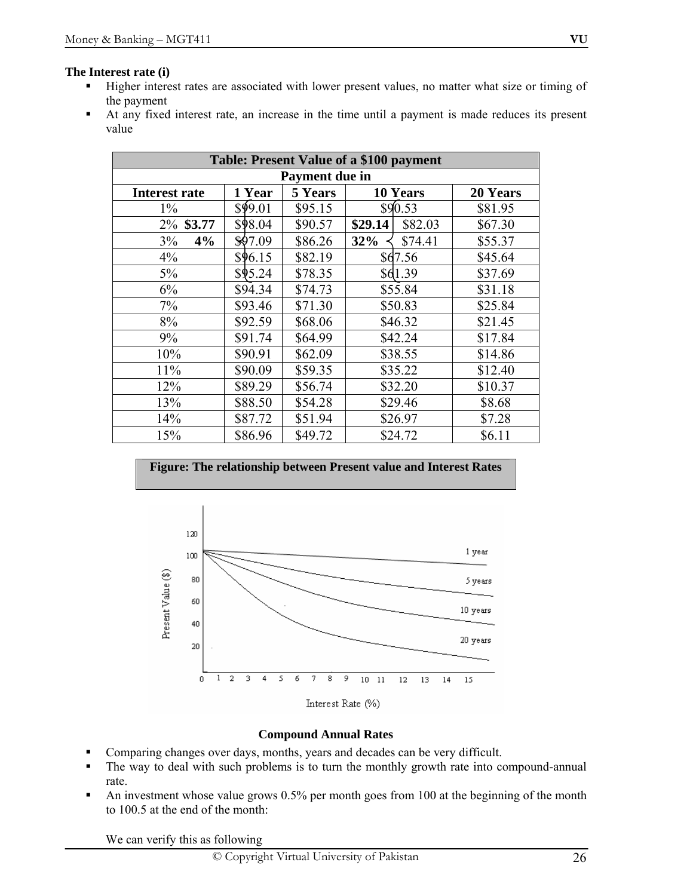**The Interest rate (i)**

- Higher interest rates are associated with lower present values, no matter what size or timing of the payment
- At any fixed interest rate, an increase in the time until a payment is made reduces its present value

| Table: Present Value of a $100 payment | | | | |
|---|---|---|---|---|
| Payment due in | | | | |
| **Interest rate** | **1 Year** | **5 Years** | **10 Years** | **20 Years** |
| 1% | $99.01 | $95.15 | $90.53 | $81.95 |
| 2% **$3.77** | $98.04 | $90.57 | **$29.14** $82.03 | $67.30 |
| 3% **4%** | $97.09 | $86.26 | **32%** $74.41 | $55.37 |
| 4% | $96.15 | $82.19 | $67.56 | $45.64 |
| 5% | $95.24 | $78.35 | $61.39 | $37.69 |
| 6% | $94.34 | $74.73 | $55.84 | $31.18 |
| 7% | $93.46 | $71.30 | $50.83 | $25.84 |
| 8% | $92.59 | $68.06 | $46.32 | $21.45 |
| 9% | $91.74 | $64.99 | $42.24 | $17.84 |
| 10% | $90.91 | $62.09 | $38.55 | $14.86 |
| 11% | $90.09 | $59.35 | $35.22 | $12.40 |
| 12% | $89.29 | $56.74 | $32.20 | $10.37 |
| 13% | $88.50 | $54.28 | $29.46 | $8.68 |
| 14% | $87.72 | $51.94 | $26.97 | $7.28 |
| 15% | $86.96 | $49.72 | $24.72 | $6.11 |

**Figure: The relationship between Present value and Interest Rates**

**Compound Annual Rates**

- Comparing changes over days, months, years and decades can be very difficult.
- The way to deal with such problems is to turn the monthly growth rate into compound-annual rate.
- An investment whose value grows 0.5% per month goes from 100 at the beginning of the month to 100.5 at the end of the month:

We can verify this as following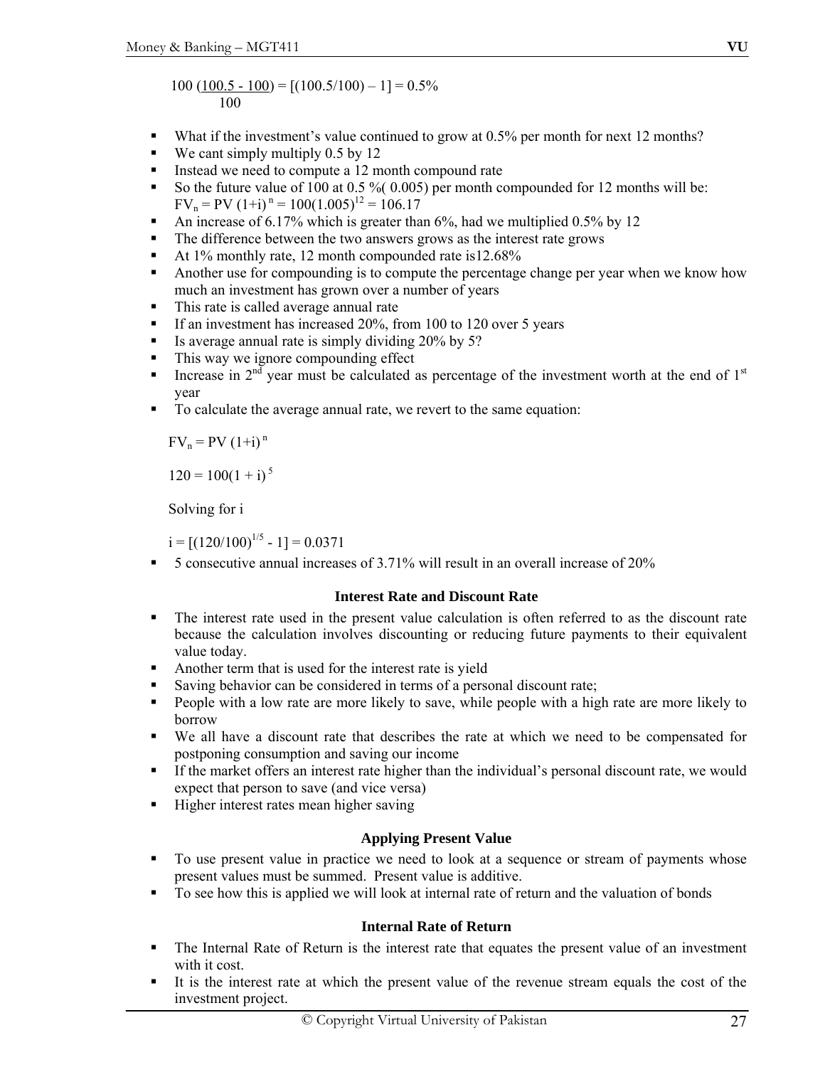$$100\,\frac{(100.5 - 100)}{100} = [(100.5/100) - 1] = 0.5\%$$

- What if the investment's value continued to grow at 0.5% per month for next 12 months?
- We cant simply multiply 0.5 by 12
- Instead we need to compute a 12 month compound rate
- So the future value of 100 at 0.5 %( 0.005) per month compounded for 12 months will be: $FV_n = PV\,(1+i)^n = 100(1.005)^{12} = 106.17$
- An increase of 6.17% which is greater than 6%, had we multiplied 0.5% by 12
- The difference between the two answers grows as the interest rate grows
- At 1% monthly rate, 12 month compounded rate is12.68%
- Another use for compounding is to compute the percentage change per year when we know how much an investment has grown over a number of years
- This rate is called average annual rate
- If an investment has increased 20%, from 100 to 120 over 5 years
- Is average annual rate is simply dividing 20% by 5?
- This way we ignore compounding effect
- Increase in 2nd year must be calculated as percentage of the investment worth at the end of 1st year
- To calculate the average annual rate, we revert to the same equation:

$$FV_n = PV\,(1+i)^n$$

$$120 = 100(1 + i)^5$$

Solving for i

$$i = [(120/100)^{1/5} - 1] = 0.0371$$

- 5 consecutive annual increases of 3.71% will result in an overall increase of 20%

## Interest Rate and Discount Rate

- The interest rate used in the present value calculation is often referred to as the discount rate because the calculation involves discounting or reducing future payments to their equivalent value today.
- Another term that is used for the interest rate is yield
- Saving behavior can be considered in terms of a personal discount rate;
- People with a low rate are more likely to save, while people with a high rate are more likely to borrow
- We all have a discount rate that describes the rate at which we need to be compensated for postponing consumption and saving our income
- If the market offers an interest rate higher than the individual's personal discount rate, we would expect that person to save (and vice versa)
- Higher interest rates mean higher saving

## Applying Present Value

- To use present value in practice we need to look at a sequence or stream of payments whose present values must be summed. Present value is additive.
- To see how this is applied we will look at internal rate of return and the valuation of bonds

## Internal Rate of Return

- The Internal Rate of Return is the interest rate that equates the present value of an investment with it cost.
- It is the interest rate at which the present value of the revenue stream equals the cost of the investment project.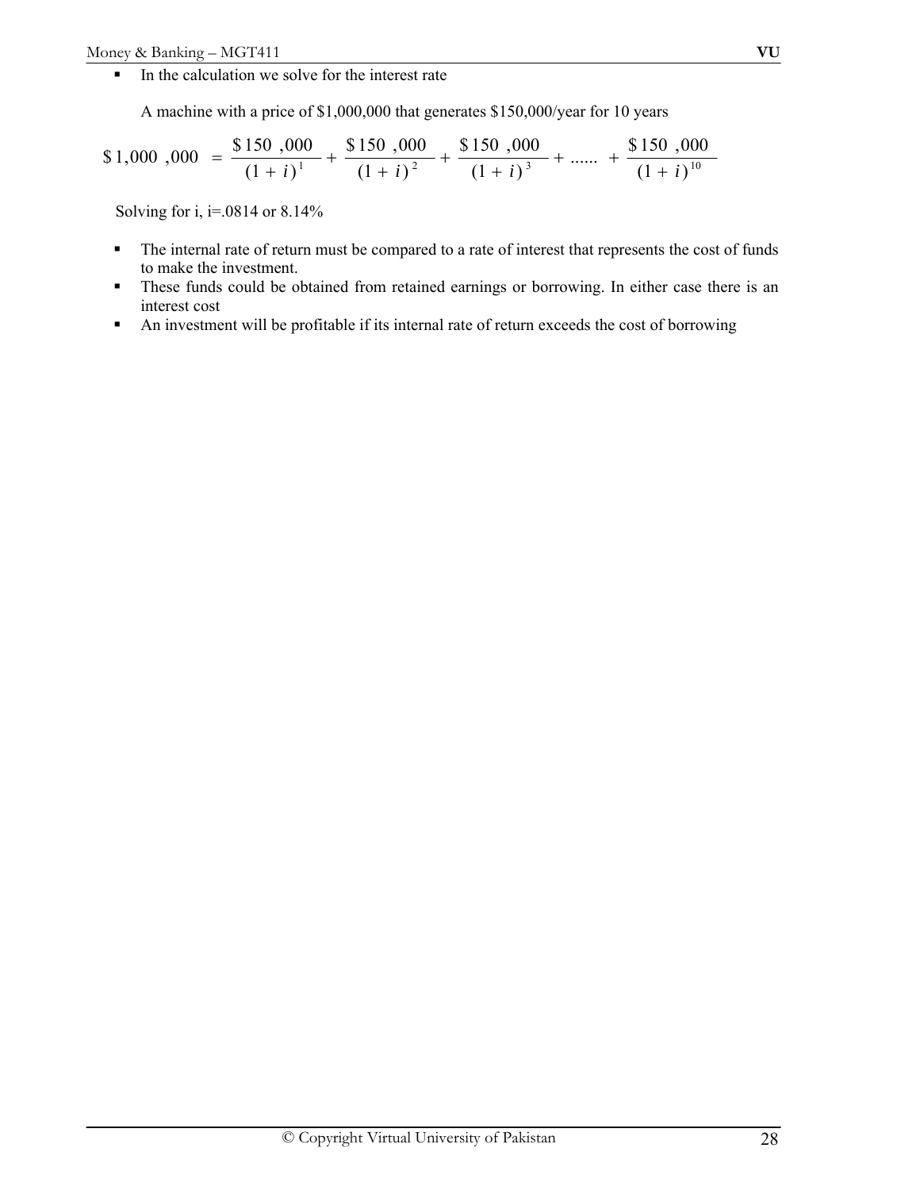- In the calculation we solve for the interest rate

  A machine with a price of $1,000,000 that generates $150,000/year for 10 years

$$\$1,000,000 = \frac{\$150,000}{(1+i)^1} + \frac{\$150,000}{(1+i)^2} + \frac{\$150,000}{(1+i)^3} + \ldots\ldots + \frac{\$150,000}{(1+i)^{10}}$$

Solving for i, i=.0814 or 8.14%

- The internal rate of return must be compared to a rate of interest that represents the cost of funds to make the investment.
- These funds could be obtained from retained earnings or borrowing. In either case there is an interest cost
- An investment will be profitable if its internal rate of return exceeds the cost of borrowing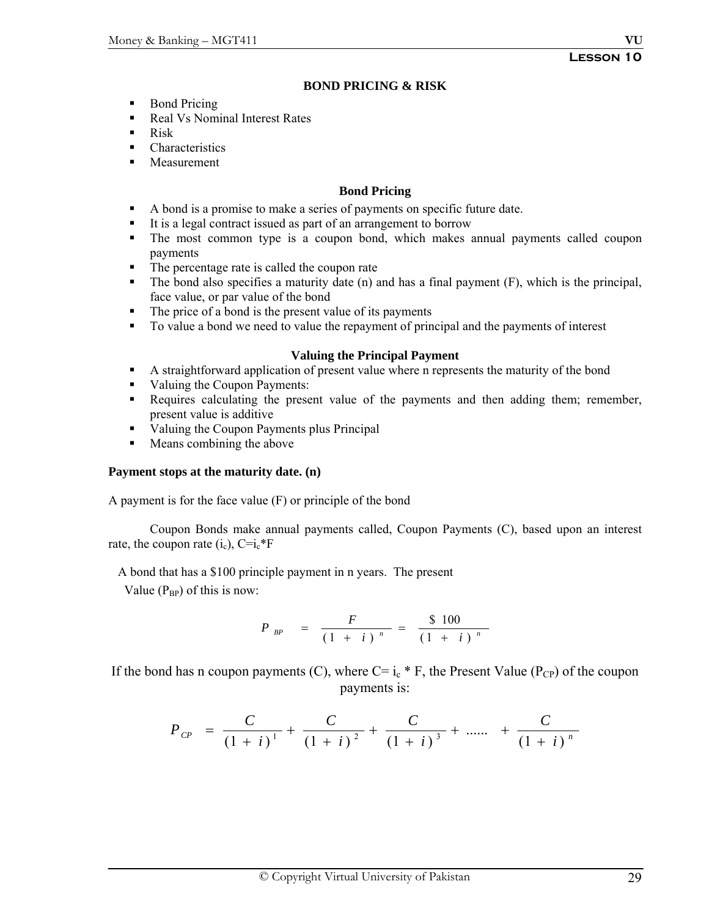**Lesson 10**

## BOND PRICING & RISK

- Bond Pricing
- Real Vs Nominal Interest Rates
- Risk
- Characteristics
- Measurement

### Bond Pricing

- A bond is a promise to make a series of payments on specific future date.
- It is a legal contract issued as part of an arrangement to borrow
- The most common type is a coupon bond, which makes annual payments called coupon payments
- The percentage rate is called the coupon rate
- The bond also specifies a maturity date (n) and has a final payment (F), which is the principal, face value, or par value of the bond
- The price of a bond is the present value of its payments
- To value a bond we need to value the repayment of principal and the payments of interest

### Valuing the Principal Payment

- A straightforward application of present value where n represents the maturity of the bond
- Valuing the Coupon Payments:
- Requires calculating the present value of the payments and then adding them; remember, present value is additive
- Valuing the Coupon Payments plus Principal
- Means combining the above

**Payment stops at the maturity date. (n)**

A payment is for the face value (F) or principle of the bond

Coupon Bonds make annual payments called, Coupon Payments (C), based upon an interest rate, the coupon rate ($i_c$), $C=i_c*F$

A bond that has a $100 principle payment in n years. The present Value ($P_{BP}$) of this is now:

$$P_{BP} = \frac{F}{(1+i)^n} = \frac{\$\ 100}{(1+i)^n}$$

If the bond has n coupon payments (C), where $C= i_c * F$, the Present Value ($P_{CP}$) of the coupon payments is:

$$P_{CP} = \frac{C}{(1+i)^1} + \frac{C}{(1+i)^2} + \frac{C}{(1+i)^3} + \ ...... \ + \frac{C}{(1+i)^n}$$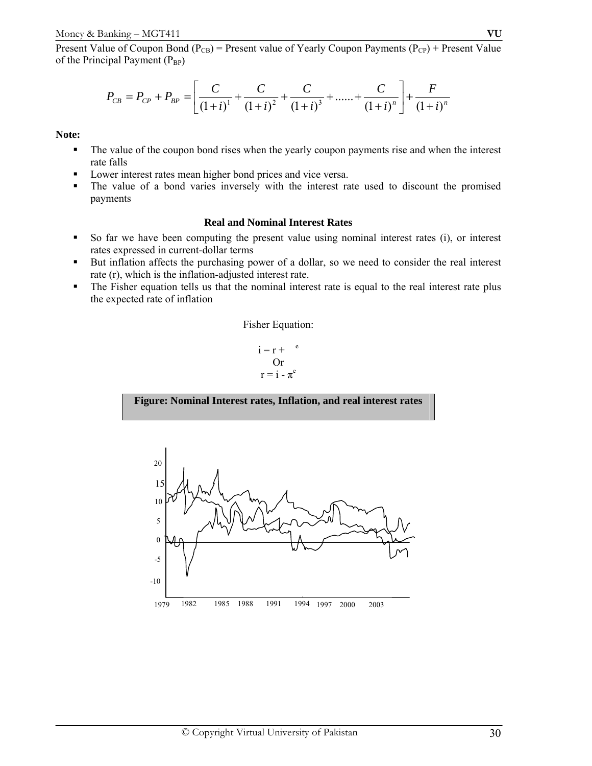Present Value of Coupon Bond ($P_{CB}$) = Present value of Yearly Coupon Payments ($P_{CP}$) + Present Value of the Principal Payment ($P_{BP}$)

$$P_{CB} = P_{CP} + P_{BP} = \left[ \frac{C}{(1+i)^1} + \frac{C}{(1+i)^2} + \frac{C}{(1+i)^3} + ...... + \frac{C}{(1+i)^n} \right] + \frac{F}{(1+i)^n}$$

**Note:**

- The value of the coupon bond rises when the yearly coupon payments rise and when the interest rate falls
- Lower interest rates mean higher bond prices and vice versa.
- The value of a bond varies inversely with the interest rate used to discount the promised payments

**Real and Nominal Interest Rates**

- So far we have been computing the present value using nominal interest rates (i), or interest rates expressed in current-dollar terms
- But inflation affects the purchasing power of a dollar, so we need to consider the real interest rate (r), which is the inflation-adjusted interest rate.
- The Fisher equation tells us that the nominal interest rate is equal to the real interest rate plus the expected rate of inflation

Fisher Equation:

$$i = r + \pi^e$$

Or

$$r = i - \pi^e$$

**Figure: Nominal Interest rates, Inflation, and real interest rates**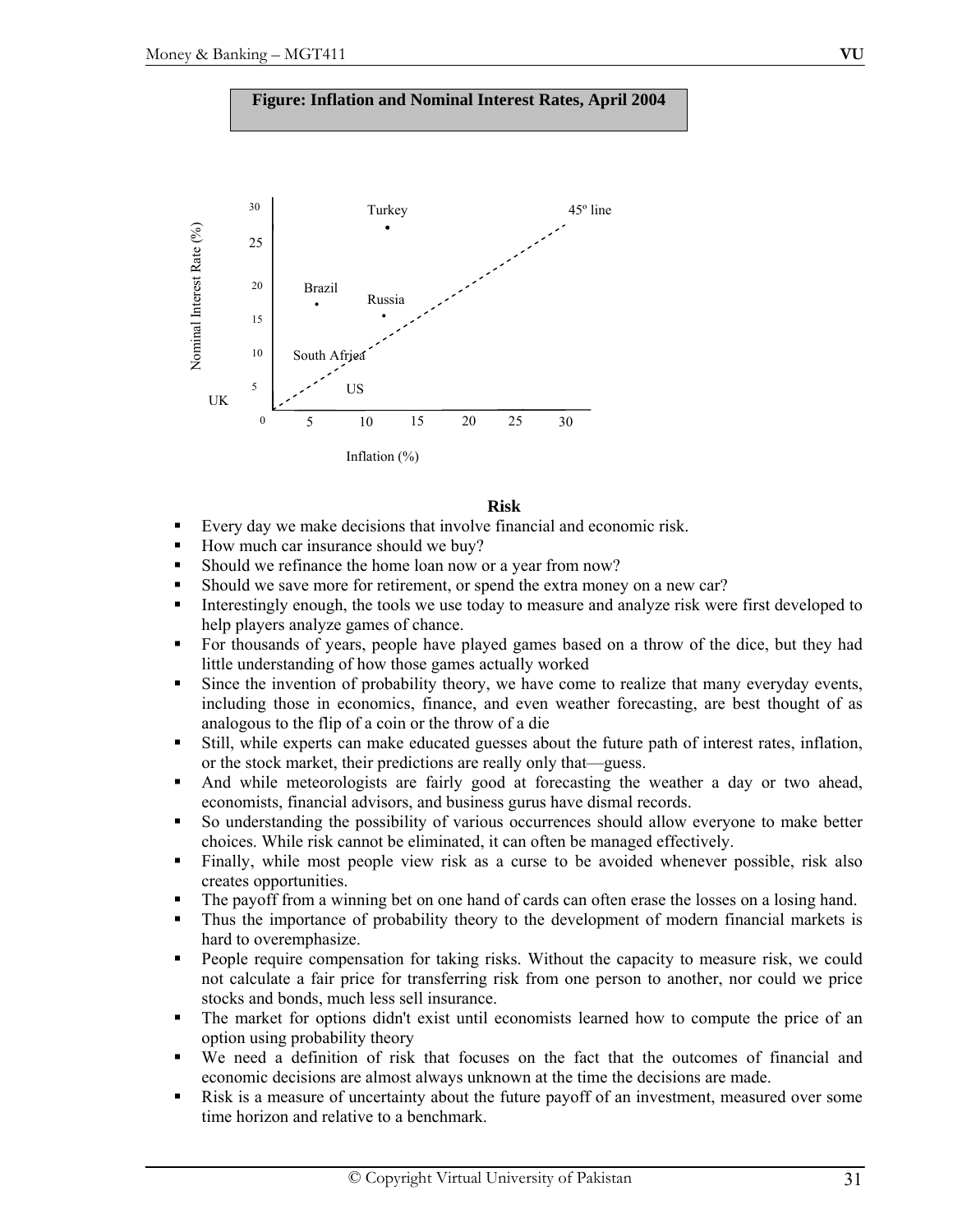**Figure: Inflation and Nominal Interest Rates, April 2004**

Nominal Interest Rate (%)

30
25
20
15
10
5
0

Turkey

45º line

Brazil

Russia

South Africa

US

UK

5 10 15 20 25 30

Inflation (%)

## Risk

- Every day we make decisions that involve financial and economic risk.
- How much car insurance should we buy?
- Should we refinance the home loan now or a year from now?
- Should we save more for retirement, or spend the extra money on a new car?
- Interestingly enough, the tools we use today to measure and analyze risk were first developed to help players analyze games of chance.
- For thousands of years, people have played games based on a throw of the dice, but they had little understanding of how those games actually worked
- Since the invention of probability theory, we have come to realize that many everyday events, including those in economics, finance, and even weather forecasting, are best thought of as analogous to the flip of a coin or the throw of a die
- Still, while experts can make educated guesses about the future path of interest rates, inflation, or the stock market, their predictions are really only that—guess.
- And while meteorologists are fairly good at forecasting the weather a day or two ahead, economists, financial advisors, and business gurus have dismal records.
- So understanding the possibility of various occurrences should allow everyone to make better choices. While risk cannot be eliminated, it can often be managed effectively.
- Finally, while most people view risk as a curse to be avoided whenever possible, risk also creates opportunities.
- The payoff from a winning bet on one hand of cards can often erase the losses on a losing hand.
- Thus the importance of probability theory to the development of modern financial markets is hard to overemphasize.
- People require compensation for taking risks. Without the capacity to measure risk, we could not calculate a fair price for transferring risk from one person to another, nor could we price stocks and bonds, much less sell insurance.
- The market for options didn't exist until economists learned how to compute the price of an option using probability theory
- We need a definition of risk that focuses on the fact that the outcomes of financial and economic decisions are almost always unknown at the time the decisions are made.
- Risk is a measure of uncertainty about the future payoff of an investment, measured over some time horizon and relative to a benchmark.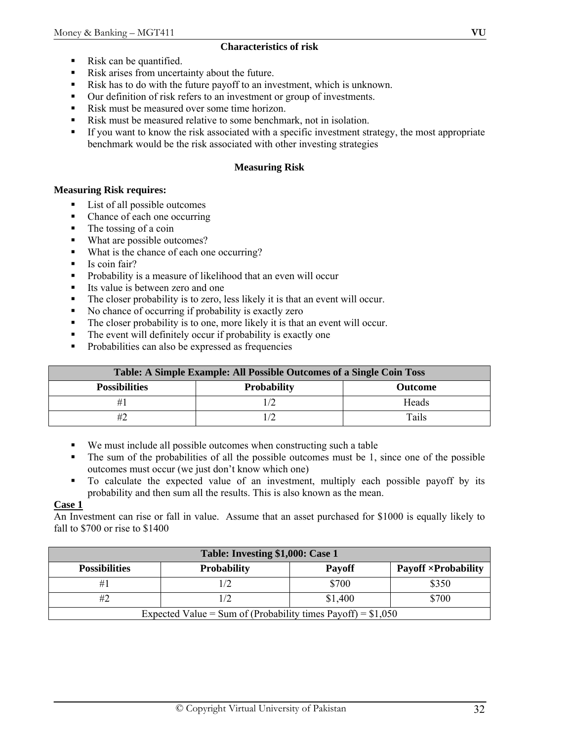### Characteristics of risk

- Risk can be quantified.
- Risk arises from uncertainty about the future.
- Risk has to do with the future payoff to an investment, which is unknown.
- Our definition of risk refers to an investment or group of investments.
- Risk must be measured over some time horizon.
- Risk must be measured relative to some benchmark, not in isolation.
- If you want to know the risk associated with a specific investment strategy, the most appropriate benchmark would be the risk associated with other investing strategies

### Measuring Risk

**Measuring Risk requires:**

- List of all possible outcomes
- Chance of each one occurring
- The tossing of a coin
- What are possible outcomes?
- What is the chance of each one occurring?
- Is coin fair?
- Probability is a measure of likelihood that an even will occur
- Its value is between zero and one
- The closer probability is to zero, less likely it is that an event will occur.
- No chance of occurring if probability is exactly zero
- The closer probability is to one, more likely it is that an event will occur.
- The event will definitely occur if probability is exactly one
- Probabilities can also be expressed as frequencies

| Table: A Simple Example: All Possible Outcomes of a Single Coin Toss | | |
|---|---|---|
| **Possibilities** | **Probability** | **Outcome** |
| #1 | 1/2 | Heads |
| #2 | 1/2 | Tails |

- We must include all possible outcomes when constructing such a table
- The sum of the probabilities of all the possible outcomes must be 1, since one of the possible outcomes must occur (we just don't know which one)
- To calculate the expected value of an investment, multiply each possible payoff by its probability and then sum all the results. This is also known as the mean.

**Case 1**

An Investment can rise or fall in value. Assume that an asset purchased for $1000 is equally likely to fall to $700 or rise to $1400

| Table: Investing $1,000: Case 1 | | | |
|---|---|---|---|
| **Possibilities** | **Probability** | **Payoff** | **Payoff ×Probability** |
| #1 | 1/2 | $700 | $350 |
| #2 | 1/2 | $1,400 | $700 |
| Expected Value = Sum of (Probability times Payoff) = $1,050 | | | |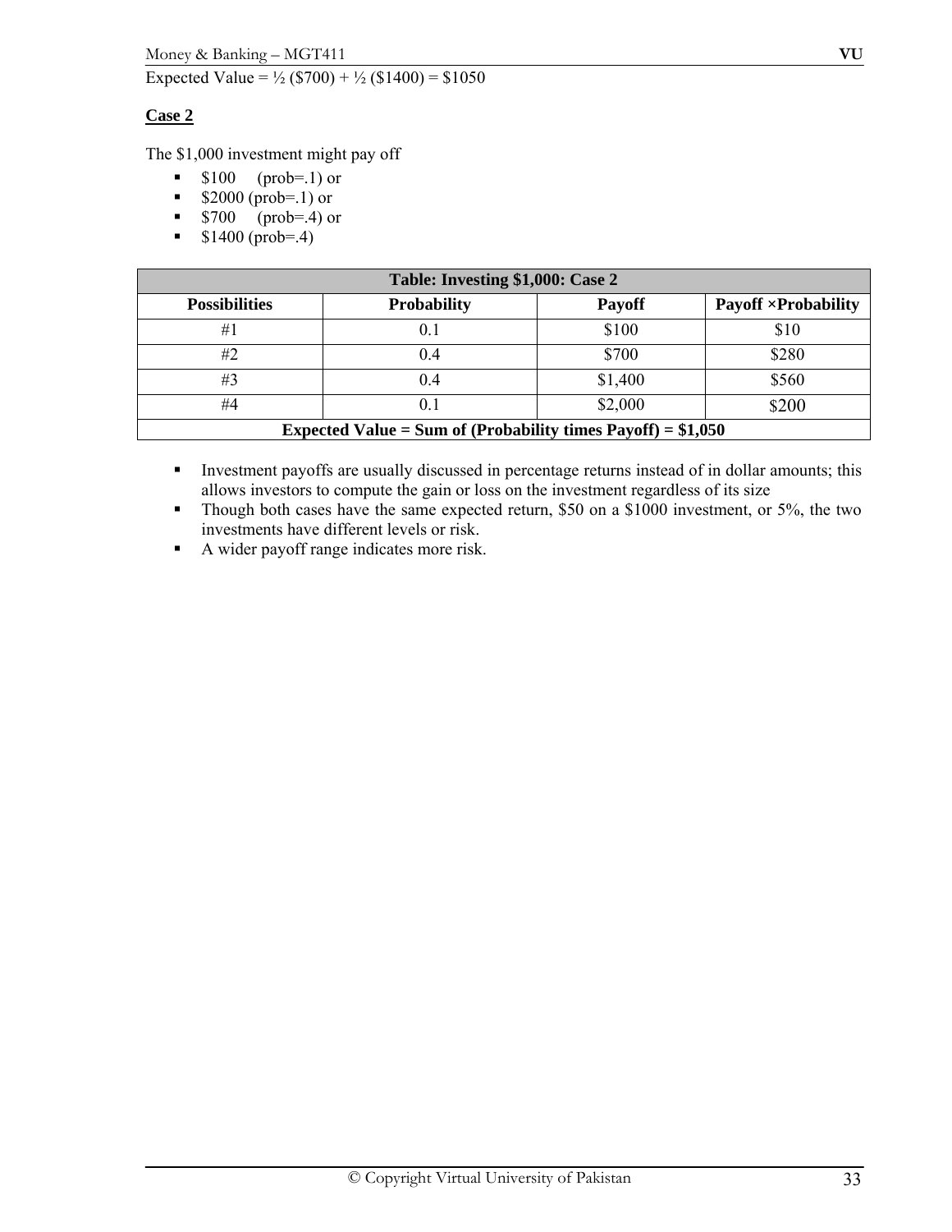Expected Value = ½ ($700) + ½ ($1400) = $1050

**Case 2**

The $1,000 investment might pay off

- $100 (prob=.1) or
- $2000 (prob=.1) or
- $700 (prob=.4) or
- $1400 (prob=.4)

| Table: Investing $1,000: Case 2 | | | |
|---|---|---|---|
| **Possibilities** | **Probability** | **Payoff** | **Payoff ×Probability** |
| #1 | 0.1 | $100 | $10 |
| #2 | 0.4 | $700 | $280 |
| #3 | 0.4 | $1,400 | $560 |
| #4 | 0.1 | $2,000 | $200 |
| **Expected Value = Sum of (Probability times Payoff) = $1,050** | | | |

- Investment payoffs are usually discussed in percentage returns instead of in dollar amounts; this allows investors to compute the gain or loss on the investment regardless of its size
- Though both cases have the same expected return, $50 on a $1000 investment, or 5%, the two investments have different levels or risk.
- A wider payoff range indicates more risk.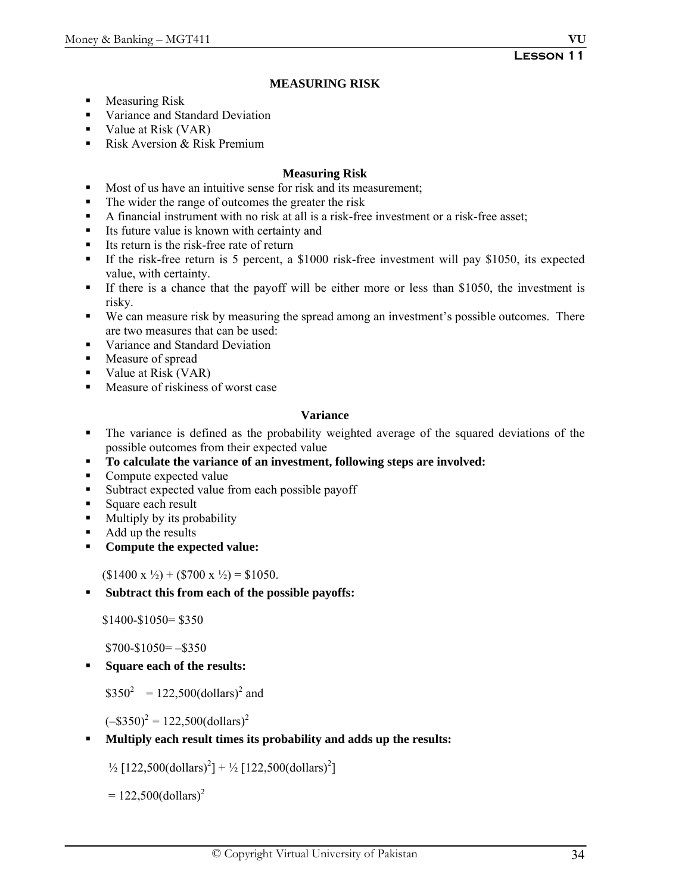**Lesson 11**

# MEASURING RISK

- Measuring Risk
- Variance and Standard Deviation
- Value at Risk (VAR)
- Risk Aversion & Risk Premium

## Measuring Risk

- Most of us have an intuitive sense for risk and its measurement;
- The wider the range of outcomes the greater the risk
- A financial instrument with no risk at all is a risk-free investment or a risk-free asset;
- Its future value is known with certainty and
- Its return is the risk-free rate of return
- If the risk-free return is 5 percent, a $1000 risk-free investment will pay $1050, its expected value, with certainty.
- If there is a chance that the payoff will be either more or less than $1050, the investment is risky.
- We can measure risk by measuring the spread among an investment's possible outcomes. There are two measures that can be used:
- Variance and Standard Deviation
- Measure of spread
- Value at Risk (VAR)
- Measure of riskiness of worst case

## Variance

- The variance is defined as the probability weighted average of the squared deviations of the possible outcomes from their expected value
- **To calculate the variance of an investment, following steps are involved:**
- Compute expected value
- Subtract expected value from each possible payoff
- Square each result
- Multiply by its probability
- Add up the results
- **Compute the expected value:**

  ($1400 x ½) + ($700 x ½) = $1050.

- **Subtract this from each of the possible payoffs:**

  $1400-$1050= $350

  $700-$1050= –$350

- **Square each of the results:**

  $\$350^2 = 122{,}500(\text{dollars})^2$ and

  $(-\$350)^2 = 122{,}500(\text{dollars})^2$

- **Multiply each result times its probability and adds up the results:**

  $\frac{1}{2}\,[122{,}500(\text{dollars})^2] + \frac{1}{2}\,[122{,}500(\text{dollars})^2]$

  $= 122{,}500(\text{dollars})^2$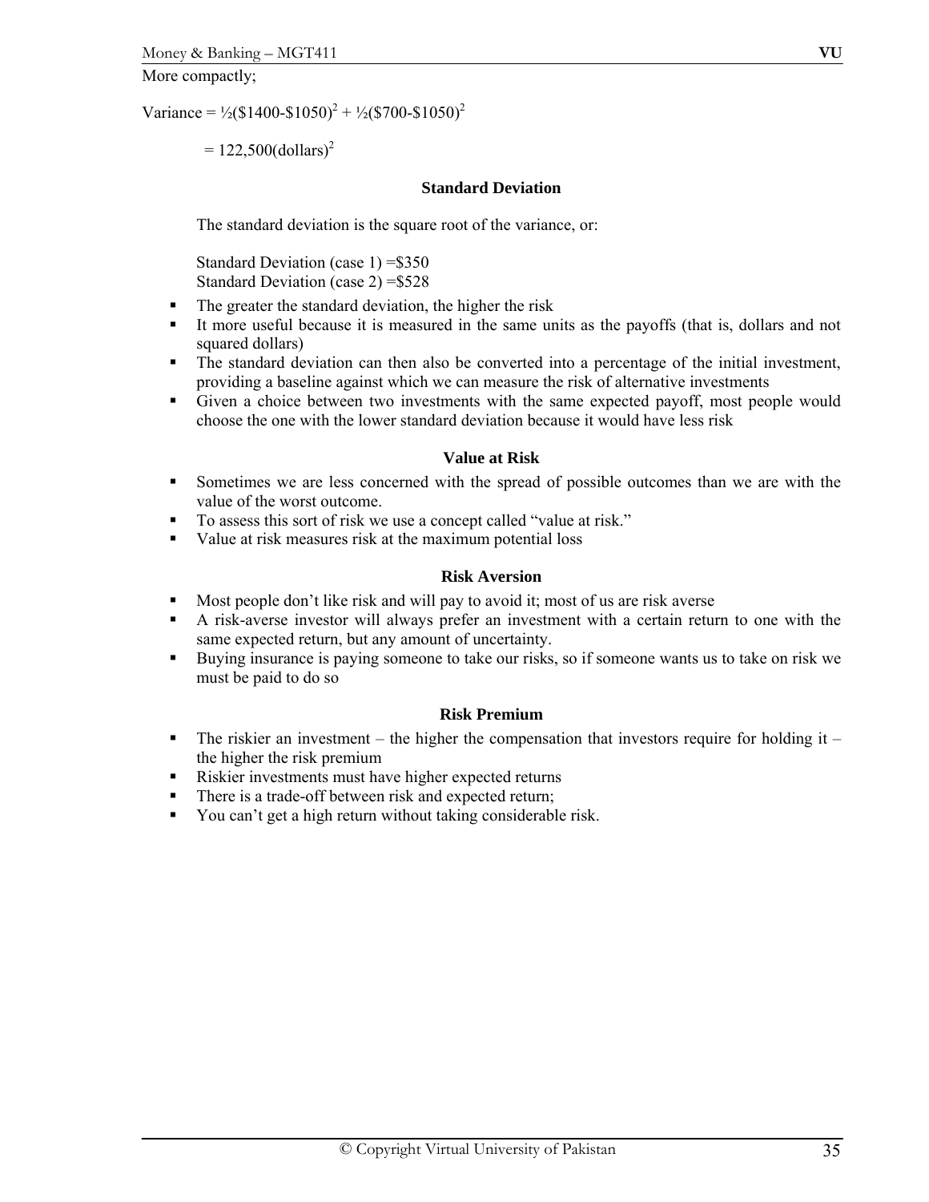More compactly;

$$\text{Variance} = \tfrac{1}{2}(\$1400-\$1050)^2 + \tfrac{1}{2}(\$700-\$1050)^2$$

$$= 122{,}500(\text{dollars})^2$$

### Standard Deviation

The standard deviation is the square root of the variance, or:

Standard Deviation (case 1) =$350
Standard Deviation (case 2) =$528

- The greater the standard deviation, the higher the risk
- It more useful because it is measured in the same units as the payoffs (that is, dollars and not squared dollars)
- The standard deviation can then also be converted into a percentage of the initial investment, providing a baseline against which we can measure the risk of alternative investments
- Given a choice between two investments with the same expected payoff, most people would choose the one with the lower standard deviation because it would have less risk

### Value at Risk

- Sometimes we are less concerned with the spread of possible outcomes than we are with the value of the worst outcome.
- To assess this sort of risk we use a concept called "value at risk."
- Value at risk measures risk at the maximum potential loss

### Risk Aversion

- Most people don't like risk and will pay to avoid it; most of us are risk averse
- A risk-averse investor will always prefer an investment with a certain return to one with the same expected return, but any amount of uncertainty.
- Buying insurance is paying someone to take our risks, so if someone wants us to take on risk we must be paid to do so

### Risk Premium

- The riskier an investment – the higher the compensation that investors require for holding it – the higher the risk premium
- Riskier investments must have higher expected returns
- There is a trade-off between risk and expected return;
- You can't get a high return without taking considerable risk.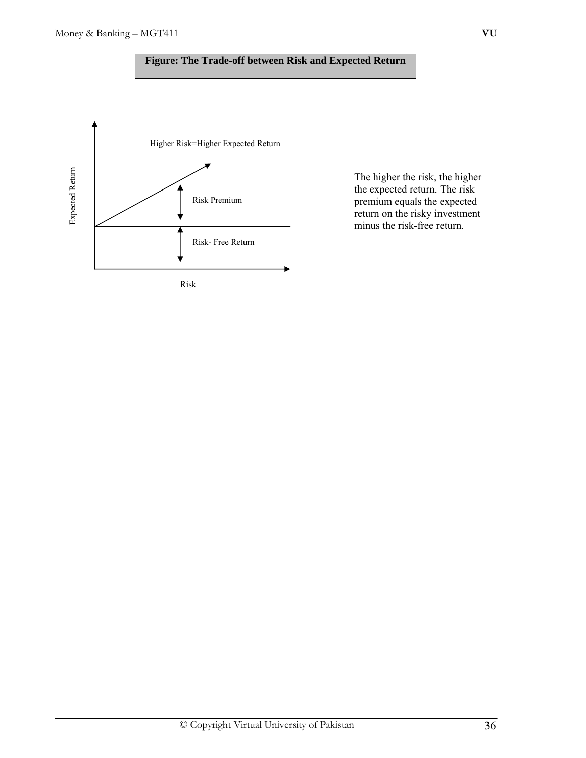**Figure: The Trade-off between Risk and Expected Return**

Higher Risk=Higher Expected Return

Risk Premium

Risk- Free Return

Expected Return

Risk

The higher the risk, the higher the expected return. The risk premium equals the expected return on the risky investment minus the risk-free return.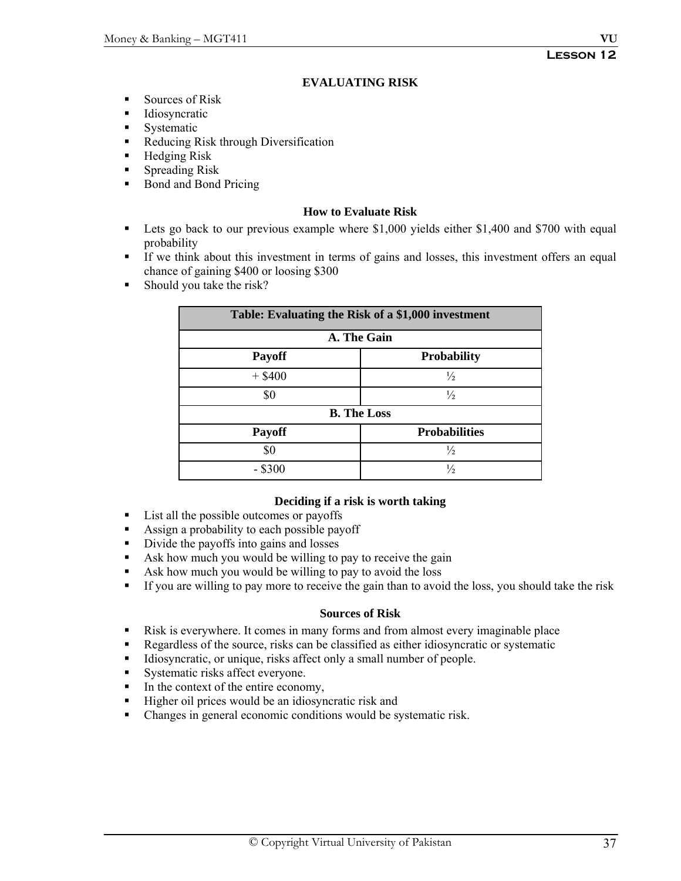## EVALUATING RISK

- Sources of Risk
- Idiosyncratic
- Systematic
- Reducing Risk through Diversification
- Hedging Risk
- Spreading Risk
- Bond and Bond Pricing

### How to Evaluate Risk

- Lets go back to our previous example where $1,000 yields either $1,400 and $700 with equal probability
- If we think about this investment in terms of gains and losses, this investment offers an equal chance of gaining $400 or loosing $300
- Should you take the risk?

| Table: Evaluating the Risk of a $1,000 investment | |
|---|---|
| **A. The Gain** | |
| **Payoff** | **Probability** |
| + $400 | ½ |
| $0 | ½ |
| **B. The Loss** | |
| **Payoff** | **Probabilities** |
| $0 | ½ |
| - $300 | ½ |

### Deciding if a risk is worth taking

- List all the possible outcomes or payoffs
- Assign a probability to each possible payoff
- Divide the payoffs into gains and losses
- Ask how much you would be willing to pay to receive the gain
- Ask how much you would be willing to pay to avoid the loss
- If you are willing to pay more to receive the gain than to avoid the loss, you should take the risk

### Sources of Risk

- Risk is everywhere. It comes in many forms and from almost every imaginable place
- Regardless of the source, risks can be classified as either idiosyncratic or systematic
- Idiosyncratic, or unique, risks affect only a small number of people.
- Systematic risks affect everyone.
- In the context of the entire economy,
- Higher oil prices would be an idiosyncratic risk and
- Changes in general economic conditions would be systematic risk.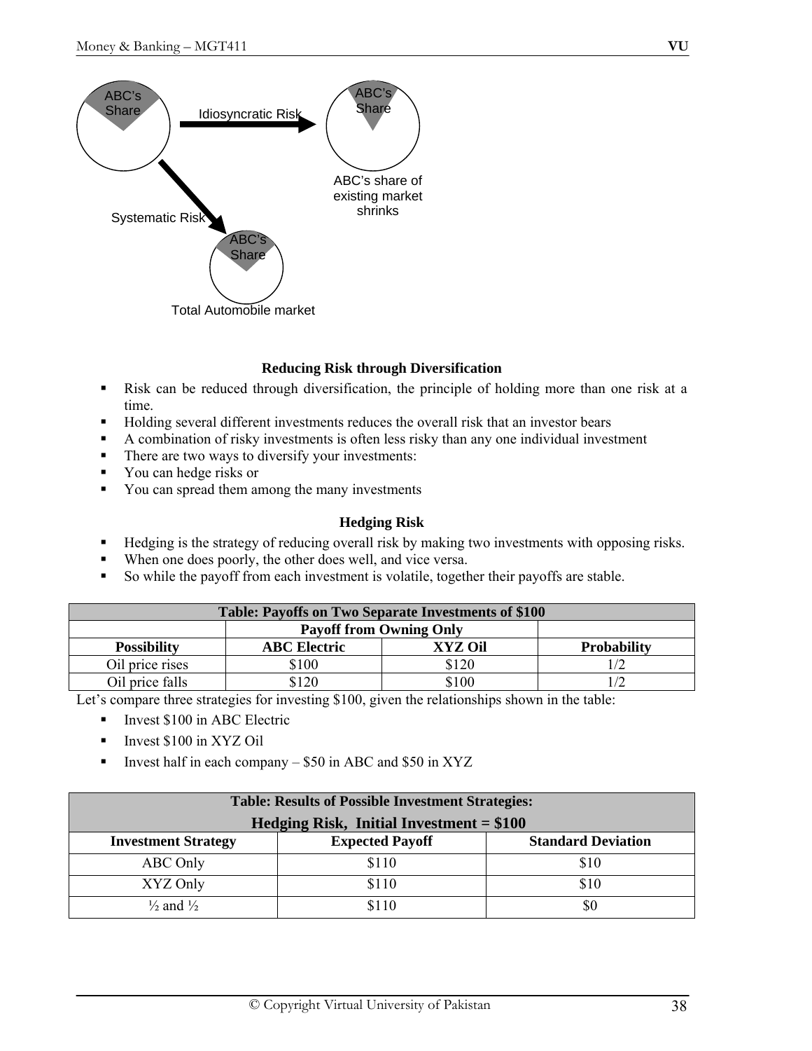ABC's Share

Idiosyncratic Risk

ABC's Share

ABC's share of existing market shrinks

Systematic Risk

ABC's Share

Total Automobile market

### Reducing Risk through Diversification

- Risk can be reduced through diversification, the principle of holding more than one risk at a time.
- Holding several different investments reduces the overall risk that an investor bears
- A combination of risky investments is often less risky than any one individual investment
- There are two ways to diversify your investments:
- You can hedge risks or
- You can spread them among the many investments

### Hedging Risk

- Hedging is the strategy of reducing overall risk by making two investments with opposing risks.
- When one does poorly, the other does well, and vice versa.
- So while the payoff from each investment is volatile, together their payoffs are stable.

| Table: Payoffs on Two Separate Investments of $100 | | | |
|---|---|---|---|
| | Payoff from Owning Only | | |
| **Possibility** | **ABC Electric** | **XYZ Oil** | **Probability** |
| Oil price rises | $100 | $120 | 1/2 |
| Oil price falls | $120 | $100 | 1/2 |

Let's compare three strategies for investing $100, given the relationships shown in the table:

- Invest $100 in ABC Electric
- Invest $100 in XYZ Oil
- Invest half in each company – $50 in ABC and $50 in XYZ

| Table: Results of Possible Investment Strategies: Hedging Risk, Initial Investment = $100 | | |
|---|---|---|
| **Investment Strategy** | **Expected Payoff** | **Standard Deviation** |
| ABC Only | $110 | $10 |
| XYZ Only | $110 | $10 |
| ½ and ½ | $110 | $0 |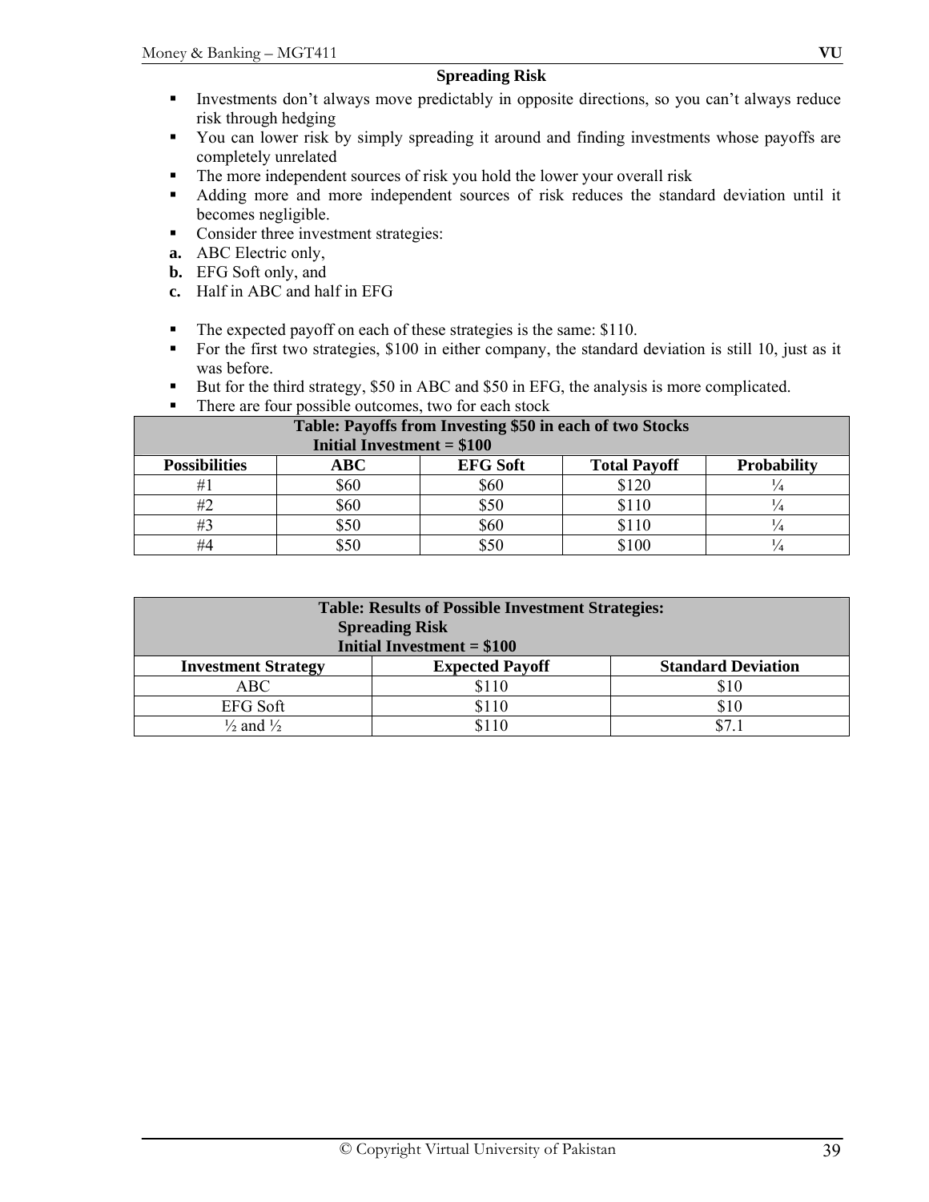## Spreading Risk

- Investments don't always move predictably in opposite directions, so you can't always reduce risk through hedging
- You can lower risk by simply spreading it around and finding investments whose payoffs are completely unrelated
- The more independent sources of risk you hold the lower your overall risk
- Adding more and more independent sources of risk reduces the standard deviation until it becomes negligible.
- Consider three investment strategies:

**a.** ABC Electric only,
**b.** EFG Soft only, and
**c.** Half in ABC and half in EFG

- The expected payoff on each of these strategies is the same: $110.
- For the first two strategies, $100 in either company, the standard deviation is still 10, just as it was before.
- But for the third strategy, $50 in ABC and $50 in EFG, the analysis is more complicated.
- There are four possible outcomes, two for each stock

**Table: Payoffs from Investing $50 in each of two Stocks**
**Initial Investment = $100**

| Possibilities | ABC | EFG Soft | Total Payoff | Probability |
|---|---|---|---|---|
| #1 | $60 | $60 | $120 | ¼ |
| #2 | $60 | $50 | $110 | ¼ |
| #3 | $50 | $60 | $110 | ¼ |
| #4 | $50 | $50 | $100 | ¼ |

**Table: Results of Possible Investment Strategies:**
**Spreading Risk**
**Initial Investment = $100**

| Investment Strategy | Expected Payoff | Standard Deviation |
|---|---|---|
| ABC | $110 | $10 |
| EFG Soft | $110 | $10 |
| ½ and ½ | $110 | $7.1 |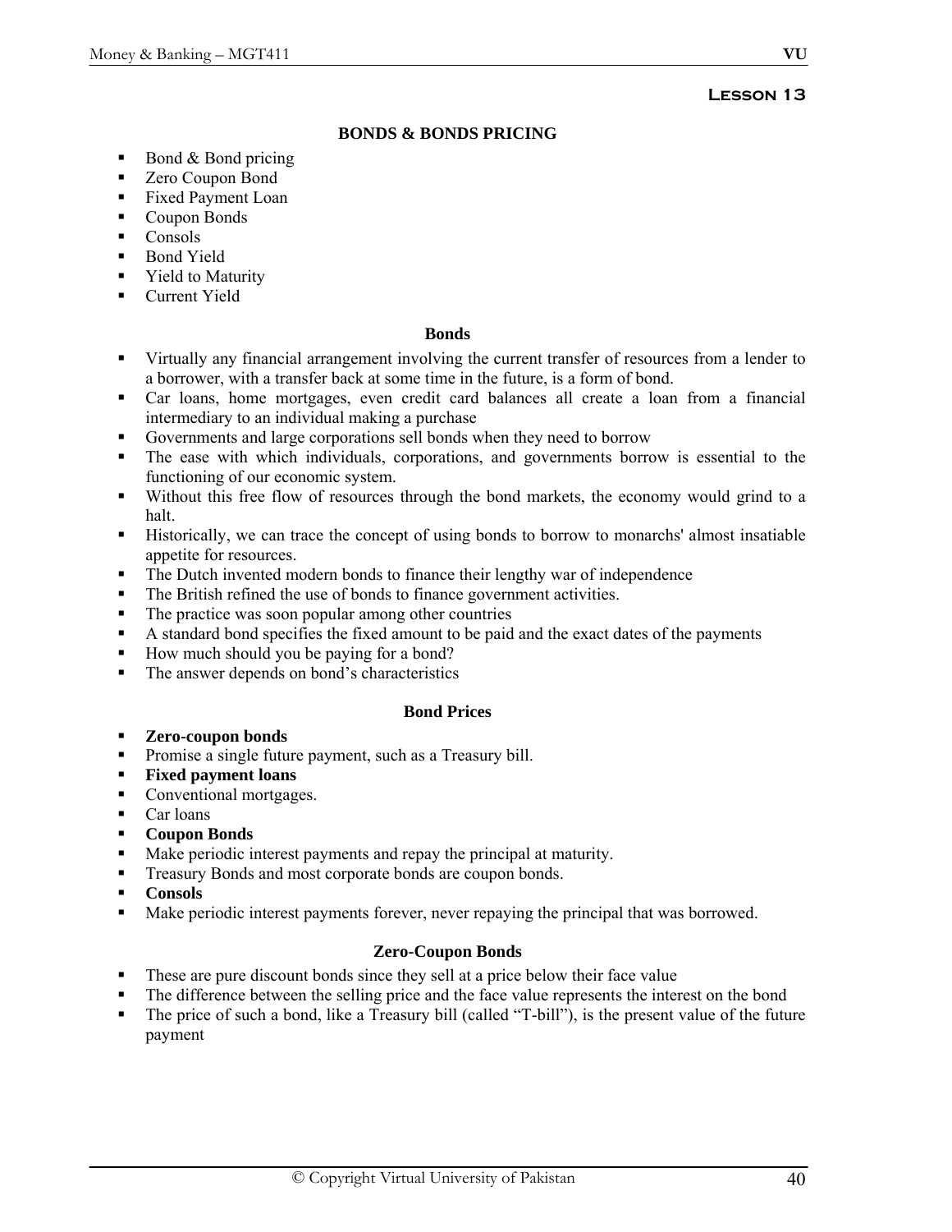## Lesson 13

### BONDS & BONDS PRICING

- Bond & Bond pricing
- Zero Coupon Bond
- Fixed Payment Loan
- Coupon Bonds
- Consols
- Bond Yield
- Yield to Maturity
- Current Yield

### Bonds

- Virtually any financial arrangement involving the current transfer of resources from a lender to a borrower, with a transfer back at some time in the future, is a form of bond.
- Car loans, home mortgages, even credit card balances all create a loan from a financial intermediary to an individual making a purchase
- Governments and large corporations sell bonds when they need to borrow
- The ease with which individuals, corporations, and governments borrow is essential to the functioning of our economic system.
- Without this free flow of resources through the bond markets, the economy would grind to a halt.
- Historically, we can trace the concept of using bonds to borrow to monarchs' almost insatiable appetite for resources.
- The Dutch invented modern bonds to finance their lengthy war of independence
- The British refined the use of bonds to finance government activities.
- The practice was soon popular among other countries
- A standard bond specifies the fixed amount to be paid and the exact dates of the payments
- How much should you be paying for a bond?
- The answer depends on bond's characteristics

### Bond Prices

- **Zero-coupon bonds**
- Promise a single future payment, such as a Treasury bill.
- **Fixed payment loans**
- Conventional mortgages.
- Car loans
- **Coupon Bonds**
- Make periodic interest payments and repay the principal at maturity.
- Treasury Bonds and most corporate bonds are coupon bonds.
- **Consols**
- Make periodic interest payments forever, never repaying the principal that was borrowed.

### Zero-Coupon Bonds

- These are pure discount bonds since they sell at a price below their face value
- The difference between the selling price and the face value represents the interest on the bond
- The price of such a bond, like a Treasury bill (called "T-bill"), is the present value of the future payment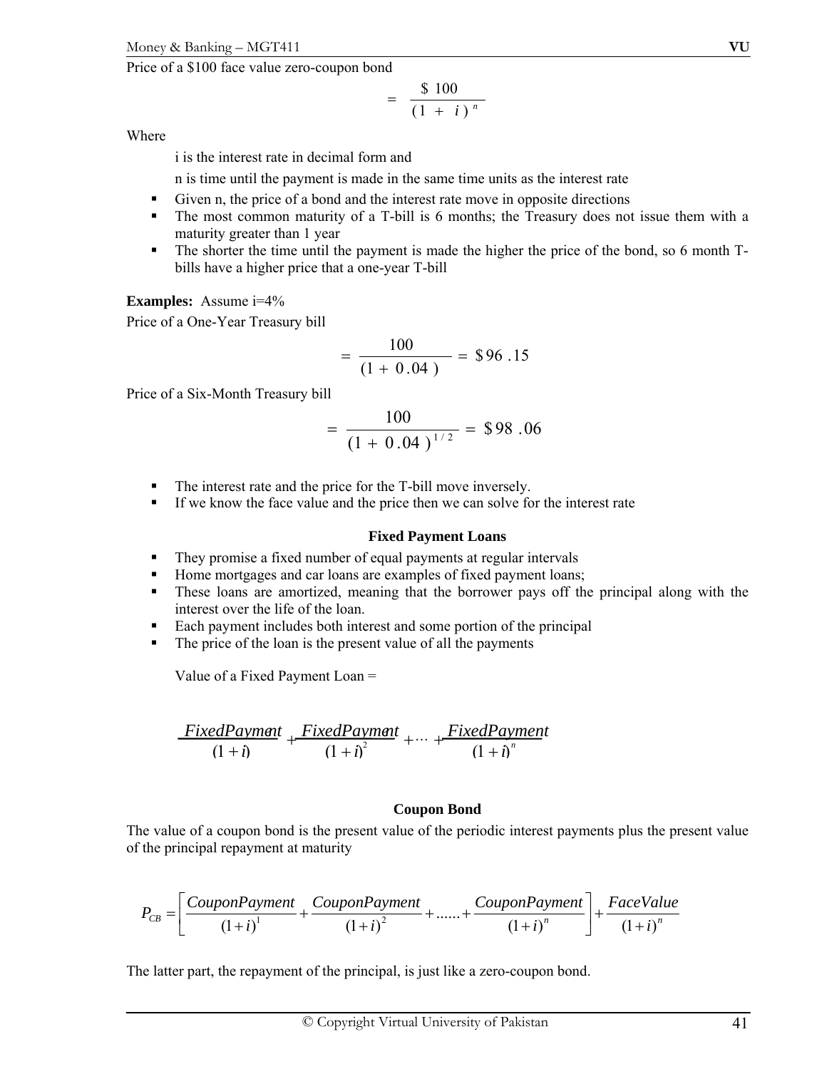Price of a $100 face value zero-coupon bond

$$= \frac{\$\ 100}{(1 + i)^n}$$

Where

i is the interest rate in decimal form and

n is time until the payment is made in the same time units as the interest rate

- Given n, the price of a bond and the interest rate move in opposite directions
- The most common maturity of a T-bill is 6 months; the Treasury does not issue them with a maturity greater than 1 year
- The shorter the time until the payment is made the higher the price of the bond, so 6 month T-bills have a higher price that a one-year T-bill

**Examples:** Assume i=4%

Price of a One-Year Treasury bill

$$= \frac{100}{(1 + 0.04)} = \$96.15$$

Price of a Six-Month Treasury bill

$$= \frac{100}{(1 + 0.04)^{1/2}} = \$98.06$$

- The interest rate and the price for the T-bill move inversely.
- If we know the face value and the price then we can solve for the interest rate

### Fixed Payment Loans

- They promise a fixed number of equal payments at regular intervals
- Home mortgages and car loans are examples of fixed payment loans;
- These loans are amortized, meaning that the borrower pays off the principal along with the interest over the life of the loan.
- Each payment includes both interest and some portion of the principal
- The price of the loan is the present value of all the payments

Value of a Fixed Payment Loan =

$$\frac{FixedPayment}{(1+i)} + \frac{FixedPayment}{(1+i)^2} + \cdots + \frac{FixedPayment}{(1+i)^n}$$

### Coupon Bond

The value of a coupon bond is the present value of the periodic interest payments plus the present value of the principal repayment at maturity

$$P_{CB} = \left[\frac{CouponPayment}{(1+i)^1} + \frac{CouponPayment}{(1+i)^2} + ...... + \frac{CouponPayment}{(1+i)^n}\right] + \frac{FaceValue}{(1+i)^n}$$

The latter part, the repayment of the principal, is just like a zero-coupon bond.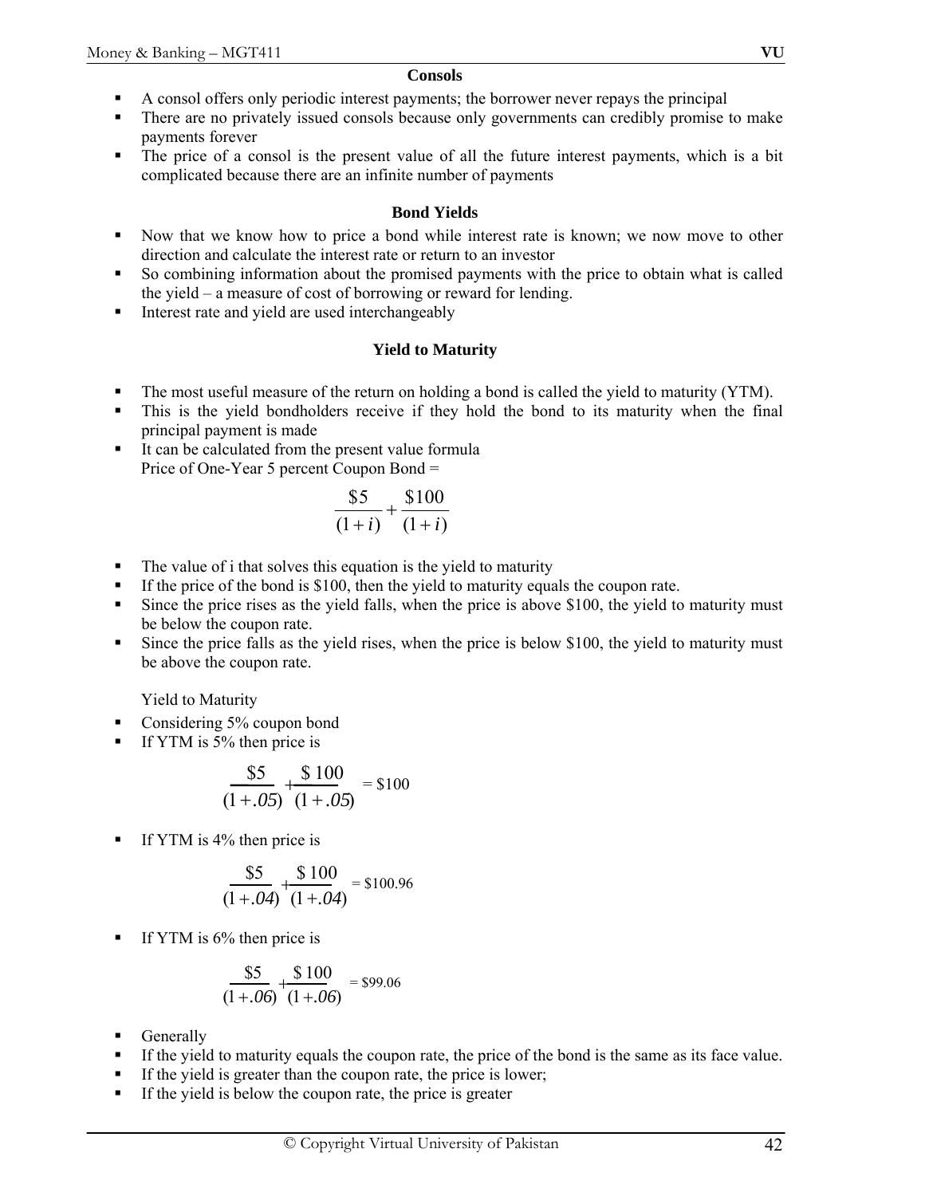### Consols

- A consol offers only periodic interest payments; the borrower never repays the principal
- There are no privately issued consols because only governments can credibly promise to make payments forever
- The price of a consol is the present value of all the future interest payments, which is a bit complicated because there are an infinite number of payments

### Bond Yields

- Now that we know how to price a bond while interest rate is known; we now move to other direction and calculate the interest rate or return to an investor
- So combining information about the promised payments with the price to obtain what is called the yield – a measure of cost of borrowing or reward for lending.
- Interest rate and yield are used interchangeably

### Yield to Maturity

- The most useful measure of the return on holding a bond is called the yield to maturity (YTM).
- This is the yield bondholders receive if they hold the bond to its maturity when the final principal payment is made
- It can be calculated from the present value formula
  Price of One-Year 5 percent Coupon Bond =

$$\frac{\$5}{(1+i)} + \frac{\$100}{(1+i)}$$

- The value of i that solves this equation is the yield to maturity
- If the price of the bond is $100, then the yield to maturity equals the coupon rate.
- Since the price rises as the yield falls, when the price is above $100, the yield to maturity must be below the coupon rate.
- Since the price falls as the yield rises, when the price is below $100, the yield to maturity must be above the coupon rate.

Yield to Maturity

- Considering 5% coupon bond
- If YTM is 5% then price is

$$\frac{\$5}{(1+.05)} + \frac{\$\,100}{(1+.05)} = \$100$$

- If YTM is 4% then price is

$$\frac{\$5}{(1+.04)} + \frac{\$\,100}{(1+.04)} = \$100.96$$

- If YTM is 6% then price is

$$\frac{\$5}{(1+.06)} + \frac{\$\,100}{(1+.06)} = \$99.06$$

- Generally
- If the yield to maturity equals the coupon rate, the price of the bond is the same as its face value.
- If the yield is greater than the coupon rate, the price is lower;
- If the yield is below the coupon rate, the price is greater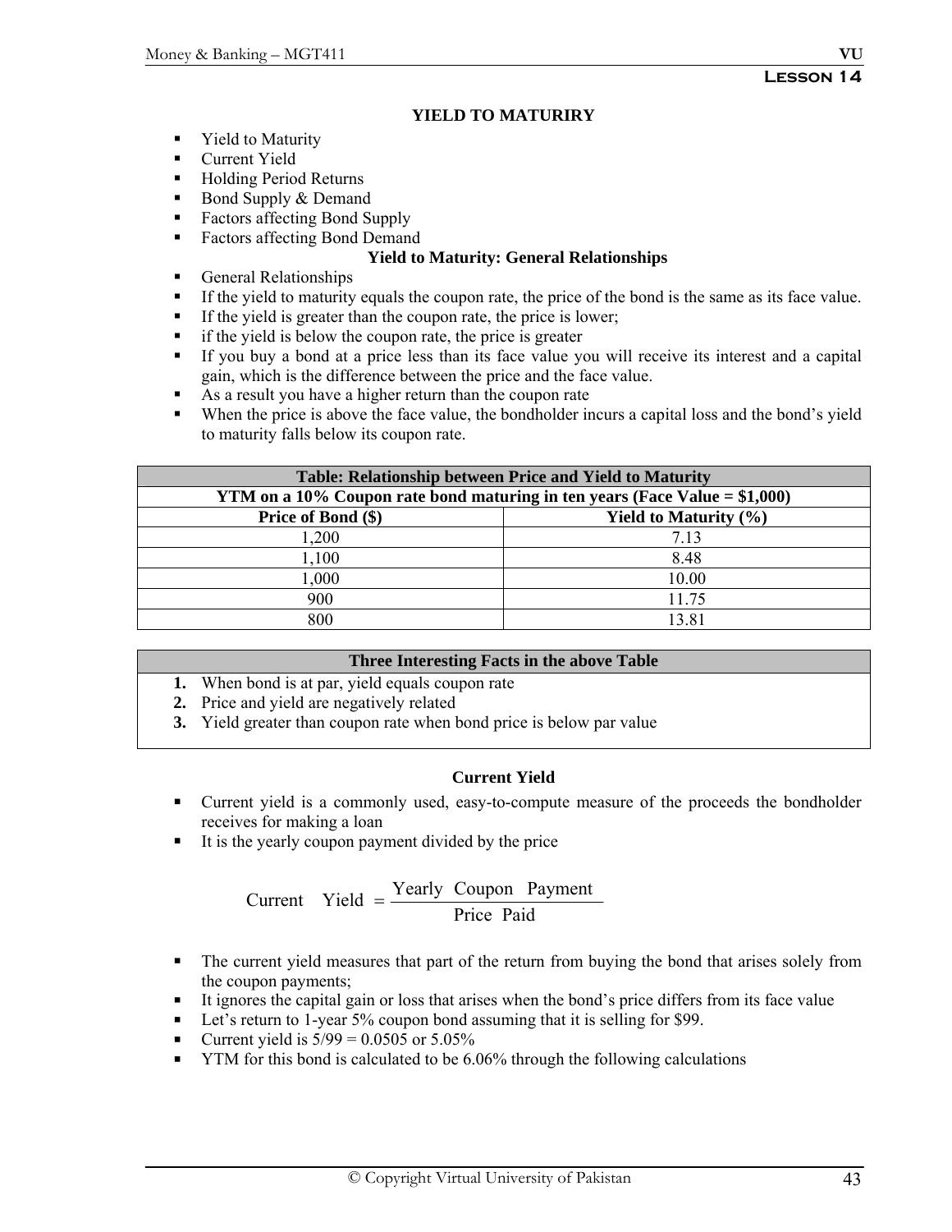**Lesson 14**

## YIELD TO MATURIRY

- Yield to Maturity
- Current Yield
- Holding Period Returns
- Bond Supply & Demand
- Factors affecting Bond Supply
- Factors affecting Bond Demand

### Yield to Maturity: General Relationships

- General Relationships
- If the yield to maturity equals the coupon rate, the price of the bond is the same as its face value.
- If the yield is greater than the coupon rate, the price is lower;
- if the yield is below the coupon rate, the price is greater
- If you buy a bond at a price less than its face value you will receive its interest and a capital gain, which is the difference between the price and the face value.
- As a result you have a higher return than the coupon rate
- When the price is above the face value, the bondholder incurs a capital loss and the bond's yield to maturity falls below its coupon rate.

| Table: Relationship between Price and Yield to Maturity | |
|---|---|
| **YTM on a 10% Coupon rate bond maturing in ten years (Face Value = $1,000)** | |
| **Price of Bond ($)** | **Yield to Maturity (%)** |
| 1,200 | 7.13 |
| 1,100 | 8.48 |
| 1,000 | 10.00 |
| 900 | 11.75 |
| 800 | 13.81 |

**Three Interesting Facts in the above Table**

1. When bond is at par, yield equals coupon rate
2. Price and yield are negatively related
3. Yield greater than coupon rate when bond price is below par value

### Current Yield

- Current yield is a commonly used, easy-to-compute measure of the proceeds the bondholder receives for making a loan
- It is the yearly coupon payment divided by the price

$$\text{Current Yield} = \frac{\text{Yearly Coupon Payment}}{\text{Price Paid}}$$

- The current yield measures that part of the return from buying the bond that arises solely from the coupon payments;
- It ignores the capital gain or loss that arises when the bond's price differs from its face value
- Let's return to 1-year 5% coupon bond assuming that it is selling for $99.
- Current yield is 5/99 = 0.0505 or 5.05%
- YTM for this bond is calculated to be 6.06% through the following calculations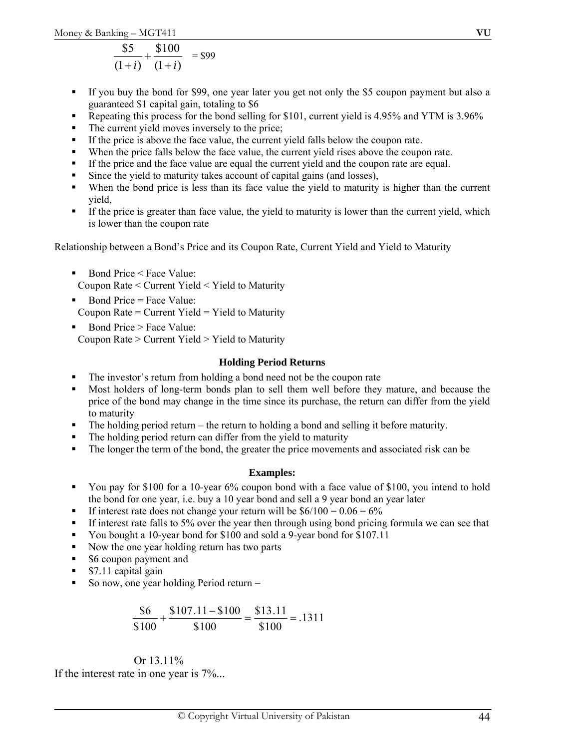$$\frac{\$5}{(1+i)} + \frac{\$100}{(1+i)} = \$99$$

- If you buy the bond for $99, one year later you get not only the $5 coupon payment but also a guaranteed $1 capital gain, totaling to $6
- Repeating this process for the bond selling for $101, current yield is 4.95% and YTM is 3.96%
- The current yield moves inversely to the price;
- If the price is above the face value, the current yield falls below the coupon rate.
- When the price falls below the face value, the current yield rises above the coupon rate.
- If the price and the face value are equal the current yield and the coupon rate are equal.
- Since the yield to maturity takes account of capital gains (and losses),
- When the bond price is less than its face value the yield to maturity is higher than the current yield,
- If the price is greater than face value, the yield to maturity is lower than the current yield, which is lower than the coupon rate

Relationship between a Bond's Price and its Coupon Rate, Current Yield and Yield to Maturity

- Bond Price < Face Value:
  Coupon Rate < Current Yield < Yield to Maturity
- Bond Price = Face Value:
  Coupon Rate = Current Yield = Yield to Maturity
- Bond Price > Face Value:
  Coupon Rate > Current Yield > Yield to Maturity

### Holding Period Returns

- The investor's return from holding a bond need not be the coupon rate
- Most holders of long-term bonds plan to sell them well before they mature, and because the price of the bond may change in the time since its purchase, the return can differ from the yield to maturity
- The holding period return – the return to holding a bond and selling it before maturity.
- The holding period return can differ from the yield to maturity
- The longer the term of the bond, the greater the price movements and associated risk can be

### Examples:

- You pay for $100 for a 10-year 6% coupon bond with a face value of $100, you intend to hold the bond for one year, i.e. buy a 10 year bond and sell a 9 year bond an year later
- If interest rate does not change your return will be $6/100 = 0.06 = 6%
- If interest rate falls to 5% over the year then through using bond pricing formula we can see that
- You bought a 10-year bond for $100 and sold a 9-year bond for $107.11
- Now the one year holding return has two parts
- $6 coupon payment and
- $7.11 capital gain
- So now, one year holding Period return =

$$\frac{\$6}{\$100} + \frac{\$107.11 - \$100}{\$100} = \frac{\$13.11}{\$100} = .1311$$

Or 13.11%

If the interest rate in one year is 7%...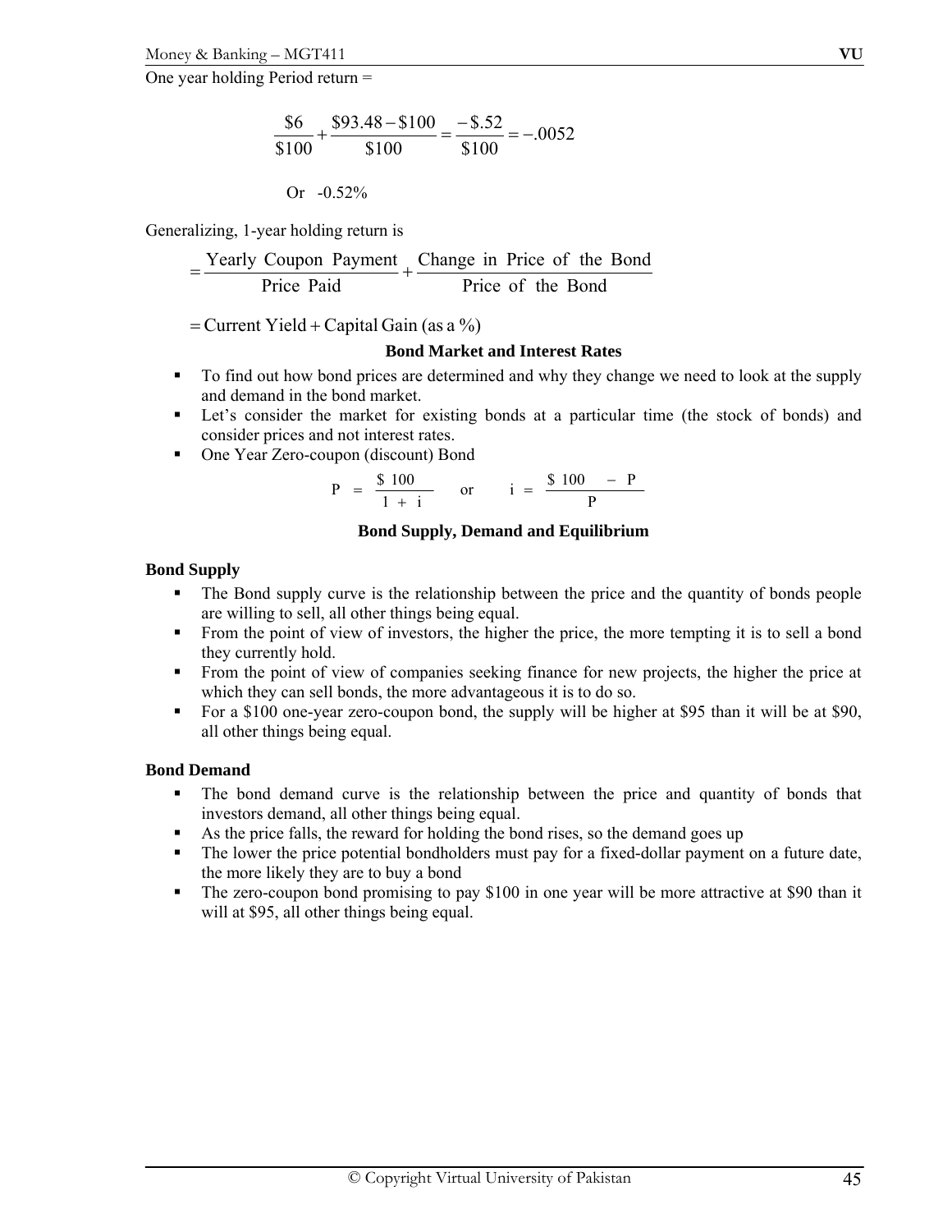One year holding Period return =

$$\frac{\$6}{\$100} + \frac{\$93.48 - \$100}{\$100} = \frac{-\$.52}{\$100} = -.0052$$

Or -0.52%

Generalizing, 1-year holding return is

$$= \frac{\text{Yearly Coupon Payment}}{\text{Price Paid}} + \frac{\text{Change in Price of the Bond}}{\text{Price of the Bond}}$$

$$= \text{Current Yield} + \text{Capital Gain (as a \%)}$$

**Bond Market and Interest Rates**

- To find out how bond prices are determined and why they change we need to look at the supply and demand in the bond market.
- Let's consider the market for existing bonds at a particular time (the stock of bonds) and consider prices and not interest rates.
- One Year Zero-coupon (discount) Bond

$$P = \frac{\$100}{1 + i} \quad \text{or} \quad i = \frac{\$100 - P}{P}$$

**Bond Supply, Demand and Equilibrium**

**Bond Supply**

- The Bond supply curve is the relationship between the price and the quantity of bonds people are willing to sell, all other things being equal.
- From the point of view of investors, the higher the price, the more tempting it is to sell a bond they currently hold.
- From the point of view of companies seeking finance for new projects, the higher the price at which they can sell bonds, the more advantageous it is to do so.
- For a $100 one-year zero-coupon bond, the supply will be higher at $95 than it will be at $90, all other things being equal.

**Bond Demand**

- The bond demand curve is the relationship between the price and quantity of bonds that investors demand, all other things being equal.
- As the price falls, the reward for holding the bond rises, so the demand goes up
- The lower the price potential bondholders must pay for a fixed-dollar payment on a future date, the more likely they are to buy a bond
- The zero-coupon bond promising to pay $100 in one year will be more attractive at $90 than it will at $95, all other things being equal.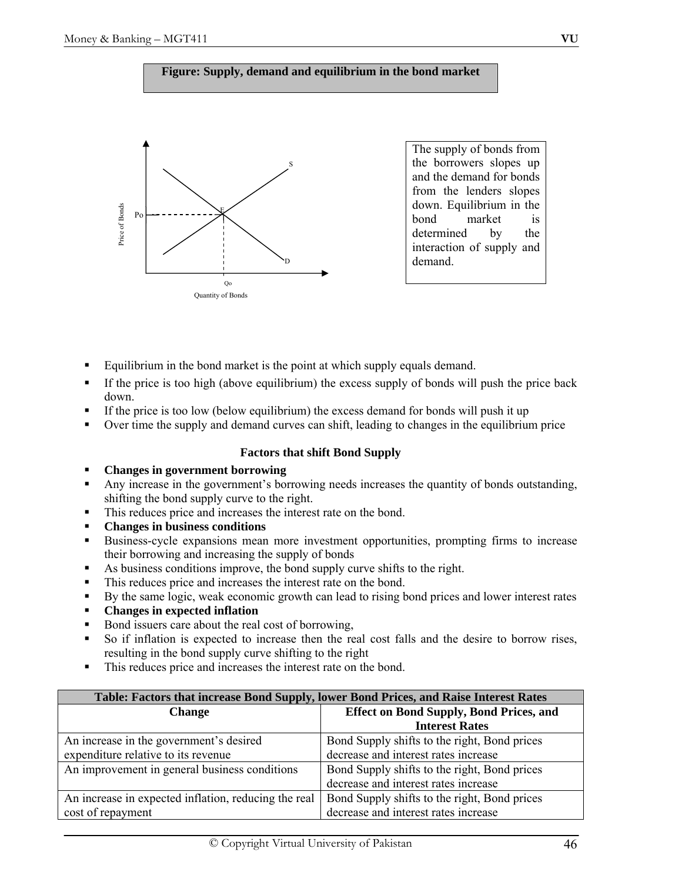**Figure: Supply, demand and equilibrium in the bond market**

The supply of bonds from the borrowers slopes up and the demand for bonds from the lenders slopes down. Equilibrium in the bond market is determined by the interaction of supply and demand.

- Equilibrium in the bond market is the point at which supply equals demand.
- If the price is too high (above equilibrium) the excess supply of bonds will push the price back down.
- If the price is too low (below equilibrium) the excess demand for bonds will push it up
- Over time the supply and demand curves can shift, leading to changes in the equilibrium price

### Factors that shift Bond Supply

- **Changes in government borrowing**
- Any increase in the government's borrowing needs increases the quantity of bonds outstanding, shifting the bond supply curve to the right.
- This reduces price and increases the interest rate on the bond.
- **Changes in business conditions**
- Business-cycle expansions mean more investment opportunities, prompting firms to increase their borrowing and increasing the supply of bonds
- As business conditions improve, the bond supply curve shifts to the right.
- This reduces price and increases the interest rate on the bond.
- By the same logic, weak economic growth can lead to rising bond prices and lower interest rates
- **Changes in expected inflation**
- Bond issuers care about the real cost of borrowing,
- So if inflation is expected to increase then the real cost falls and the desire to borrow rises, resulting in the bond supply curve shifting to the right
- This reduces price and increases the interest rate on the bond.

**Table: Factors that increase Bond Supply, lower Bond Prices, and Raise Interest Rates**

| Change | Effect on Bond Supply, Bond Prices, and Interest Rates |
|---|---|
| An increase in the government's desired expenditure relative to its revenue | Bond Supply shifts to the right, Bond prices decrease and interest rates increase |
| An improvement in general business conditions | Bond Supply shifts to the right, Bond prices decrease and interest rates increase |
| An increase in expected inflation, reducing the real cost of repayment | Bond Supply shifts to the right, Bond prices decrease and interest rates increase |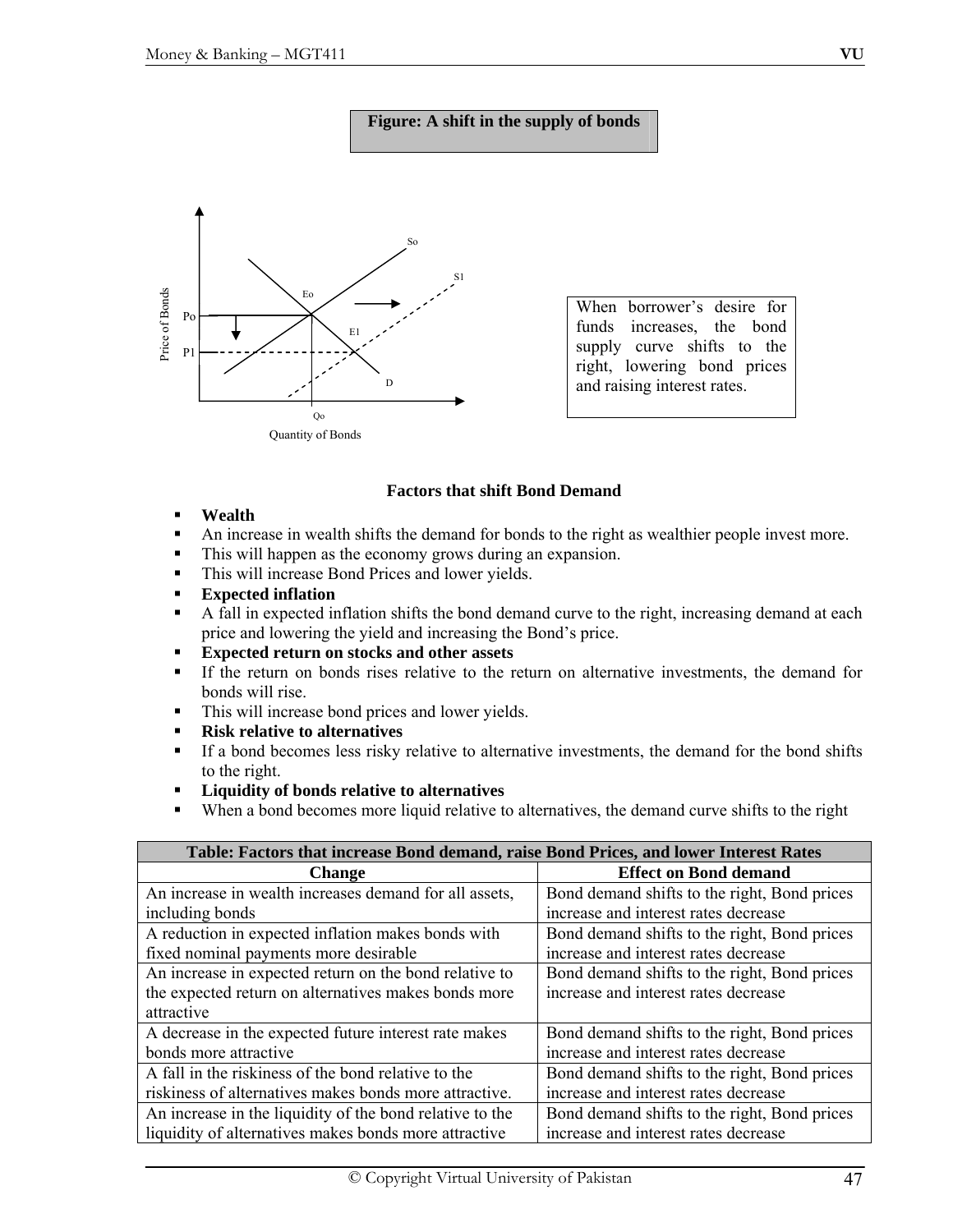**Figure: A shift in the supply of bonds**

When borrower's desire for funds increases, the bond supply curve shifts to the right, lowering bond prices and raising interest rates.

### Factors that shift Bond Demand

- **Wealth**
- An increase in wealth shifts the demand for bonds to the right as wealthier people invest more.
- This will happen as the economy grows during an expansion.
- This will increase Bond Prices and lower yields.
- **Expected inflation**
- A fall in expected inflation shifts the bond demand curve to the right, increasing demand at each price and lowering the yield and increasing the Bond's price.
- **Expected return on stocks and other assets**
- If the return on bonds rises relative to the return on alternative investments, the demand for bonds will rise.
- This will increase bond prices and lower yields.
- **Risk relative to alternatives**
- If a bond becomes less risky relative to alternative investments, the demand for the bond shifts to the right.
- **Liquidity of bonds relative to alternatives**
- When a bond becomes more liquid relative to alternatives, the demand curve shifts to the right

**Table: Factors that increase Bond demand, raise Bond Prices, and lower Interest Rates**

| Change | Effect on Bond demand |
|---|---|
| An increase in wealth increases demand for all assets, including bonds | Bond demand shifts to the right, Bond prices increase and interest rates decrease |
| A reduction in expected inflation makes bonds with fixed nominal payments more desirable | Bond demand shifts to the right, Bond prices increase and interest rates decrease |
| An increase in expected return on the bond relative to the expected return on alternatives makes bonds more attractive | Bond demand shifts to the right, Bond prices increase and interest rates decrease |
| A decrease in the expected future interest rate makes bonds more attractive | Bond demand shifts to the right, Bond prices increase and interest rates decrease |
| A fall in the riskiness of the bond relative to the riskiness of alternatives makes bonds more attractive. | Bond demand shifts to the right, Bond prices increase and interest rates decrease |
| An increase in the liquidity of the bond relative to the liquidity of alternatives makes bonds more attractive | Bond demand shifts to the right, Bond prices increase and interest rates decrease |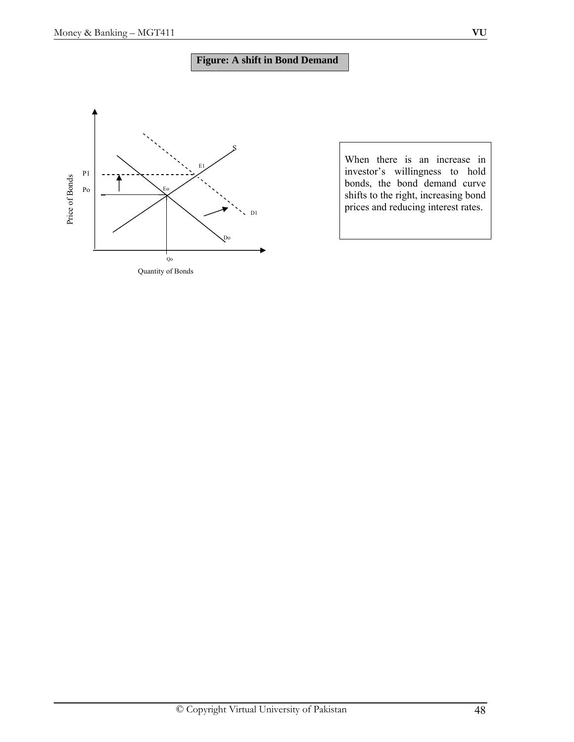**Figure: A shift in Bond Demand**

When there is an increase in investor's willingness to hold bonds, the bond demand curve shifts to the right, increasing bond prices and reducing interest rates.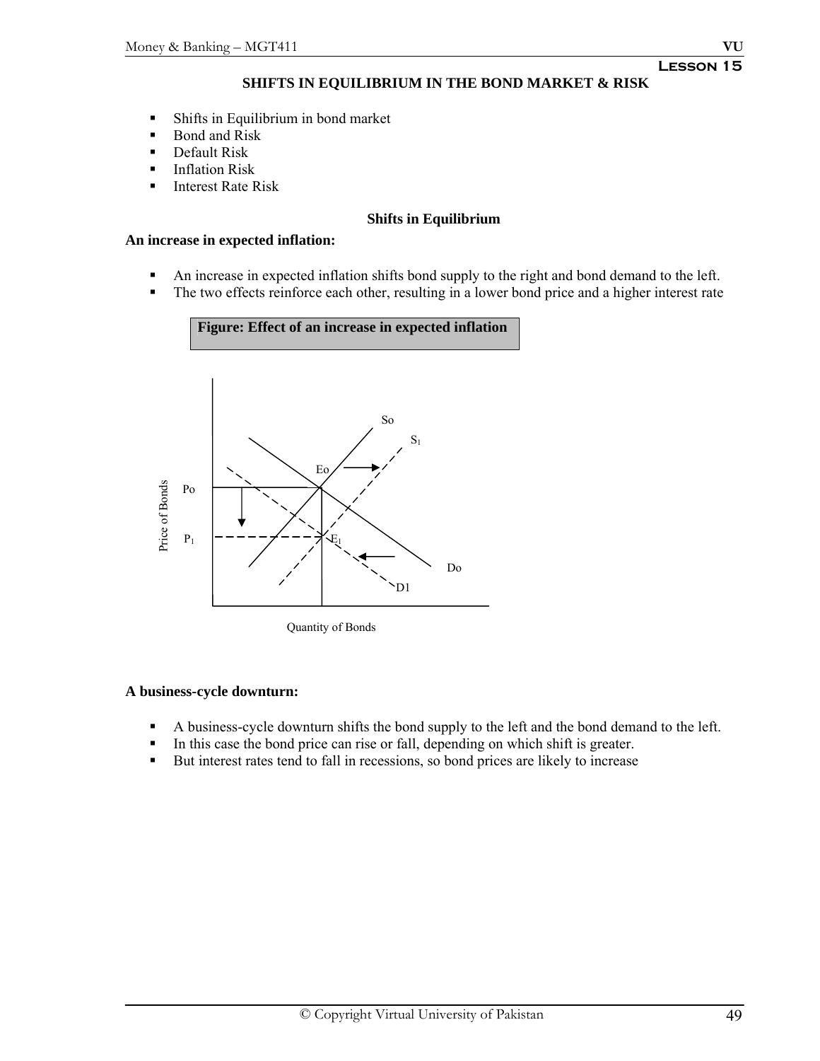## Lesson 15

# SHIFTS IN EQUILIBRIUM IN THE BOND MARKET & RISK

- Shifts in Equilibrium in bond market
- Bond and Risk
- Default Risk
- Inflation Risk
- Interest Rate Risk

### Shifts in Equilibrium

**An increase in expected inflation:**

- An increase in expected inflation shifts bond supply to the right and bond demand to the left.
- The two effects reinforce each other, resulting in a lower bond price and a higher interest rate

**Figure: Effect of an increase in expected inflation**

**A business-cycle downturn:**

- A business-cycle downturn shifts the bond supply to the left and the bond demand to the left.
- In this case the bond price can rise or fall, depending on which shift is greater.
- But interest rates tend to fall in recessions, so bond prices are likely to increase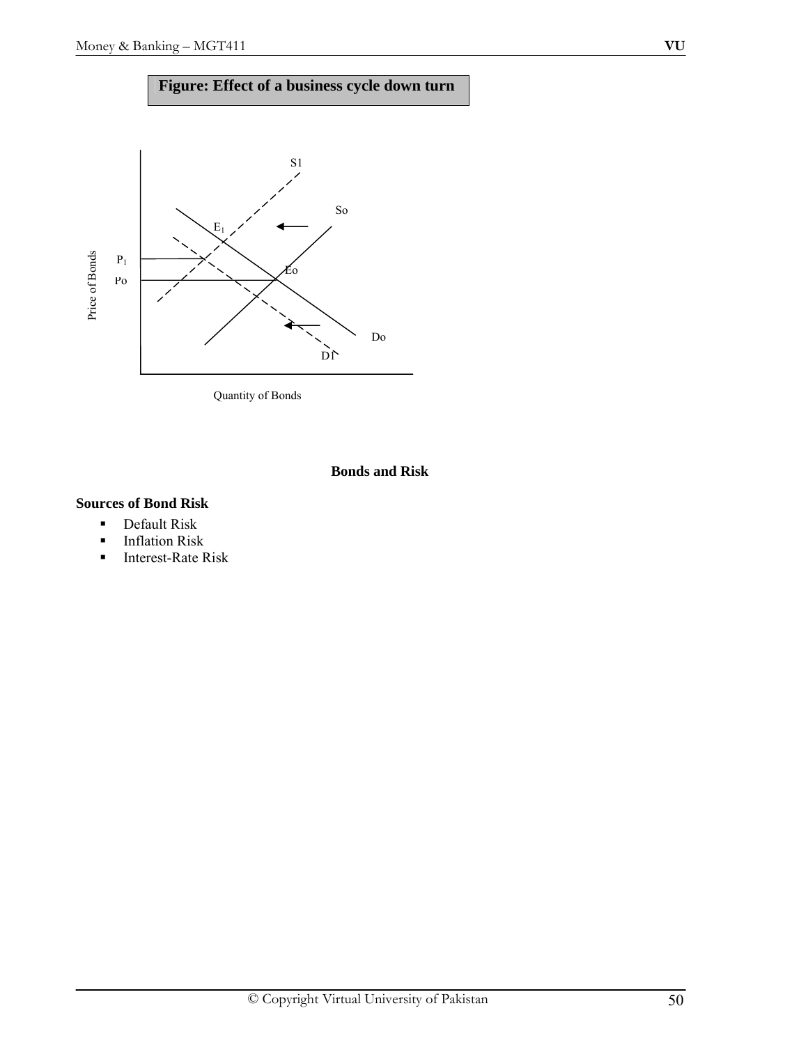**Figure: Effect of a business cycle down turn**

### Bonds and Risk

**Sources of Bond Risk**

- Default Risk
- Inflation Risk
- Interest-Rate Risk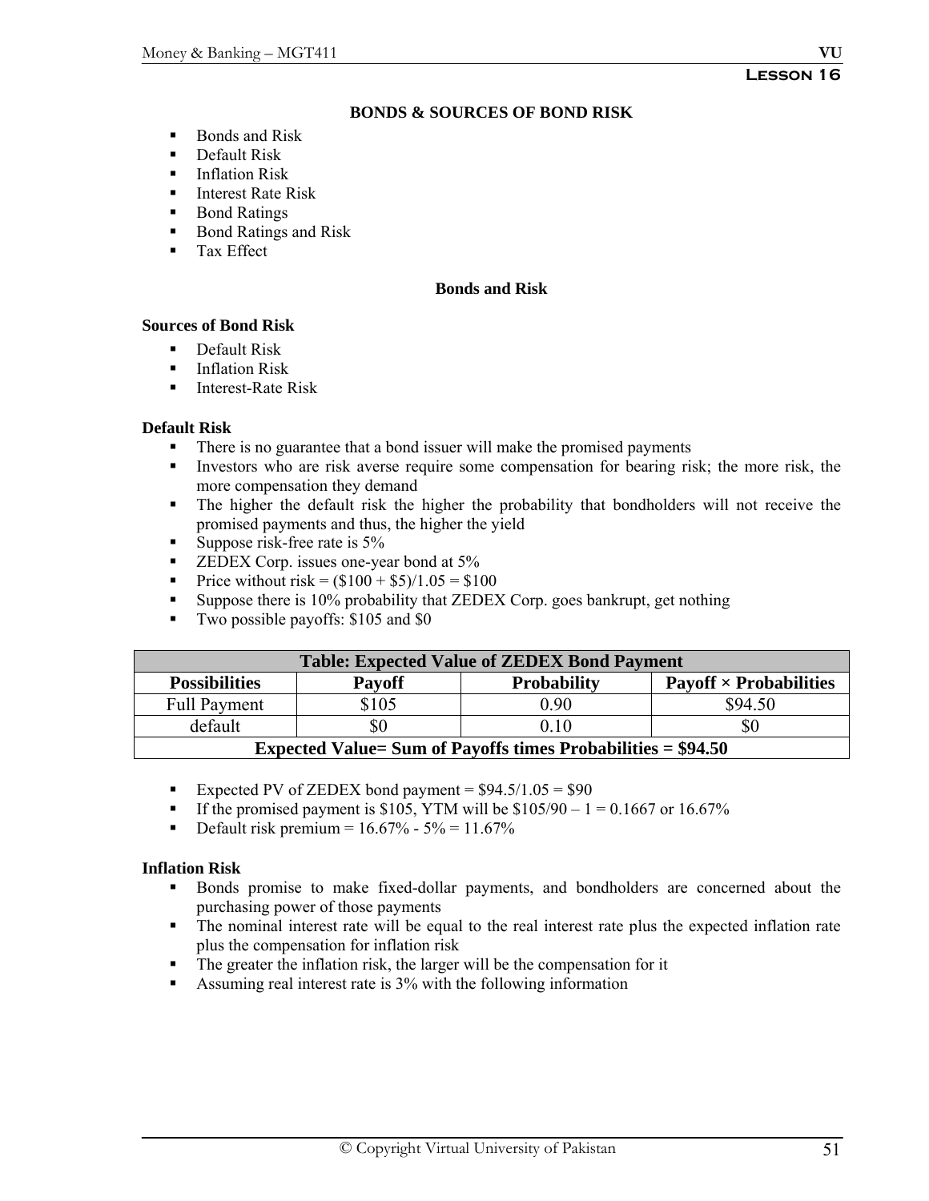**Lesson 16**

## BONDS & SOURCES OF BOND RISK

- Bonds and Risk
- Default Risk
- Inflation Risk
- Interest Rate Risk
- Bond Ratings
- Bond Ratings and Risk
- Tax Effect

### Bonds and Risk

**Sources of Bond Risk**

- Default Risk
- Inflation Risk
- Interest-Rate Risk

**Default Risk**

- There is no guarantee that a bond issuer will make the promised payments
- Investors who are risk averse require some compensation for bearing risk; the more risk, the more compensation they demand
- The higher the default risk the higher the probability that bondholders will not receive the promised payments and thus, the higher the yield
- Suppose risk-free rate is 5%
- ZEDEX Corp. issues one-year bond at 5%
- Price without risk = ($100 + $5)/1.05 = $100
- Suppose there is 10% probability that ZEDEX Corp. goes bankrupt, get nothing
- Two possible payoffs: $105 and $0

| Table: Expected Value of ZEDEX Bond Payment | | | |
|---|---|---|---|
| **Possibilities** | **Payoff** | **Probability** | **Payoff × Probabilities** |
| Full Payment | $105 | 0.90 | $94.50 |
| default | $0 | 0.10 | $0 |
| **Expected Value= Sum of Payoffs times Probabilities = $94.50** | | | |

- Expected PV of ZEDEX bond payment = $94.5/1.05 = $90
- If the promised payment is $105, YTM will be $105/90 – 1 = 0.1667 or 16.67%
- Default risk premium = 16.67% - 5% = 11.67%

**Inflation Risk**

- Bonds promise to make fixed-dollar payments, and bondholders are concerned about the purchasing power of those payments
- The nominal interest rate will be equal to the real interest rate plus the expected inflation rate plus the compensation for inflation risk
- The greater the inflation risk, the larger will be the compensation for it
- Assuming real interest rate is 3% with the following information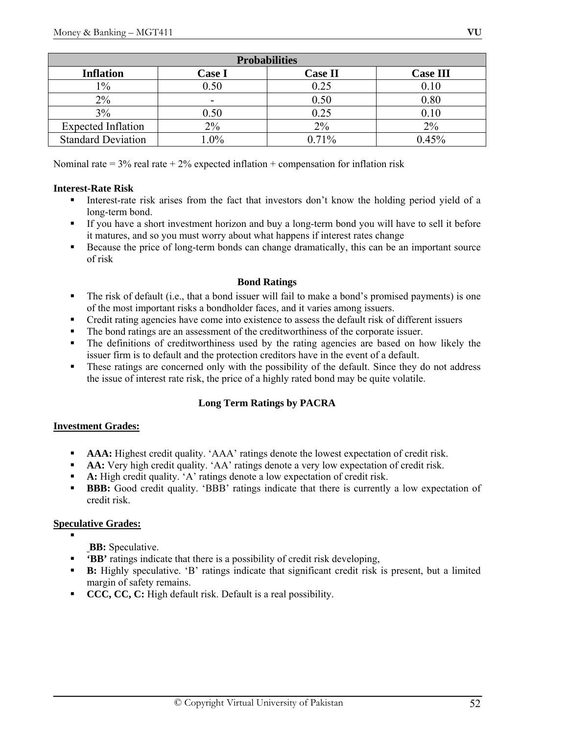| Probabilities | | | |
|---|---|---|---|
| **Inflation** | **Case I** | **Case II** | **Case III** |
| 1% | 0.50 | 0.25 | 0.10 |
| 2% | - | 0.50 | 0.80 |
| 3% | 0.50 | 0.25 | 0.10 |
| Expected Inflation | 2% | 2% | 2% |
| Standard Deviation | 1.0% | 0.71% | 0.45% |

Nominal rate = 3% real rate + 2% expected inflation + compensation for inflation risk

**Interest-Rate Risk**

- Interest-rate risk arises from the fact that investors don't know the holding period yield of a long-term bond.
- If you have a short investment horizon and buy a long-term bond you will have to sell it before it matures, and so you must worry about what happens if interest rates change
- Because the price of long-term bonds can change dramatically, this can be an important source of risk

### Bond Ratings

- The risk of default (i.e., that a bond issuer will fail to make a bond's promised payments) is one of the most important risks a bondholder faces, and it varies among issuers.
- Credit rating agencies have come into existence to assess the default risk of different issuers
- The bond ratings are an assessment of the creditworthiness of the corporate issuer.
- The definitions of creditworthiness used by the rating agencies are based on how likely the issuer firm is to default and the protection creditors have in the event of a default.
- These ratings are concerned only with the possibility of the default. Since they do not address the issue of interest rate risk, the price of a highly rated bond may be quite volatile.

### Long Term Ratings by PACRA

**Investment Grades:**

- **AAA:** Highest credit quality. 'AAA' ratings denote the lowest expectation of credit risk.
- **AA:** Very high credit quality. 'AA' ratings denote a very low expectation of credit risk.
- **A:** High credit quality. 'A' ratings denote a low expectation of credit risk.
- **BBB:** Good credit quality. 'BBB' ratings indicate that there is currently a low expectation of credit risk.

**Speculative Grades:**

- **BB:** Speculative.
- **'BB'** ratings indicate that there is a possibility of credit risk developing,
- **B:** Highly speculative. 'B' ratings indicate that significant credit risk is present, but a limited margin of safety remains.
- **CCC, CC, C:** High default risk. Default is a real possibility.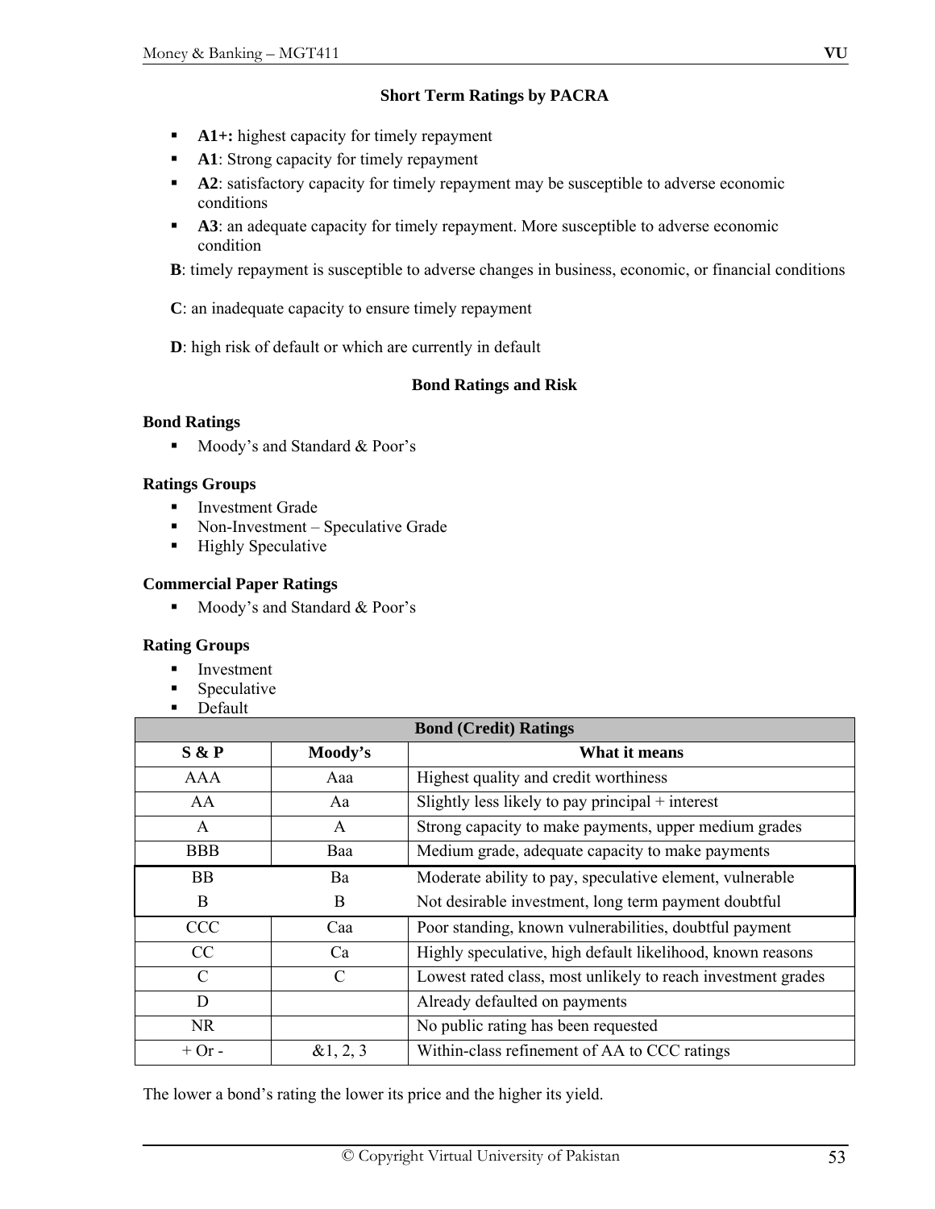### Short Term Ratings by PACRA

- **A1+:** highest capacity for timely repayment
- **A1**: Strong capacity for timely repayment
- **A2**: satisfactory capacity for timely repayment may be susceptible to adverse economic conditions
- **A3**: an adequate capacity for timely repayment. More susceptible to adverse economic condition

**B**: timely repayment is susceptible to adverse changes in business, economic, or financial conditions

**C**: an inadequate capacity to ensure timely repayment

**D**: high risk of default or which are currently in default

### Bond Ratings and Risk

**Bond Ratings**

- Moody's and Standard & Poor's

**Ratings Groups**

- Investment Grade
- Non-Investment – Speculative Grade
- Highly Speculative

**Commercial Paper Ratings**

- Moody's and Standard & Poor's

**Rating Groups**

- Investment
- Speculative
- Default

| Bond (Credit) Ratings | | |
|---|---|---|
| **S & P** | **Moody's** | **What it means** |
| AAA | Aaa | Highest quality and credit worthiness |
| AA | Aa | Slightly less likely to pay principal + interest |
| A | A | Strong capacity to make payments, upper medium grades |
| BBB | Baa | Medium grade, adequate capacity to make payments |
| BB | Ba | Moderate ability to pay, speculative element, vulnerable |
| B | B | Not desirable investment, long term payment doubtful |
| CCC | Caa | Poor standing, known vulnerabilities, doubtful payment |
| CC | Ca | Highly speculative, high default likelihood, known reasons |
| C | C | Lowest rated class, most unlikely to reach investment grades |
| D | | Already defaulted on payments |
| NR | | No public rating has been requested |
| + Or - | &1, 2, 3 | Within-class refinement of AA to CCC ratings |

The lower a bond's rating the lower its price and the higher its yield.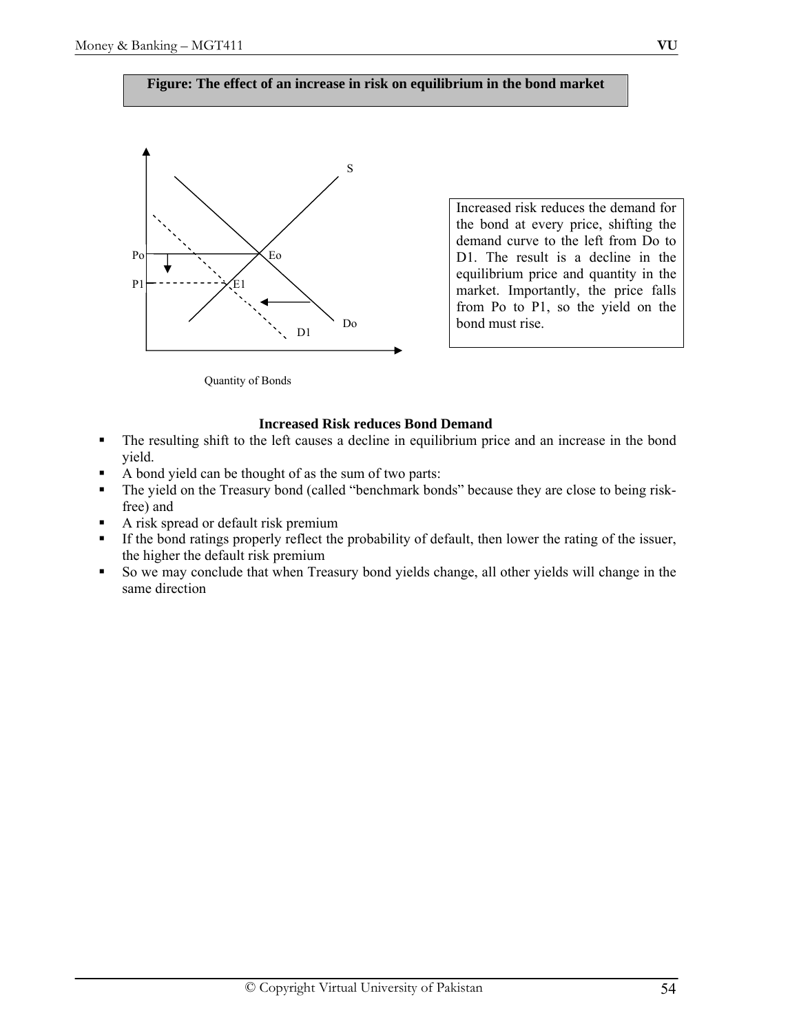**Figure: The effect of an increase in risk on equilibrium in the bond market**

S

Po — Eo

P1 — E1

Do

D1

Quantity of Bonds

Increased risk reduces the demand for the bond at every price, shifting the demand curve to the left from Do to D1. The result is a decline in the equilibrium price and quantity in the market. Importantly, the price falls from Po to P1, so the yield on the bond must rise.

**Increased Risk reduces Bond Demand**

- The resulting shift to the left causes a decline in equilibrium price and an increase in the bond yield.
- A bond yield can be thought of as the sum of two parts:
- The yield on the Treasury bond (called "benchmark bonds" because they are close to being risk-free) and
- A risk spread or default risk premium
- If the bond ratings properly reflect the probability of default, then lower the rating of the issuer, the higher the default risk premium
- So we may conclude that when Treasury bond yields change, all other yields will change in the same direction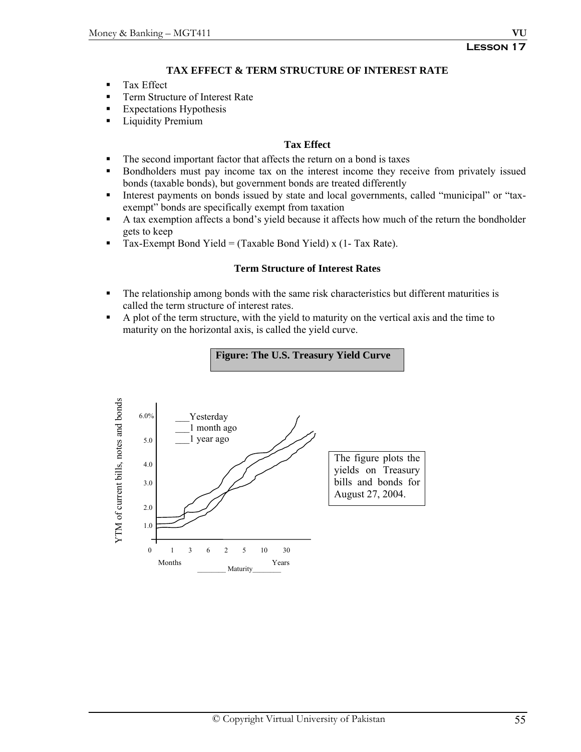**Lesson 17**

## TAX EFFECT & TERM STRUCTURE OF INTEREST RATE

- Tax Effect
- Term Structure of Interest Rate
- Expectations Hypothesis
- Liquidity Premium

### Tax Effect

- The second important factor that affects the return on a bond is taxes
- Bondholders must pay income tax on the interest income they receive from privately issued bonds (taxable bonds), but government bonds are treated differently
- Interest payments on bonds issued by state and local governments, called "municipal" or "tax-exempt" bonds are specifically exempt from taxation
- A tax exemption affects a bond's yield because it affects how much of the return the bondholder gets to keep
- Tax-Exempt Bond Yield = (Taxable Bond Yield) x (1- Tax Rate).

### Term Structure of Interest Rates

- The relationship among bonds with the same risk characteristics but different maturities is called the term structure of interest rates.
- A plot of the term structure, with the yield to maturity on the vertical axis and the time to maturity on the horizontal axis, is called the yield curve.

**Figure: The U.S. Treasury Yield Curve**

YTM of current bills, notes and bonds

6.0%, 5.0, 4.0, 3.0, 2.0, 1.0

___Yesterday
___1 month ago
___1 year ago

0 1 3 6 2 5 10 30

Months Years

________ Maturity________

The figure plots the yields on Treasury bills and bonds for August 27, 2004.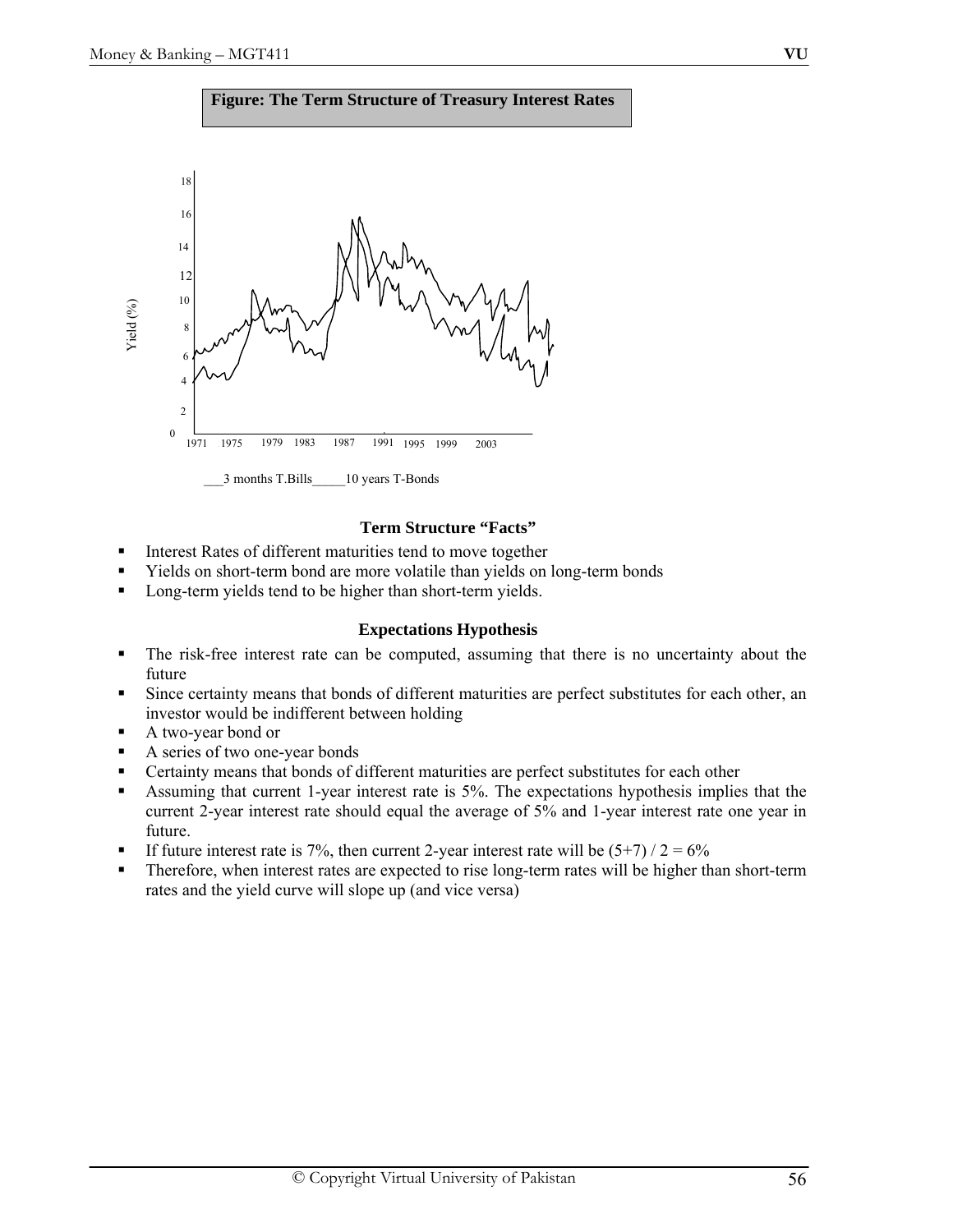**Figure: The Term Structure of Treasury Interest Rates**

___3 months T.Bills_____10 years T-Bonds

### Term Structure "Facts"

- Interest Rates of different maturities tend to move together
- Yields on short-term bond are more volatile than yields on long-term bonds
- Long-term yields tend to be higher than short-term yields.

### Expectations Hypothesis

- The risk-free interest rate can be computed, assuming that there is no uncertainty about the future
- Since certainty means that bonds of different maturities are perfect substitutes for each other, an investor would be indifferent between holding
- A two-year bond or
- A series of two one-year bonds
- Certainty means that bonds of different maturities are perfect substitutes for each other
- Assuming that current 1-year interest rate is 5%. The expectations hypothesis implies that the current 2-year interest rate should equal the average of 5% and 1-year interest rate one year in future.
- If future interest rate is 7%, then current 2-year interest rate will be $(5+7) / 2 = 6\%$
- Therefore, when interest rates are expected to rise long-term rates will be higher than short-term rates and the yield curve will slope up (and vice versa)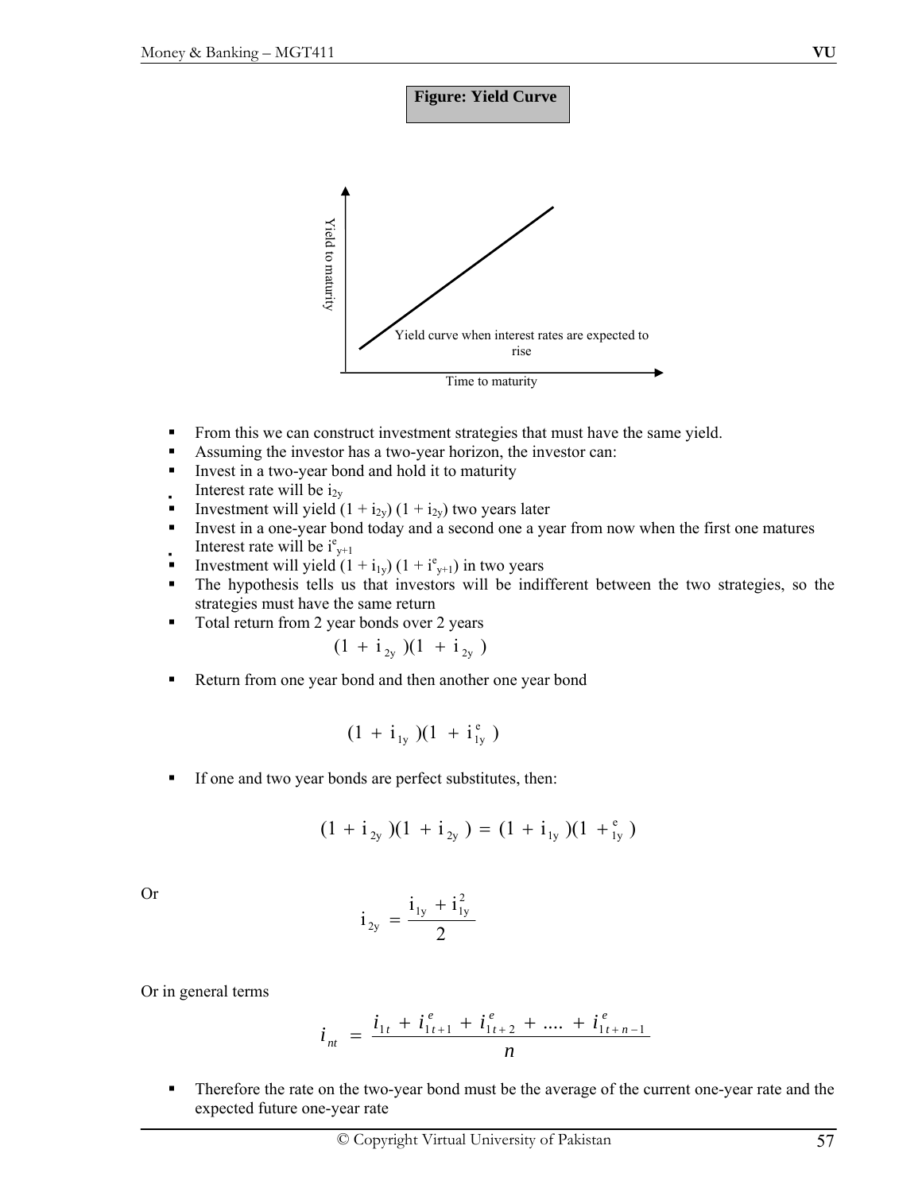**Figure: Yield Curve**

Yield to maturity

Yield curve when interest rates are expected to rise

Time to maturity

- From this we can construct investment strategies that must have the same yield.
- Assuming the investor has a two-year horizon, the investor can:
- Invest in a two-year bond and hold it to maturity
- Interest rate will be $i_{2y}$
- Investment will yield $(1 + i_{2y}) (1 + i_{2y})$ two years later
- Invest in a one-year bond today and a second one a year from now when the first one matures
- Interest rate will be $i^e_{y+1}$
- Investment will yield $(1 + i_{1y}) (1 + i^e_{y+1})$ in two years
- The hypothesis tells us that investors will be indifferent between the two strategies, so the strategies must have the same return
- Total return from 2 year bonds over 2 years

$$(1 + i_{2y})(1 + i_{2y})$$

- Return from one year bond and then another one year bond

$$(1 + i_{1y})(1 + i^e_{1y})$$

- If one and two year bonds are perfect substitutes, then:

$$(1 + i_{2y})(1 + i_{2y}) = (1 + i_{1y})(1 + ^e_{1y})$$

Or

$$i_{2y} = \frac{i_{1y} + i^2_{1y}}{2}$$

Or in general terms

$$i_{nt} = \frac{i_{1t} + i^e_{1t+1} + i^e_{1t+2} + .... + i^e_{1t+n-1}}{n}$$

- Therefore the rate on the two-year bond must be the average of the current one-year rate and the expected future one-year rate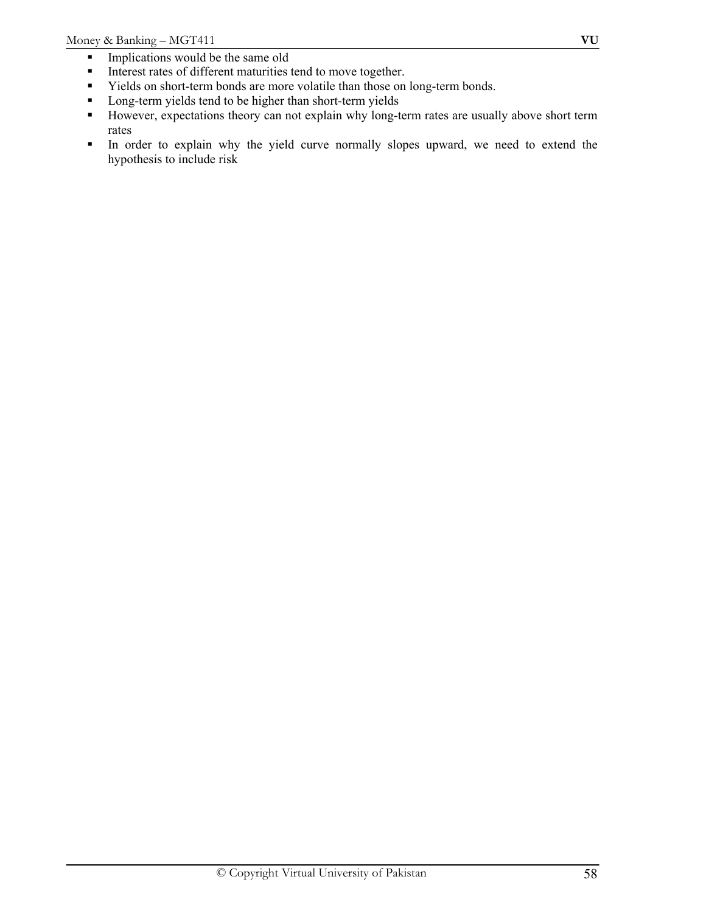- Implications would be the same old
- Interest rates of different maturities tend to move together.
- Yields on short-term bonds are more volatile than those on long-term bonds.
- Long-term yields tend to be higher than short-term yields
- However, expectations theory can not explain why long-term rates are usually above short term rates
- In order to explain why the yield curve normally slopes upward, we need to extend the hypothesis to include risk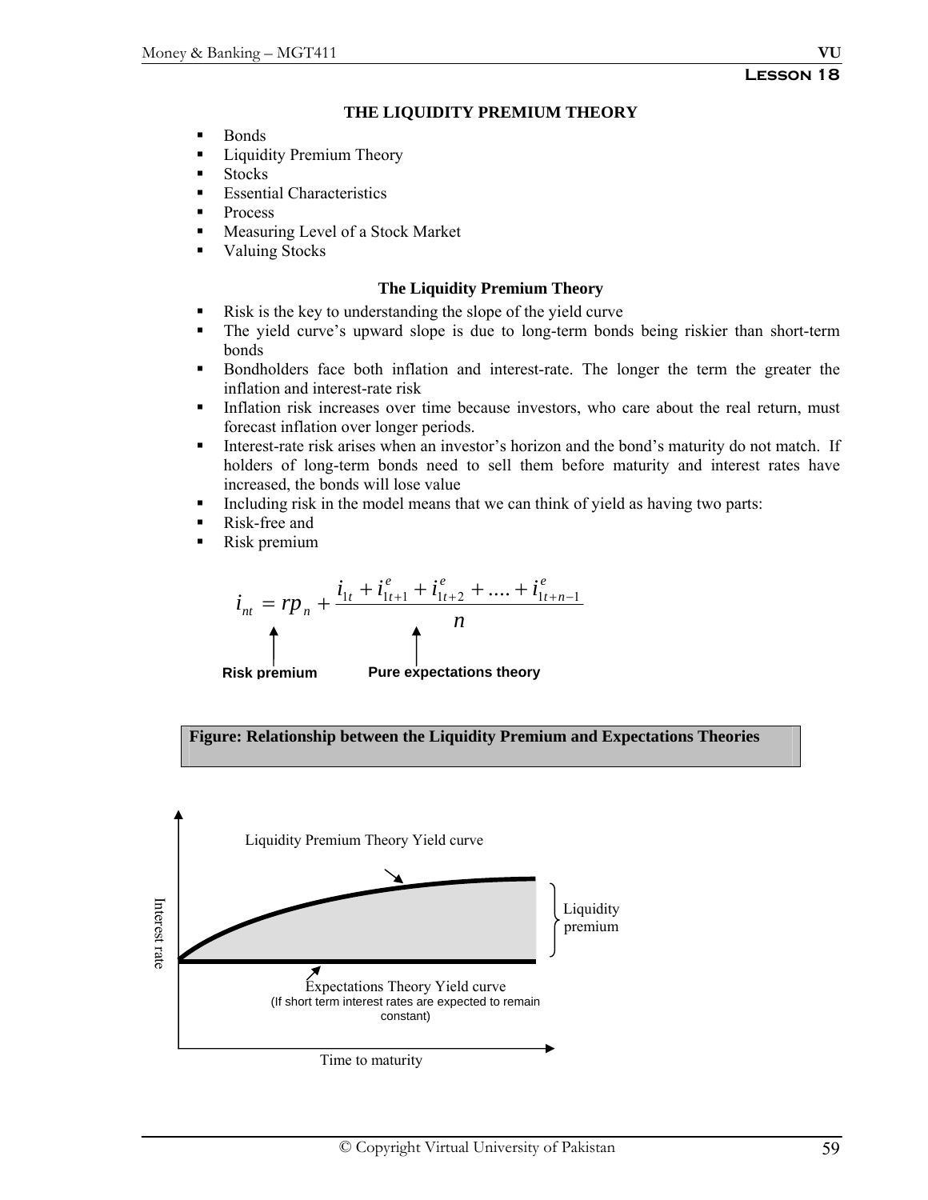## Lesson 18

# THE LIQUIDITY PREMIUM THEORY

- Bonds
- Liquidity Premium Theory
- Stocks
- Essential Characteristics
- Process
- Measuring Level of a Stock Market
- Valuing Stocks

## The Liquidity Premium Theory

- Risk is the key to understanding the slope of the yield curve
- The yield curve's upward slope is due to long-term bonds being riskier than short-term bonds
- Bondholders face both inflation and interest-rate. The longer the term the greater the inflation and interest-rate risk
- Inflation risk increases over time because investors, who care about the real return, must forecast inflation over longer periods.
- Interest-rate risk arises when an investor's horizon and the bond's maturity do not match. If holders of long-term bonds need to sell them before maturity and interest rates have increased, the bonds will lose value
- Including risk in the model means that we can think of yield as having two parts:
- Risk-free and
- Risk premium

$$i_{nt} = rp_n + \frac{i_{1t} + i^e_{1t+1} + i^e_{1t+2} + .... + i^e_{1t+n-1}}{n}$$

Risk premium ($rp_n$) — Pure expectations theory (fraction term)

**Figure: Relationship between the Liquidity Premium and Expectations Theories**

Liquidity Premium Theory Yield curve

Liquidity premium

Expectations Theory Yield curve
(If short term interest rates are expected to remain constant)

Interest rate

Time to maturity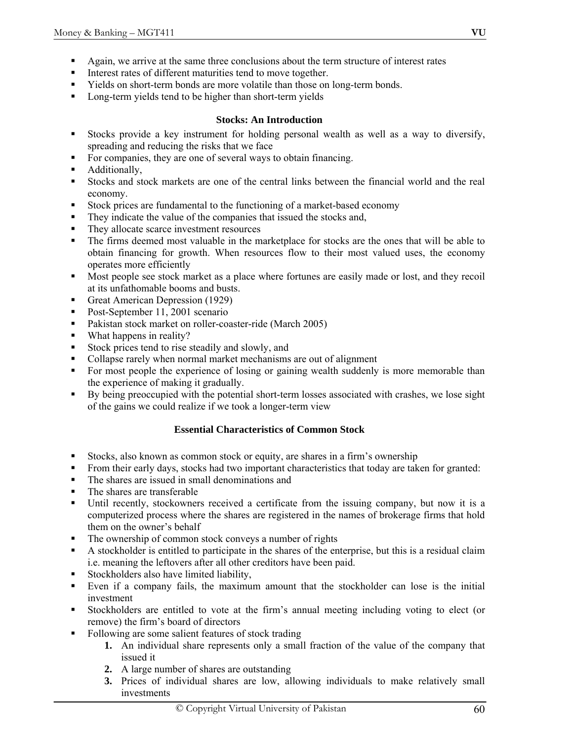- Again, we arrive at the same three conclusions about the term structure of interest rates
- Interest rates of different maturities tend to move together.
- Yields on short-term bonds are more volatile than those on long-term bonds.
- Long-term yields tend to be higher than short-term yields

### Stocks: An Introduction

- Stocks provide a key instrument for holding personal wealth as well as a way to diversify, spreading and reducing the risks that we face
- For companies, they are one of several ways to obtain financing.
- Additionally,
- Stocks and stock markets are one of the central links between the financial world and the real economy.
- Stock prices are fundamental to the functioning of a market-based economy
- They indicate the value of the companies that issued the stocks and,
- They allocate scarce investment resources
- The firms deemed most valuable in the marketplace for stocks are the ones that will be able to obtain financing for growth. When resources flow to their most valued uses, the economy operates more efficiently
- Most people see stock market as a place where fortunes are easily made or lost, and they recoil at its unfathomable booms and busts.
- Great American Depression (1929)
- Post-September 11, 2001 scenario
- Pakistan stock market on roller-coaster-ride (March 2005)
- What happens in reality?
- Stock prices tend to rise steadily and slowly, and
- Collapse rarely when normal market mechanisms are out of alignment
- For most people the experience of losing or gaining wealth suddenly is more memorable than the experience of making it gradually.
- By being preoccupied with the potential short-term losses associated with crashes, we lose sight of the gains we could realize if we took a longer-term view

### Essential Characteristics of Common Stock

- Stocks, also known as common stock or equity, are shares in a firm's ownership
- From their early days, stocks had two important characteristics that today are taken for granted:
- The shares are issued in small denominations and
- The shares are transferable
- Until recently, stockowners received a certificate from the issuing company, but now it is a computerized process where the shares are registered in the names of brokerage firms that hold them on the owner's behalf
- The ownership of common stock conveys a number of rights
- A stockholder is entitled to participate in the shares of the enterprise, but this is a residual claim i.e. meaning the leftovers after all other creditors have been paid.
- Stockholders also have limited liability,
- Even if a company fails, the maximum amount that the stockholder can lose is the initial investment
- Stockholders are entitled to vote at the firm's annual meeting including voting to elect (or remove) the firm's board of directors
- Following are some salient features of stock trading
    1. An individual share represents only a small fraction of the value of the company that issued it
    2. A large number of shares are outstanding
    3. Prices of individual shares are low, allowing individuals to make relatively small investments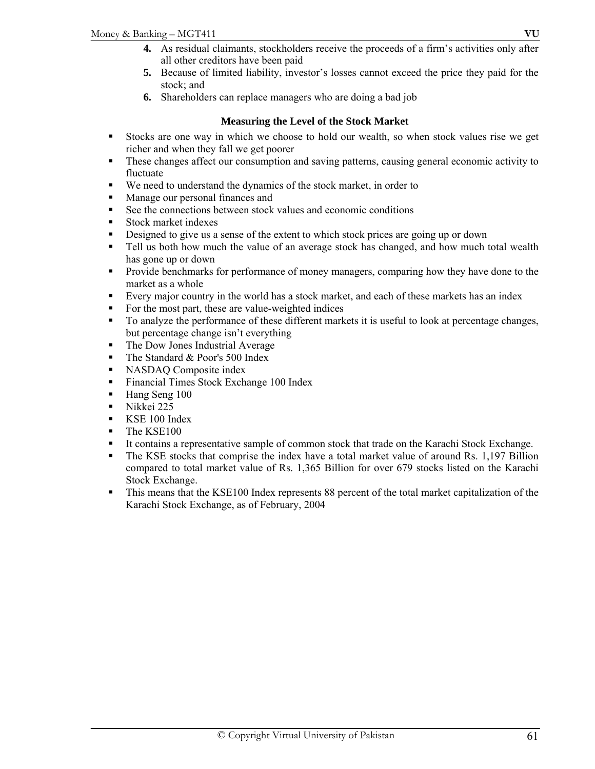4. As residual claimants, stockholders receive the proceeds of a firm's activities only after all other creditors have been paid
5. Because of limited liability, investor's losses cannot exceed the price they paid for the stock; and
6. Shareholders can replace managers who are doing a bad job

### Measuring the Level of the Stock Market

- Stocks are one way in which we choose to hold our wealth, so when stock values rise we get richer and when they fall we get poorer
- These changes affect our consumption and saving patterns, causing general economic activity to fluctuate
- We need to understand the dynamics of the stock market, in order to
- Manage our personal finances and
- See the connections between stock values and economic conditions
- Stock market indexes
- Designed to give us a sense of the extent to which stock prices are going up or down
- Tell us both how much the value of an average stock has changed, and how much total wealth has gone up or down
- Provide benchmarks for performance of money managers, comparing how they have done to the market as a whole
- Every major country in the world has a stock market, and each of these markets has an index
- For the most part, these are value-weighted indices
- To analyze the performance of these different markets it is useful to look at percentage changes, but percentage change isn't everything
- The Dow Jones Industrial Average
- The Standard & Poor's 500 Index
- NASDAQ Composite index
- Financial Times Stock Exchange 100 Index
- Hang Seng 100
- Nikkei 225
- KSE 100 Index
- The KSE100
- It contains a representative sample of common stock that trade on the Karachi Stock Exchange.
- The KSE stocks that comprise the index have a total market value of around Rs. 1,197 Billion compared to total market value of Rs. 1,365 Billion for over 679 stocks listed on the Karachi Stock Exchange.
- This means that the KSE100 Index represents 88 percent of the total market capitalization of the Karachi Stock Exchange, as of February, 2004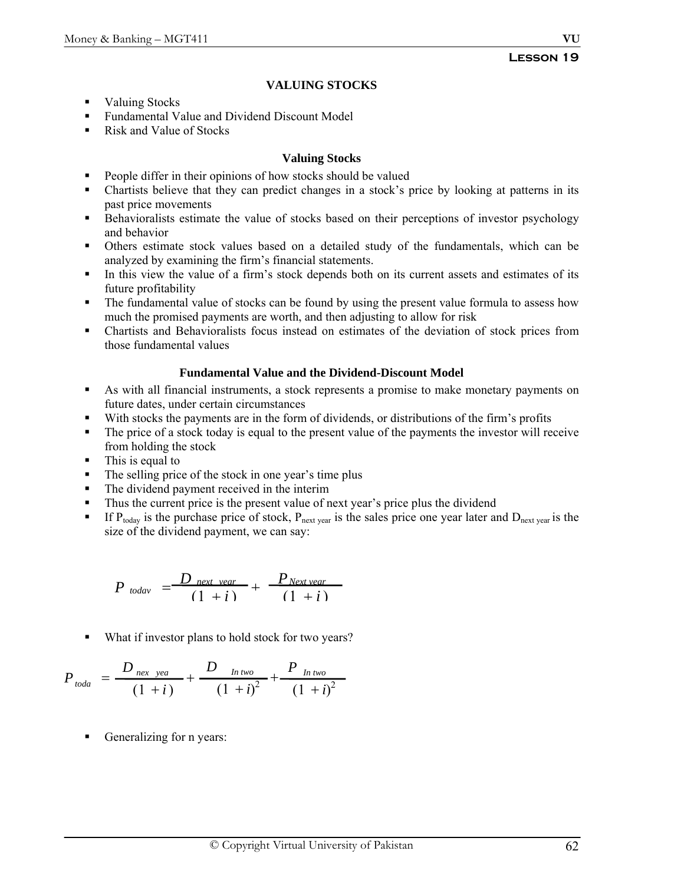**Lesson 19**

# VALUING STOCKS

- Valuing Stocks
- Fundamental Value and Dividend Discount Model
- Risk and Value of Stocks

## Valuing Stocks

- People differ in their opinions of how stocks should be valued
- Chartists believe that they can predict changes in a stock's price by looking at patterns in its past price movements
- Behavioralists estimate the value of stocks based on their perceptions of investor psychology and behavior
- Others estimate stock values based on a detailed study of the fundamentals, which can be analyzed by examining the firm's financial statements.
- In this view the value of a firm's stock depends both on its current assets and estimates of its future profitability
- The fundamental value of stocks can be found by using the present value formula to assess how much the promised payments are worth, and then adjusting to allow for risk
- Chartists and Behavioralists focus instead on estimates of the deviation of stock prices from those fundamental values

## Fundamental Value and the Dividend-Discount Model

- As with all financial instruments, a stock represents a promise to make monetary payments on future dates, under certain circumstances
- With stocks the payments are in the form of dividends, or distributions of the firm's profits
- The price of a stock today is equal to the present value of the payments the investor will receive from holding the stock
- This is equal to
- The selling price of the stock in one year's time plus
- The dividend payment received in the interim
- Thus the current price is the present value of next year's price plus the dividend
- If $P_{today}$ is the purchase price of stock, $P_{next\ year}$ is the sales price one year later and $D_{next\ year}$ is the size of the dividend payment, we can say:

$$P_{today} = \frac{D_{next\ year}}{(1+i)} + \frac{P_{Next\ year}}{(1+i)}$$

- What if investor plans to hold stock for two years?

$$P_{today} = \frac{D_{next\ year}}{(1+i)} + \frac{D_{In\ two}}{(1+i)^2} + \frac{P_{In\ two}}{(1+i)^2}$$

- Generalizing for n years: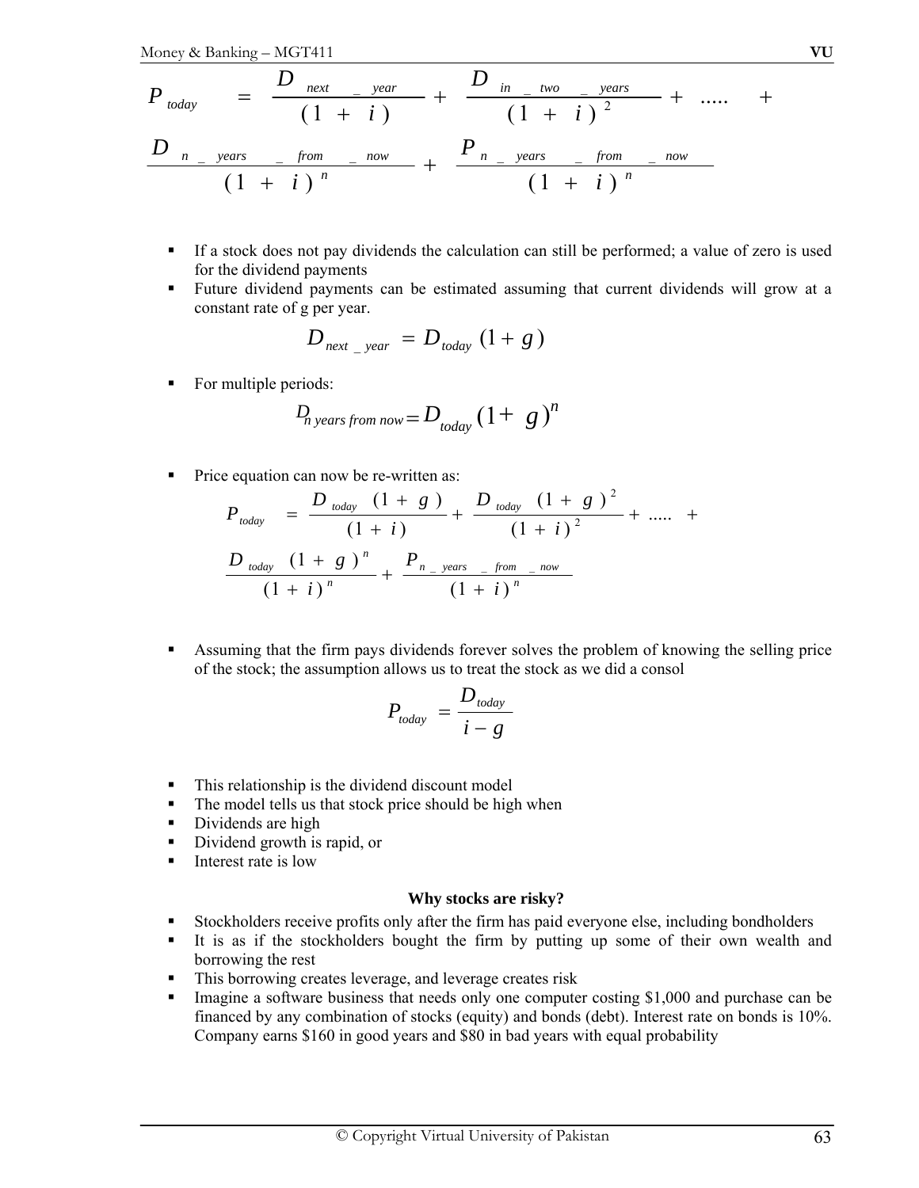$$P_{today} = \frac{D_{next\_year}}{(1+i)} + \frac{D_{in\_two\_years}}{(1+i)^2} + \ldots + \frac{D_{n\_years\_from\_now}}{(1+i)^n} + \frac{P_{n\_years\_from\_now}}{(1+i)^n}$$

- If a stock does not pay dividends the calculation can still be performed; a value of zero is used for the dividend payments
- Future dividend payments can be estimated assuming that current dividends will grow at a constant rate of g per year.

$$D_{next\_year} = D_{today}(1+g)$$

- For multiple periods:

$$D_{n\ years\ from\ now} = D_{today}(1+g)^n$$

- Price equation can now be re-written as:

$$P_{today} = \frac{D_{today}(1+g)}{(1+i)} + \frac{D_{today}(1+g)^2}{(1+i)^2} + \ldots + \frac{D_{today}(1+g)^n}{(1+i)^n} + \frac{P_{n\_years\_from\_now}}{(1+i)^n}$$

- Assuming that the firm pays dividends forever solves the problem of knowing the selling price of the stock; the assumption allows us to treat the stock as we did a consol

$$P_{today} = \frac{D_{today}}{i-g}$$

- This relationship is the dividend discount model
- The model tells us that stock price should be high when
- Dividends are high
- Dividend growth is rapid, or
- Interest rate is low

**Why stocks are risky?**

- Stockholders receive profits only after the firm has paid everyone else, including bondholders
- It is as if the stockholders bought the firm by putting up some of their own wealth and borrowing the rest
- This borrowing creates leverage, and leverage creates risk
- Imagine a software business that needs only one computer costing $1,000 and purchase can be financed by any combination of stocks (equity) and bonds (debt). Interest rate on bonds is 10%. Company earns $160 in good years and $80 in bad years with equal probability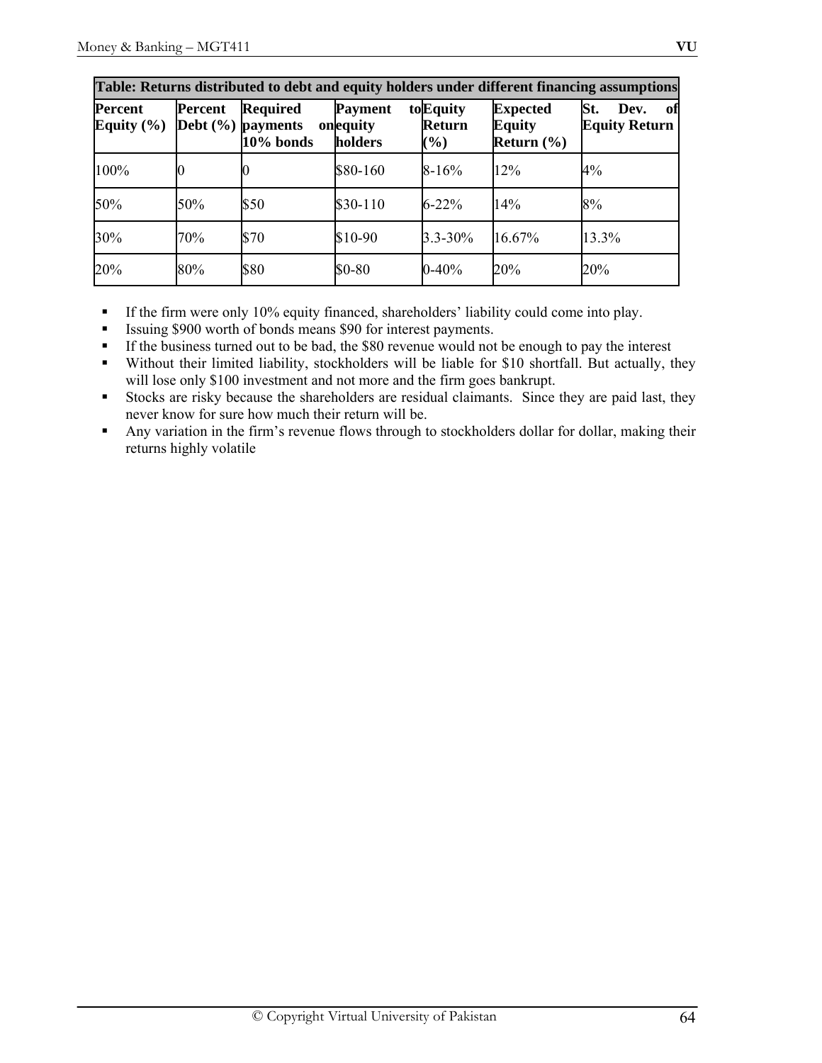**Table: Returns distributed to debt and equity holders under different financing assumptions**

| Percent Equity (%) | Percent Debt (%) | Required payments on 10% bonds | Payment to equity holders | Equity Return (%) | Expected Equity Return (%) | St. Dev. of Equity Return |
|---|---|---|---|---|---|---|
| 100% | 0 | 0 | \$80-160 | 8-16% | 12% | 4% |
| 50% | 50% | \$50 | \$30-110 | 6-22% | 14% | 8% |
| 30% | 70% | \$70 | \$10-90 | 3.3-30% | 16.67% | 13.3% |
| 20% | 80% | \$80 | \$0-80 | 0-40% | 20% | 20% |

- If the firm were only 10% equity financed, shareholders' liability could come into play.
- Issuing \$900 worth of bonds means \$90 for interest payments.
- If the business turned out to be bad, the \$80 revenue would not be enough to pay the interest
- Without their limited liability, stockholders will be liable for \$10 shortfall. But actually, they will lose only \$100 investment and not more and the firm goes bankrupt.
- Stocks are risky because the shareholders are residual claimants. Since they are paid last, they never know for sure how much their return will be.
- Any variation in the firm's revenue flows through to stockholders dollar for dollar, making their returns highly volatile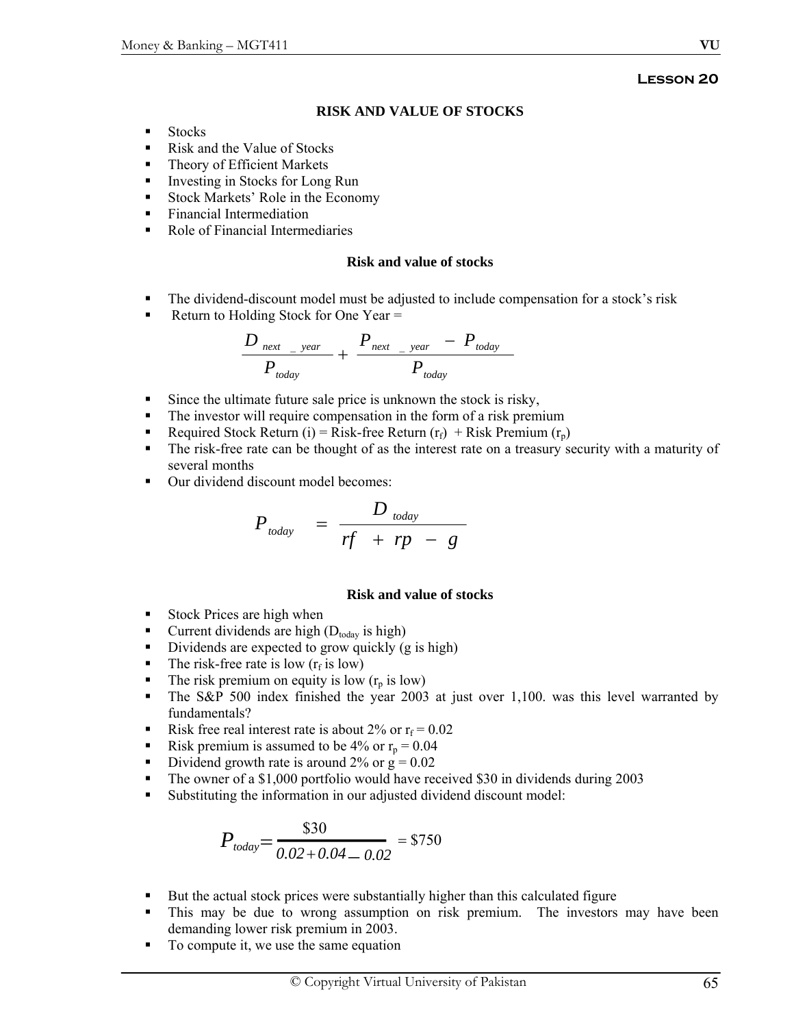**Lesson 20**

## RISK AND VALUE OF STOCKS

- Stocks
- Risk and the Value of Stocks
- Theory of Efficient Markets
- Investing in Stocks for Long Run
- Stock Markets' Role in the Economy
- Financial Intermediation
- Role of Financial Intermediaries

### Risk and value of stocks

- The dividend-discount model must be adjusted to include compensation for a stock's risk
- Return to Holding Stock for One Year =

$$\frac{D_{next\_year}}{P_{today}} + \frac{P_{next\_year} - P_{today}}{P_{today}}$$

- Since the ultimate future sale price is unknown the stock is risky,
- The investor will require compensation in the form of a risk premium
- Required Stock Return (i) = Risk-free Return ($r_f$) + Risk Premium ($r_p$)
- The risk-free rate can be thought of as the interest rate on a treasury security with a maturity of several months
- Our dividend discount model becomes:

$$P_{today} = \frac{D_{today}}{rf + rp - g}$$

### Risk and value of stocks

- Stock Prices are high when
- Current dividends are high ($D_{today}$ is high)
- Dividends are expected to grow quickly (g is high)
- The risk-free rate is low ($r_f$ is low)
- The risk premium on equity is low ($r_p$ is low)
- The S&P 500 index finished the year 2003 at just over 1,100. was this level warranted by fundamentals?
- Risk free real interest rate is about 2% or $r_f = 0.02$
- Risk premium is assumed to be 4% or $r_p = 0.04$
- Dividend growth rate is around 2% or $g = 0.02$
- The owner of a $1,000 portfolio would have received $30 in dividends during 2003
- Substituting the information in our adjusted dividend discount model:

$$P_{today} = \frac{\$30}{0.02 + 0.04 - 0.02} = \$750$$

- But the actual stock prices were substantially higher than this calculated figure
- This may be due to wrong assumption on risk premium. The investors may have been demanding lower risk premium in 2003.
- To compute it, we use the same equation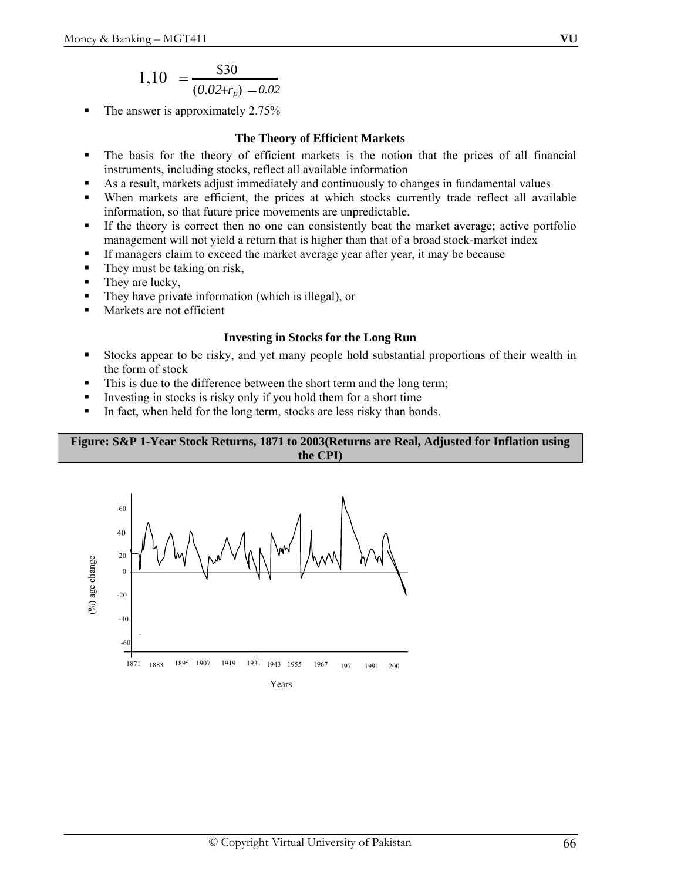$$1,10 = \frac{\$30}{(0.02+r_p) - 0.02}$$

- The answer is approximately 2.75%

### The Theory of Efficient Markets

- The basis for the theory of efficient markets is the notion that the prices of all financial instruments, including stocks, reflect all available information
- As a result, markets adjust immediately and continuously to changes in fundamental values
- When markets are efficient, the prices at which stocks currently trade reflect all available information, so that future price movements are unpredictable.
- If the theory is correct then no one can consistently beat the market average; active portfolio management will not yield a return that is higher than that of a broad stock-market index
- If managers claim to exceed the market average year after year, it may be because
- They must be taking on risk,
- They are lucky,
- They have private information (which is illegal), or
- Markets are not efficient

### Investing in Stocks for the Long Run

- Stocks appear to be risky, and yet many people hold substantial proportions of their wealth in the form of stock
- This is due to the difference between the short term and the long term;
- Investing in stocks is risky only if you hold them for a short time
- In fact, when held for the long term, stocks are less risky than bonds.

**Figure: S&P 1-Year Stock Returns, 1871 to 2003(Returns are Real, Adjusted for Inflation using the CPI)**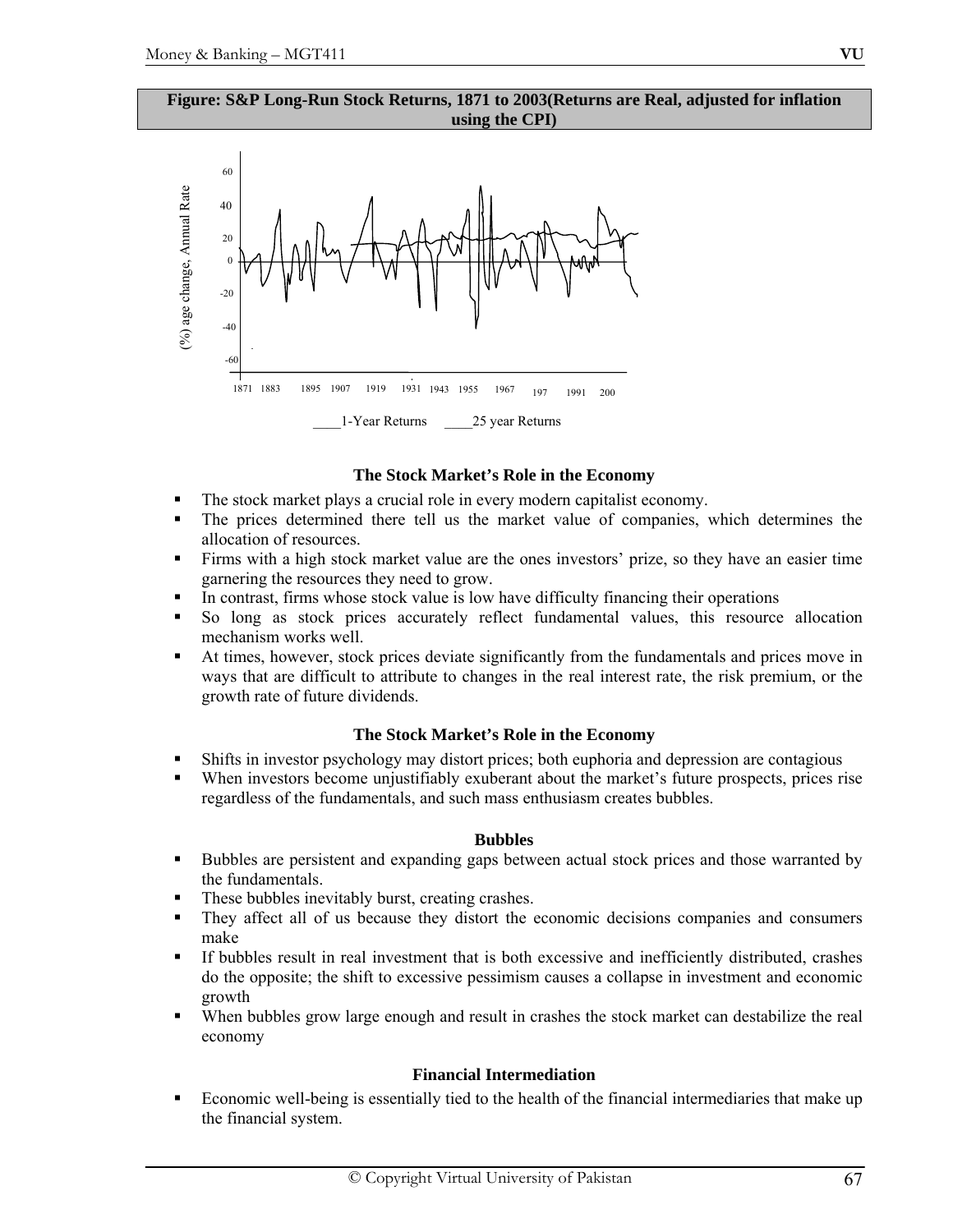**Figure: S&P Long-Run Stock Returns, 1871 to 2003(Returns are Real, adjusted for inflation using the CPI)**

### The Stock Market's Role in the Economy

- The stock market plays a crucial role in every modern capitalist economy.
- The prices determined there tell us the market value of companies, which determines the allocation of resources.
- Firms with a high stock market value are the ones investors' prize, so they have an easier time garnering the resources they need to grow.
- In contrast, firms whose stock value is low have difficulty financing their operations
- So long as stock prices accurately reflect fundamental values, this resource allocation mechanism works well.
- At times, however, stock prices deviate significantly from the fundamentals and prices move in ways that are difficult to attribute to changes in the real interest rate, the risk premium, or the growth rate of future dividends.

### The Stock Market's Role in the Economy

- Shifts in investor psychology may distort prices; both euphoria and depression are contagious
- When investors become unjustifiably exuberant about the market's future prospects, prices rise regardless of the fundamentals, and such mass enthusiasm creates bubbles.

### Bubbles

- Bubbles are persistent and expanding gaps between actual stock prices and those warranted by the fundamentals.
- These bubbles inevitably burst, creating crashes.
- They affect all of us because they distort the economic decisions companies and consumers make
- If bubbles result in real investment that is both excessive and inefficiently distributed, crashes do the opposite; the shift to excessive pessimism causes a collapse in investment and economic growth
- When bubbles grow large enough and result in crashes the stock market can destabilize the real economy

### Financial Intermediation

- Economic well-being is essentially tied to the health of the financial intermediaries that make up the financial system.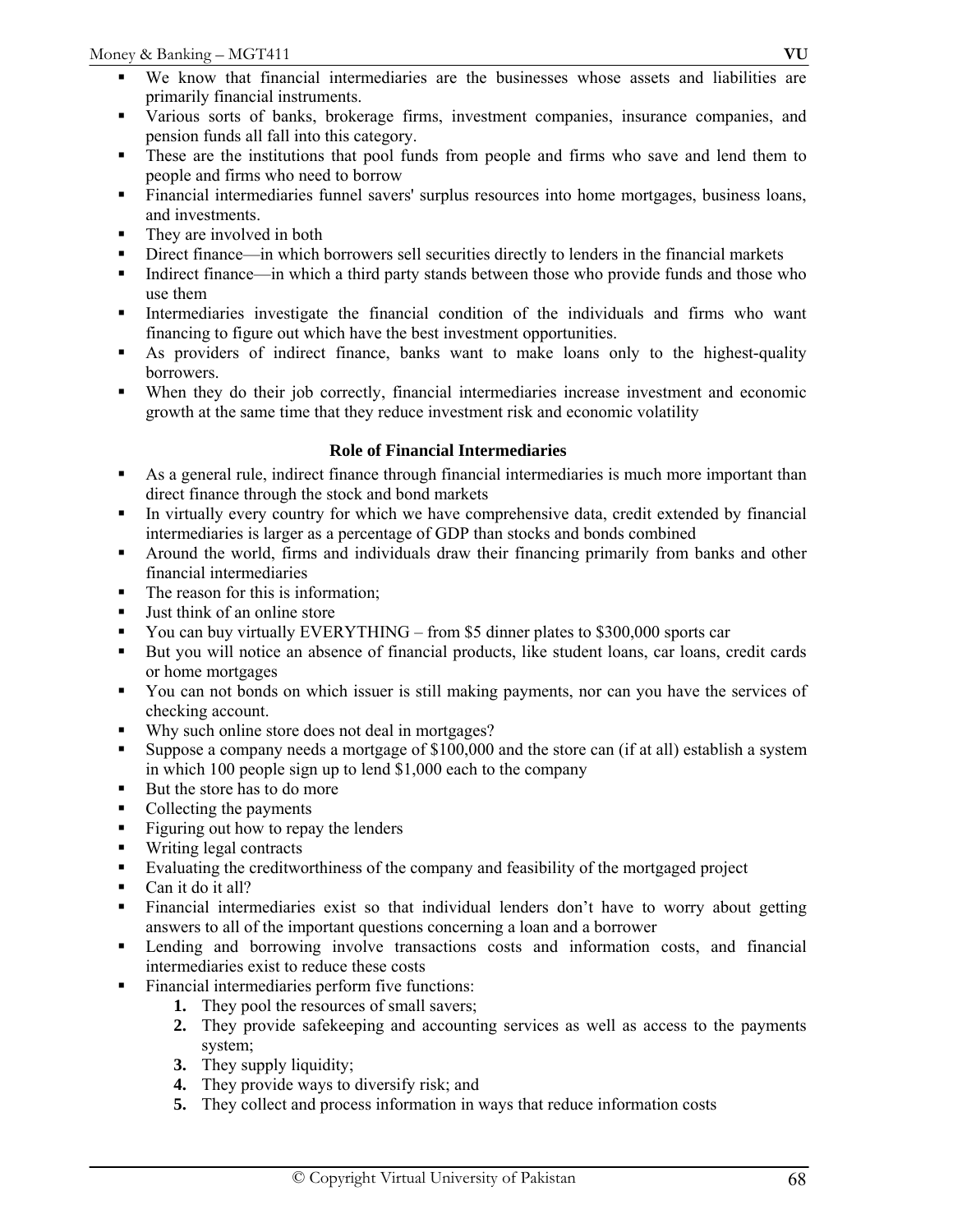- We know that financial intermediaries are the businesses whose assets and liabilities are primarily financial instruments.
- Various sorts of banks, brokerage firms, investment companies, insurance companies, and pension funds all fall into this category.
- These are the institutions that pool funds from people and firms who save and lend them to people and firms who need to borrow
- Financial intermediaries funnel savers' surplus resources into home mortgages, business loans, and investments.
- They are involved in both
- Direct finance—in which borrowers sell securities directly to lenders in the financial markets
- Indirect finance—in which a third party stands between those who provide funds and those who use them
- Intermediaries investigate the financial condition of the individuals and firms who want financing to figure out which have the best investment opportunities.
- As providers of indirect finance, banks want to make loans only to the highest-quality borrowers.
- When they do their job correctly, financial intermediaries increase investment and economic growth at the same time that they reduce investment risk and economic volatility

### Role of Financial Intermediaries

- As a general rule, indirect finance through financial intermediaries is much more important than direct finance through the stock and bond markets
- In virtually every country for which we have comprehensive data, credit extended by financial intermediaries is larger as a percentage of GDP than stocks and bonds combined
- Around the world, firms and individuals draw their financing primarily from banks and other financial intermediaries
- The reason for this is information;
- Just think of an online store
- You can buy virtually EVERYTHING – from $5 dinner plates to $300,000 sports car
- But you will notice an absence of financial products, like student loans, car loans, credit cards or home mortgages
- You can not bonds on which issuer is still making payments, nor can you have the services of checking account.
- Why such online store does not deal in mortgages?
- Suppose a company needs a mortgage of $100,000 and the store can (if at all) establish a system in which 100 people sign up to lend $1,000 each to the company
- But the store has to do more
- Collecting the payments
- Figuring out how to repay the lenders
- Writing legal contracts
- Evaluating the creditworthiness of the company and feasibility of the mortgaged project
- Can it do it all?
- Financial intermediaries exist so that individual lenders don't have to worry about getting answers to all of the important questions concerning a loan and a borrower
- Lending and borrowing involve transactions costs and information costs, and financial intermediaries exist to reduce these costs
- Financial intermediaries perform five functions:
    1. They pool the resources of small savers;
    2. They provide safekeeping and accounting services as well as access to the payments system;
    3. They supply liquidity;
    4. They provide ways to diversify risk; and
    5. They collect and process information in ways that reduce information costs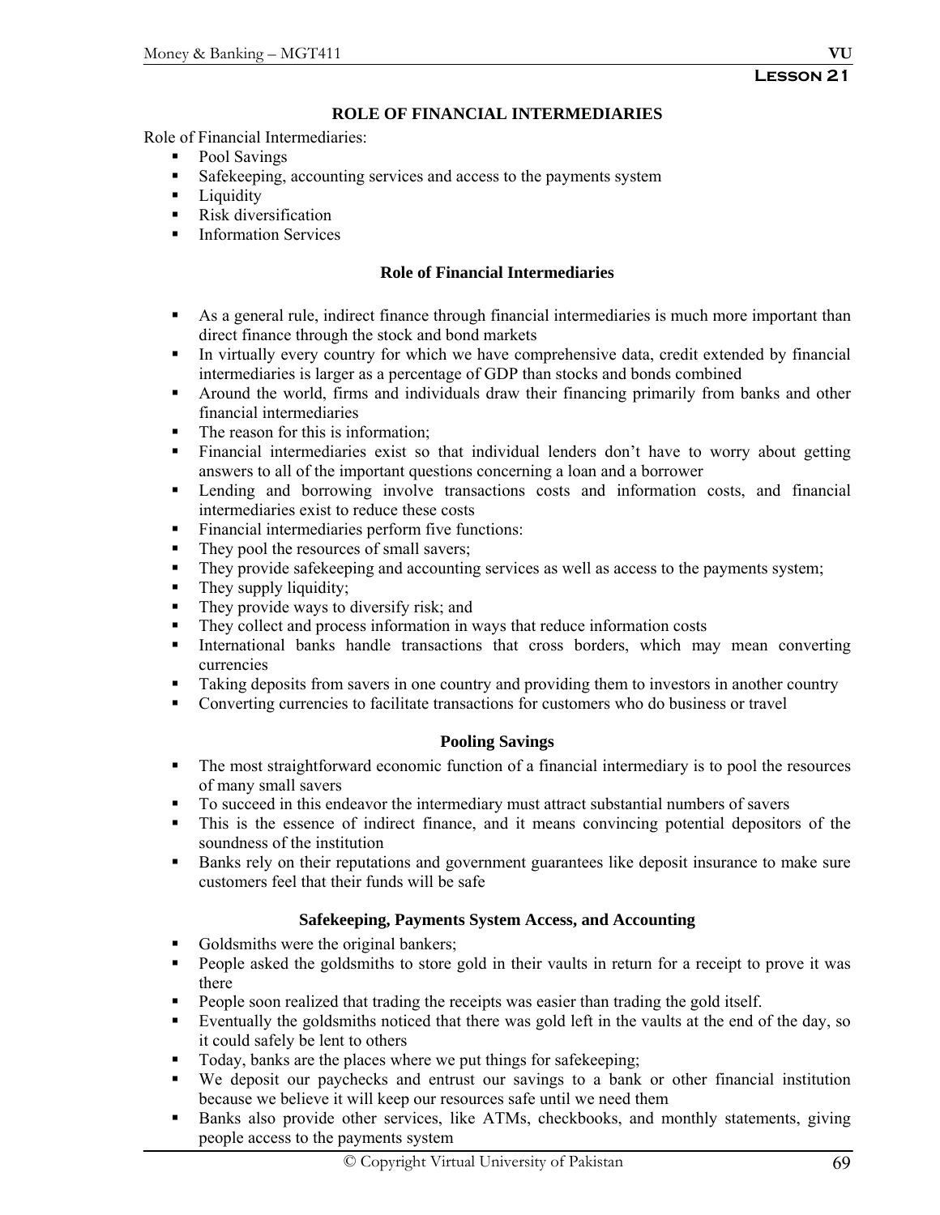## Lesson 21

### ROLE OF FINANCIAL INTERMEDIARIES

Role of Financial Intermediaries:

- Pool Savings
- Safekeeping, accounting services and access to the payments system
- Liquidity
- Risk diversification
- Information Services

### Role of Financial Intermediaries

- As a general rule, indirect finance through financial intermediaries is much more important than direct finance through the stock and bond markets
- In virtually every country for which we have comprehensive data, credit extended by financial intermediaries is larger as a percentage of GDP than stocks and bonds combined
- Around the world, firms and individuals draw their financing primarily from banks and other financial intermediaries
- The reason for this is information;
- Financial intermediaries exist so that individual lenders don't have to worry about getting answers to all of the important questions concerning a loan and a borrower
- Lending and borrowing involve transactions costs and information costs, and financial intermediaries exist to reduce these costs
- Financial intermediaries perform five functions:
- They pool the resources of small savers;
- They provide safekeeping and accounting services as well as access to the payments system;
- They supply liquidity;
- They provide ways to diversify risk; and
- They collect and process information in ways that reduce information costs
- International banks handle transactions that cross borders, which may mean converting currencies
- Taking deposits from savers in one country and providing them to investors in another country
- Converting currencies to facilitate transactions for customers who do business or travel

### Pooling Savings

- The most straightforward economic function of a financial intermediary is to pool the resources of many small savers
- To succeed in this endeavor the intermediary must attract substantial numbers of savers
- This is the essence of indirect finance, and it means convincing potential depositors of the soundness of the institution
- Banks rely on their reputations and government guarantees like deposit insurance to make sure customers feel that their funds will be safe

### Safekeeping, Payments System Access, and Accounting

- Goldsmiths were the original bankers;
- People asked the goldsmiths to store gold in their vaults in return for a receipt to prove it was there
- People soon realized that trading the receipts was easier than trading the gold itself.
- Eventually the goldsmiths noticed that there was gold left in the vaults at the end of the day, so it could safely be lent to others
- Today, banks are the places where we put things for safekeeping;
- We deposit our paychecks and entrust our savings to a bank or other financial institution because we believe it will keep our resources safe until we need them
- Banks also provide other services, like ATMs, checkbooks, and monthly statements, giving people access to the payments system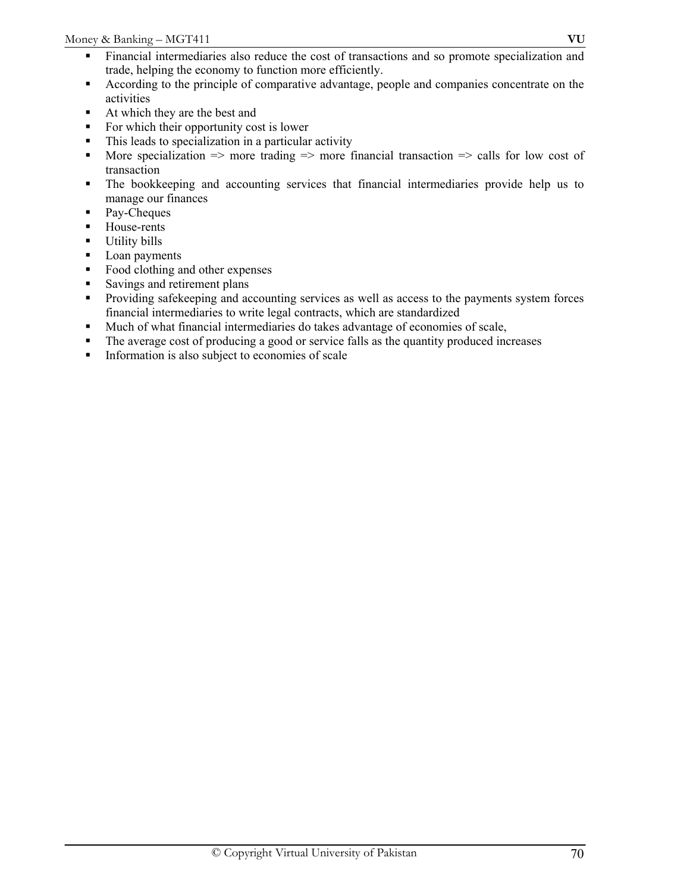- Financial intermediaries also reduce the cost of transactions and so promote specialization and trade, helping the economy to function more efficiently.
- According to the principle of comparative advantage, people and companies concentrate on the activities
- At which they are the best and
- For which their opportunity cost is lower
- This leads to specialization in a particular activity
- More specialization => more trading => more financial transaction => calls for low cost of transaction
- The bookkeeping and accounting services that financial intermediaries provide help us to manage our finances
- Pay-Cheques
- House-rents
- Utility bills
- Loan payments
- Food clothing and other expenses
- Savings and retirement plans
- Providing safekeeping and accounting services as well as access to the payments system forces financial intermediaries to write legal contracts, which are standardized
- Much of what financial intermediaries do takes advantage of economies of scale,
- The average cost of producing a good or service falls as the quantity produced increases
- Information is also subject to economies of scale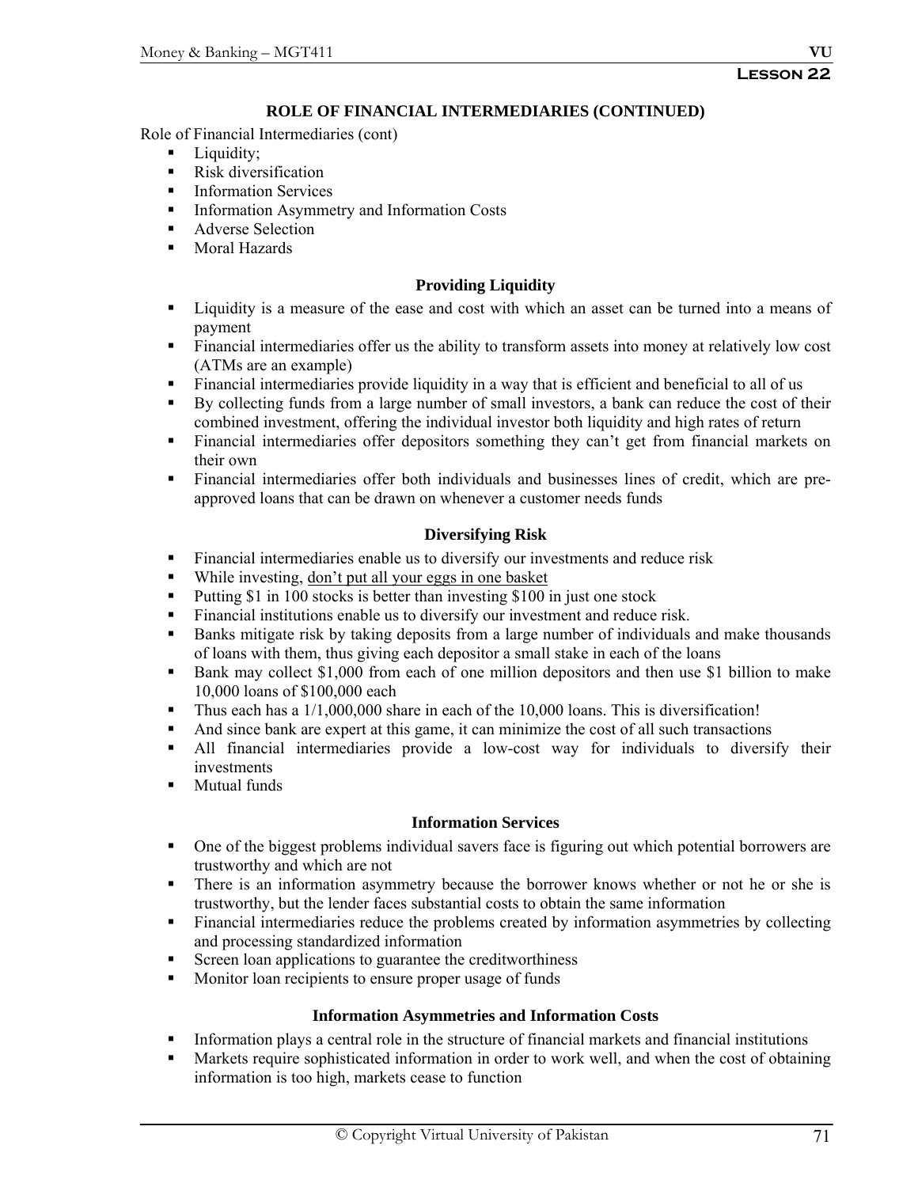## ROLE OF FINANCIAL INTERMEDIARIES (CONTINUED)

Role of Financial Intermediaries (cont)

- Liquidity;
- Risk diversification
- Information Services
- Information Asymmetry and Information Costs
- Adverse Selection
- Moral Hazards

### Providing Liquidity

- Liquidity is a measure of the ease and cost with which an asset can be turned into a means of payment
- Financial intermediaries offer us the ability to transform assets into money at relatively low cost (ATMs are an example)
- Financial intermediaries provide liquidity in a way that is efficient and beneficial to all of us
- By collecting funds from a large number of small investors, a bank can reduce the cost of their combined investment, offering the individual investor both liquidity and high rates of return
- Financial intermediaries offer depositors something they can't get from financial markets on their own
- Financial intermediaries offer both individuals and businesses lines of credit, which are pre-approved loans that can be drawn on whenever a customer needs funds

### Diversifying Risk

- Financial intermediaries enable us to diversify our investments and reduce risk
- While investing, <u>don't put all your eggs in one basket</u>
- Putting $1 in 100 stocks is better than investing $100 in just one stock
- Financial institutions enable us to diversify our investment and reduce risk.
- Banks mitigate risk by taking deposits from a large number of individuals and make thousands of loans with them, thus giving each depositor a small stake in each of the loans
- Bank may collect $1,000 from each of one million depositors and then use $1 billion to make 10,000 loans of $100,000 each
- Thus each has a 1/1,000,000 share in each of the 10,000 loans. This is diversification!
- And since bank are expert at this game, it can minimize the cost of all such transactions
- All financial intermediaries provide a low-cost way for individuals to diversify their investments
- Mutual funds

### Information Services

- One of the biggest problems individual savers face is figuring out which potential borrowers are trustworthy and which are not
- There is an information asymmetry because the borrower knows whether or not he or she is trustworthy, but the lender faces substantial costs to obtain the same information
- Financial intermediaries reduce the problems created by information asymmetries by collecting and processing standardized information
- Screen loan applications to guarantee the creditworthiness
- Monitor loan recipients to ensure proper usage of funds

### Information Asymmetries and Information Costs

- Information plays a central role in the structure of financial markets and financial institutions
- Markets require sophisticated information in order to work well, and when the cost of obtaining information is too high, markets cease to function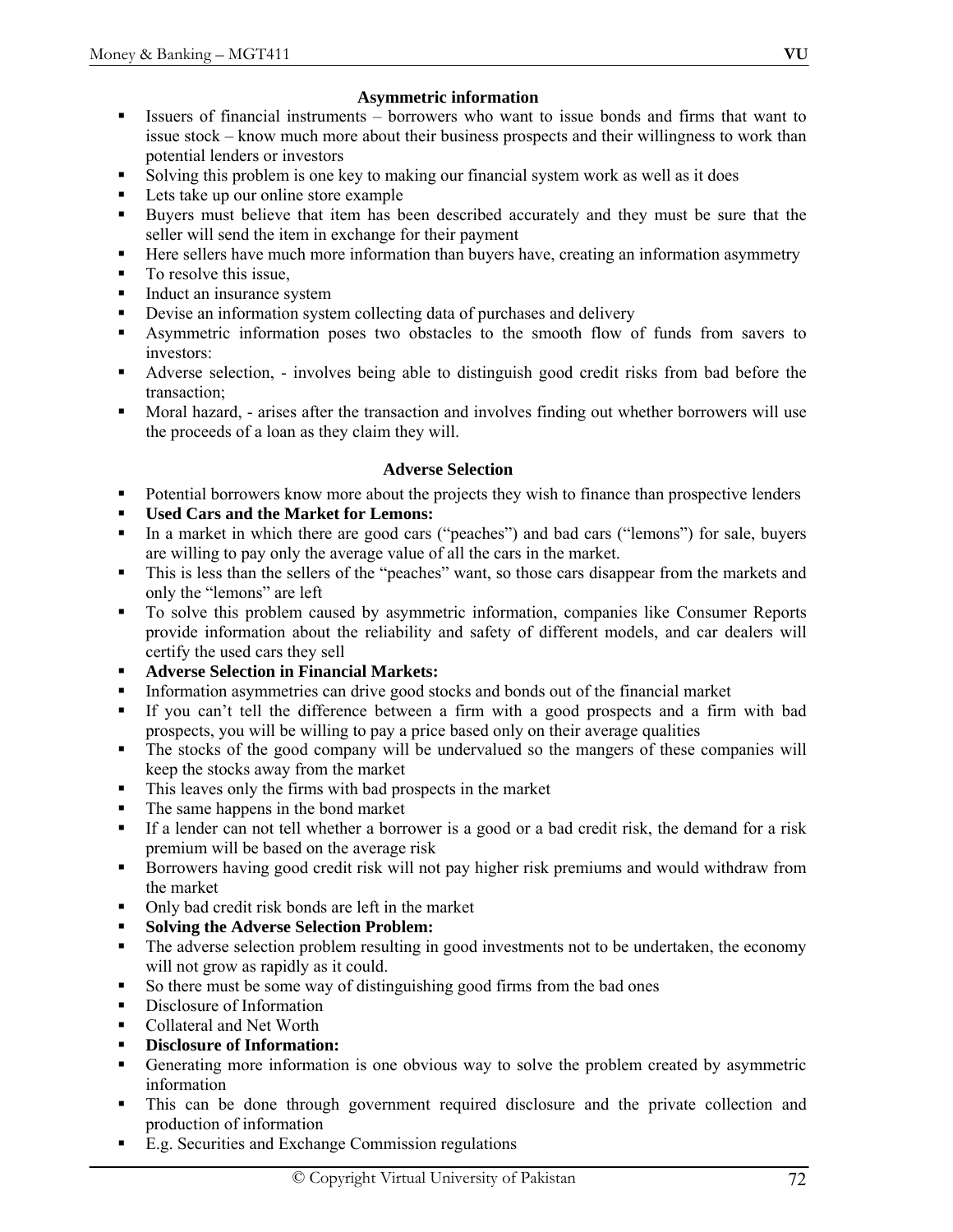## Asymmetric information

- Issuers of financial instruments – borrowers who want to issue bonds and firms that want to issue stock – know much more about their business prospects and their willingness to work than potential lenders or investors
- Solving this problem is one key to making our financial system work as well as it does
- Lets take up our online store example
- Buyers must believe that item has been described accurately and they must be sure that the seller will send the item in exchange for their payment
- Here sellers have much more information than buyers have, creating an information asymmetry
- To resolve this issue,
- Induct an insurance system
- Devise an information system collecting data of purchases and delivery
- Asymmetric information poses two obstacles to the smooth flow of funds from savers to investors:
- Adverse selection, - involves being able to distinguish good credit risks from bad before the transaction;
- Moral hazard, - arises after the transaction and involves finding out whether borrowers will use the proceeds of a loan as they claim they will.

## Adverse Selection

- Potential borrowers know more about the projects they wish to finance than prospective lenders
- **Used Cars and the Market for Lemons:**
- In a market in which there are good cars ("peaches") and bad cars ("lemons") for sale, buyers are willing to pay only the average value of all the cars in the market.
- This is less than the sellers of the "peaches" want, so those cars disappear from the markets and only the "lemons" are left
- To solve this problem caused by asymmetric information, companies like Consumer Reports provide information about the reliability and safety of different models, and car dealers will certify the used cars they sell
- **Adverse Selection in Financial Markets:**
- Information asymmetries can drive good stocks and bonds out of the financial market
- If you can't tell the difference between a firm with a good prospects and a firm with bad prospects, you will be willing to pay a price based only on their average qualities
- The stocks of the good company will be undervalued so the mangers of these companies will keep the stocks away from the market
- This leaves only the firms with bad prospects in the market
- The same happens in the bond market
- If a lender can not tell whether a borrower is a good or a bad credit risk, the demand for a risk premium will be based on the average risk
- Borrowers having good credit risk will not pay higher risk premiums and would withdraw from the market
- Only bad credit risk bonds are left in the market
- **Solving the Adverse Selection Problem:**
- The adverse selection problem resulting in good investments not to be undertaken, the economy will not grow as rapidly as it could.
- So there must be some way of distinguishing good firms from the bad ones
- Disclosure of Information
- Collateral and Net Worth
- **Disclosure of Information:**
- Generating more information is one obvious way to solve the problem created by asymmetric information
- This can be done through government required disclosure and the private collection and production of information
- E.g. Securities and Exchange Commission regulations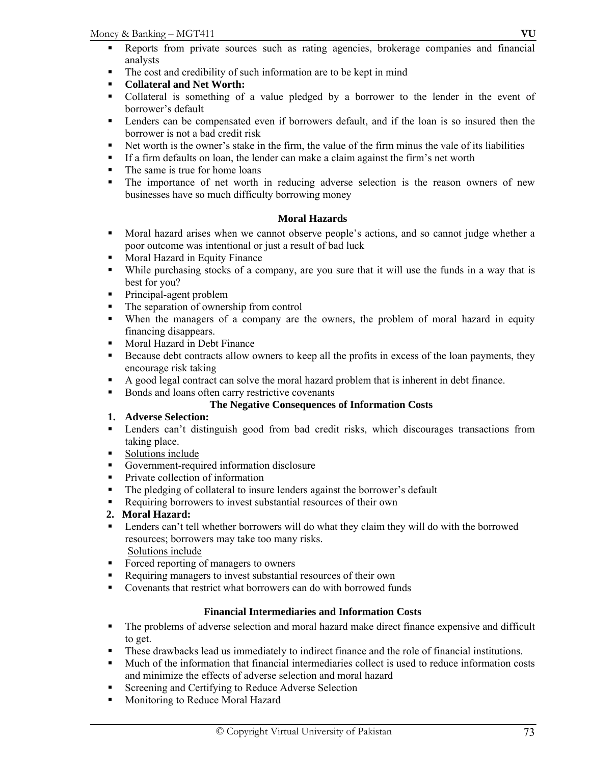- Reports from private sources such as rating agencies, brokerage companies and financial analysts
- The cost and credibility of such information are to be kept in mind
- **Collateral and Net Worth:**
- Collateral is something of a value pledged by a borrower to the lender in the event of borrower's default
- Lenders can be compensated even if borrowers default, and if the loan is so insured then the borrower is not a bad credit risk
- Net worth is the owner's stake in the firm, the value of the firm minus the vale of its liabilities
- If a firm defaults on loan, the lender can make a claim against the firm's net worth
- The same is true for home loans
- The importance of net worth in reducing adverse selection is the reason owners of new businesses have so much difficulty borrowing money

### Moral Hazards

- Moral hazard arises when we cannot observe people's actions, and so cannot judge whether a poor outcome was intentional or just a result of bad luck
- Moral Hazard in Equity Finance
- While purchasing stocks of a company, are you sure that it will use the funds in a way that is best for you?
- Principal-agent problem
- The separation of ownership from control
- When the managers of a company are the owners, the problem of moral hazard in equity financing disappears.
- Moral Hazard in Debt Finance
- Because debt contracts allow owners to keep all the profits in excess of the loan payments, they encourage risk taking
- A good legal contract can solve the moral hazard problem that is inherent in debt finance.
- Bonds and loans often carry restrictive covenants

### The Negative Consequences of Information Costs

1. **Adverse Selection:**

- Lenders can't distinguish good from bad credit risks, which discourages transactions from taking place.
- Solutions include
- Government-required information disclosure
- Private collection of information
- The pledging of collateral to insure lenders against the borrower's default
- Requiring borrowers to invest substantial resources of their own

2. **Moral Hazard:**

- Lenders can't tell whether borrowers will do what they claim they will do with the borrowed resources; borrowers may take too many risks.
  Solutions include
- Forced reporting of managers to owners
- Requiring managers to invest substantial resources of their own
- Covenants that restrict what borrowers can do with borrowed funds

### Financial Intermediaries and Information Costs

- The problems of adverse selection and moral hazard make direct finance expensive and difficult to get.
- These drawbacks lead us immediately to indirect finance and the role of financial institutions.
- Much of the information that financial intermediaries collect is used to reduce information costs and minimize the effects of adverse selection and moral hazard
- Screening and Certifying to Reduce Adverse Selection
- Monitoring to Reduce Moral Hazard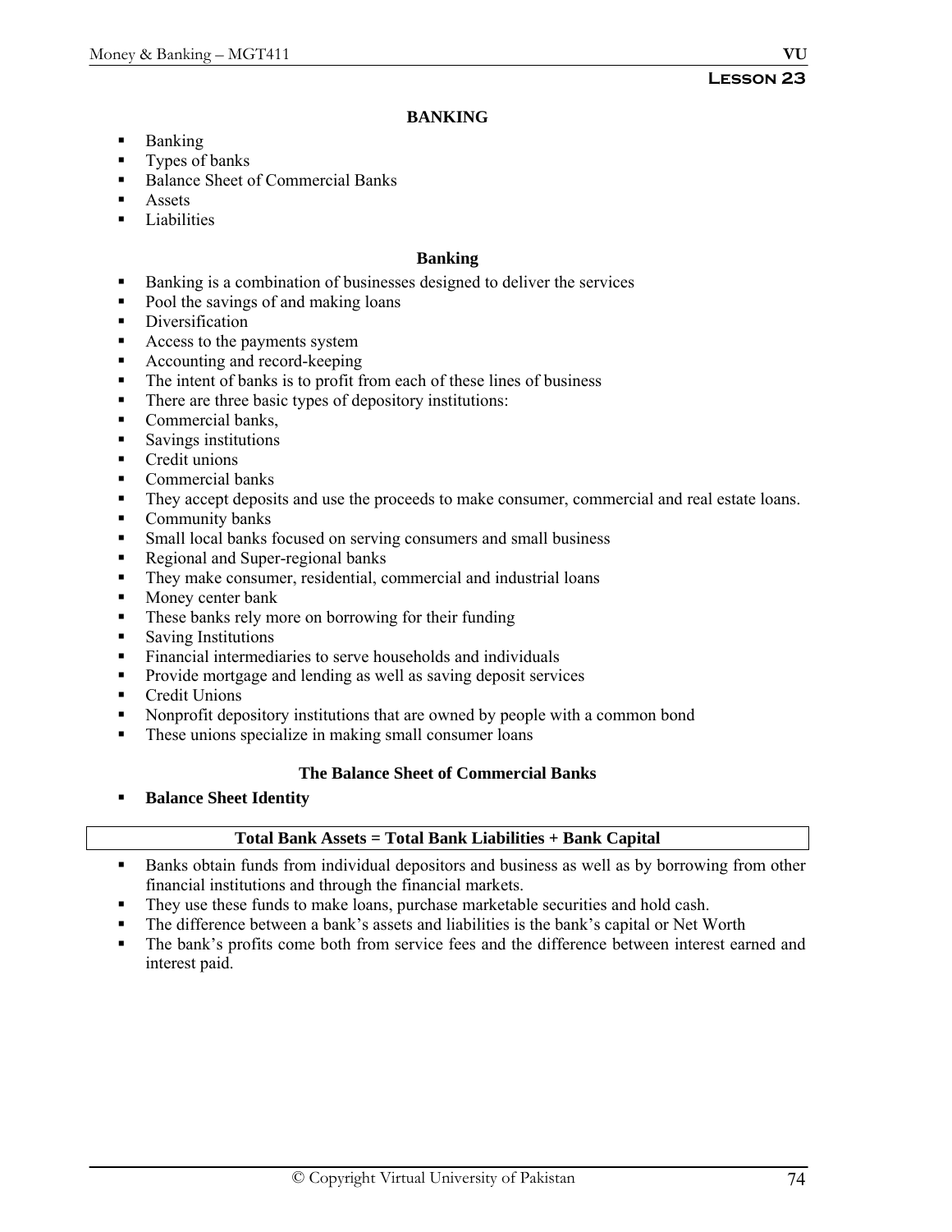**Lesson 23**

# BANKING

- Banking
- Types of banks
- Balance Sheet of Commercial Banks
- Assets
- Liabilities

## Banking

- Banking is a combination of businesses designed to deliver the services
- Pool the savings of and making loans
- Diversification
- Access to the payments system
- Accounting and record-keeping
- The intent of banks is to profit from each of these lines of business
- There are three basic types of depository institutions:
- Commercial banks,
- Savings institutions
- Credit unions
- Commercial banks
- They accept deposits and use the proceeds to make consumer, commercial and real estate loans.
- Community banks
- Small local banks focused on serving consumers and small business
- Regional and Super-regional banks
- They make consumer, residential, commercial and industrial loans
- Money center bank
- These banks rely more on borrowing for their funding
- Saving Institutions
- Financial intermediaries to serve households and individuals
- Provide mortgage and lending as well as saving deposit services
- Credit Unions
- Nonprofit depository institutions that are owned by people with a common bond
- These unions specialize in making small consumer loans

## The Balance Sheet of Commercial Banks

- **Balance Sheet Identity**

| **Total Bank Assets = Total Bank Liabilities + Bank Capital** |
|---|

- Banks obtain funds from individual depositors and business as well as by borrowing from other financial institutions and through the financial markets.
- They use these funds to make loans, purchase marketable securities and hold cash.
- The difference between a bank's assets and liabilities is the bank's capital or Net Worth
- The bank's profits come both from service fees and the difference between interest earned and interest paid.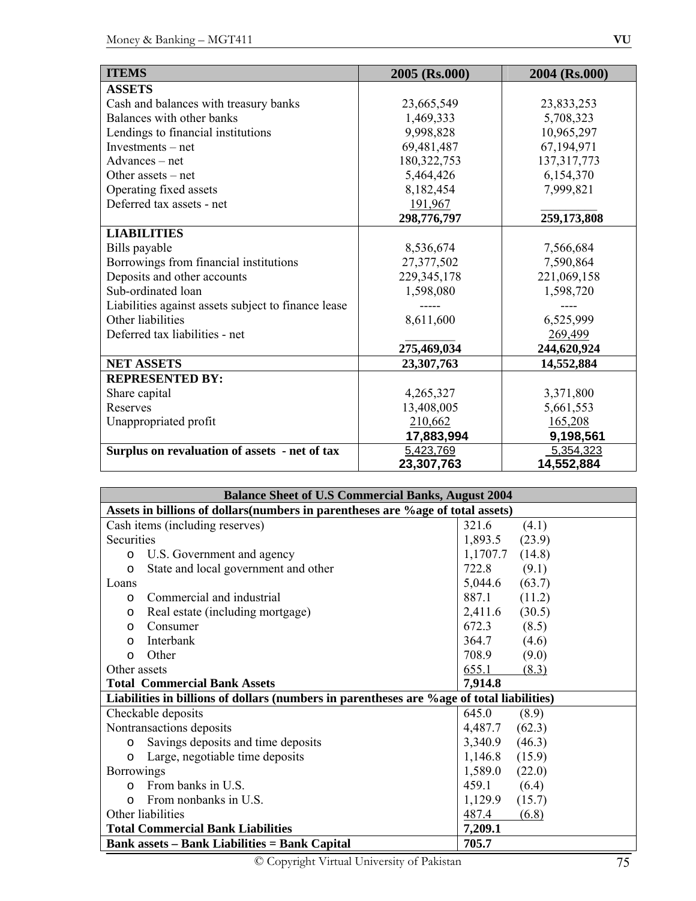| ITEMS | 2005 (Rs.000) | 2004 (Rs.000) |
|---|---|---|
| **ASSETS** | | |
| Cash and balances with treasury banks | 23,665,549 | 23,833,253 |
| Balances with other banks | 1,469,333 | 5,708,323 |
| Lendings to financial institutions | 9,998,828 | 10,965,297 |
| Investments – net | 69,481,487 | 67,194,971 |
| Advances – net | 180,322,753 | 137,317,773 |
| Other assets – net | 5,464,426 | 6,154,370 |
| Operating fixed assets | 8,182,454 | 7,999,821 |
| Deferred tax assets - net | 191,967 | |
| | **298,776,797** | **259,173,808** |
| **LIABILITIES** | | |
| Bills payable | 8,536,674 | 7,566,684 |
| Borrowings from financial institutions | 27,377,502 | 7,590,864 |
| Deposits and other accounts | 229,345,178 | 221,069,158 |
| Sub-ordinated loan | 1,598,080 | 1,598,720 |
| Liabilities against assets subject to finance lease | ----- | ---- |
| Other liabilities | 8,611,600 | 6,525,999 |
| Deferred tax liabilities - net | | 269,499 |
| | **275,469,034** | **244,620,924** |
| **NET ASSETS** | **23,307,763** | **14,552,884** |
| **REPRESENTED BY:** | | |
| Share capital | 4,265,327 | 3,371,800 |
| Reserves | 13,408,005 | 5,661,553 |
| Unappropriated profit | 210,662 | 165,208 |
| | **17,883,994** | **9,198,561** |
| **Surplus on revaluation of assets - net of tax** | 5,423,769 | 5,354,323 |
| | **23,307,763** | **14,552,884** |

| **Balance Sheet of U.S Commercial Banks, August 2004** | |
|---|---|
| **Assets in billions of dollars(numbers in parentheses are %age of total assets)** | |
| Cash items (including reserves) | 321.6 (4.1) |
| Securities | 1,893.5 (23.9) |
| o U.S. Government and agency | 1,1707.7 (14.8) |
| o State and local government and other | 722.8 (9.1) |
| Loans | 5,044.6 (63.7) |
| o Commercial and industrial | 887.1 (11.2) |
| o Real estate (including mortgage) | 2,411.6 (30.5) |
| o Consumer | 672.3 (8.5) |
| o Interbank | 364.7 (4.6) |
| o Other | 708.9 (9.0) |
| Other assets | 655.1 (8.3) |
| **Total Commercial Bank Assets** | **7,914.8** |
| **Liabilities in billions of dollars (numbers in parentheses are %age of total liabilities)** | |
| Checkable deposits | 645.0 (8.9) |
| Nontransactions deposits | 4,487.7 (62.3) |
| o Savings deposits and time deposits | 3,340.9 (46.3) |
| o Large, negotiable time deposits | 1,146.8 (15.9) |
| Borrowings | 1,589.0 (22.0) |
| o From banks in U.S. | 459.1 (6.4) |
| o From nonbanks in U.S. | 1,129.9 (15.7) |
| Other liabilities | 487.4 (6.8) |
| **Total Commercial Bank Liabilities** | **7,209.1** |
| **Bank assets – Bank Liabilities = Bank Capital** | **705.7** |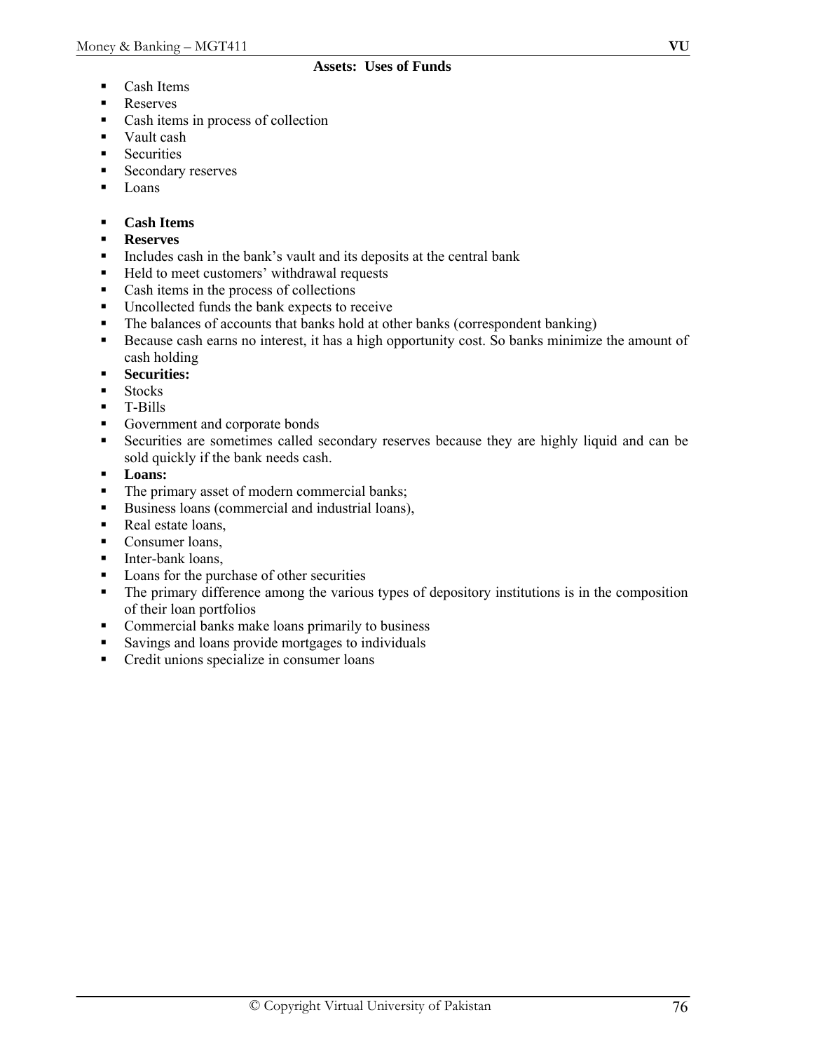**Assets: Uses of Funds**

- Cash Items
- Reserves
- Cash items in process of collection
- Vault cash
- Securities
- Secondary reserves
- Loans

- **Cash Items**
- **Reserves**
- Includes cash in the bank's vault and its deposits at the central bank
- Held to meet customers' withdrawal requests
- Cash items in the process of collections
- Uncollected funds the bank expects to receive
- The balances of accounts that banks hold at other banks (correspondent banking)
- Because cash earns no interest, it has a high opportunity cost. So banks minimize the amount of cash holding
- **Securities:**
- Stocks
- T-Bills
- Government and corporate bonds
- Securities are sometimes called secondary reserves because they are highly liquid and can be sold quickly if the bank needs cash.
- **Loans:**
- The primary asset of modern commercial banks;
- Business loans (commercial and industrial loans),
- Real estate loans,
- Consumer loans,
- Inter-bank loans,
- Loans for the purchase of other securities
- The primary difference among the various types of depository institutions is in the composition of their loan portfolios
- Commercial banks make loans primarily to business
- Savings and loans provide mortgages to individuals
- Credit unions specialize in consumer loans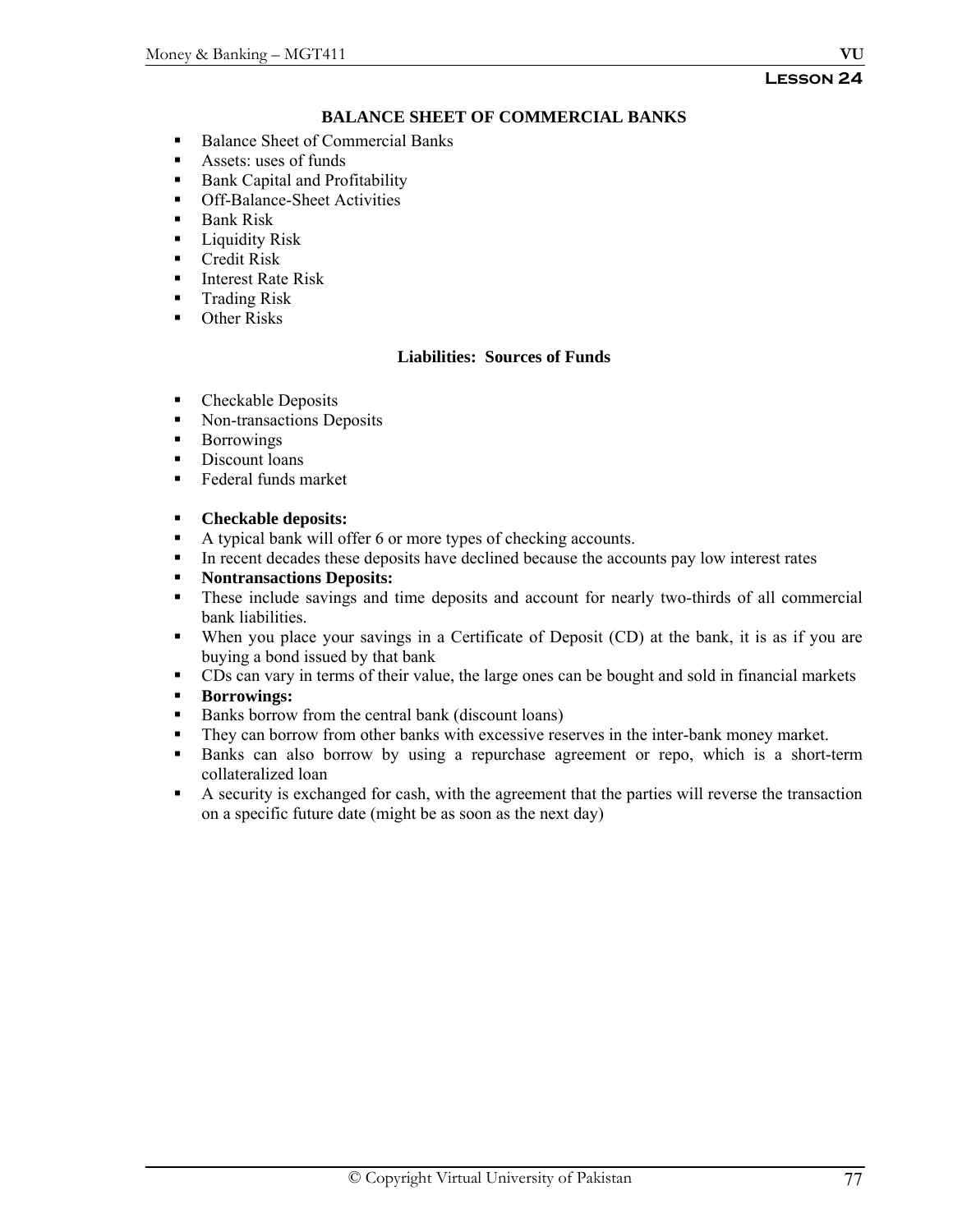**Lesson 24**

# BALANCE SHEET OF COMMERCIAL BANKS

- Balance Sheet of Commercial Banks
- Assets: uses of funds
- Bank Capital and Profitability
- Off-Balance-Sheet Activities
- Bank Risk
- Liquidity Risk
- Credit Risk
- Interest Rate Risk
- Trading Risk
- Other Risks

## Liabilities: Sources of Funds

- Checkable Deposits
- Non-transactions Deposits
- Borrowings
- Discount loans
- Federal funds market

- **Checkable deposits:**
- A typical bank will offer 6 or more types of checking accounts.
- In recent decades these deposits have declined because the accounts pay low interest rates
- **Nontransactions Deposits:**
- These include savings and time deposits and account for nearly two-thirds of all commercial bank liabilities.
- When you place your savings in a Certificate of Deposit (CD) at the bank, it is as if you are buying a bond issued by that bank
- CDs can vary in terms of their value, the large ones can be bought and sold in financial markets
- **Borrowings:**
- Banks borrow from the central bank (discount loans)
- They can borrow from other banks with excessive reserves in the inter-bank money market.
- Banks can also borrow by using a repurchase agreement or repo, which is a short-term collateralized loan
- A security is exchanged for cash, with the agreement that the parties will reverse the transaction on a specific future date (might be as soon as the next day)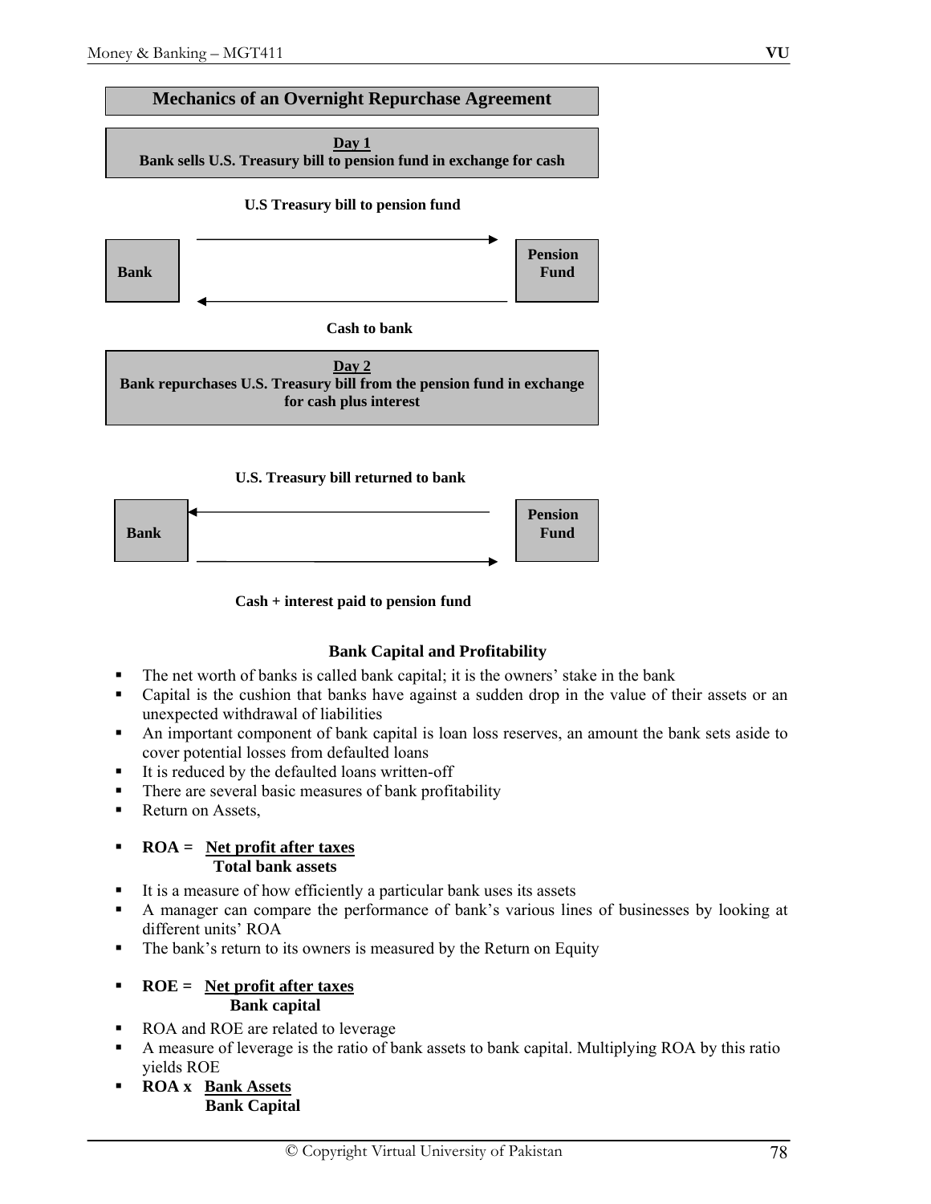## Mechanics of an Overnight Repurchase Agreement

**Day 1**
**Bank sells U.S. Treasury bill to pension fund in exchange for cash**

**U.S Treasury bill to pension fund**

**Bank** → **Pension Fund**

**Bank** ← **Pension Fund**

**Cash to bank**

**Day 2**
**Bank repurchases U.S. Treasury bill from the pension fund in exchange for cash plus interest**

**U.S. Treasury bill returned to bank**

**Bank** ← **Pension Fund**

**Bank** → **Pension Fund**

**Cash + interest paid to pension fund**

### Bank Capital and Profitability

- The net worth of banks is called bank capital; it is the owners' stake in the bank
- Capital is the cushion that banks have against a sudden drop in the value of their assets or an unexpected withdrawal of liabilities
- An important component of bank capital is loan loss reserves, an amount the bank sets aside to cover potential losses from defaulted loans
- It is reduced by the defaulted loans written-off
- There are several basic measures of bank profitability
- Return on Assets,
- **ROA =** $\dfrac{\textbf{Net profit after taxes}}{\textbf{Total bank assets}}$
- It is a measure of how efficiently a particular bank uses its assets
- A manager can compare the performance of bank's various lines of businesses by looking at different units' ROA
- The bank's return to its owners is measured by the Return on Equity
- **ROE =** $\dfrac{\textbf{Net profit after taxes}}{\textbf{Bank capital}}$
- ROA and ROE are related to leverage
- A measure of leverage is the ratio of bank assets to bank capital. Multiplying ROA by this ratio yields ROE
- **ROA x** $\dfrac{\textbf{Bank Assets}}{\textbf{Bank Capital}}$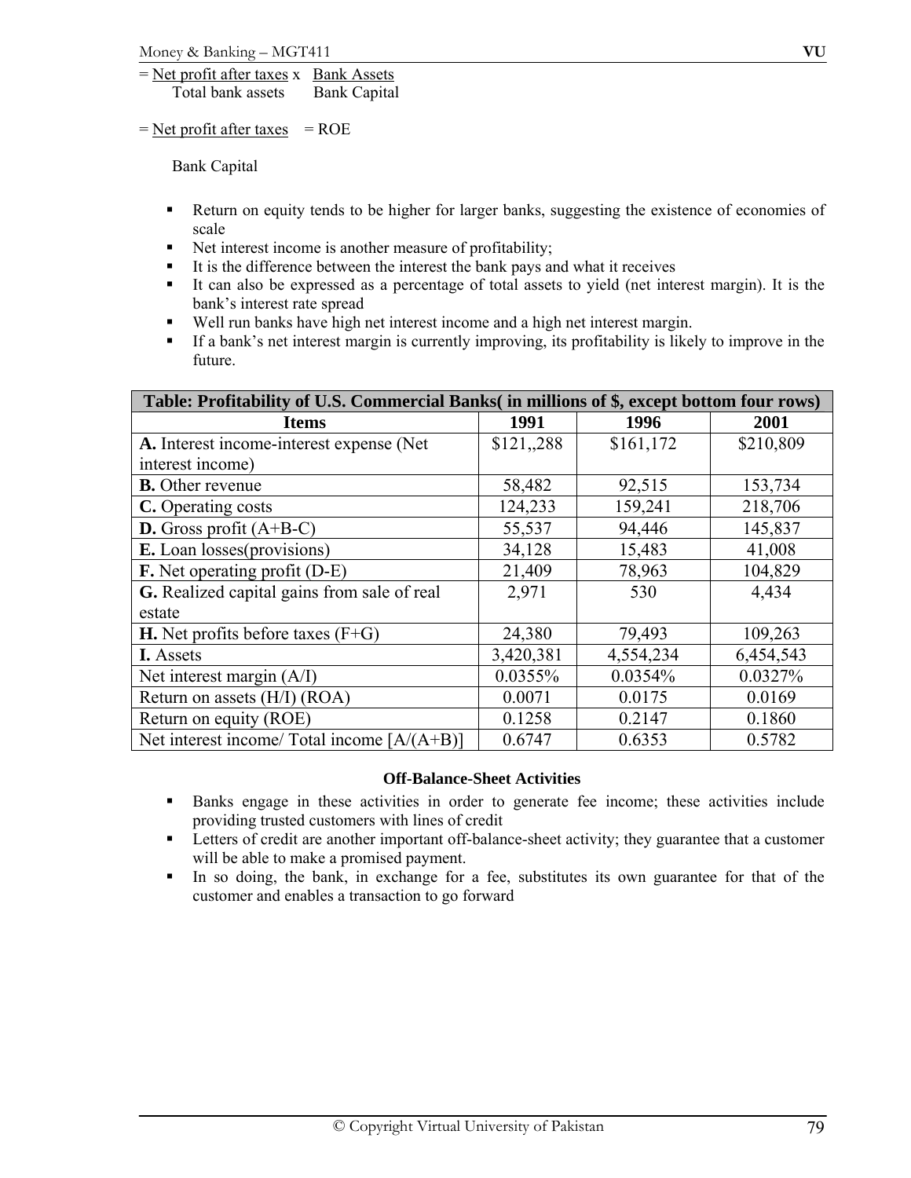$$= \frac{\text{Net profit after taxes}}{\text{Total bank assets}} \times \frac{\text{Bank Assets}}{\text{Bank Capital}}$$

$$= \frac{\text{Net profit after taxes}}{\text{Bank Capital}} = \text{ROE}$$

- Return on equity tends to be higher for larger banks, suggesting the existence of economies of scale
- Net interest income is another measure of profitability;
- It is the difference between the interest the bank pays and what it receives
- It can also be expressed as a percentage of total assets to yield (net interest margin). It is the bank's interest rate spread
- Well run banks have high net interest income and a high net interest margin.
- If a bank's net interest margin is currently improving, its profitability is likely to improve in the future.

| Table: Profitability of U.S. Commercial Banks( in millions of $, except bottom four rows) | | | |
|---|---|---|---|
| **Items** | **1991** | **1996** | **2001** |
| **A.** Interest income-interest expense (Net interest income) | $121,,288 | $161,172 | $210,809 |
| **B.** Other revenue | 58,482 | 92,515 | 153,734 |
| **C.** Operating costs | 124,233 | 159,241 | 218,706 |
| **D.** Gross profit (A+B-C) | 55,537 | 94,446 | 145,837 |
| **E.** Loan losses(provisions) | 34,128 | 15,483 | 41,008 |
| **F.** Net operating profit (D-E) | 21,409 | 78,963 | 104,829 |
| **G.** Realized capital gains from sale of real estate | 2,971 | 530 | 4,434 |
| **H.** Net profits before taxes (F+G) | 24,380 | 79,493 | 109,263 |
| **I.** Assets | 3,420,381 | 4,554,234 | 6,454,543 |
| Net interest margin (A/I) | 0.0355% | 0.0354% | 0.0327% |
| Return on assets (H/I) (ROA) | 0.0071 | 0.0175 | 0.0169 |
| Return on equity (ROE) | 0.1258 | 0.2147 | 0.1860 |
| Net interest income/ Total income [A/(A+B)] | 0.6747 | 0.6353 | 0.5782 |

**Off-Balance-Sheet Activities**

- Banks engage in these activities in order to generate fee income; these activities include providing trusted customers with lines of credit
- Letters of credit are another important off-balance-sheet activity; they guarantee that a customer will be able to make a promised payment.
- In so doing, the bank, in exchange for a fee, substitutes its own guarantee for that of the customer and enables a transaction to go forward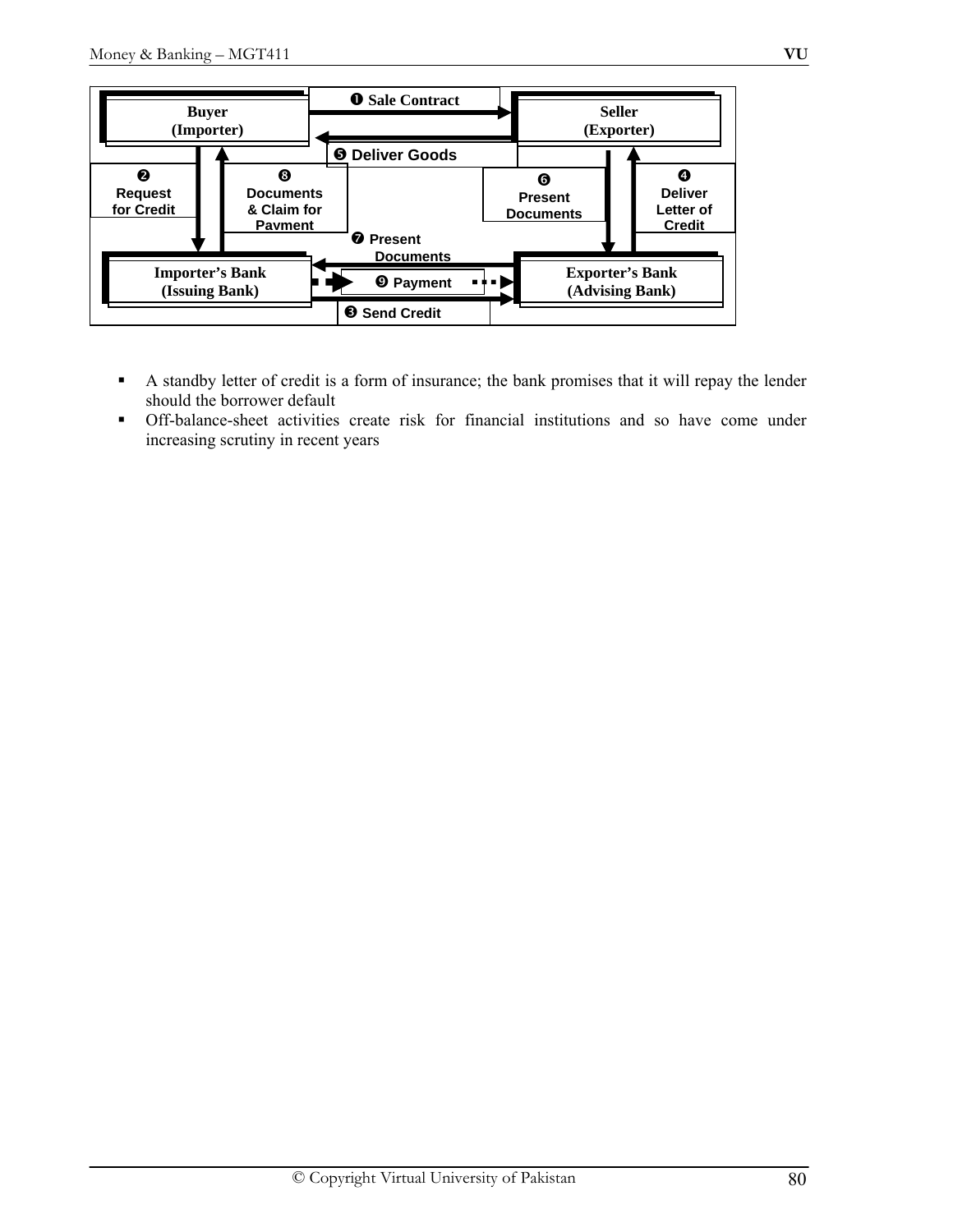Buyer (Importer) — ❶ Sale Contract → Seller (Exporter)

❺ Deliver Goods

❷ Request for Credit

❽ Documents & Claim for Payment

❻ Present Documents

❹ Deliver Letter of Credit

❼ Present Documents

Importer's Bank (Issuing Bank) — ❾ Payment — Exporter's Bank (Advising Bank)

❸ Send Credit

- A standby letter of credit is a form of insurance; the bank promises that it will repay the lender should the borrower default
- Off-balance-sheet activities create risk for financial institutions and so have come under increasing scrutiny in recent years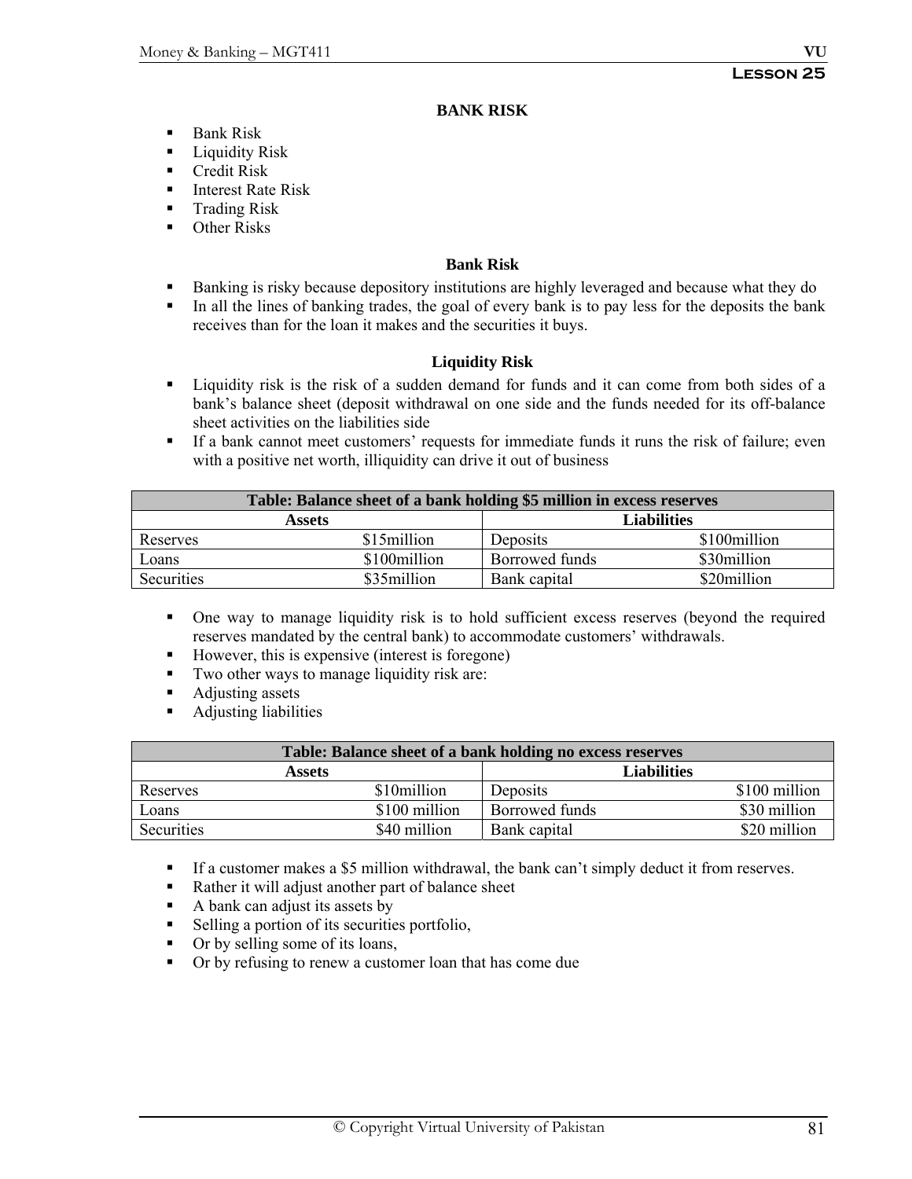# Lesson 25

## BANK RISK

- Bank Risk
- Liquidity Risk
- Credit Risk
- Interest Rate Risk
- Trading Risk
- Other Risks

### Bank Risk

- Banking is risky because depository institutions are highly leveraged and because what they do
- In all the lines of banking trades, the goal of every bank is to pay less for the deposits the bank receives than for the loan it makes and the securities it buys.

### Liquidity Risk

- Liquidity risk is the risk of a sudden demand for funds and it can come from both sides of a bank's balance sheet (deposit withdrawal on one side and the funds needed for its off-balance sheet activities on the liabilities side
- If a bank cannot meet customers' requests for immediate funds it runs the risk of failure; even with a positive net worth, illiquidity can drive it out of business

| Table: Balance sheet of a bank holding $5 million in excess reserves | | | |
|---|---|---|---|
| **Assets** | | **Liabilities** | |
| Reserves | $15million | Deposits | $100million |
| Loans | $100million | Borrowed funds | $30million |
| Securities | $35million | Bank capital | $20million |

- One way to manage liquidity risk is to hold sufficient excess reserves (beyond the required reserves mandated by the central bank) to accommodate customers' withdrawals.
- However, this is expensive (interest is foregone)
- Two other ways to manage liquidity risk are:
- Adjusting assets
- Adjusting liabilities

| Table: Balance sheet of a bank holding no excess reserves | | | |
|---|---|---|---|
| **Assets** | | **Liabilities** | |
| Reserves | $10million | Deposits | $100 million |
| Loans | $100 million | Borrowed funds | $30 million |
| Securities | $40 million | Bank capital | $20 million |

- If a customer makes a $5 million withdrawal, the bank can't simply deduct it from reserves.
- Rather it will adjust another part of balance sheet
- A bank can adjust its assets by
- Selling a portion of its securities portfolio,
- Or by selling some of its loans,
- Or by refusing to renew a customer loan that has come due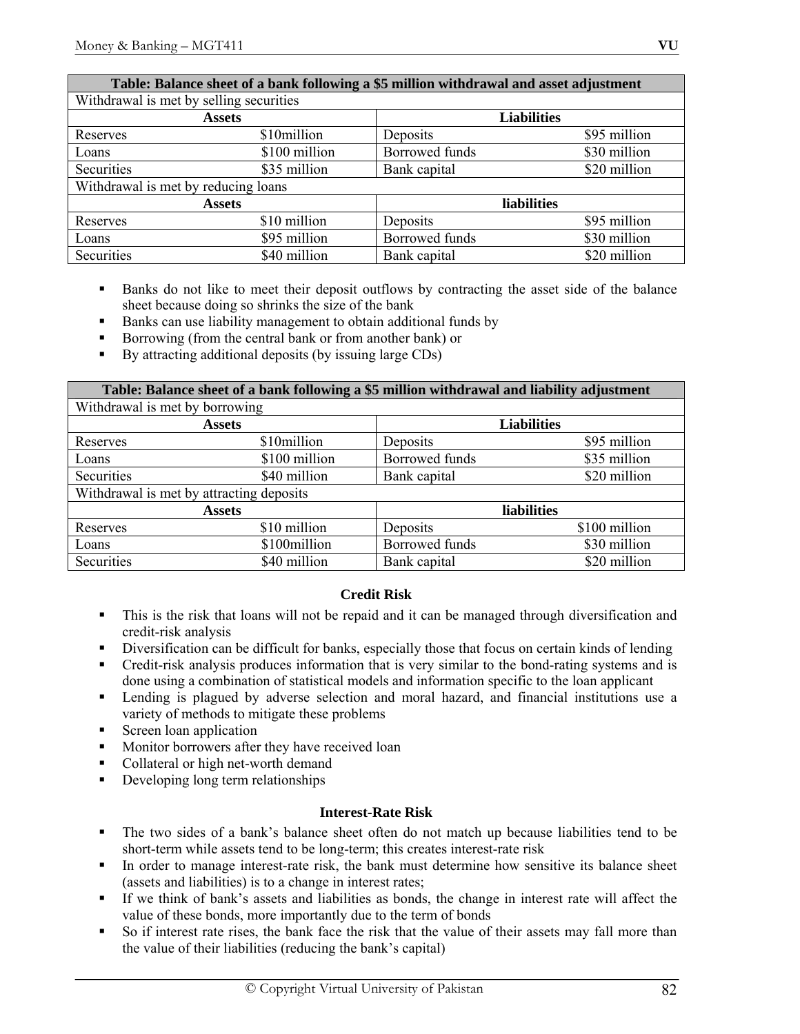| Table: Balance sheet of a bank following a $5 million withdrawal and asset adjustment | | | |
|---|---|---|---|
| Withdrawal is met by selling securities | | | |
| **Assets** | | **Liabilities** | |
| Reserves | $10million | Deposits | $95 million |
| Loans | $100 million | Borrowed funds | $30 million |
| Securities | $35 million | Bank capital | $20 million |
| Withdrawal is met by reducing loans | | | |
| **Assets** | | **liabilities** | |
| Reserves | $10 million | Deposits | $95 million |
| Loans | $95 million | Borrowed funds | $30 million |
| Securities | $40 million | Bank capital | $20 million |

- Banks do not like to meet their deposit outflows by contracting the asset side of the balance sheet because doing so shrinks the size of the bank
- Banks can use liability management to obtain additional funds by
- Borrowing (from the central bank or from another bank) or
- By attracting additional deposits (by issuing large CDs)

| Table: Balance sheet of a bank following a $5 million withdrawal and liability adjustment | | | |
|---|---|---|---|
| Withdrawal is met by borrowing | | | |
| **Assets** | | **Liabilities** | |
| Reserves | $10million | Deposits | $95 million |
| Loans | $100 million | Borrowed funds | $35 million |
| Securities | $40 million | Bank capital | $20 million |
| Withdrawal is met by attracting deposits | | | |
| **Assets** | | **liabilities** | |
| Reserves | $10 million | Deposits | $100 million |
| Loans | $100million | Borrowed funds | $30 million |
| Securities | $40 million | Bank capital | $20 million |

### Credit Risk

- This is the risk that loans will not be repaid and it can be managed through diversification and credit-risk analysis
- Diversification can be difficult for banks, especially those that focus on certain kinds of lending
- Credit-risk analysis produces information that is very similar to the bond-rating systems and is done using a combination of statistical models and information specific to the loan applicant
- Lending is plagued by adverse selection and moral hazard, and financial institutions use a variety of methods to mitigate these problems
- Screen loan application
- Monitor borrowers after they have received loan
- Collateral or high net-worth demand
- Developing long term relationships

### Interest-Rate Risk

- The two sides of a bank's balance sheet often do not match up because liabilities tend to be short-term while assets tend to be long-term; this creates interest-rate risk
- In order to manage interest-rate risk, the bank must determine how sensitive its balance sheet (assets and liabilities) is to a change in interest rates;
- If we think of bank's assets and liabilities as bonds, the change in interest rate will affect the value of these bonds, more importantly due to the term of bonds
- So if interest rate rises, the bank face the risk that the value of their assets may fall more than the value of their liabilities (reducing the bank's capital)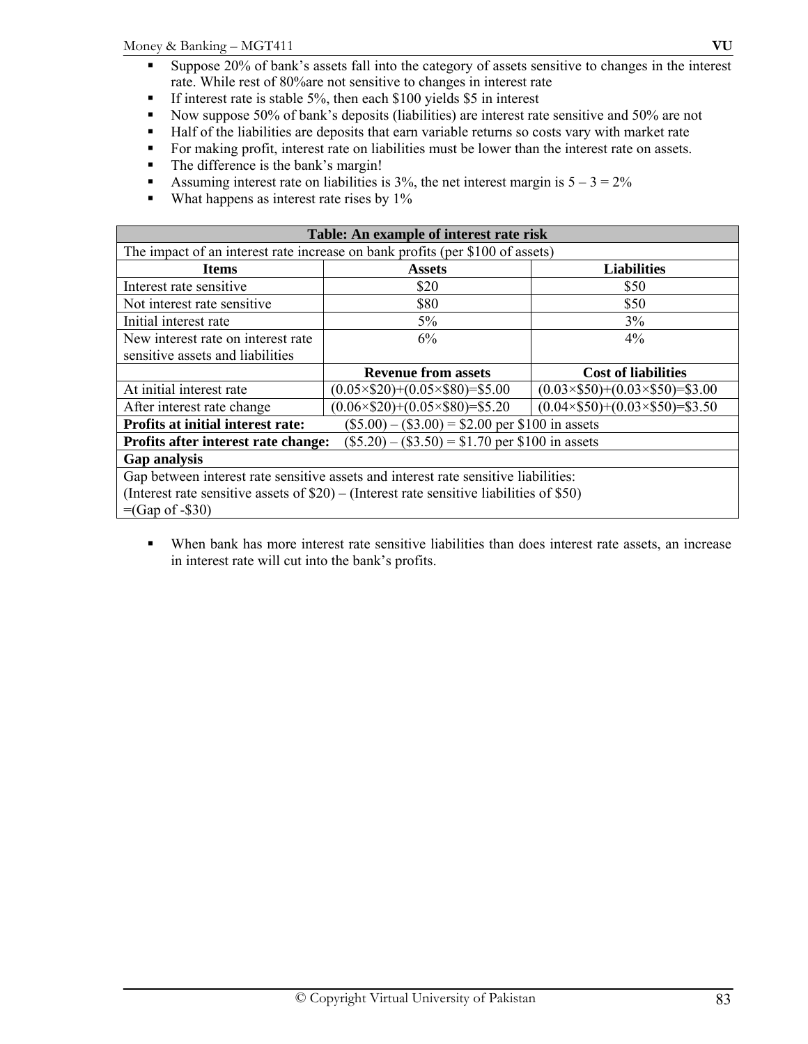- Suppose 20% of bank's assets fall into the category of assets sensitive to changes in the interest rate. While rest of 80%are not sensitive to changes in interest rate
- If interest rate is stable 5%, then each $100 yields $5 in interest
- Now suppose 50% of bank's deposits (liabilities) are interest rate sensitive and 50% are not
- Half of the liabilities are deposits that earn variable returns so costs vary with market rate
- For making profit, interest rate on liabilities must be lower than the interest rate on assets.
- The difference is the bank's margin!
- Assuming interest rate on liabilities is 3%, the net interest margin is 5 – 3 = 2%
- What happens as interest rate rises by 1%

| **Table: An example of interest rate risk** | | |
|---|---|---|
| The impact of an interest rate increase on bank profits (per $100 of assets) | | |
| **Items** | **Assets** | **Liabilities** |
| Interest rate sensitive | $20 | $50 |
| Not interest rate sensitive | $80 | $50 |
| Initial interest rate | 5% | 3% |
| New interest rate on interest rate sensitive assets and liabilities | 6% | 4% |
| | **Revenue from assets** | **Cost of liabilities** |
| At initial interest rate | (0.05×$20)+(0.05×$80)=$5.00 | (0.03×$50)+(0.03×$50)=$3.00 |
| After interest rate change | (0.06×$20)+(0.05×$80)=$5.20 | (0.04×$50)+(0.03×$50)=$3.50 |
| **Profits at initial interest rate:** ($5.00) – ($3.00) = $2.00 per $100 in assets | | |
| **Profits after interest rate change:** ($5.20) – ($3.50) = $1.70 per $100 in assets | | |
| **Gap analysis** | | |
| Gap between interest rate sensitive assets and interest rate sensitive liabilities: (Interest rate sensitive assets of $20) – (Interest rate sensitive liabilities of $50) =(Gap of -$30) | | |

- When bank has more interest rate sensitive liabilities than does interest rate assets, an increase in interest rate will cut into the bank's profits.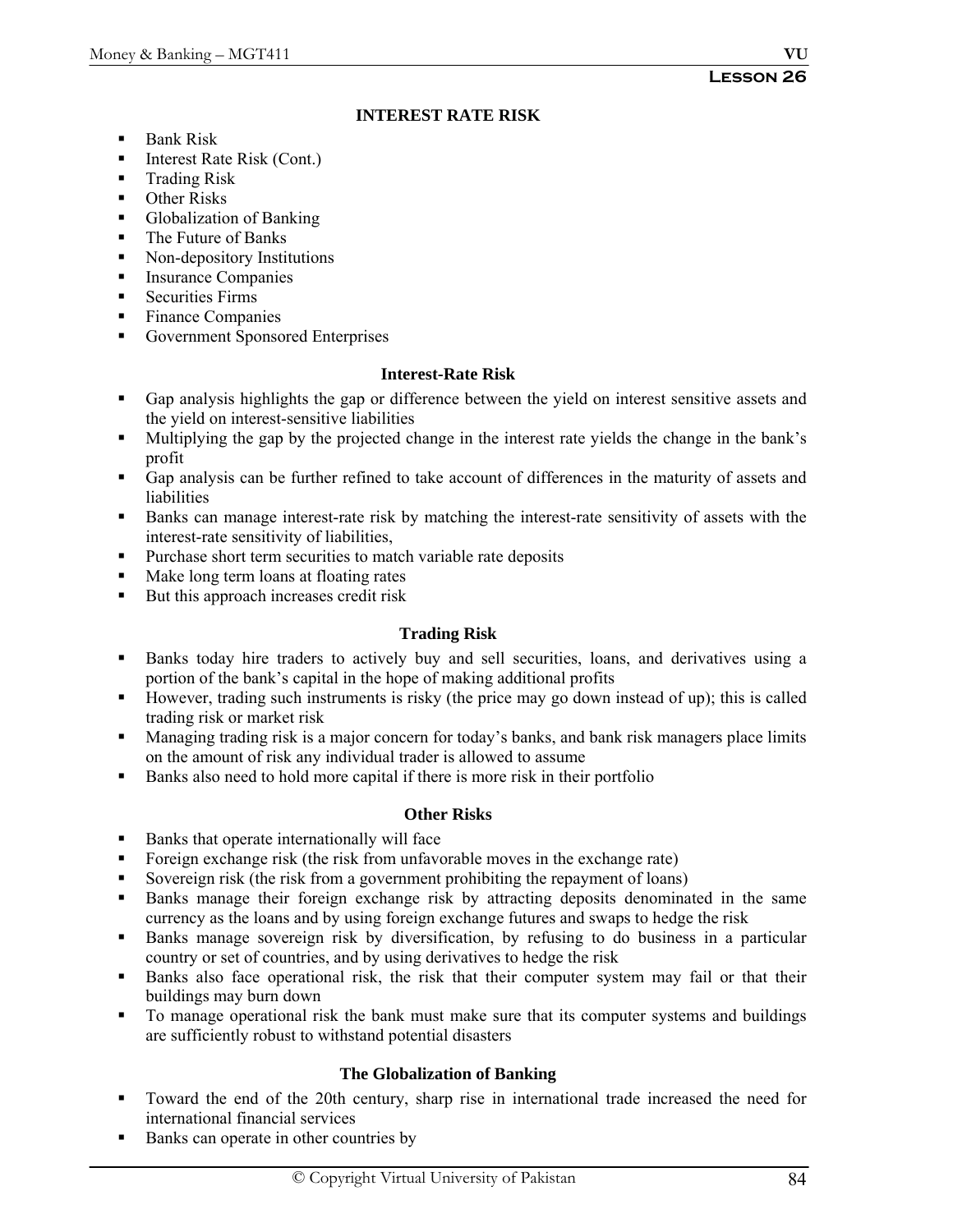## Lesson 26

### INTEREST RATE RISK

- Bank Risk
- Interest Rate Risk (Cont.)
- Trading Risk
- Other Risks
- Globalization of Banking
- The Future of Banks
- Non-depository Institutions
- Insurance Companies
- Securities Firms
- Finance Companies
- Government Sponsored Enterprises

### Interest-Rate Risk

- Gap analysis highlights the gap or difference between the yield on interest sensitive assets and the yield on interest-sensitive liabilities
- Multiplying the gap by the projected change in the interest rate yields the change in the bank's profit
- Gap analysis can be further refined to take account of differences in the maturity of assets and liabilities
- Banks can manage interest-rate risk by matching the interest-rate sensitivity of assets with the interest-rate sensitivity of liabilities,
- Purchase short term securities to match variable rate deposits
- Make long term loans at floating rates
- But this approach increases credit risk

### Trading Risk

- Banks today hire traders to actively buy and sell securities, loans, and derivatives using a portion of the bank's capital in the hope of making additional profits
- However, trading such instruments is risky (the price may go down instead of up); this is called trading risk or market risk
- Managing trading risk is a major concern for today's banks, and bank risk managers place limits on the amount of risk any individual trader is allowed to assume
- Banks also need to hold more capital if there is more risk in their portfolio

### Other Risks

- Banks that operate internationally will face
- Foreign exchange risk (the risk from unfavorable moves in the exchange rate)
- Sovereign risk (the risk from a government prohibiting the repayment of loans)
- Banks manage their foreign exchange risk by attracting deposits denominated in the same currency as the loans and by using foreign exchange futures and swaps to hedge the risk
- Banks manage sovereign risk by diversification, by refusing to do business in a particular country or set of countries, and by using derivatives to hedge the risk
- Banks also face operational risk, the risk that their computer system may fail or that their buildings may burn down
- To manage operational risk the bank must make sure that its computer systems and buildings are sufficiently robust to withstand potential disasters

### The Globalization of Banking

- Toward the end of the 20th century, sharp rise in international trade increased the need for international financial services
- Banks can operate in other countries by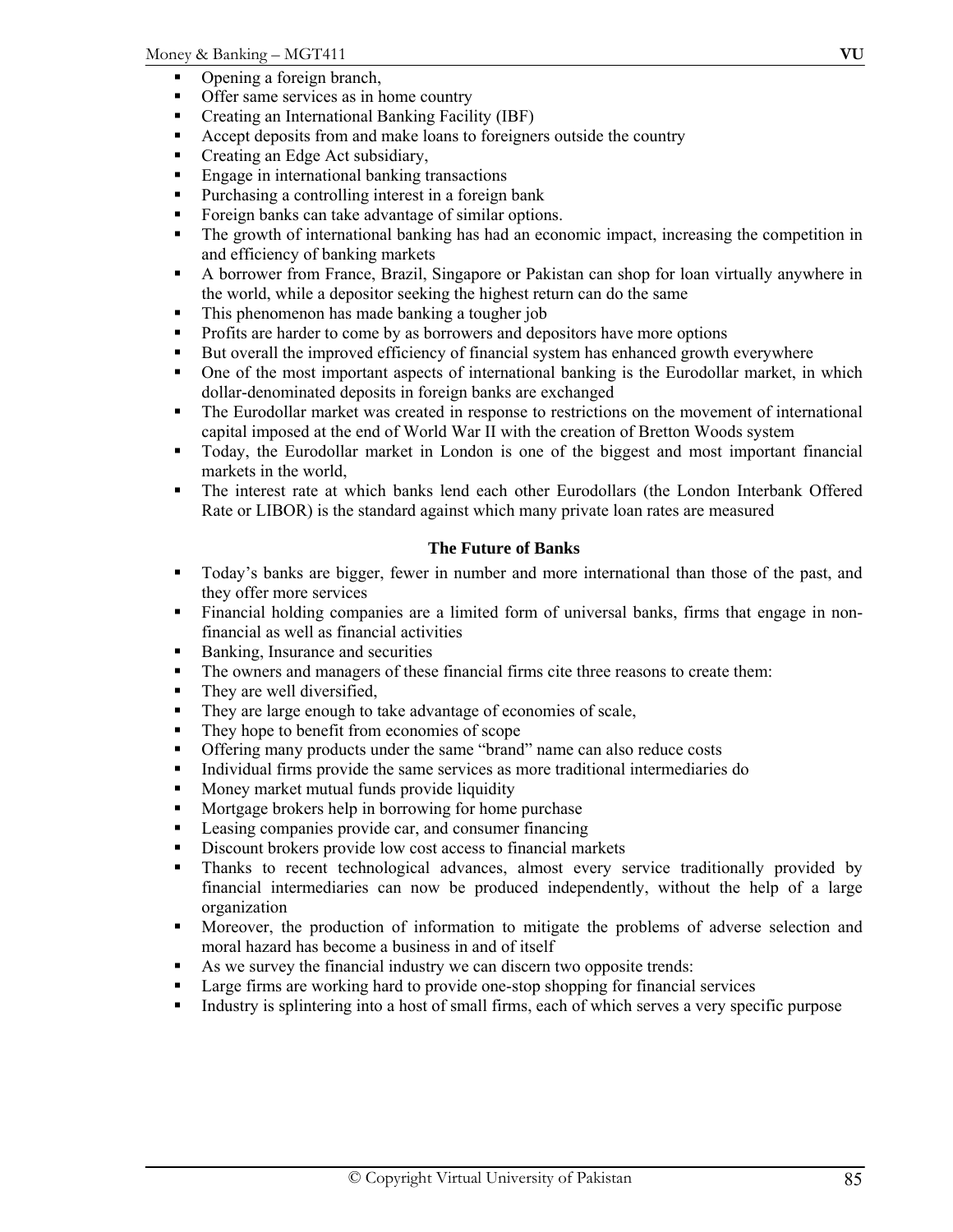- Opening a foreign branch,
- Offer same services as in home country
- Creating an International Banking Facility (IBF)
- Accept deposits from and make loans to foreigners outside the country
- Creating an Edge Act subsidiary,
- Engage in international banking transactions
- Purchasing a controlling interest in a foreign bank
- Foreign banks can take advantage of similar options.
- The growth of international banking has had an economic impact, increasing the competition in and efficiency of banking markets
- A borrower from France, Brazil, Singapore or Pakistan can shop for loan virtually anywhere in the world, while a depositor seeking the highest return can do the same
- This phenomenon has made banking a tougher job
- Profits are harder to come by as borrowers and depositors have more options
- But overall the improved efficiency of financial system has enhanced growth everywhere
- One of the most important aspects of international banking is the Eurodollar market, in which dollar-denominated deposits in foreign banks are exchanged
- The Eurodollar market was created in response to restrictions on the movement of international capital imposed at the end of World War II with the creation of Bretton Woods system
- Today, the Eurodollar market in London is one of the biggest and most important financial markets in the world,
- The interest rate at which banks lend each other Eurodollars (the London Interbank Offered Rate or LIBOR) is the standard against which many private loan rates are measured

## The Future of Banks

- Today's banks are bigger, fewer in number and more international than those of the past, and they offer more services
- Financial holding companies are a limited form of universal banks, firms that engage in non-financial as well as financial activities
- Banking, Insurance and securities
- The owners and managers of these financial firms cite three reasons to create them:
- They are well diversified,
- They are large enough to take advantage of economies of scale,
- They hope to benefit from economies of scope
- Offering many products under the same "brand" name can also reduce costs
- Individual firms provide the same services as more traditional intermediaries do
- Money market mutual funds provide liquidity
- Mortgage brokers help in borrowing for home purchase
- Leasing companies provide car, and consumer financing
- Discount brokers provide low cost access to financial markets
- Thanks to recent technological advances, almost every service traditionally provided by financial intermediaries can now be produced independently, without the help of a large organization
- Moreover, the production of information to mitigate the problems of adverse selection and moral hazard has become a business in and of itself
- As we survey the financial industry we can discern two opposite trends:
- Large firms are working hard to provide one-stop shopping for financial services
- Industry is splintering into a host of small firms, each of which serves a very specific purpose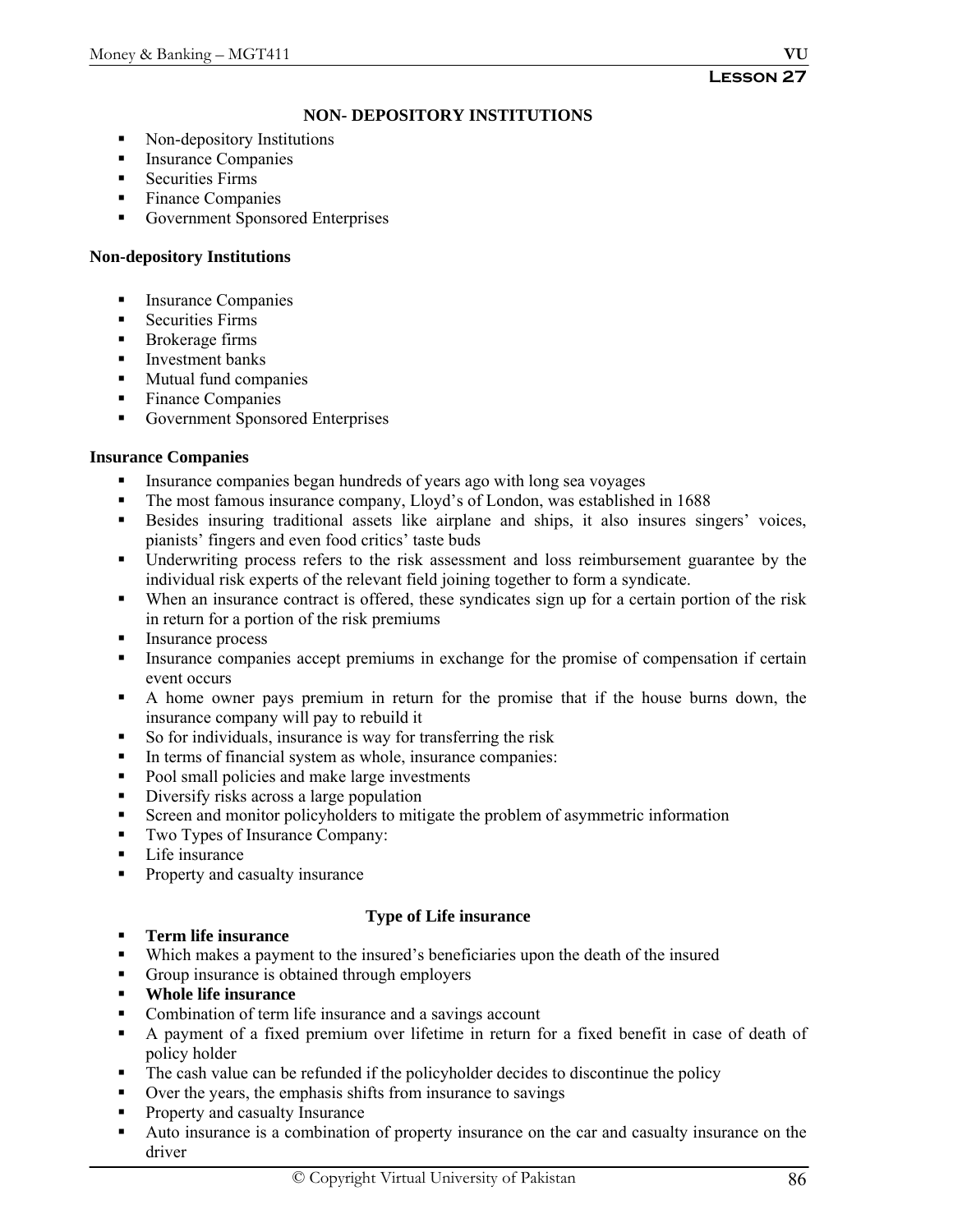**Lesson 27**

## NON- DEPOSITORY INSTITUTIONS

- Non-depository Institutions
- Insurance Companies
- Securities Firms
- Finance Companies
- Government Sponsored Enterprises

### Non-depository Institutions

- Insurance Companies
- Securities Firms
- Brokerage firms
- Investment banks
- Mutual fund companies
- Finance Companies
- Government Sponsored Enterprises

### Insurance Companies

- Insurance companies began hundreds of years ago with long sea voyages
- The most famous insurance company, Lloyd's of London, was established in 1688
- Besides insuring traditional assets like airplane and ships, it also insures singers' voices, pianists' fingers and even food critics' taste buds
- Underwriting process refers to the risk assessment and loss reimbursement guarantee by the individual risk experts of the relevant field joining together to form a syndicate.
- When an insurance contract is offered, these syndicates sign up for a certain portion of the risk in return for a portion of the risk premiums
- Insurance process
- Insurance companies accept premiums in exchange for the promise of compensation if certain event occurs
- A home owner pays premium in return for the promise that if the house burns down, the insurance company will pay to rebuild it
- So for individuals, insurance is way for transferring the risk
- In terms of financial system as whole, insurance companies:
- Pool small policies and make large investments
- Diversify risks across a large population
- Screen and monitor policyholders to mitigate the problem of asymmetric information
- Two Types of Insurance Company:
- Life insurance
- Property and casualty insurance

### Type of Life insurance

- **Term life insurance**
- Which makes a payment to the insured's beneficiaries upon the death of the insured
- Group insurance is obtained through employers
- **Whole life insurance**
- Combination of term life insurance and a savings account
- A payment of a fixed premium over lifetime in return for a fixed benefit in case of death of policy holder
- The cash value can be refunded if the policyholder decides to discontinue the policy
- Over the years, the emphasis shifts from insurance to savings
- Property and casualty Insurance
- Auto insurance is a combination of property insurance on the car and casualty insurance on the driver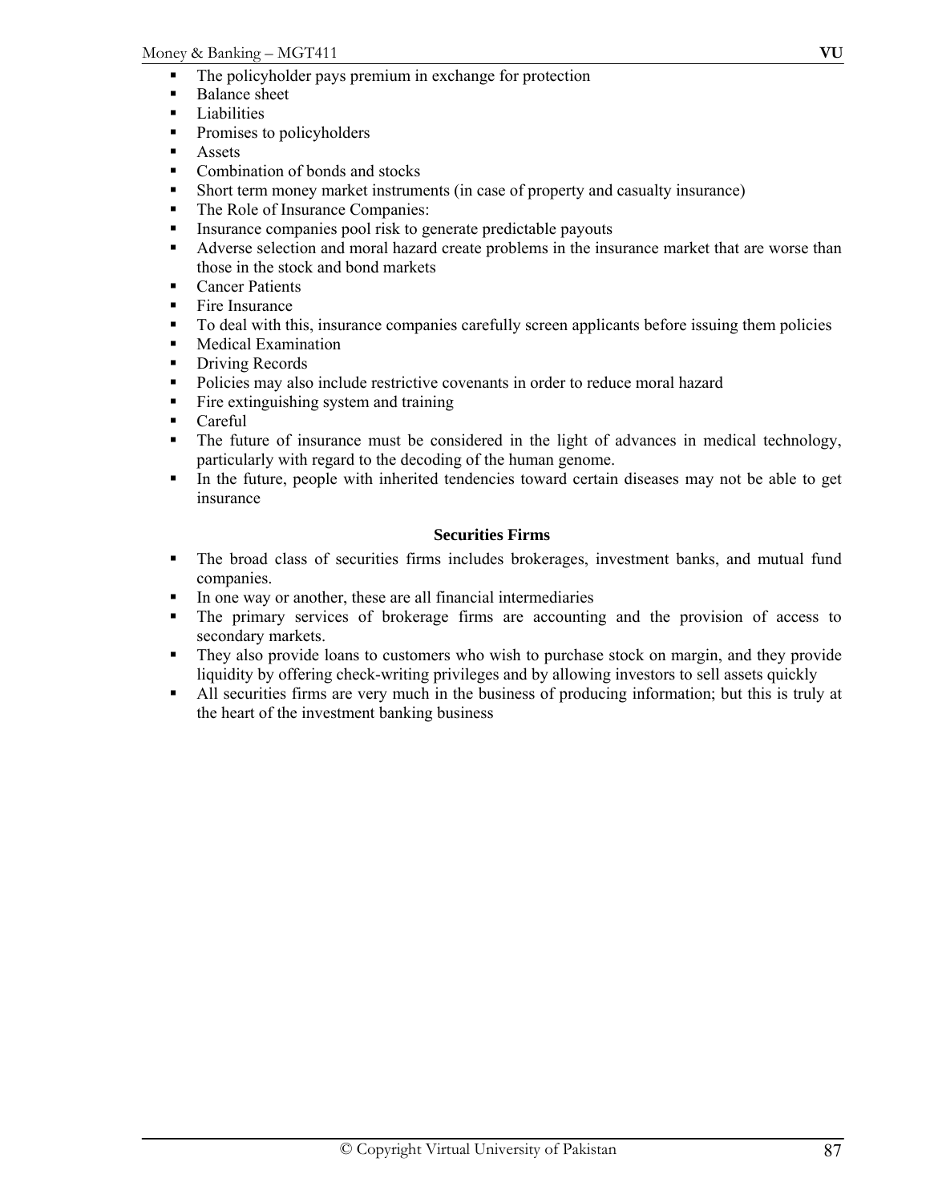- The policyholder pays premium in exchange for protection
- Balance sheet
- Liabilities
- Promises to policyholders
- Assets
- Combination of bonds and stocks
- Short term money market instruments (in case of property and casualty insurance)
- The Role of Insurance Companies:
- Insurance companies pool risk to generate predictable payouts
- Adverse selection and moral hazard create problems in the insurance market that are worse than those in the stock and bond markets
- Cancer Patients
- Fire Insurance
- To deal with this, insurance companies carefully screen applicants before issuing them policies
- Medical Examination
- Driving Records
- Policies may also include restrictive covenants in order to reduce moral hazard
- Fire extinguishing system and training
- Careful
- The future of insurance must be considered in the light of advances in medical technology, particularly with regard to the decoding of the human genome.
- In the future, people with inherited tendencies toward certain diseases may not be able to get insurance

## Securities Firms

- The broad class of securities firms includes brokerages, investment banks, and mutual fund companies.
- In one way or another, these are all financial intermediaries
- The primary services of brokerage firms are accounting and the provision of access to secondary markets.
- They also provide loans to customers who wish to purchase stock on margin, and they provide liquidity by offering check-writing privileges and by allowing investors to sell assets quickly
- All securities firms are very much in the business of producing information; but this is truly at the heart of the investment banking business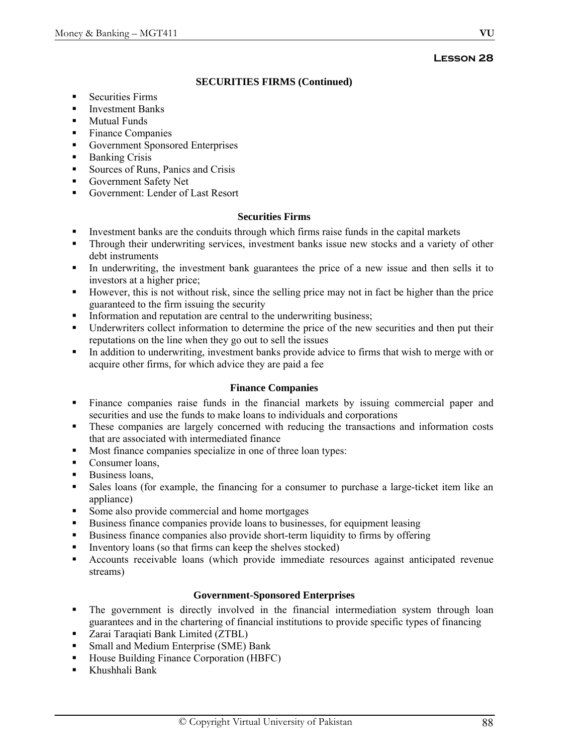**Lesson 28**

## SECURITIES FIRMS (Continued)

- Securities Firms
- Investment Banks
- Mutual Funds
- Finance Companies
- Government Sponsored Enterprises
- Banking Crisis
- Sources of Runs, Panics and Crisis
- Government Safety Net
- Government: Lender of Last Resort

### Securities Firms

- Investment banks are the conduits through which firms raise funds in the capital markets
- Through their underwriting services, investment banks issue new stocks and a variety of other debt instruments
- In underwriting, the investment bank guarantees the price of a new issue and then sells it to investors at a higher price;
- However, this is not without risk, since the selling price may not in fact be higher than the price guaranteed to the firm issuing the security
- Information and reputation are central to the underwriting business;
- Underwriters collect information to determine the price of the new securities and then put their reputations on the line when they go out to sell the issues
- In addition to underwriting, investment banks provide advice to firms that wish to merge with or acquire other firms, for which advice they are paid a fee

### Finance Companies

- Finance companies raise funds in the financial markets by issuing commercial paper and securities and use the funds to make loans to individuals and corporations
- These companies are largely concerned with reducing the transactions and information costs that are associated with intermediated finance
- Most finance companies specialize in one of three loan types:
- Consumer loans,
- Business loans,
- Sales loans (for example, the financing for a consumer to purchase a large-ticket item like an appliance)
- Some also provide commercial and home mortgages
- Business finance companies provide loans to businesses, for equipment leasing
- Business finance companies also provide short-term liquidity to firms by offering
- Inventory loans (so that firms can keep the shelves stocked)
- Accounts receivable loans (which provide immediate resources against anticipated revenue streams)

### Government-Sponsored Enterprises

- The government is directly involved in the financial intermediation system through loan guarantees and in the chartering of financial institutions to provide specific types of financing
- Zarai Taraqiati Bank Limited (ZTBL)
- Small and Medium Enterprise (SME) Bank
- House Building Finance Corporation (HBFC)
- Khushhali Bank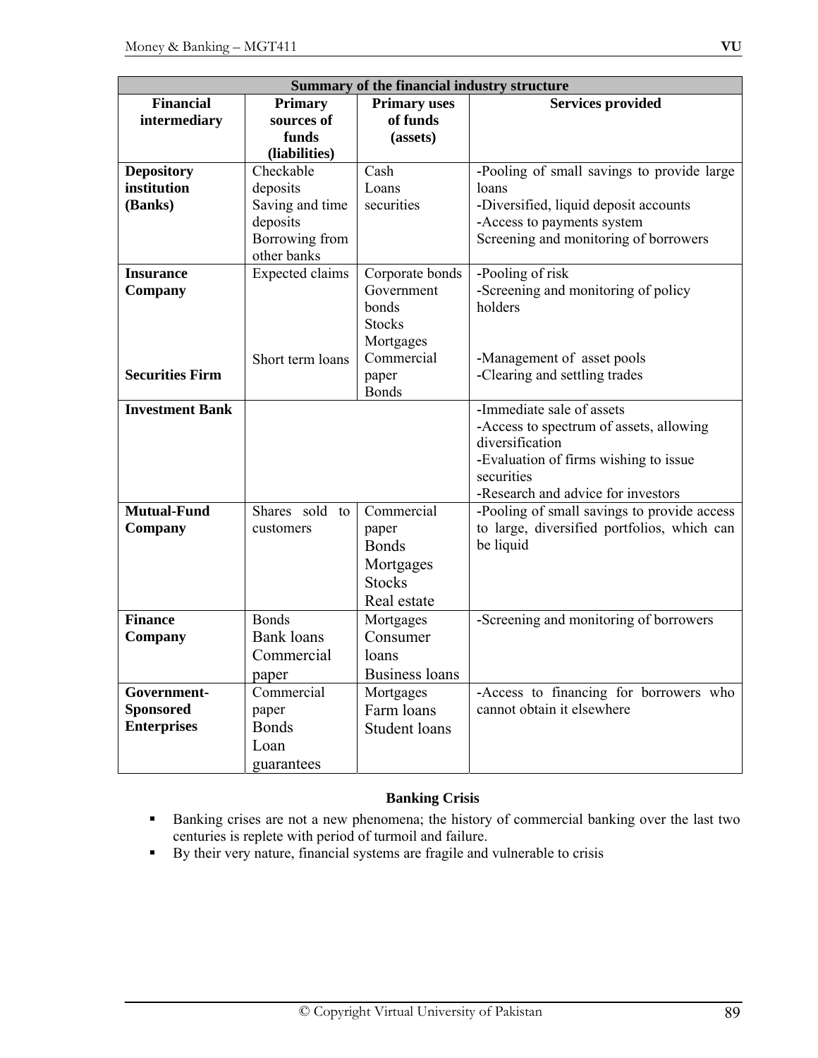| Summary of the financial industry structure | | | |
|---|---|---|---|
| **Financial intermediary** | **Primary sources of funds (liabilities)** | **Primary uses of funds (assets)** | **Services provided** |
| **Depository institution (Banks)** | Checkable deposits<br>Saving and time deposits<br>Borrowing from other banks | Cash<br>Loans<br>securities | -Pooling of small savings to provide large loans<br>-Diversified, liquid deposit accounts<br>-Access to payments system<br>Screening and monitoring of borrowers |
| **Insurance Company** | Expected claims | Corporate bonds<br>Government bonds<br>Stocks<br>Mortgages | -Pooling of risk<br>-Screening and monitoring of policy holders |
| **Securities Firm** | Short term loans | Commercial paper<br>Bonds | -Management of asset pools<br>-Clearing and settling trades |
| **Investment Bank** | | | -Immediate sale of assets<br>-Access to spectrum of assets, allowing diversification<br>-Evaluation of firms wishing to issue securities<br>-Research and advice for investors |
| **Mutual-Fund Company** | Shares sold to customers | Commercial paper<br>Bonds<br>Mortgages<br>Stocks<br>Real estate | -Pooling of small savings to provide access to large, diversified portfolios, which can be liquid |
| **Finance Company** | Bonds<br>Bank loans<br>Commercial paper | Mortgages<br>Consumer loans<br>Business loans | -Screening and monitoring of borrowers |
| **Government-Sponsored Enterprises** | Commercial paper<br>Bonds<br>Loan guarantees | Mortgages<br>Farm loans<br>Student loans | -Access to financing for borrowers who cannot obtain it elsewhere |

## Banking Crisis

- Banking crises are not a new phenomena; the history of commercial banking over the last two centuries is replete with period of turmoil and failure.
- By their very nature, financial systems are fragile and vulnerable to crisis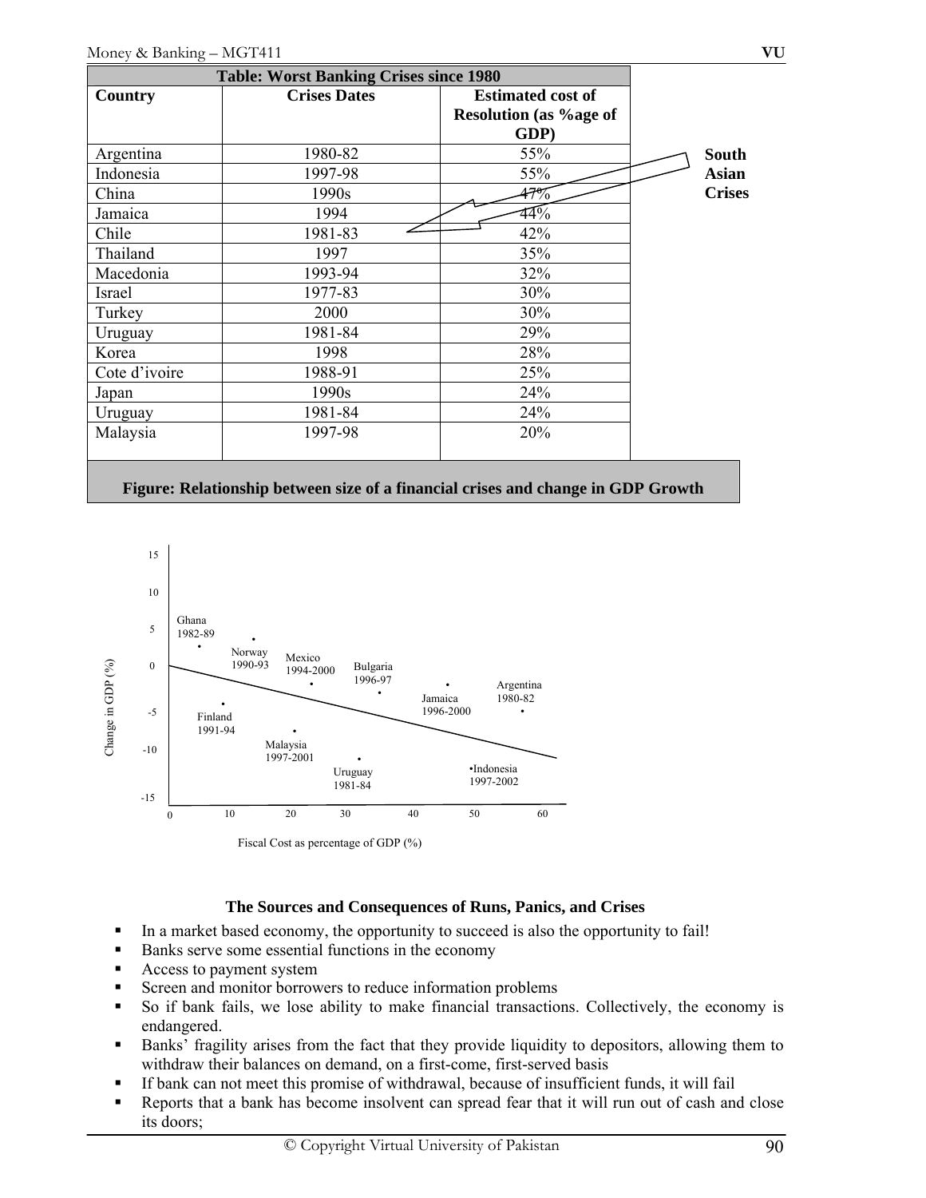| Table: Worst Banking Crises since 1980 | | |
|---|---|---|
| **Country** | **Crises Dates** | **Estimated cost of Resolution (as %age of GDP)** |
| Argentina | 1980-82 | 55% |
| Indonesia | 1997-98 | 55% |
| China | 1990s | 47% |
| Jamaica | 1994 | 44% |
| Chile | 1981-83 | 42% |
| Thailand | 1997 | 35% |
| Macedonia | 1993-94 | 32% |
| Israel | 1977-83 | 30% |
| Turkey | 2000 | 30% |
| Uruguay | 1981-84 | 29% |
| Korea | 1998 | 28% |
| Cote d'ivoire | 1988-91 | 25% |
| Japan | 1990s | 24% |
| Uruguay | 1981-84 | 24% |
| Malaysia | 1997-98 | 20% |

**South Asian Crises**

**Figure: Relationship between size of a financial crises and change in GDP Growth**

### The Sources and Consequences of Runs, Panics, and Crises

- In a market based economy, the opportunity to succeed is also the opportunity to fail!
- Banks serve some essential functions in the economy
- Access to payment system
- Screen and monitor borrowers to reduce information problems
- So if bank fails, we lose ability to make financial transactions. Collectively, the economy is endangered.
- Banks' fragility arises from the fact that they provide liquidity to depositors, allowing them to withdraw their balances on demand, on a first-come, first-served basis
- If bank can not meet this promise of withdrawal, because of insufficient funds, it will fail
- Reports that a bank has become insolvent can spread fear that it will run out of cash and close its doors;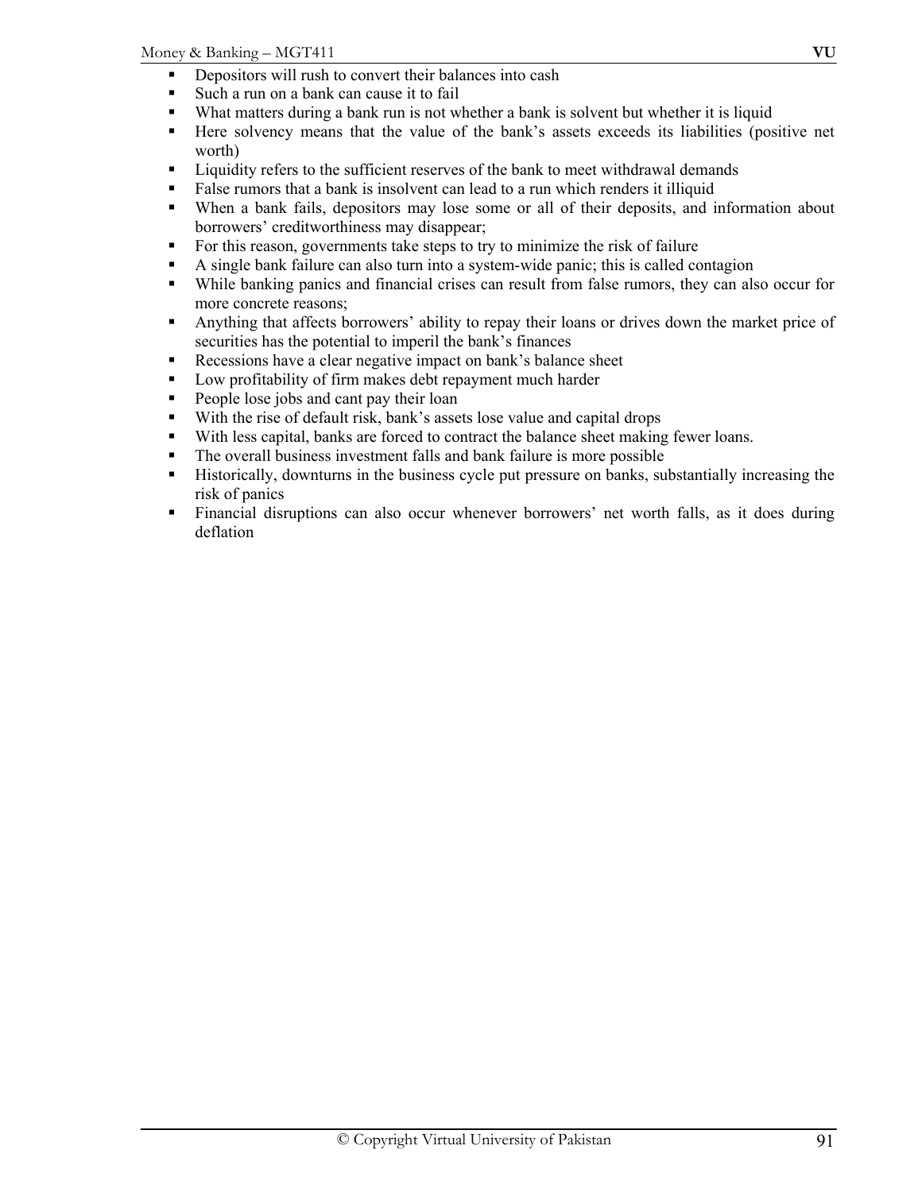- Depositors will rush to convert their balances into cash
- Such a run on a bank can cause it to fail
- What matters during a bank run is not whether a bank is solvent but whether it is liquid
- Here solvency means that the value of the bank's assets exceeds its liabilities (positive net worth)
- Liquidity refers to the sufficient reserves of the bank to meet withdrawal demands
- False rumors that a bank is insolvent can lead to a run which renders it illiquid
- When a bank fails, depositors may lose some or all of their deposits, and information about borrowers' creditworthiness may disappear;
- For this reason, governments take steps to try to minimize the risk of failure
- A single bank failure can also turn into a system-wide panic; this is called contagion
- While banking panics and financial crises can result from false rumors, they can also occur for more concrete reasons;
- Anything that affects borrowers' ability to repay their loans or drives down the market price of securities has the potential to imperil the bank's finances
- Recessions have a clear negative impact on bank's balance sheet
- Low profitability of firm makes debt repayment much harder
- People lose jobs and cant pay their loan
- With the rise of default risk, bank's assets lose value and capital drops
- With less capital, banks are forced to contract the balance sheet making fewer loans.
- The overall business investment falls and bank failure is more possible
- Historically, downturns in the business cycle put pressure on banks, substantially increasing the risk of panics
- Financial disruptions can also occur whenever borrowers' net worth falls, as it does during deflation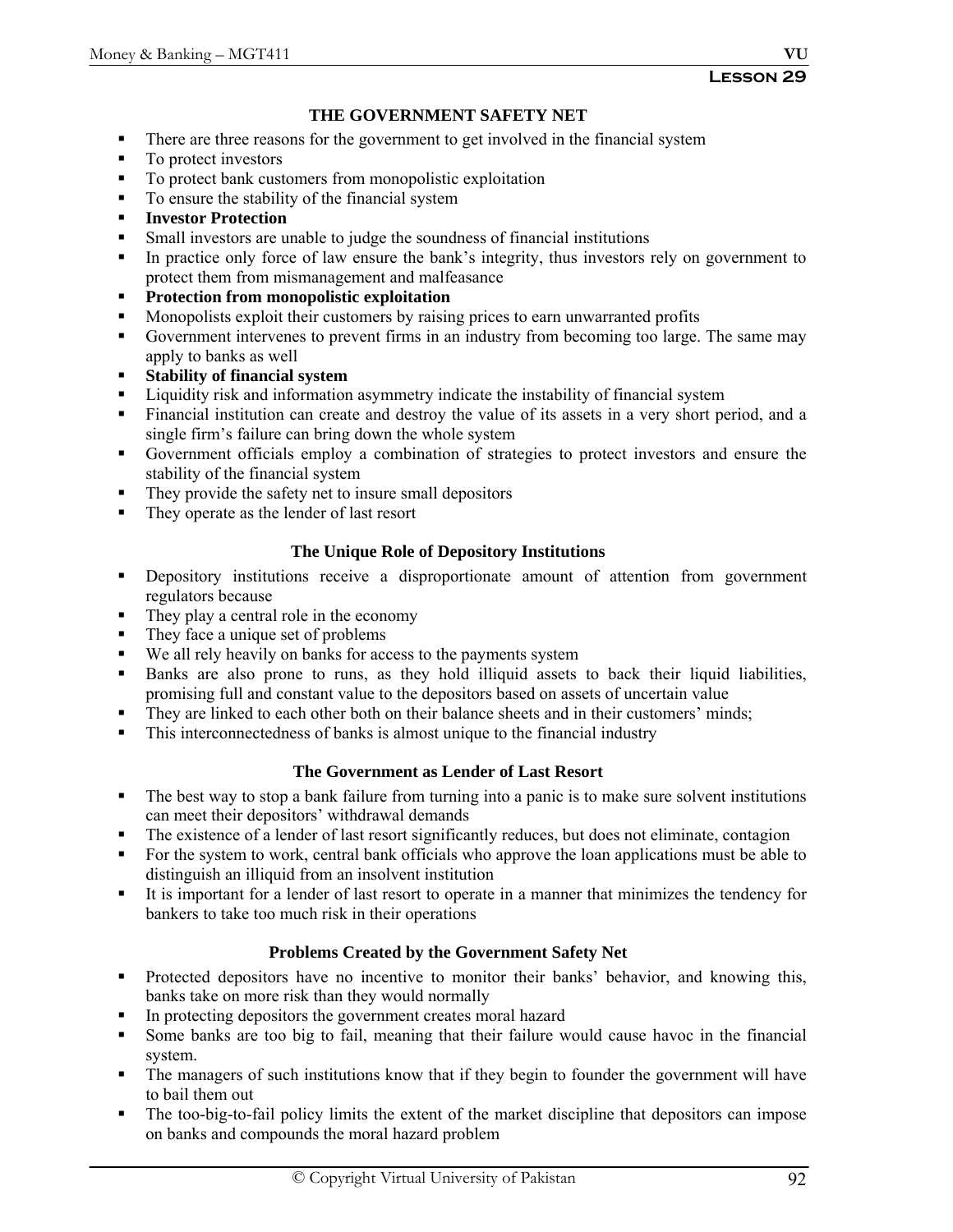**Lesson 29**

## THE GOVERNMENT SAFETY NET

- There are three reasons for the government to get involved in the financial system
- To protect investors
- To protect bank customers from monopolistic exploitation
- To ensure the stability of the financial system
- **Investor Protection**
- Small investors are unable to judge the soundness of financial institutions
- In practice only force of law ensure the bank's integrity, thus investors rely on government to protect them from mismanagement and malfeasance
- **Protection from monopolistic exploitation**
- Monopolists exploit their customers by raising prices to earn unwarranted profits
- Government intervenes to prevent firms in an industry from becoming too large. The same may apply to banks as well
- **Stability of financial system**
- Liquidity risk and information asymmetry indicate the instability of financial system
- Financial institution can create and destroy the value of its assets in a very short period, and a single firm's failure can bring down the whole system
- Government officials employ a combination of strategies to protect investors and ensure the stability of the financial system
- They provide the safety net to insure small depositors
- They operate as the lender of last resort

### The Unique Role of Depository Institutions

- Depository institutions receive a disproportionate amount of attention from government regulators because
- They play a central role in the economy
- They face a unique set of problems
- We all rely heavily on banks for access to the payments system
- Banks are also prone to runs, as they hold illiquid assets to back their liquid liabilities, promising full and constant value to the depositors based on assets of uncertain value
- They are linked to each other both on their balance sheets and in their customers' minds;
- This interconnectedness of banks is almost unique to the financial industry

### The Government as Lender of Last Resort

- The best way to stop a bank failure from turning into a panic is to make sure solvent institutions can meet their depositors' withdrawal demands
- The existence of a lender of last resort significantly reduces, but does not eliminate, contagion
- For the system to work, central bank officials who approve the loan applications must be able to distinguish an illiquid from an insolvent institution
- It is important for a lender of last resort to operate in a manner that minimizes the tendency for bankers to take too much risk in their operations

### Problems Created by the Government Safety Net

- Protected depositors have no incentive to monitor their banks' behavior, and knowing this, banks take on more risk than they would normally
- In protecting depositors the government creates moral hazard
- Some banks are too big to fail, meaning that their failure would cause havoc in the financial system.
- The managers of such institutions know that if they begin to founder the government will have to bail them out
- The too-big-to-fail policy limits the extent of the market discipline that depositors can impose on banks and compounds the moral hazard problem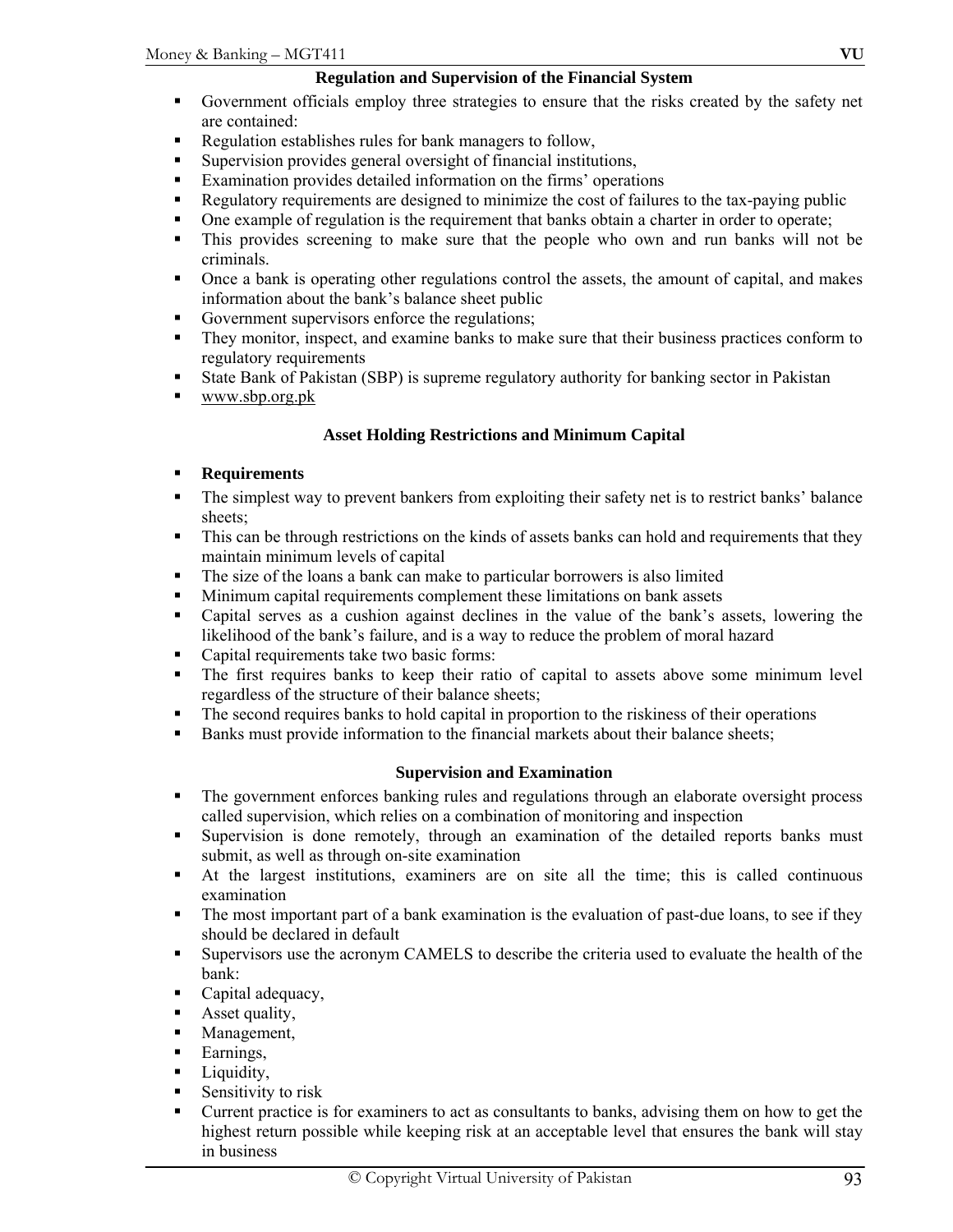## Regulation and Supervision of the Financial System

- Government officials employ three strategies to ensure that the risks created by the safety net are contained:
- Regulation establishes rules for bank managers to follow,
- Supervision provides general oversight of financial institutions,
- Examination provides detailed information on the firms' operations
- Regulatory requirements are designed to minimize the cost of failures to the tax-paying public
- One example of regulation is the requirement that banks obtain a charter in order to operate;
- This provides screening to make sure that the people who own and run banks will not be criminals.
- Once a bank is operating other regulations control the assets, the amount of capital, and makes information about the bank's balance sheet public
- Government supervisors enforce the regulations;
- They monitor, inspect, and examine banks to make sure that their business practices conform to regulatory requirements
- State Bank of Pakistan (SBP) is supreme regulatory authority for banking sector in Pakistan
- www.sbp.org.pk

## Asset Holding Restrictions and Minimum Capital

- **Requirements**
- The simplest way to prevent bankers from exploiting their safety net is to restrict banks' balance sheets;
- This can be through restrictions on the kinds of assets banks can hold and requirements that they maintain minimum levels of capital
- The size of the loans a bank can make to particular borrowers is also limited
- Minimum capital requirements complement these limitations on bank assets
- Capital serves as a cushion against declines in the value of the bank's assets, lowering the likelihood of the bank's failure, and is a way to reduce the problem of moral hazard
- Capital requirements take two basic forms:
- The first requires banks to keep their ratio of capital to assets above some minimum level regardless of the structure of their balance sheets;
- The second requires banks to hold capital in proportion to the riskiness of their operations
- Banks must provide information to the financial markets about their balance sheets;

## Supervision and Examination

- The government enforces banking rules and regulations through an elaborate oversight process called supervision, which relies on a combination of monitoring and inspection
- Supervision is done remotely, through an examination of the detailed reports banks must submit, as well as through on-site examination
- At the largest institutions, examiners are on site all the time; this is called continuous examination
- The most important part of a bank examination is the evaluation of past-due loans, to see if they should be declared in default
- Supervisors use the acronym CAMELS to describe the criteria used to evaluate the health of the bank:
- Capital adequacy,
- Asset quality,
- Management,
- Earnings,
- Liquidity,
- Sensitivity to risk
- Current practice is for examiners to act as consultants to banks, advising them on how to get the highest return possible while keeping risk at an acceptable level that ensures the bank will stay in business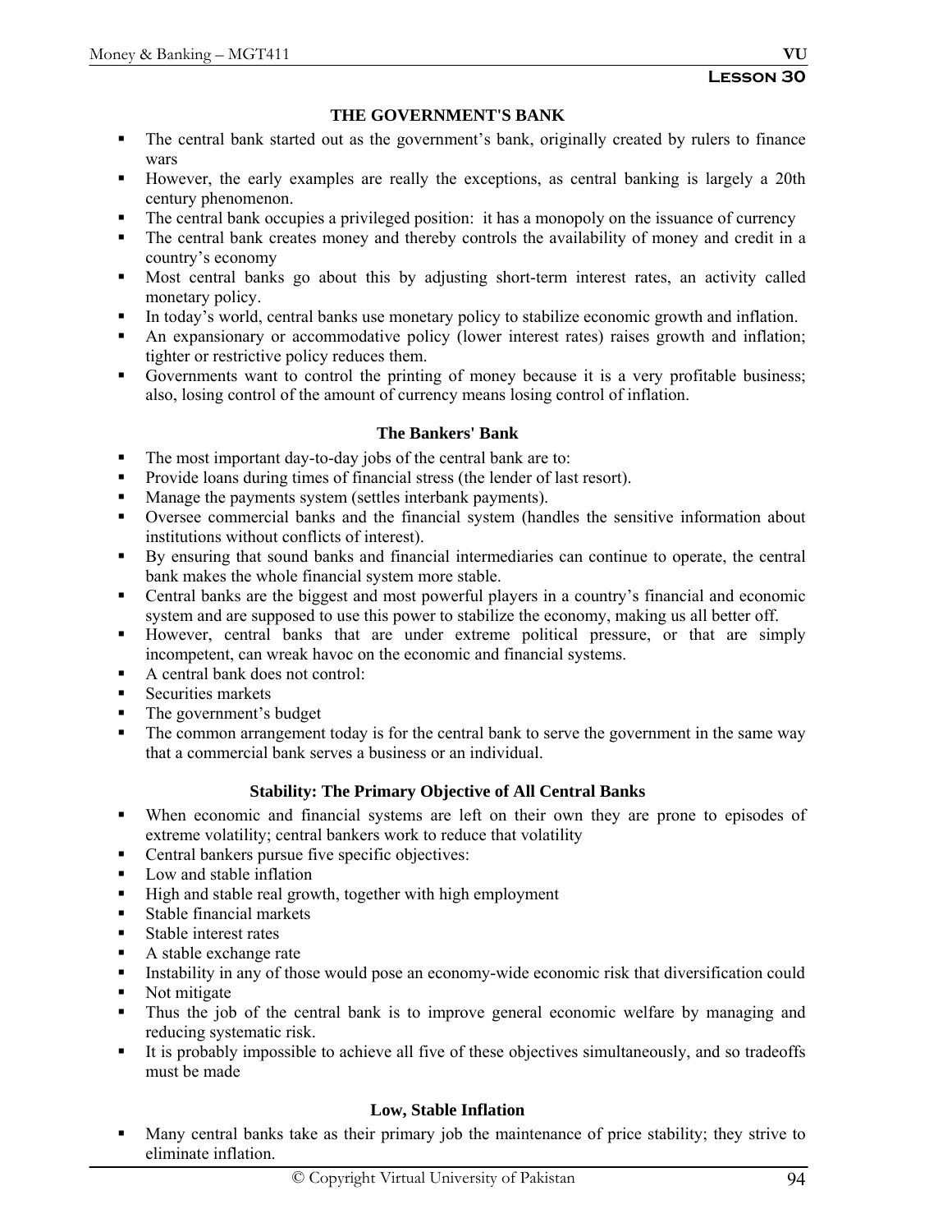## Lesson 30

### THE GOVERNMENT'S BANK

- The central bank started out as the government's bank, originally created by rulers to finance wars
- However, the early examples are really the exceptions, as central banking is largely a 20th century phenomenon.
- The central bank occupies a privileged position: it has a monopoly on the issuance of currency
- The central bank creates money and thereby controls the availability of money and credit in a country's economy
- Most central banks go about this by adjusting short-term interest rates, an activity called monetary policy.
- In today's world, central banks use monetary policy to stabilize economic growth and inflation.
- An expansionary or accommodative policy (lower interest rates) raises growth and inflation; tighter or restrictive policy reduces them.
- Governments want to control the printing of money because it is a very profitable business; also, losing control of the amount of currency means losing control of inflation.

### The Bankers' Bank

- The most important day-to-day jobs of the central bank are to:
- Provide loans during times of financial stress (the lender of last resort).
- Manage the payments system (settles interbank payments).
- Oversee commercial banks and the financial system (handles the sensitive information about institutions without conflicts of interest).
- By ensuring that sound banks and financial intermediaries can continue to operate, the central bank makes the whole financial system more stable.
- Central banks are the biggest and most powerful players in a country's financial and economic system and are supposed to use this power to stabilize the economy, making us all better off.
- However, central banks that are under extreme political pressure, or that are simply incompetent, can wreak havoc on the economic and financial systems.
- A central bank does not control:
- Securities markets
- The government's budget
- The common arrangement today is for the central bank to serve the government in the same way that a commercial bank serves a business or an individual.

### Stability: The Primary Objective of All Central Banks

- When economic and financial systems are left on their own they are prone to episodes of extreme volatility; central bankers work to reduce that volatility
- Central bankers pursue five specific objectives:
- Low and stable inflation
- High and stable real growth, together with high employment
- Stable financial markets
- Stable interest rates
- A stable exchange rate
- Instability in any of those would pose an economy-wide economic risk that diversification could
- Not mitigate
- Thus the job of the central bank is to improve general economic welfare by managing and reducing systematic risk.
- It is probably impossible to achieve all five of these objectives simultaneously, and so tradeoffs must be made

### Low, Stable Inflation

- Many central banks take as their primary job the maintenance of price stability; they strive to eliminate inflation.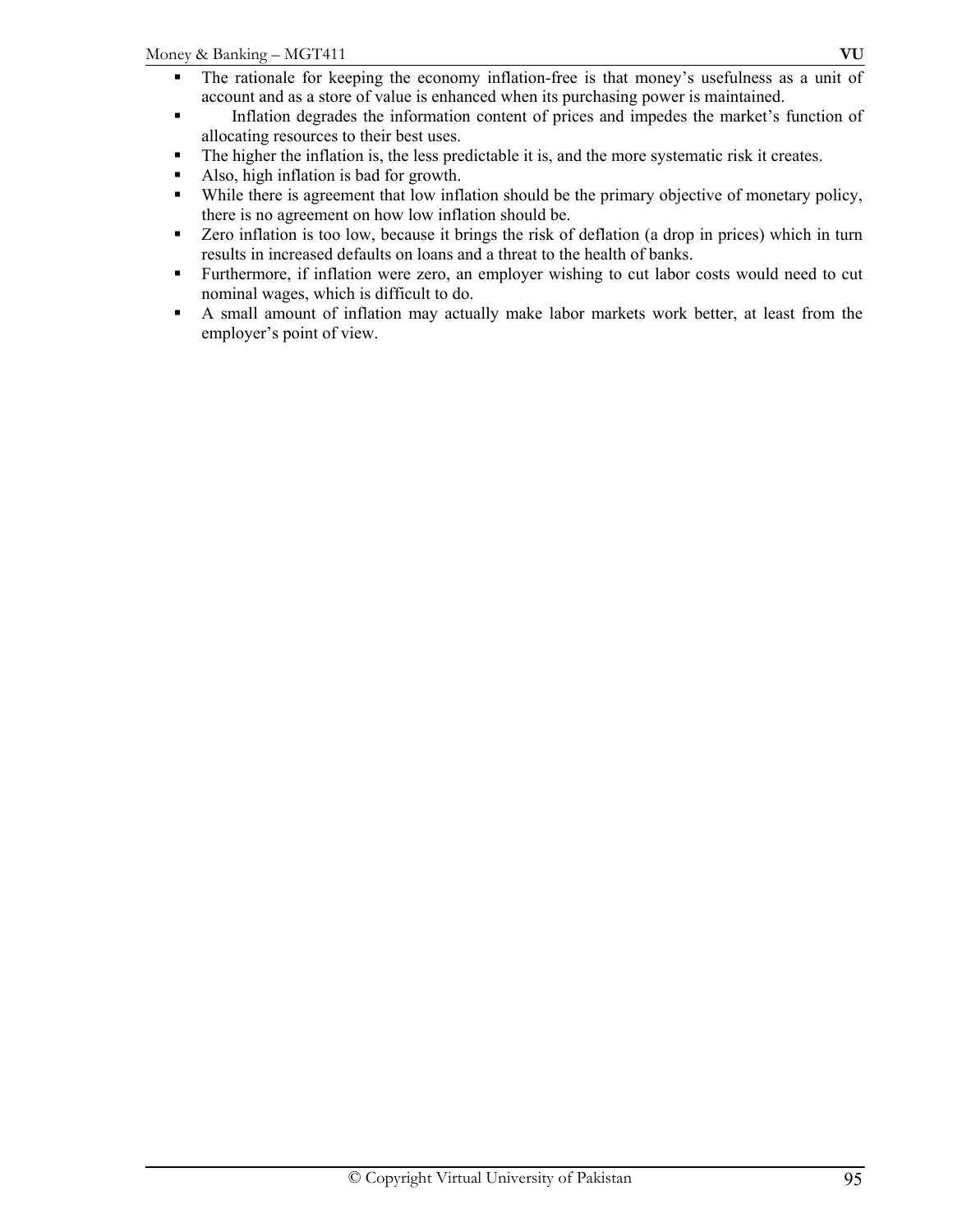- The rationale for keeping the economy inflation-free is that money's usefulness as a unit of account and as a store of value is enhanced when its purchasing power is maintained.
- Inflation degrades the information content of prices and impedes the market's function of allocating resources to their best uses.
- The higher the inflation is, the less predictable it is, and the more systematic risk it creates.
- Also, high inflation is bad for growth.
- While there is agreement that low inflation should be the primary objective of monetary policy, there is no agreement on how low inflation should be.
- Zero inflation is too low, because it brings the risk of deflation (a drop in prices) which in turn results in increased defaults on loans and a threat to the health of banks.
- Furthermore, if inflation were zero, an employer wishing to cut labor costs would need to cut nominal wages, which is difficult to do.
- A small amount of inflation may actually make labor markets work better, at least from the employer's point of view.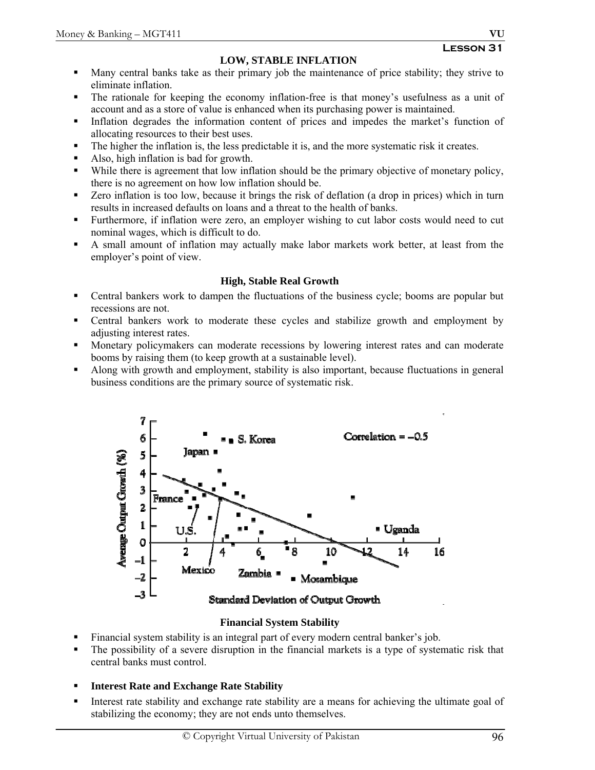## Lesson 31

### LOW, STABLE INFLATION

- Many central banks take as their primary job the maintenance of price stability; they strive to eliminate inflation.
- The rationale for keeping the economy inflation-free is that money's usefulness as a unit of account and as a store of value is enhanced when its purchasing power is maintained.
- Inflation degrades the information content of prices and impedes the market's function of allocating resources to their best uses.
- The higher the inflation is, the less predictable it is, and the more systematic risk it creates.
- Also, high inflation is bad for growth.
- While there is agreement that low inflation should be the primary objective of monetary policy, there is no agreement on how low inflation should be.
- Zero inflation is too low, because it brings the risk of deflation (a drop in prices) which in turn results in increased defaults on loans and a threat to the health of banks.
- Furthermore, if inflation were zero, an employer wishing to cut labor costs would need to cut nominal wages, which is difficult to do.
- A small amount of inflation may actually make labor markets work better, at least from the employer's point of view.

### High, Stable Real Growth

- Central bankers work to dampen the fluctuations of the business cycle; booms are popular but recessions are not.
- Central bankers work to moderate these cycles and stabilize growth and employment by adjusting interest rates.
- Monetary policymakers can moderate recessions by lowering interest rates and can moderate booms by raising them (to keep growth at a sustainable level).
- Along with growth and employment, stability is also important, because fluctuations in general business conditions are the primary source of systematic risk.

### Financial System Stability

- Financial system stability is an integral part of every modern central banker's job.
- The possibility of a severe disruption in the financial markets is a type of systematic risk that central banks must control.

- **Interest Rate and Exchange Rate Stability**
- Interest rate stability and exchange rate stability are a means for achieving the ultimate goal of stabilizing the economy; they are not ends unto themselves.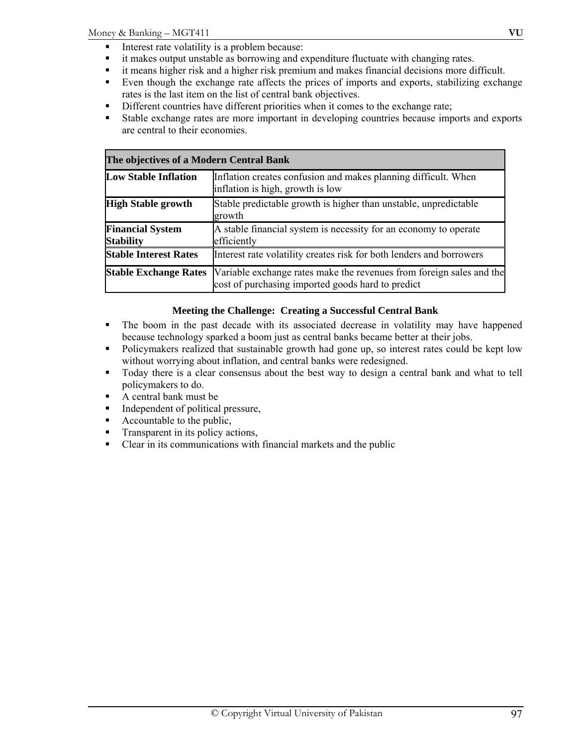- Interest rate volatility is a problem because:
- it makes output unstable as borrowing and expenditure fluctuate with changing rates.
- it means higher risk and a higher risk premium and makes financial decisions more difficult.
- Even though the exchange rate affects the prices of imports and exports, stabilizing exchange rates is the last item on the list of central bank objectives.
- Different countries have different priorities when it comes to the exchange rate;
- Stable exchange rates are more important in developing countries because imports and exports are central to their economies.

| **The objectives of a Modern Central Bank** | |
|---|---|
| **Low Stable Inflation** | Inflation creates confusion and makes planning difficult. When inflation is high, growth is low |
| **High Stable growth** | Stable predictable growth is higher than unstable, unpredictable growth |
| **Financial System Stability** | A stable financial system is necessity for an economy to operate efficiently |
| **Stable Interest Rates** | Interest rate volatility creates risk for both lenders and borrowers |
| **Stable Exchange Rates** | Variable exchange rates make the revenues from foreign sales and the cost of purchasing imported goods hard to predict |

**Meeting the Challenge: Creating a Successful Central Bank**

- The boom in the past decade with its associated decrease in volatility may have happened because technology sparked a boom just as central banks became better at their jobs.
- Policymakers realized that sustainable growth had gone up, so interest rates could be kept low without worrying about inflation, and central banks were redesigned.
- Today there is a clear consensus about the best way to design a central bank and what to tell policymakers to do.
- A central bank must be
- Independent of political pressure,
- Accountable to the public,
- Transparent in its policy actions,
- Clear in its communications with financial markets and the public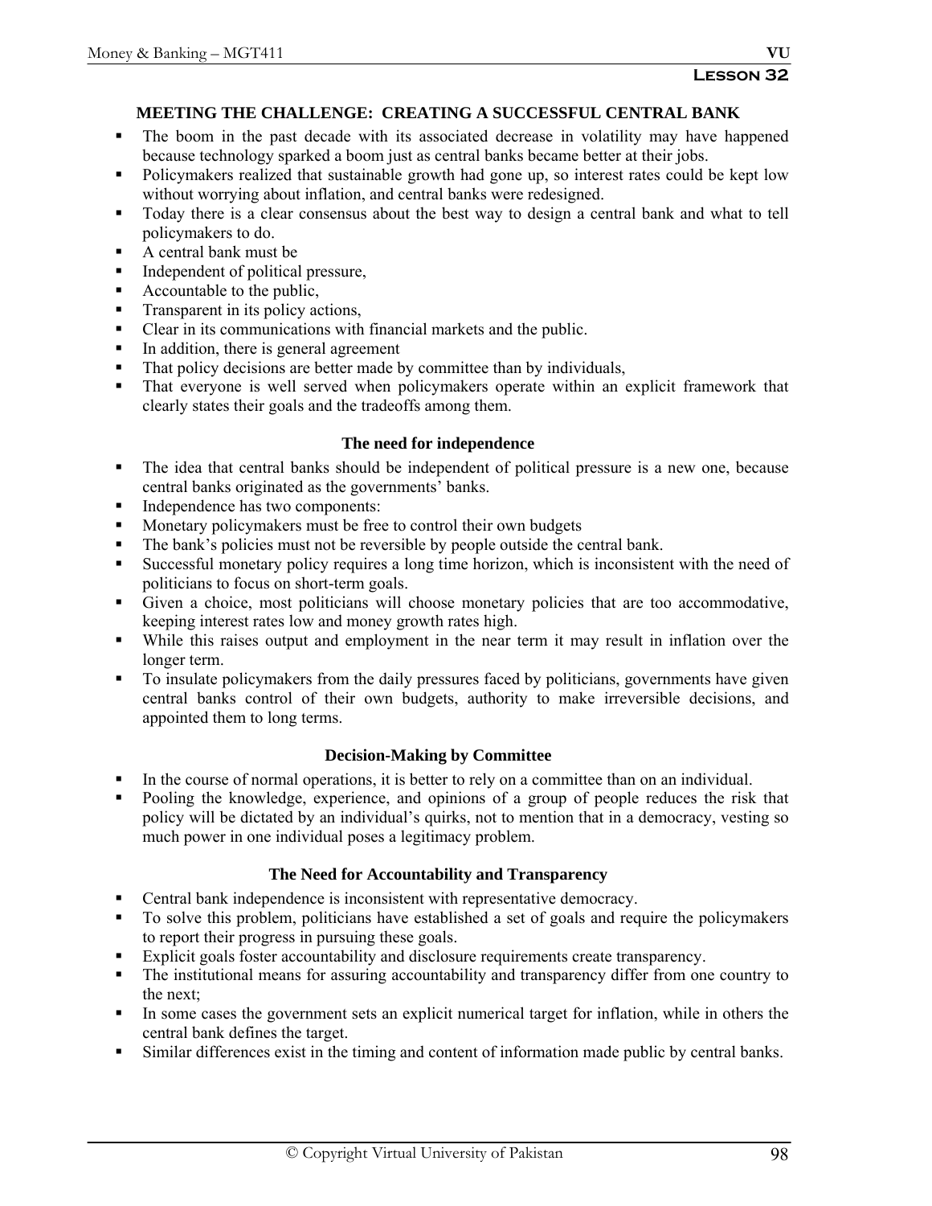**Lesson 32**

## MEETING THE CHALLENGE: CREATING A SUCCESSFUL CENTRAL BANK

- The boom in the past decade with its associated decrease in volatility may have happened because technology sparked a boom just as central banks became better at their jobs.
- Policymakers realized that sustainable growth had gone up, so interest rates could be kept low without worrying about inflation, and central banks were redesigned.
- Today there is a clear consensus about the best way to design a central bank and what to tell policymakers to do.
- A central bank must be
- Independent of political pressure,
- Accountable to the public,
- Transparent in its policy actions,
- Clear in its communications with financial markets and the public.
- In addition, there is general agreement
- That policy decisions are better made by committee than by individuals,
- That everyone is well served when policymakers operate within an explicit framework that clearly states their goals and the tradeoffs among them.

### The need for independence

- The idea that central banks should be independent of political pressure is a new one, because central banks originated as the governments' banks.
- Independence has two components:
- Monetary policymakers must be free to control their own budgets
- The bank's policies must not be reversible by people outside the central bank.
- Successful monetary policy requires a long time horizon, which is inconsistent with the need of politicians to focus on short-term goals.
- Given a choice, most politicians will choose monetary policies that are too accommodative, keeping interest rates low and money growth rates high.
- While this raises output and employment in the near term it may result in inflation over the longer term.
- To insulate policymakers from the daily pressures faced by politicians, governments have given central banks control of their own budgets, authority to make irreversible decisions, and appointed them to long terms.

### Decision-Making by Committee

- In the course of normal operations, it is better to rely on a committee than on an individual.
- Pooling the knowledge, experience, and opinions of a group of people reduces the risk that policy will be dictated by an individual's quirks, not to mention that in a democracy, vesting so much power in one individual poses a legitimacy problem.

### The Need for Accountability and Transparency

- Central bank independence is inconsistent with representative democracy.
- To solve this problem, politicians have established a set of goals and require the policymakers to report their progress in pursuing these goals.
- Explicit goals foster accountability and disclosure requirements create transparency.
- The institutional means for assuring accountability and transparency differ from one country to the next;
- In some cases the government sets an explicit numerical target for inflation, while in others the central bank defines the target.
- Similar differences exist in the timing and content of information made public by central banks.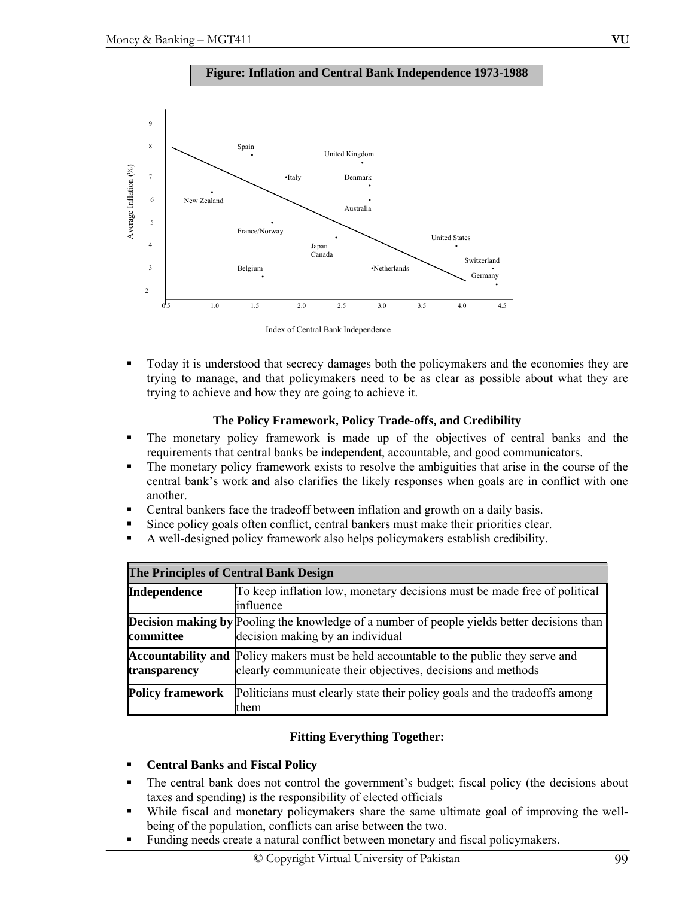**Figure: Inflation and Central Bank Independence 1973-1988**

- Today it is understood that secrecy damages both the policymakers and the economies they are trying to manage, and that policymakers need to be as clear as possible about what they are trying to achieve and how they are going to achieve it.

### The Policy Framework, Policy Trade-offs, and Credibility

- The monetary policy framework is made up of the objectives of central banks and the requirements that central banks be independent, accountable, and good communicators.
- The monetary policy framework exists to resolve the ambiguities that arise in the course of the central bank's work and also clarifies the likely responses when goals are in conflict with one another.
- Central bankers face the tradeoff between inflation and growth on a daily basis.
- Since policy goals often conflict, central bankers must make their priorities clear.
- A well-designed policy framework also helps policymakers establish credibility.

| The Principles of Central Bank Design | |
|---|---|
| **Independence** | To keep inflation low, monetary decisions must be made free of political influence |
| **Decision making by committee** | Pooling the knowledge of a number of people yields better decisions than decision making by an individual |
| **Accountability and transparency** | Policy makers must be held accountable to the public they serve and clearly communicate their objectives, decisions and methods |
| **Policy framework** | Politicians must clearly state their policy goals and the tradeoffs among them |

### Fitting Everything Together:

- **Central Banks and Fiscal Policy**
- The central bank does not control the government's budget; fiscal policy (the decisions about taxes and spending) is the responsibility of elected officials
- While fiscal and monetary policymakers share the same ultimate goal of improving the well-being of the population, conflicts can arise between the two.
- Funding needs create a natural conflict between monetary and fiscal policymakers.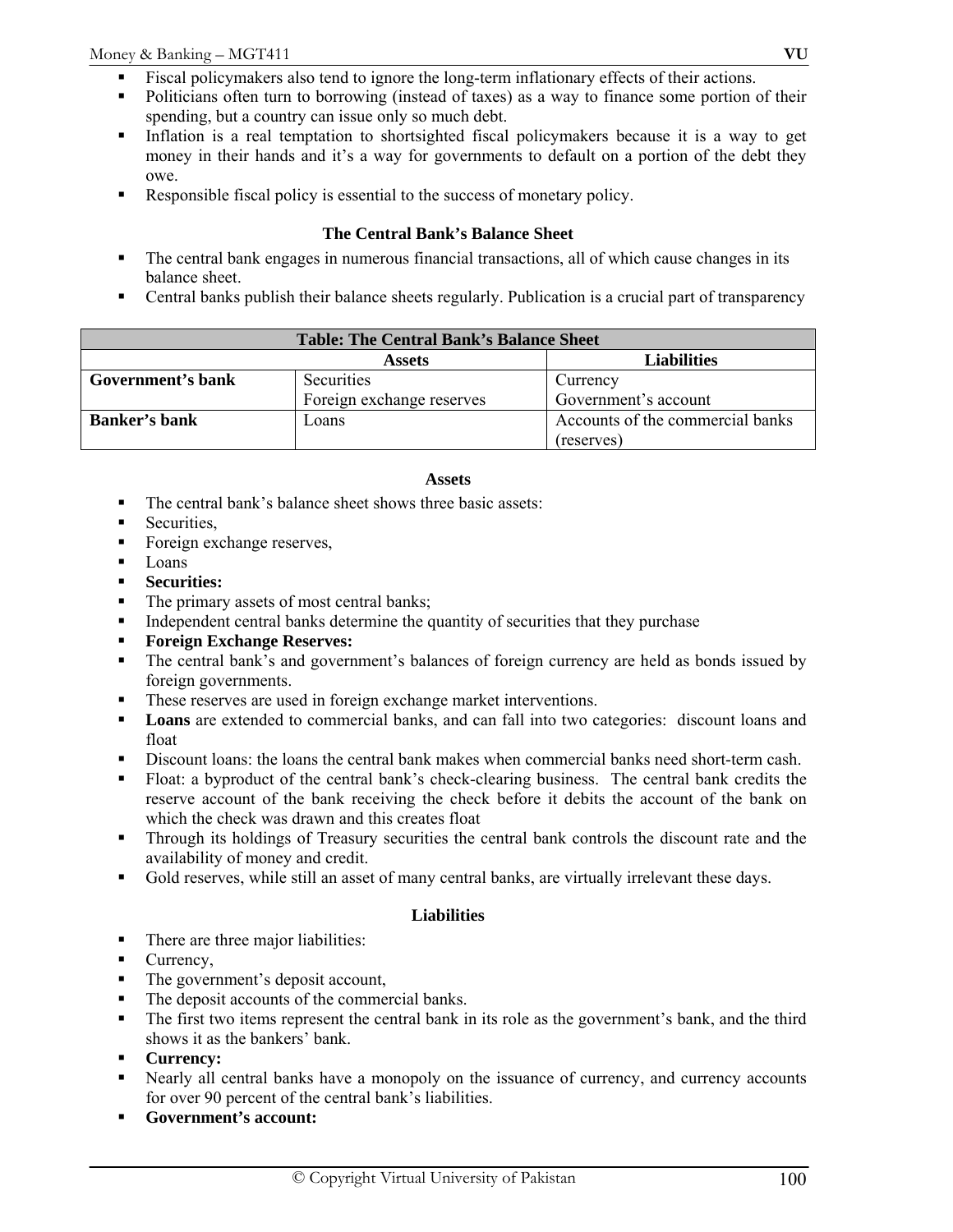- Fiscal policymakers also tend to ignore the long-term inflationary effects of their actions.
- Politicians often turn to borrowing (instead of taxes) as a way to finance some portion of their spending, but a country can issue only so much debt.
- Inflation is a real temptation to shortsighted fiscal policymakers because it is a way to get money in their hands and it's a way for governments to default on a portion of the debt they owe.
- Responsible fiscal policy is essential to the success of monetary policy.

### The Central Bank's Balance Sheet

- The central bank engages in numerous financial transactions, all of which cause changes in its balance sheet.
- Central banks publish their balance sheets regularly. Publication is a crucial part of transparency

| Table: The Central Bank's Balance Sheet | | |
|---|---|---|
| | **Assets** | **Liabilities** |
| **Government's bank** | Securities<br>Foreign exchange reserves | Currency<br>Government's account |
| **Banker's bank** | Loans | Accounts of the commercial banks (reserves) |

#### Assets

- The central bank's balance sheet shows three basic assets:
- Securities,
- Foreign exchange reserves,
- Loans
- **Securities:**
- The primary assets of most central banks;
- Independent central banks determine the quantity of securities that they purchase
- **Foreign Exchange Reserves:**
- The central bank's and government's balances of foreign currency are held as bonds issued by foreign governments.
- These reserves are used in foreign exchange market interventions.
- **Loans** are extended to commercial banks, and can fall into two categories: discount loans and float
- Discount loans: the loans the central bank makes when commercial banks need short-term cash.
- Float: a byproduct of the central bank's check-clearing business. The central bank credits the reserve account of the bank receiving the check before it debits the account of the bank on which the check was drawn and this creates float
- Through its holdings of Treasury securities the central bank controls the discount rate and the availability of money and credit.
- Gold reserves, while still an asset of many central banks, are virtually irrelevant these days.

#### Liabilities

- There are three major liabilities:
- Currency,
- The government's deposit account,
- The deposit accounts of the commercial banks.
- The first two items represent the central bank in its role as the government's bank, and the third shows it as the bankers' bank.
- **Currency:**
- Nearly all central banks have a monopoly on the issuance of currency, and currency accounts for over 90 percent of the central bank's liabilities.
- **Government's account:**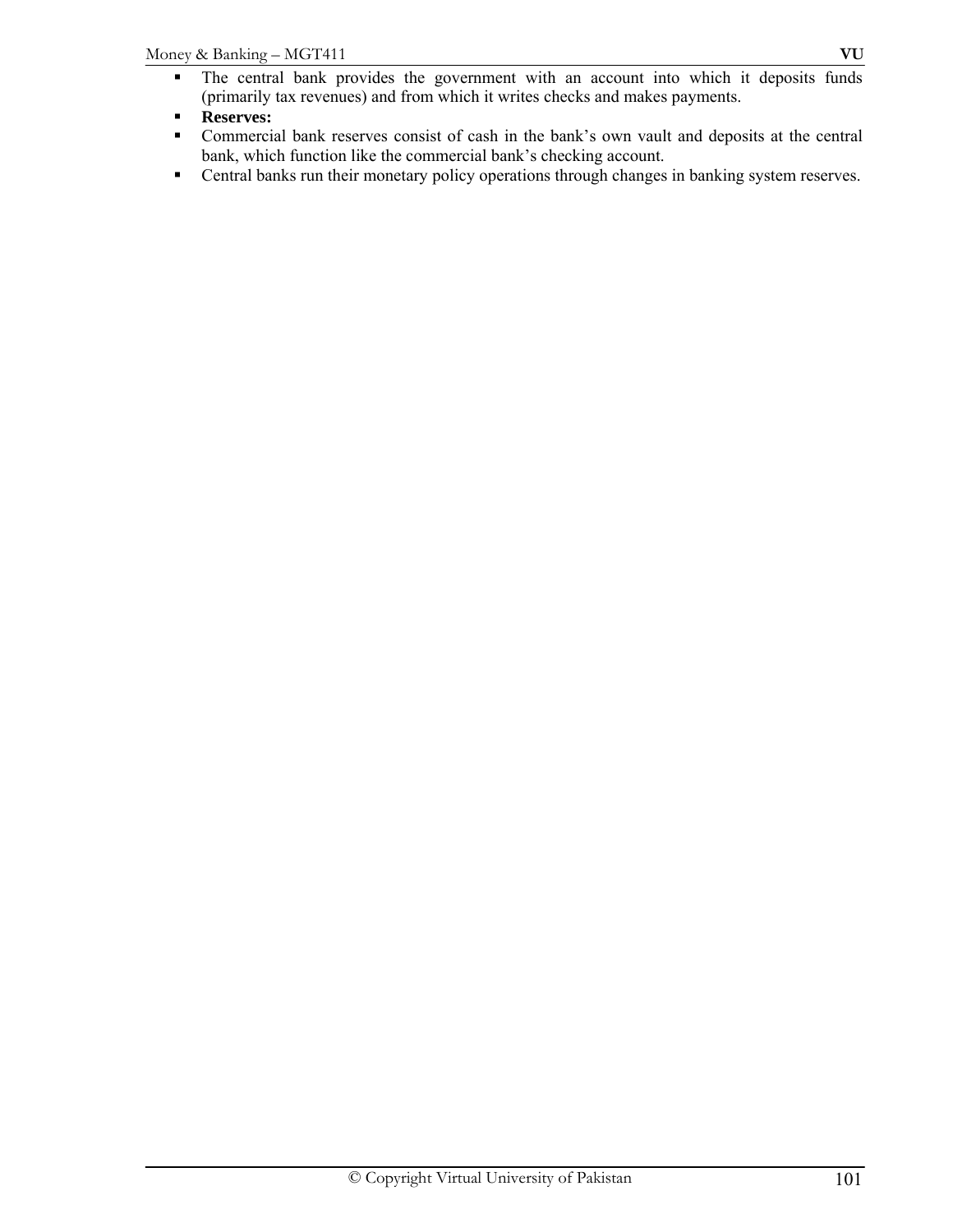- The central bank provides the government with an account into which it deposits funds (primarily tax revenues) and from which it writes checks and makes payments.
- **Reserves:**
- Commercial bank reserves consist of cash in the bank's own vault and deposits at the central bank, which function like the commercial bank's checking account.
- Central banks run their monetary policy operations through changes in banking system reserves.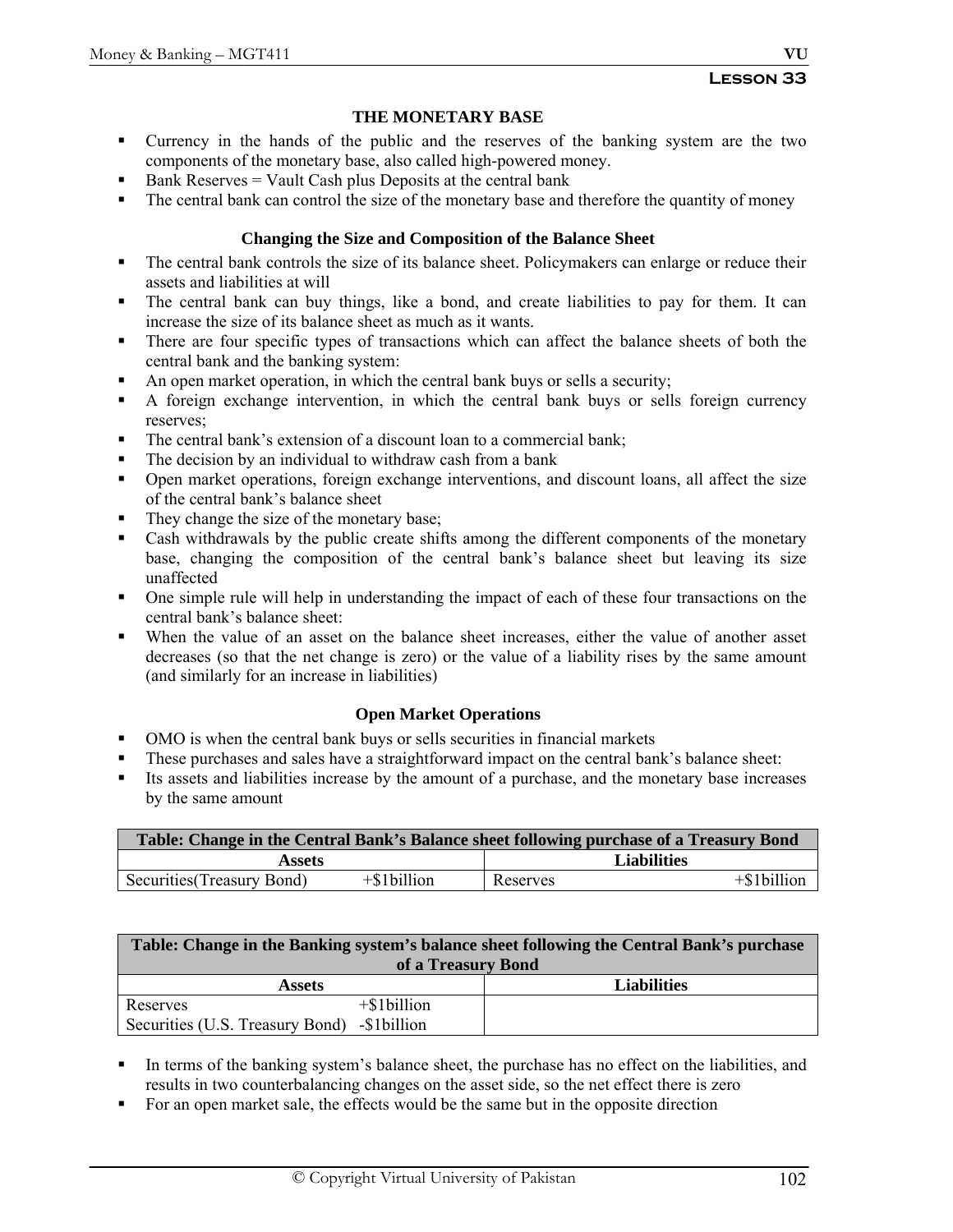## Lesson 33

### THE MONETARY BASE

- Currency in the hands of the public and the reserves of the banking system are the two components of the monetary base, also called high-powered money.
- Bank Reserves = Vault Cash plus Deposits at the central bank
- The central bank can control the size of the monetary base and therefore the quantity of money

### Changing the Size and Composition of the Balance Sheet

- The central bank controls the size of its balance sheet. Policymakers can enlarge or reduce their assets and liabilities at will
- The central bank can buy things, like a bond, and create liabilities to pay for them. It can increase the size of its balance sheet as much as it wants.
- There are four specific types of transactions which can affect the balance sheets of both the central bank and the banking system:
- An open market operation, in which the central bank buys or sells a security;
- A foreign exchange intervention, in which the central bank buys or sells foreign currency reserves;
- The central bank's extension of a discount loan to a commercial bank;
- The decision by an individual to withdraw cash from a bank
- Open market operations, foreign exchange interventions, and discount loans, all affect the size of the central bank's balance sheet
- They change the size of the monetary base;
- Cash withdrawals by the public create shifts among the different components of the monetary base, changing the composition of the central bank's balance sheet but leaving its size unaffected
- One simple rule will help in understanding the impact of each of these four transactions on the central bank's balance sheet:
- When the value of an asset on the balance sheet increases, either the value of another asset decreases (so that the net change is zero) or the value of a liability rises by the same amount (and similarly for an increase in liabilities)

### Open Market Operations

- OMO is when the central bank buys or sells securities in financial markets
- These purchases and sales have a straightforward impact on the central bank's balance sheet:
- Its assets and liabilities increase by the amount of a purchase, and the monetary base increases by the same amount

**Table: Change in the Central Bank's Balance sheet following purchase of a Treasury Bond**

| Assets | | Liabilities | |
|---|---|---|---|
| Securities(Treasury Bond) | +$1billion | Reserves | +$1billion |

**Table: Change in the Banking system's balance sheet following the Central Bank's purchase of a Treasury Bond**

| Assets | | Liabilities |
|---|---|---|
| Reserves | +$1billion | |
| Securities (U.S. Treasury Bond) | -$1billion | |

- In terms of the banking system's balance sheet, the purchase has no effect on the liabilities, and results in two counterbalancing changes on the asset side, so the net effect there is zero
- For an open market sale, the effects would be the same but in the opposite direction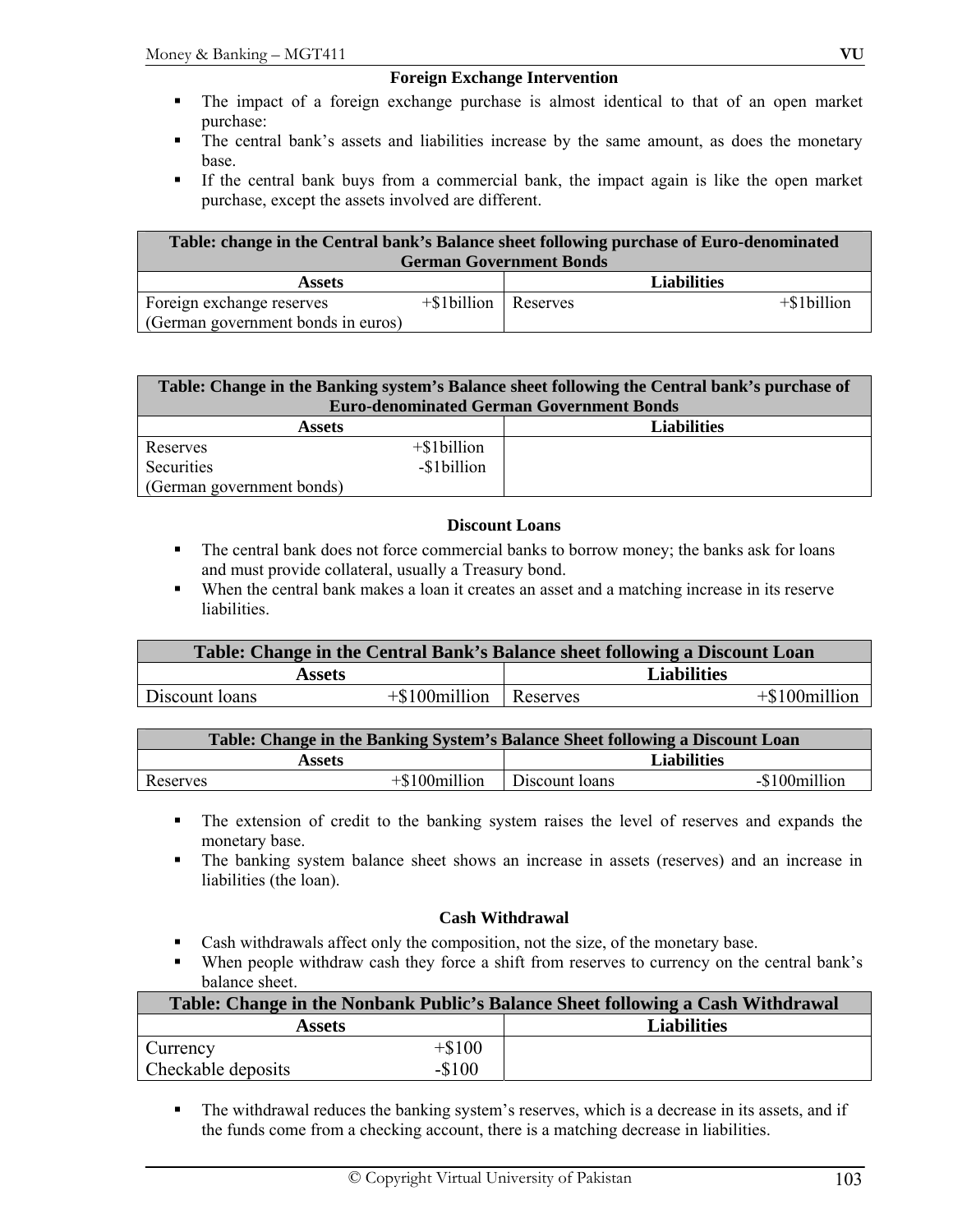### Foreign Exchange Intervention

- The impact of a foreign exchange purchase is almost identical to that of an open market purchase:
- The central bank's assets and liabilities increase by the same amount, as does the monetary base.
- If the central bank buys from a commercial bank, the impact again is like the open market purchase, except the assets involved are different.

| Table: change in the Central bank's Balance sheet following purchase of Euro-denominated German Government Bonds | | | |
|---|---|---|---|
| **Assets** | | **Liabilities** | |
| Foreign exchange reserves (German government bonds in euros) | +$1billion | Reserves | +$1billion |

| Table: Change in the Banking system's Balance sheet following the Central bank's purchase of Euro-denominated German Government Bonds | | | |
|---|---|---|---|
| **Assets** | | **Liabilities** | |
| Reserves | +$1billion | | |
| Securities (German government bonds) | -$1billion | | |

### Discount Loans

- The central bank does not force commercial banks to borrow money; the banks ask for loans and must provide collateral, usually a Treasury bond.
- When the central bank makes a loan it creates an asset and a matching increase in its reserve liabilities.

| Table: Change in the Central Bank's Balance sheet following a Discount Loan | | | |
|---|---|---|---|
| **Assets** | | **Liabilities** | |
| Discount loans | +$100million | Reserves | +$100million |

| Table: Change in the Banking System's Balance Sheet following a Discount Loan | | | |
|---|---|---|---|
| **Assets** | | **Liabilities** | |
| Reserves | +$100million | Discount loans | -$100million |

- The extension of credit to the banking system raises the level of reserves and expands the monetary base.
- The banking system balance sheet shows an increase in assets (reserves) and an increase in liabilities (the loan).

### Cash Withdrawal

- Cash withdrawals affect only the composition, not the size, of the monetary base.
- When people withdraw cash they force a shift from reserves to currency on the central bank's balance sheet.

| Table: Change in the Nonbank Public's Balance Sheet following a Cash Withdrawal | | | |
|---|---|---|---|
| **Assets** | | **Liabilities** | |
| Currency | +$100 | | |
| Checkable deposits | -$100 | | |

- The withdrawal reduces the banking system's reserves, which is a decrease in its assets, and if the funds come from a checking account, there is a matching decrease in liabilities.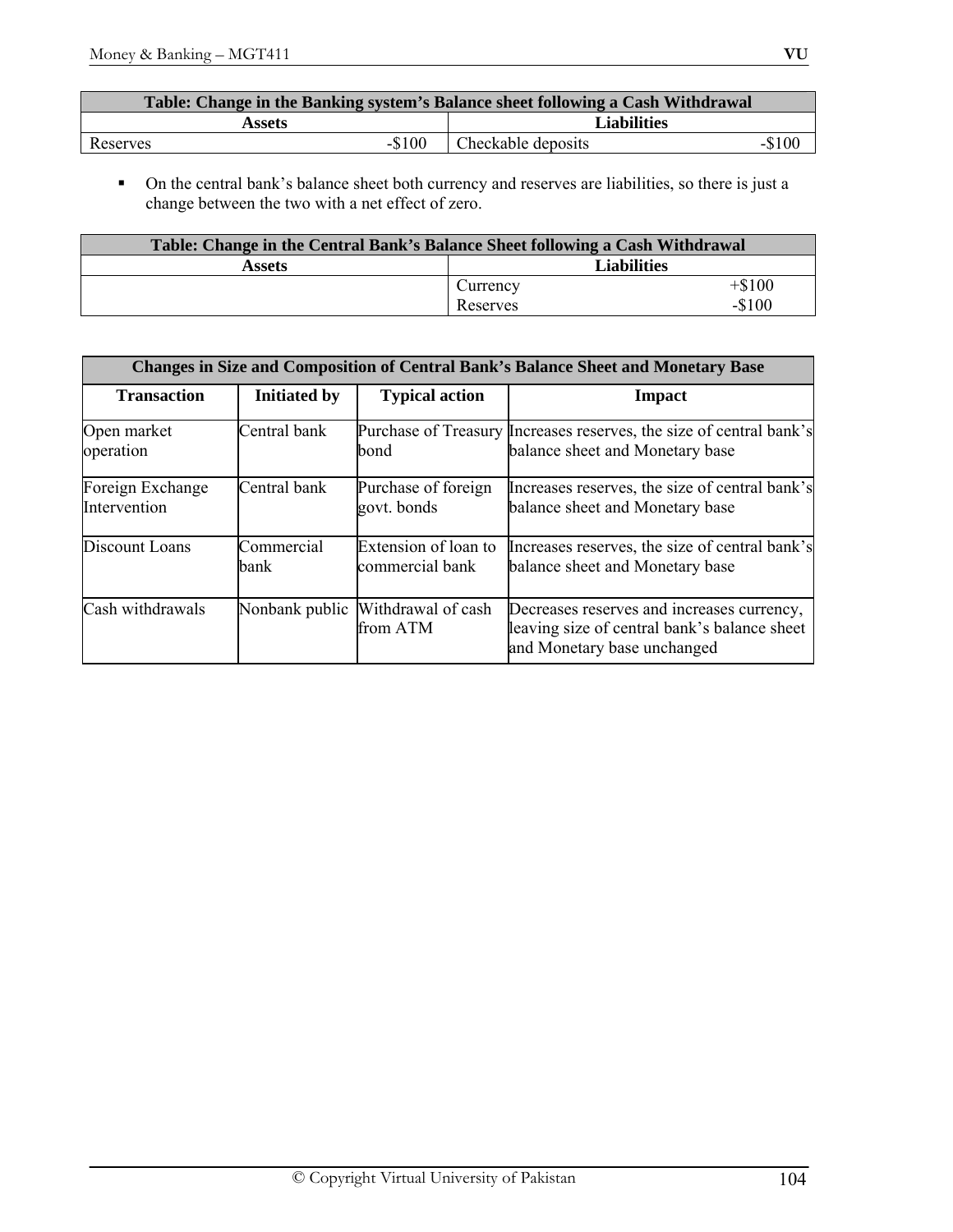| Table: Change in the Banking system's Balance sheet following a Cash Withdrawal | | | |
|---|---|---|---|
| **Assets** | | **Liabilities** | |
| Reserves | -$100 | Checkable deposits | -$100 |

- On the central bank's balance sheet both currency and reserves are liabilities, so there is just a change between the two with a net effect of zero.

| Table: Change in the Central Bank's Balance Sheet following a Cash Withdrawal | | |
|---|---|---|
| **Assets** | **Liabilities** | |
| | Currency | +$100 |
| | Reserves | -$100 |

| Changes in Size and Composition of Central Bank's Balance Sheet and Monetary Base | | | |
|---|---|---|---|
| **Transaction** | **Initiated by** | **Typical action** | **Impact** |
| Open market operation | Central bank | Purchase of Treasury bond | Increases reserves, the size of central bank's balance sheet and Monetary base |
| Foreign Exchange Intervention | Central bank | Purchase of foreign govt. bonds | Increases reserves, the size of central bank's balance sheet and Monetary base |
| Discount Loans | Commercial bank | Extension of loan to commercial bank | Increases reserves, the size of central bank's balance sheet and Monetary base |
| Cash withdrawals | Nonbank public | Withdrawal of cash from ATM | Decreases reserves and increases currency, leaving size of central bank's balance sheet and Monetary base unchanged |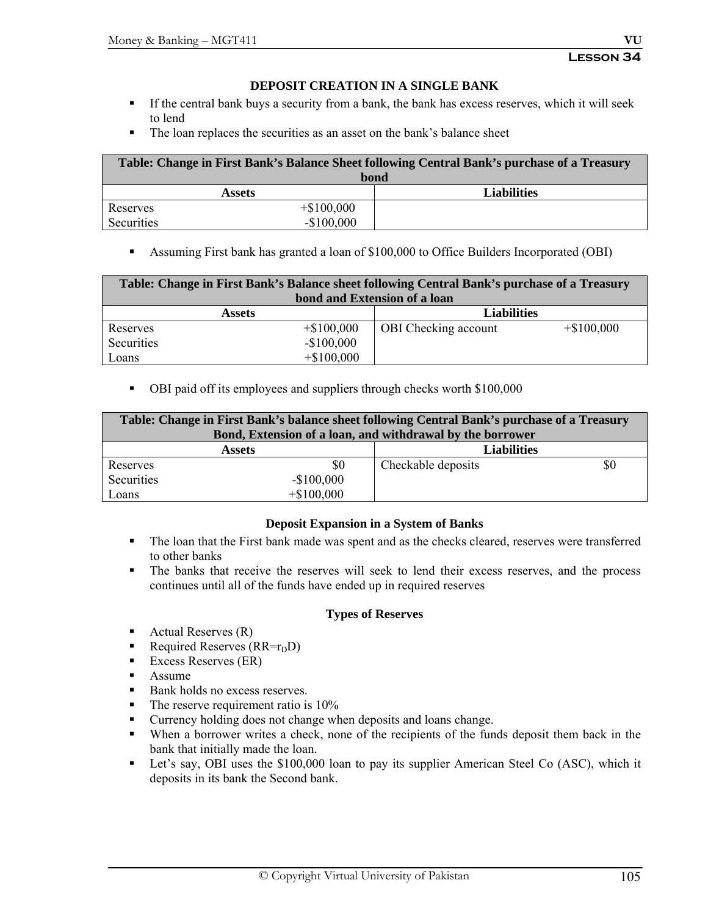## DEPOSIT CREATION IN A SINGLE BANK

- If the central bank buys a security from a bank, the bank has excess reserves, which it will seek to lend
- The loan replaces the securities as an asset on the bank's balance sheet

| Table: Change in First Bank's Balance Sheet following Central Bank's purchase of a Treasury bond | | | |
|---|---|---|---|
| **Assets** | | **Liabilities** | |
| Reserves | +$100,000 | | |
| Securities | -$100,000 | | |

- Assuming First bank has granted a loan of $100,000 to Office Builders Incorporated (OBI)

| Table: Change in First Bank's Balance sheet following Central Bank's purchase of a Treasury bond and Extension of a loan | | | |
|---|---|---|---|
| **Assets** | | **Liabilities** | |
| Reserves | +$100,000 | OBI Checking account | +$100,000 |
| Securities | -$100,000 | | |
| Loans | +$100,000 | | |

- OBI paid off its employees and suppliers through checks worth $100,000

| Table: Change in First Bank's balance sheet following Central Bank's purchase of a Treasury Bond, Extension of a loan, and withdrawal by the borrower | | | |
|---|---|---|---|
| **Assets** | | **Liabilities** | |
| Reserves | $0 | Checkable deposits | $0 |
| Securities | -$100,000 | | |
| Loans | +$100,000 | | |

### Deposit Expansion in a System of Banks

- The loan that the First bank made was spent and as the checks cleared, reserves were transferred to other banks
- The banks that receive the reserves will seek to lend their excess reserves, and the process continues until all of the funds have ended up in required reserves

### Types of Reserves

- Actual Reserves (R)
- Required Reserves ($RR=r_DD$)
- Excess Reserves (ER)
- Assume
- Bank holds no excess reserves.
- The reserve requirement ratio is 10%
- Currency holding does not change when deposits and loans change.
- When a borrower writes a check, none of the recipients of the funds deposit them back in the bank that initially made the loan.
- Let's say, OBI uses the $100,000 loan to pay its supplier American Steel Co (ASC), which it deposits in its bank the Second bank.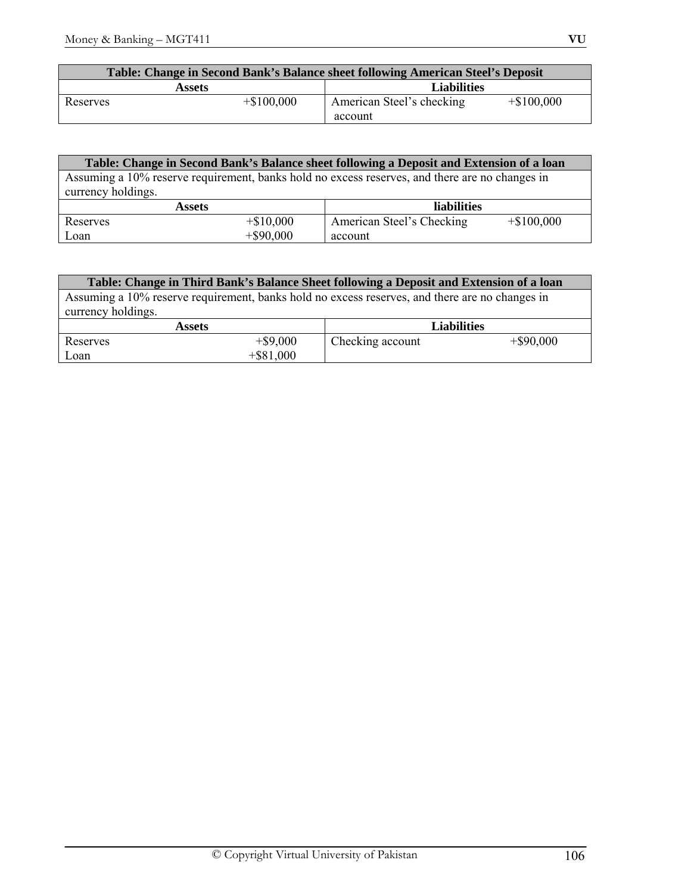| Table: Change in Second Bank's Balance sheet following American Steel's Deposit | | | |
|---|---|---|---|
| **Assets** | | **Liabilities** | |
| Reserves | +$100,000 | American Steel's checking account | +$100,000 |

| Table: Change in Second Bank's Balance sheet following a Deposit and Extension of a loan | | | |
|---|---|---|---|
| Assuming a 10% reserve requirement, banks hold no excess reserves, and there are no changes in currency holdings. | | | |
| **Assets** | | **liabilities** | |
| Reserves | +$10,000 | American Steel's Checking account | +$100,000 |
| Loan | +$90,000 | | |

| Table: Change in Third Bank's Balance Sheet following a Deposit and Extension of a loan | | | |
|---|---|---|---|
| Assuming a 10% reserve requirement, banks hold no excess reserves, and there are no changes in currency holdings. | | | |
| **Assets** | | **Liabilities** | |
| Reserves | +$9,000 | Checking account | +$90,000 |
| Loan | +$81,000 | | |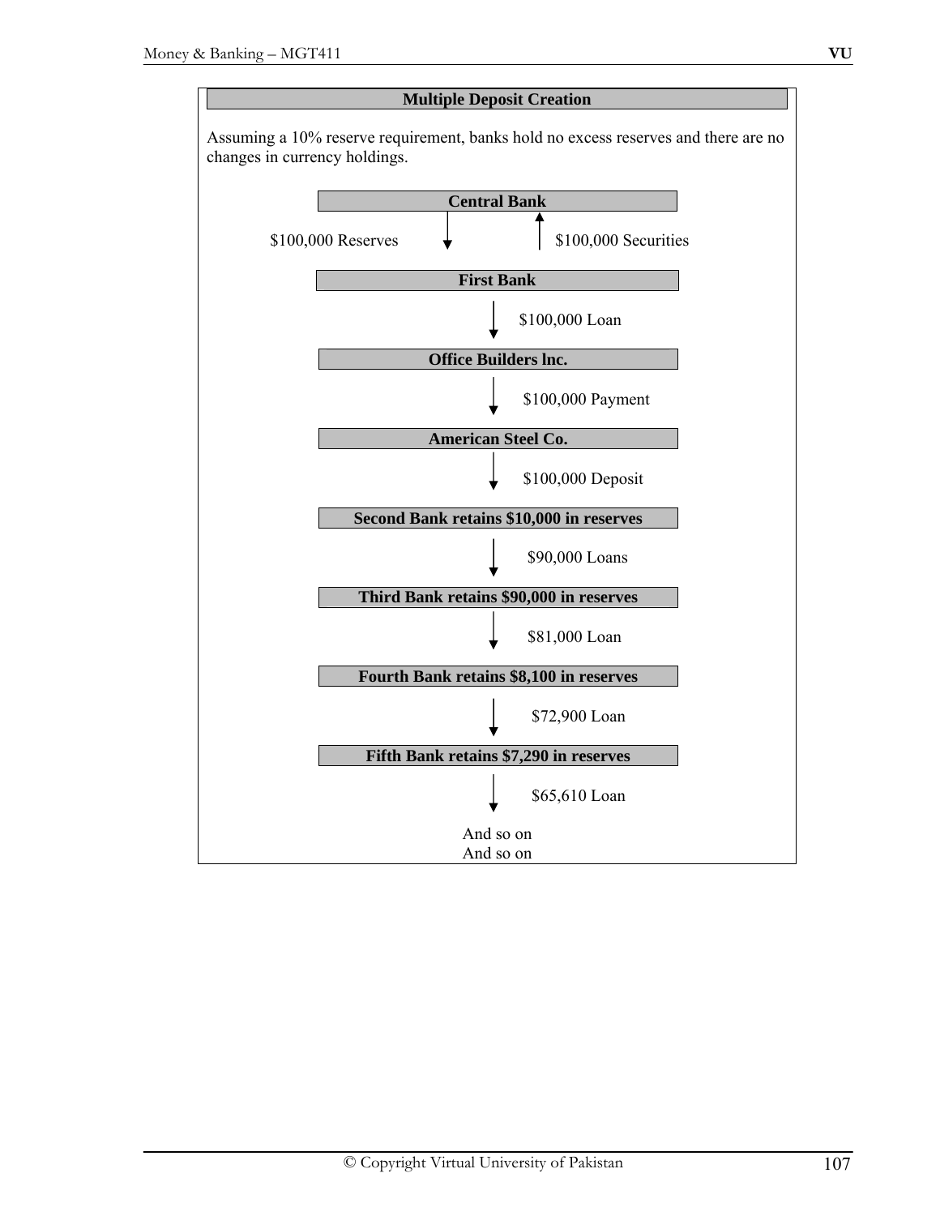**Multiple Deposit Creation**

Assuming a 10% reserve requirement, banks hold no excess reserves and there are no changes in currency holdings.

**Central Bank**

$100,000 Reserves ↓ ↑ $100,000 Securities

**First Bank**

↓ $100,000 Loan

**Office Builders lnc.**

↓ $100,000 Payment

**American Steel Co.**

↓ $100,000 Deposit

**Second Bank retains $10,000 in reserves**

↓ $90,000 Loans

**Third Bank retains $90,000 in reserves**

↓ $81,000 Loan

**Fourth Bank retains $8,100 in reserves**

↓ $72,900 Loan

**Fifth Bank retains $7,290 in reserves**

↓ $65,610 Loan

And so on
And so on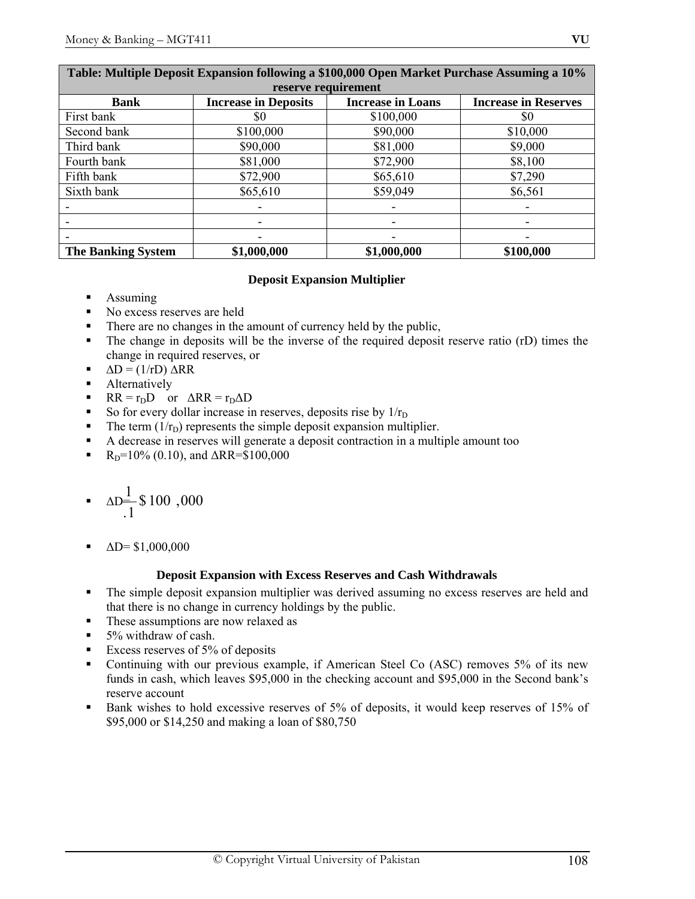| Table: Multiple Deposit Expansion following a $100,000 Open Market Purchase Assuming a 10% reserve requirement | | | |
|---|---|---|---|
| **Bank** | **Increase in Deposits** | **Increase in Loans** | **Increase in Reserves** |
| First bank | $0 | $100,000 | $0 |
| Second bank | $100,000 | $90,000 | $10,000 |
| Third bank | $90,000 | $81,000 | $9,000 |
| Fourth bank | $81,000 | $72,900 | $8,100 |
| Fifth bank | $72,900 | $65,610 | $7,290 |
| Sixth bank | $65,610 | $59,049 | $6,561 |
| - | - | - | - |
| - | - | - | - |
| - | - | - | - |
| **The Banking System** | **$1,000,000** | **$1,000,000** | **$100,000** |

**Deposit Expansion Multiplier**

- Assuming
- No excess reserves are held
- There are no changes in the amount of currency held by the public,
- The change in deposits will be the inverse of the required deposit reserve ratio (rD) times the change in required reserves, or
- $\Delta D = (1/rD)\ \Delta RR$
- Alternatively
- $RR = r_D D$ or $\Delta RR = r_D \Delta D$
- So for every dollar increase in reserves, deposits rise by $1/r_D$
- The term $(1/r_D)$ represents the simple deposit expansion multiplier.
- A decrease in reserves will generate a deposit contraction in a multiple amount too
- $R_D$=10% (0.10), and $\Delta RR$=$100,000
- $\Delta D = \frac{1}{.1} \$100,000$
- $\Delta D$= $1,000,000

**Deposit Expansion with Excess Reserves and Cash Withdrawals**

- The simple deposit expansion multiplier was derived assuming no excess reserves are held and that there is no change in currency holdings by the public.
- These assumptions are now relaxed as
- 5% withdraw of cash.
- Excess reserves of 5% of deposits
- Continuing with our previous example, if American Steel Co (ASC) removes 5% of its new funds in cash, which leaves $95,000 in the checking account and $95,000 in the Second bank's reserve account
- Bank wishes to hold excessive reserves of 5% of deposits, it would keep reserves of 15% of $95,000 or $14,250 and making a loan of $80,750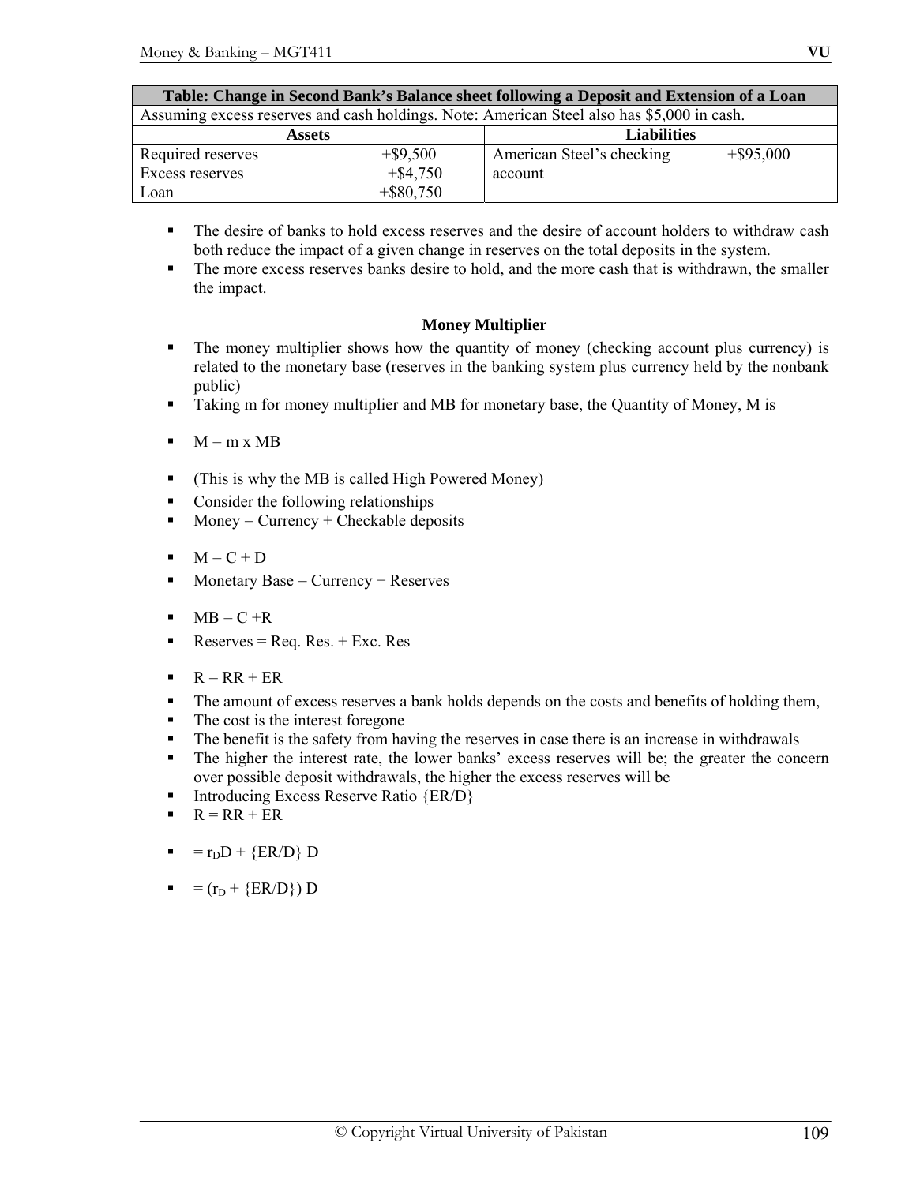| Table: Change in Second Bank's Balance sheet following a Deposit and Extension of a Loan | | | |
|---|---|---|---|
| Assuming excess reserves and cash holdings. Note: American Steel also has $5,000 in cash. | | | |
| **Assets** | | **Liabilities** | |
| Required reserves | +$9,500 | American Steel's checking account | +$95,000 |
| Excess reserves | +$4,750 | | |
| Loan | +$80,750 | | |

- The desire of banks to hold excess reserves and the desire of account holders to withdraw cash both reduce the impact of a given change in reserves on the total deposits in the system.
- The more excess reserves banks desire to hold, and the more cash that is withdrawn, the smaller the impact.

**Money Multiplier**

- The money multiplier shows how the quantity of money (checking account plus currency) is related to the monetary base (reserves in the banking system plus currency held by the nonbank public)
- Taking m for money multiplier and MB for monetary base, the Quantity of Money, M is
- M = m x MB
- (This is why the MB is called High Powered Money)
- Consider the following relationships
- Money = Currency + Checkable deposits
- M = C + D
- Monetary Base = Currency + Reserves
- MB = C +R
- Reserves = Req. Res. + Exc. Res
- R = RR + ER
- The amount of excess reserves a bank holds depends on the costs and benefits of holding them,
- The cost is the interest foregone
- The benefit is the safety from having the reserves in case there is an increase in withdrawals
- The higher the interest rate, the lower banks' excess reserves will be; the greater the concern over possible deposit withdrawals, the higher the excess reserves will be
- Introducing Excess Reserve Ratio {ER/D}
- R = RR + ER
- $= r_D D + \{ER/D\}\ D$
- $= (r_D + \{ER/D\})\ D$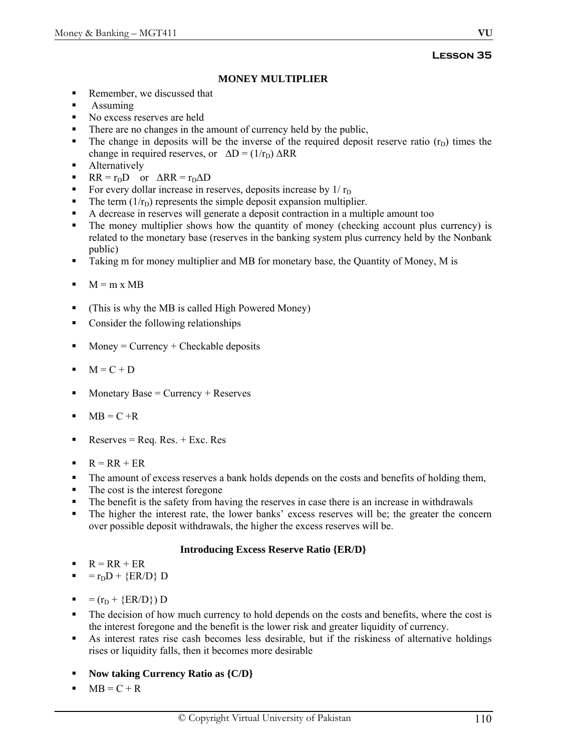**Lesson 35**

## MONEY MULTIPLIER

- Remember, we discussed that
- Assuming
- No excess reserves are held
- There are no changes in the amount of currency held by the public,
- The change in deposits will be the inverse of the required deposit reserve ratio ($r_D$) times the change in required reserves, or $\Delta D = (1/r_D)\ \Delta RR$
- Alternatively
- $RR = r_D D$ or $\Delta RR = r_D \Delta D$
- For every dollar increase in reserves, deposits increase by $1/\ r_D$
- The term ($1/r_D$) represents the simple deposit expansion multiplier.
- A decrease in reserves will generate a deposit contraction in a multiple amount too
- The money multiplier shows how the quantity of money (checking account plus currency) is related to the monetary base (reserves in the banking system plus currency held by the Nonbank public)
- Taking m for money multiplier and MB for monetary base, the Quantity of Money, M is
- $M = m \times MB$
- (This is why the MB is called High Powered Money)
- Consider the following relationships
- Money = Currency + Checkable deposits
- $M = C + D$
- Monetary Base = Currency + Reserves
- $MB = C + R$
- Reserves = Req. Res. + Exc. Res
- $R = RR + ER$
- The amount of excess reserves a bank holds depends on the costs and benefits of holding them,
- The cost is the interest foregone
- The benefit is the safety from having the reserves in case there is an increase in withdrawals
- The higher the interest rate, the lower banks' excess reserves will be; the greater the concern over possible deposit withdrawals, the higher the excess reserves will be.

### Introducing Excess Reserve Ratio {ER/D}

- $R = RR + ER$
- $= r_D D + \{ER/D\}\ D$
- $= (r_D + \{ER/D\})\ D$
- The decision of how much currency to hold depends on the costs and benefits, where the cost is the interest foregone and the benefit is the lower risk and greater liquidity of currency.
- As interest rates rise cash becomes less desirable, but if the riskiness of alternative holdings rises or liquidity falls, then it becomes more desirable
- **Now taking Currency Ratio as {C/D}**
- $MB = C + R$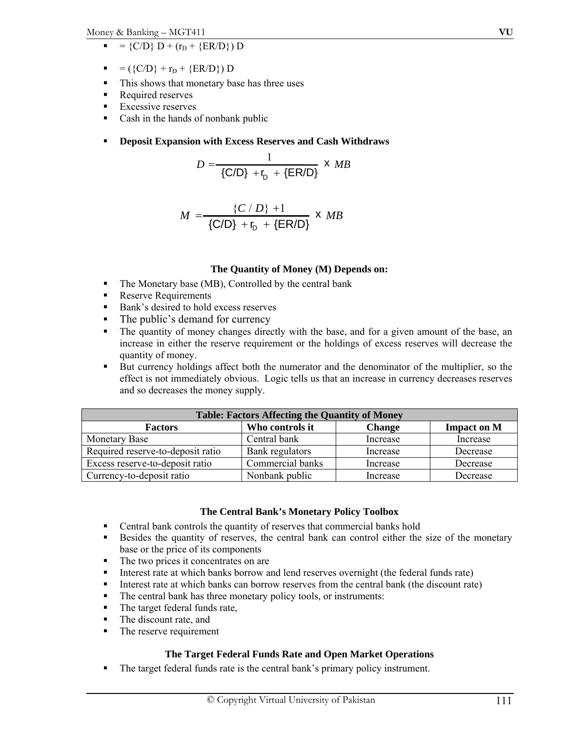- $= \{C/D\}\, D + (r_D + \{ER/D\})\, D$
- $= (\{C/D\} + r_D + \{ER/D\})\, D$
- This shows that monetary base has three uses
- Required reserves
- Excessive reserves
- Cash in the hands of nonbank public
- **Deposit Expansion with Excess Reserves and Cash Withdraws**

$$D = \frac{1}{\{C/D\} + r_D + \{ER/D\}} \times MB$$

$$M = \frac{\{C/D\} + 1}{\{C/D\} + r_D + \{ER/D\}} \times MB$$

**The Quantity of Money (M) Depends on:**

- The Monetary base (MB), Controlled by the central bank
- Reserve Requirements
- Bank's desired to hold excess reserves
- The public's demand for currency
- The quantity of money changes directly with the base, and for a given amount of the base, an increase in either the reserve requirement or the holdings of excess reserves will decrease the quantity of money.
- But currency holdings affect both the numerator and the denominator of the multiplier, so the effect is not immediately obvious. Logic tells us that an increase in currency decreases reserves and so decreases the money supply.

**Table: Factors Affecting the Quantity of Money**

| Factors | Who controls it | Change | Impact on M |
|---|---|---|---|
| Monetary Base | Central bank | Increase | Increase |
| Required reserve-to-deposit ratio | Bank regulators | Increase | Decrease |
| Excess reserve-to-deposit ratio | Commercial banks | Increase | Decrease |
| Currency-to-deposit ratio | Nonbank public | Increase | Decrease |

**The Central Bank's Monetary Policy Toolbox**

- Central bank controls the quantity of reserves that commercial banks hold
- Besides the quantity of reserves, the central bank can control either the size of the monetary base or the price of its components
- The two prices it concentrates on are
- Interest rate at which banks borrow and lend reserves overnight (the federal funds rate)
- Interest rate at which banks can borrow reserves from the central bank (the discount rate)
- The central bank has three monetary policy tools, or instruments:
- The target federal funds rate,
- The discount rate, and
- The reserve requirement

**The Target Federal Funds Rate and Open Market Operations**

- The target federal funds rate is the central bank's primary policy instrument.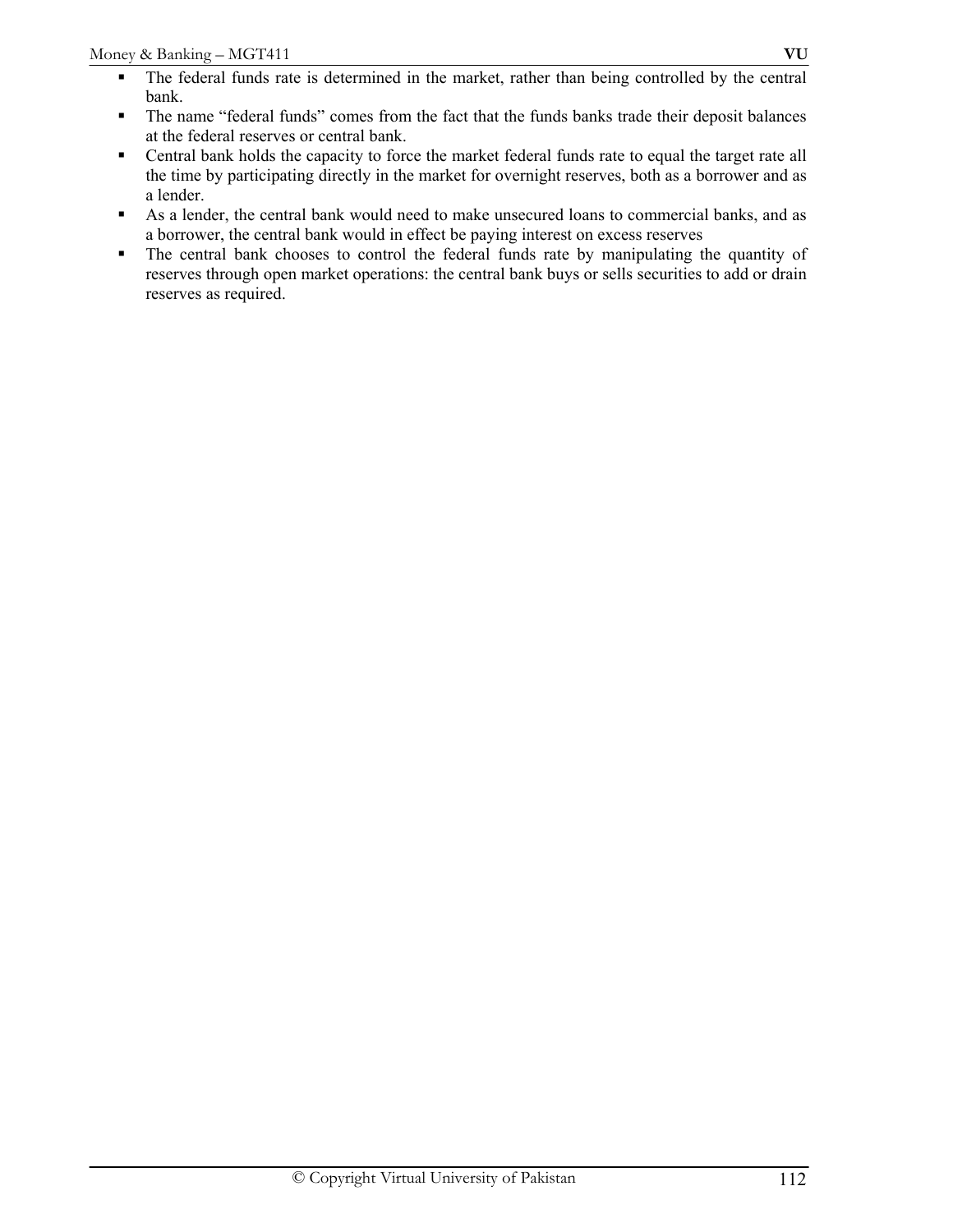- The federal funds rate is determined in the market, rather than being controlled by the central bank.
- The name "federal funds" comes from the fact that the funds banks trade their deposit balances at the federal reserves or central bank.
- Central bank holds the capacity to force the market federal funds rate to equal the target rate all the time by participating directly in the market for overnight reserves, both as a borrower and as a lender.
- As a lender, the central bank would need to make unsecured loans to commercial banks, and as a borrower, the central bank would in effect be paying interest on excess reserves
- The central bank chooses to control the federal funds rate by manipulating the quantity of reserves through open market operations: the central bank buys or sells securities to add or drain reserves as required.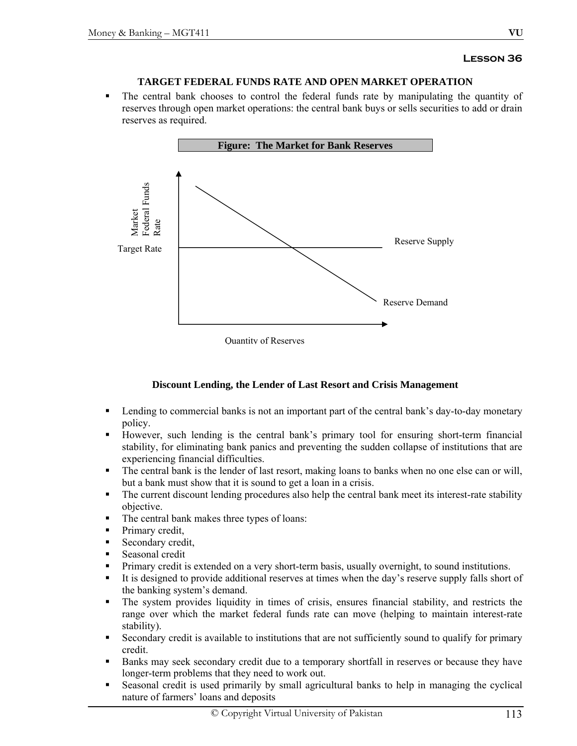**Lesson 36**

## TARGET FEDERAL FUNDS RATE AND OPEN MARKET OPERATION

- The central bank chooses to control the federal funds rate by manipulating the quantity of reserves through open market operations: the central bank buys or sells securities to add or drain reserves as required.

**Figure: The Market for Bank Reserves**

Market Federal Funds Rate

Target Rate

Reserve Supply

Reserve Demand

Quantity of Reserves

### Discount Lending, the Lender of Last Resort and Crisis Management

- Lending to commercial banks is not an important part of the central bank's day-to-day monetary policy.
- However, such lending is the central bank's primary tool for ensuring short-term financial stability, for eliminating bank panics and preventing the sudden collapse of institutions that are experiencing financial difficulties.
- The central bank is the lender of last resort, making loans to banks when no one else can or will, but a bank must show that it is sound to get a loan in a crisis.
- The current discount lending procedures also help the central bank meet its interest-rate stability objective.
- The central bank makes three types of loans:
- Primary credit,
- Secondary credit,
- Seasonal credit
- Primary credit is extended on a very short-term basis, usually overnight, to sound institutions.
- It is designed to provide additional reserves at times when the day's reserve supply falls short of the banking system's demand.
- The system provides liquidity in times of crisis, ensures financial stability, and restricts the range over which the market federal funds rate can move (helping to maintain interest-rate stability).
- Secondary credit is available to institutions that are not sufficiently sound to qualify for primary credit.
- Banks may seek secondary credit due to a temporary shortfall in reserves or because they have longer-term problems that they need to work out.
- Seasonal credit is used primarily by small agricultural banks to help in managing the cyclical nature of farmers' loans and deposits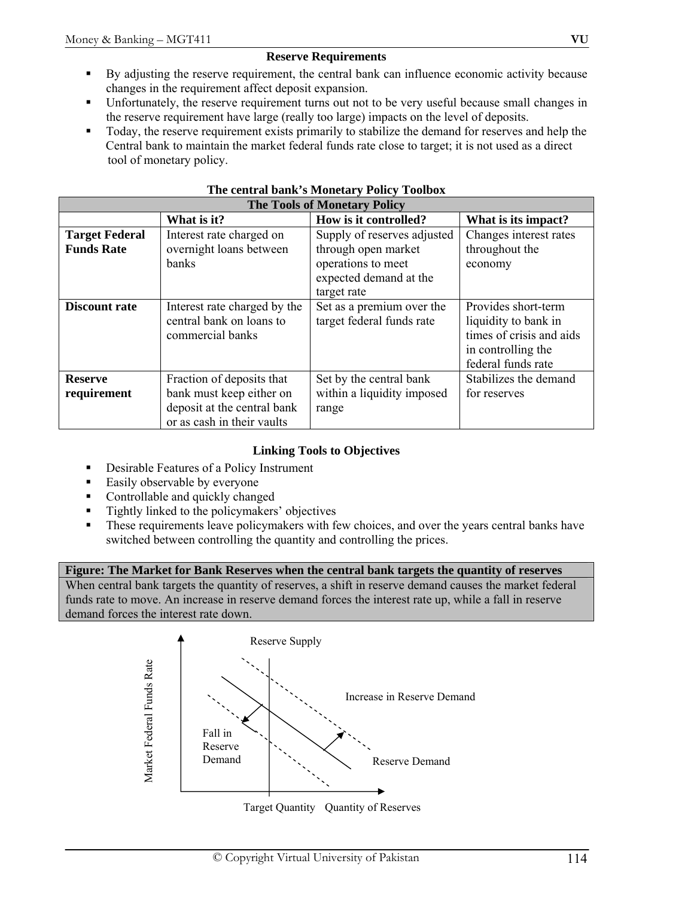### Reserve Requirements

- By adjusting the reserve requirement, the central bank can influence economic activity because changes in the requirement affect deposit expansion.
- Unfortunately, the reserve requirement turns out not to be very useful because small changes in the reserve requirement have large (really too large) impacts on the level of deposits.
- Today, the reserve requirement exists primarily to stabilize the demand for reserves and help the Central bank to maintain the market federal funds rate close to target; it is not used as a direct tool of monetary policy.

**The central bank's Monetary Policy Toolbox**

| The Tools of Monetary Policy | | | |
|---|---|---|---|
| | **What is it?** | **How is it controlled?** | **What is its impact?** |
| **Target Federal Funds Rate** | Interest rate charged on overnight loans between banks | Supply of reserves adjusted through open market operations to meet expected demand at the target rate | Changes interest rates throughout the economy |
| **Discount rate** | Interest rate charged by the central bank on loans to commercial banks | Set as a premium over the target federal funds rate | Provides short-term liquidity to bank in times of crisis and aids in controlling the federal funds rate |
| **Reserve requirement** | Fraction of deposits that bank must keep either on deposit at the central bank or as cash in their vaults | Set by the central bank within a liquidity imposed range | Stabilizes the demand for reserves |

### Linking Tools to Objectives

- Desirable Features of a Policy Instrument
- Easily observable by everyone
- Controllable and quickly changed
- Tightly linked to the policymakers' objectives
- These requirements leave policymakers with few choices, and over the years central banks have switched between controlling the quantity and controlling the prices.

**Figure: The Market for Bank Reserves when the central bank targets the quantity of reserves**

When central bank targets the quantity of reserves, a shift in reserve demand causes the market federal funds rate to move. An increase in reserve demand forces the interest rate up, while a fall in reserve demand forces the interest rate down.

Reserve Supply

Increase in Reserve Demand

Fall in Reserve Demand

Reserve Demand

Market Federal Funds Rate

Target Quantity Quantity of Reserves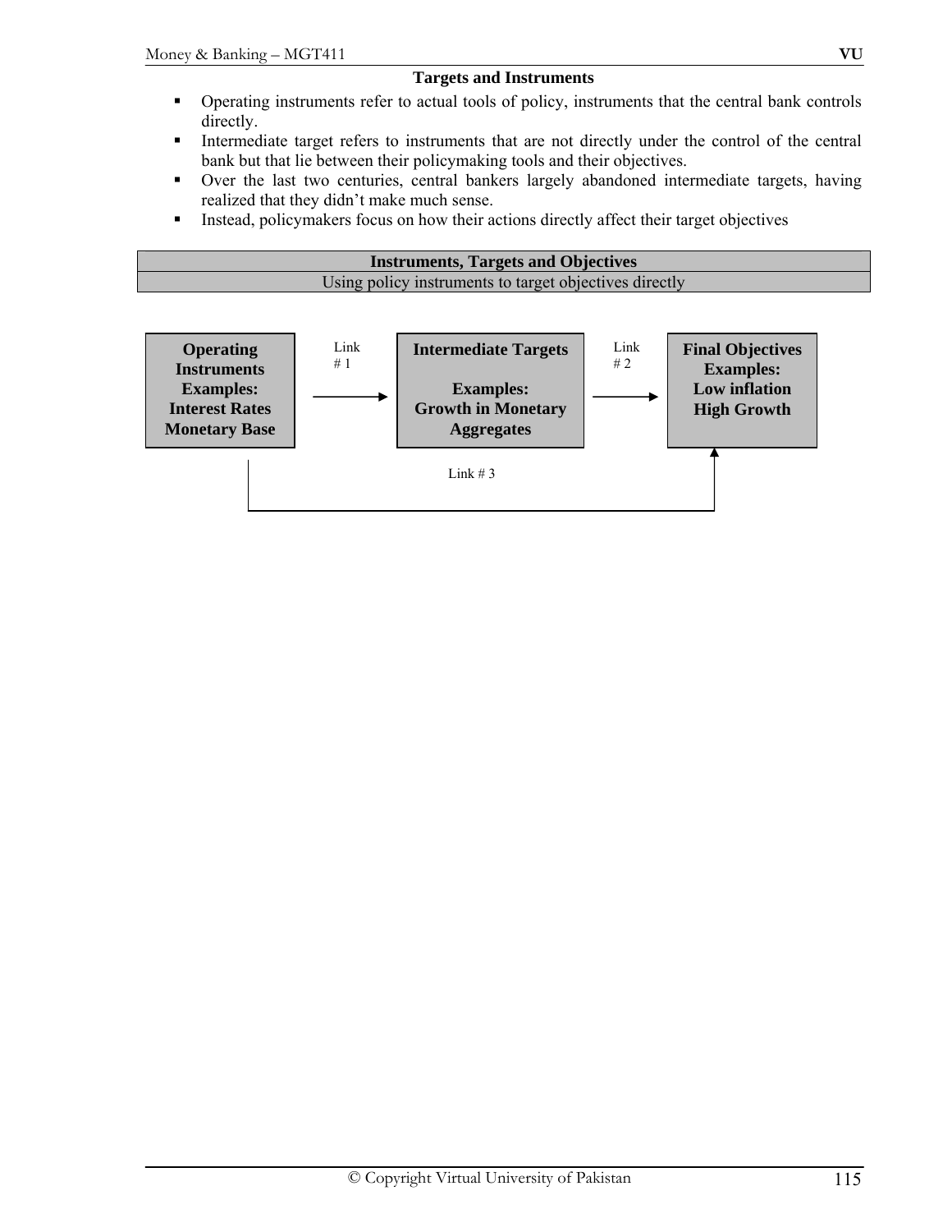### Targets and Instruments

- Operating instruments refer to actual tools of policy, instruments that the central bank controls directly.
- Intermediate target refers to instruments that are not directly under the control of the central bank but that lie between their policymaking tools and their objectives.
- Over the last two centuries, central bankers largely abandoned intermediate targets, having realized that they didn't make much sense.
- Instead, policymakers focus on how their actions directly affect their target objectives

| **Instruments, Targets and Objectives** |
|---|
| Using policy instruments to target objectives directly |

**Operating Instruments**
**Examples:**
**Interest Rates**
**Monetary Base**

→ Link # 1 →

**Intermediate Targets**
**Examples:**
**Growth in Monetary Aggregates**

→ Link # 2 →

**Final Objectives**
**Examples:**
**Low inflation**
**High Growth**

Link # 3 (Operating Instruments → Final Objectives)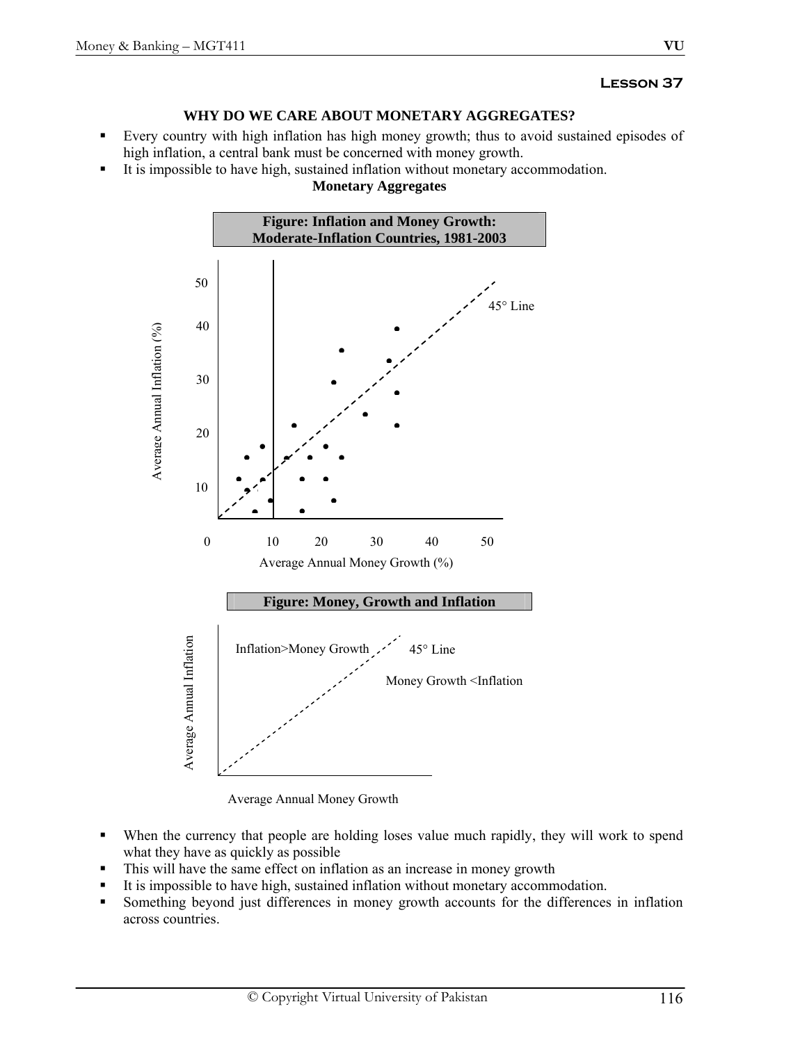## Lesson 37

### WHY DO WE CARE ABOUT MONETARY AGGREGATES?

- Every country with high inflation has high money growth; thus to avoid sustained episodes of high inflation, a central bank must be concerned with money growth.
- It is impossible to have high, sustained inflation without monetary accommodation.

**Monetary Aggregates**

**Figure: Inflation and Money Growth: Moderate-Inflation Countries, 1981-2003**

**Figure: Money, Growth and Inflation**

- When the currency that people are holding loses value much rapidly, they will work to spend what they have as quickly as possible
- This will have the same effect on inflation as an increase in money growth
- It is impossible to have high, sustained inflation without monetary accommodation.
- Something beyond just differences in money growth accounts for the differences in inflation across countries.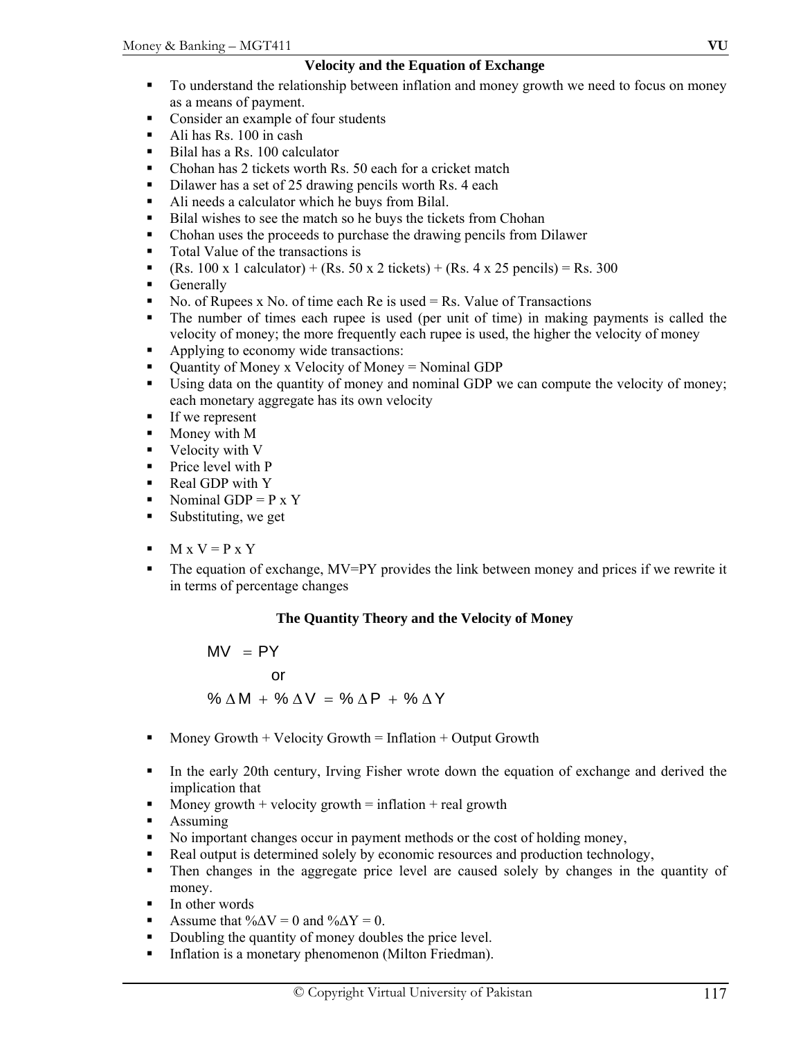## Velocity and the Equation of Exchange

- To understand the relationship between inflation and money growth we need to focus on money as a means of payment.
- Consider an example of four students
- Ali has Rs. 100 in cash
- Bilal has a Rs. 100 calculator
- Chohan has 2 tickets worth Rs. 50 each for a cricket match
- Dilawer has a set of 25 drawing pencils worth Rs. 4 each
- Ali needs a calculator which he buys from Bilal.
- Bilal wishes to see the match so he buys the tickets from Chohan
- Chohan uses the proceeds to purchase the drawing pencils from Dilawer
- Total Value of the transactions is
- (Rs. 100 x 1 calculator) + (Rs. 50 x 2 tickets) + (Rs. 4 x 25 pencils) = Rs. 300
- Generally
- No. of Rupees x No. of time each Re is used = Rs. Value of Transactions
- The number of times each rupee is used (per unit of time) in making payments is called the velocity of money; the more frequently each rupee is used, the higher the velocity of money
- Applying to economy wide transactions:
- Quantity of Money x Velocity of Money = Nominal GDP
- Using data on the quantity of money and nominal GDP we can compute the velocity of money; each monetary aggregate has its own velocity
- If we represent
- Money with M
- Velocity with V
- Price level with P
- Real GDP with Y
- Nominal GDP = P x Y
- Substituting, we get

- M x V = P x Y
- The equation of exchange, MV=PY provides the link between money and prices if we rewrite it in terms of percentage changes

## The Quantity Theory and the Velocity of Money

$$MV = PY$$

or

$$\%\Delta M + \%\Delta V = \%\Delta P + \%\Delta Y$$

- Money Growth + Velocity Growth = Inflation + Output Growth

- In the early 20th century, Irving Fisher wrote down the equation of exchange and derived the implication that
- Money growth + velocity growth = inflation + real growth
- Assuming
- No important changes occur in payment methods or the cost of holding money,
- Real output is determined solely by economic resources and production technology,
- Then changes in the aggregate price level are caused solely by changes in the quantity of money.
- In other words
- Assume that $\%\Delta V = 0$ and $\%\Delta Y = 0$.
- Doubling the quantity of money doubles the price level.
- Inflation is a monetary phenomenon (Milton Friedman).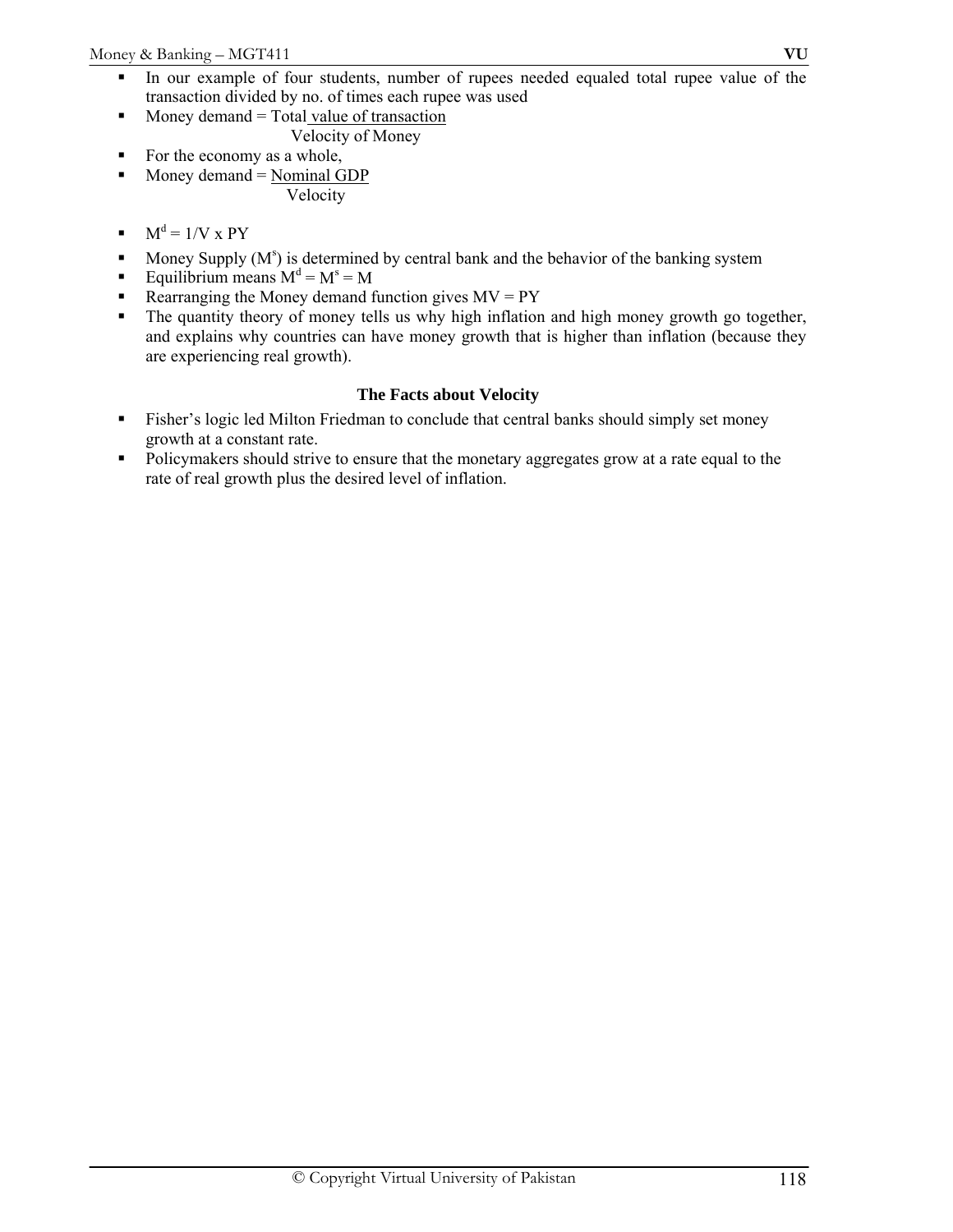- In our example of four students, number of rupees needed equaled total rupee value of the transaction divided by no. of times each rupee was used
- Money demand = $\dfrac{\text{Total value of transaction}}{\text{Velocity of Money}}$
- For the economy as a whole,
- Money demand = $\dfrac{\text{Nominal GDP}}{\text{Velocity}}$
- $M^d = 1/V \times PY$
- Money Supply ($M^s$) is determined by central bank and the behavior of the banking system
- Equilibrium means $M^d = M^s = M$
- Rearranging the Money demand function gives $MV = PY$
- The quantity theory of money tells us why high inflation and high money growth go together, and explains why countries can have money growth that is higher than inflation (because they are experiencing real growth).

**The Facts about Velocity**

- Fisher's logic led Milton Friedman to conclude that central banks should simply set money growth at a constant rate.
- Policymakers should strive to ensure that the monetary aggregates grow at a rate equal to the rate of real growth plus the desired level of inflation.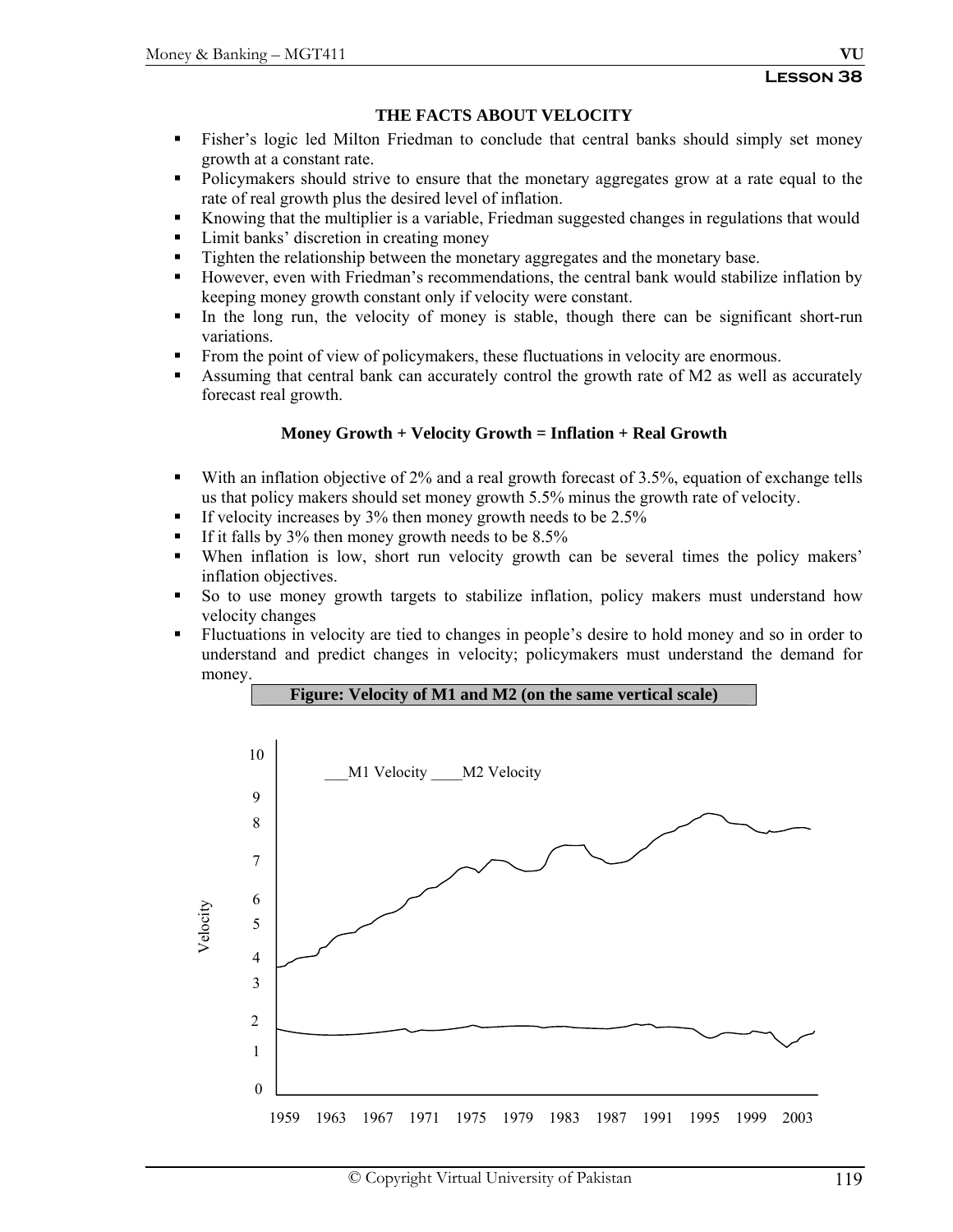## THE FACTS ABOUT VELOCITY

- Fisher's logic led Milton Friedman to conclude that central banks should simply set money growth at a constant rate.
- Policymakers should strive to ensure that the monetary aggregates grow at a rate equal to the rate of real growth plus the desired level of inflation.
- Knowing that the multiplier is a variable, Friedman suggested changes in regulations that would
- Limit banks' discretion in creating money
- Tighten the relationship between the monetary aggregates and the monetary base.
- However, even with Friedman's recommendations, the central bank would stabilize inflation by keeping money growth constant only if velocity were constant.
- In the long run, the velocity of money is stable, though there can be significant short-run variations.
- From the point of view of policymakers, these fluctuations in velocity are enormous.
- Assuming that central bank can accurately control the growth rate of M2 as well as accurately forecast real growth.

**Money Growth + Velocity Growth = Inflation + Real Growth**

- With an inflation objective of 2% and a real growth forecast of 3.5%, equation of exchange tells us that policy makers should set money growth 5.5% minus the growth rate of velocity.
- If velocity increases by 3% then money growth needs to be 2.5%
- If it falls by 3% then money growth needs to be 8.5%
- When inflation is low, short run velocity growth can be several times the policy makers' inflation objectives.
- So to use money growth targets to stabilize inflation, policy makers must understand how velocity changes
- Fluctuations in velocity are tied to changes in people's desire to hold money and so in order to understand and predict changes in velocity; policymakers must understand the demand for money.

**Figure: Velocity of M1 and M2 (on the same vertical scale)**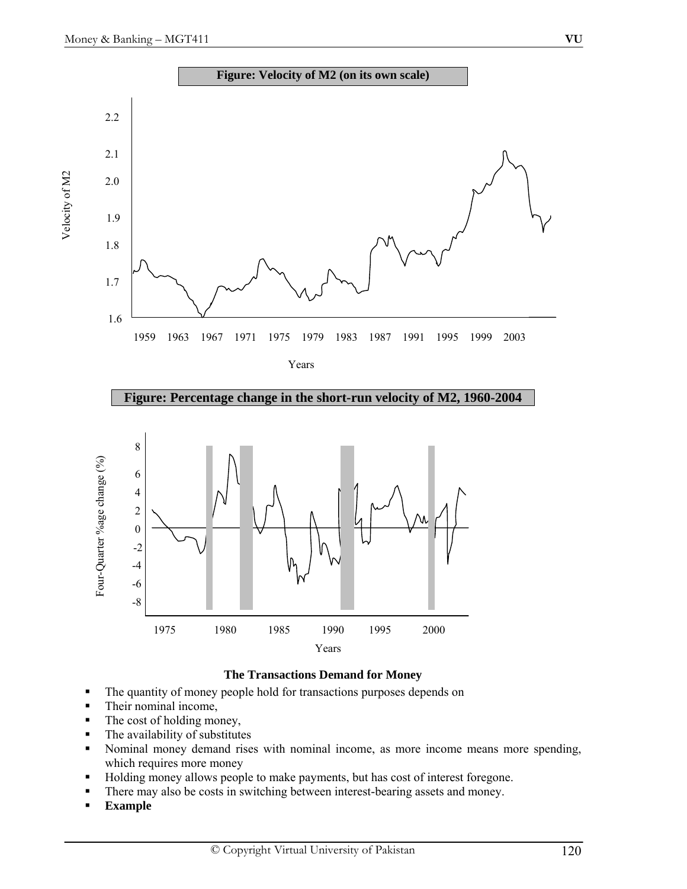**Figure: Velocity of M2 (on its own scale)**

**Figure: Percentage change in the short-run velocity of M2, 1960-2004**

**The Transactions Demand for Money**

- The quantity of money people hold for transactions purposes depends on
- Their nominal income,
- The cost of holding money,
- The availability of substitutes
- Nominal money demand rises with nominal income, as more income means more spending, which requires more money
- Holding money allows people to make payments, but has cost of interest foregone.
- There may also be costs in switching between interest-bearing assets and money.
- **Example**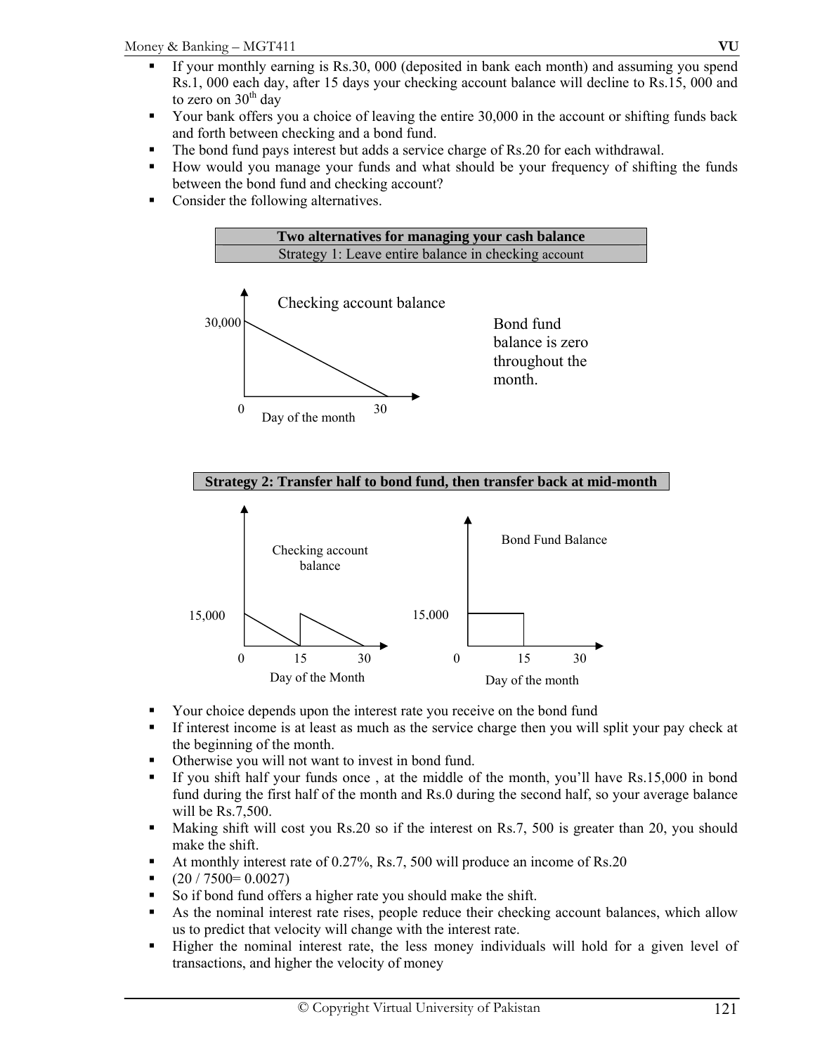- If your monthly earning is Rs.30, 000 (deposited in bank each month) and assuming you spend Rs.1, 000 each day, after 15 days your checking account balance will decline to Rs.15, 000 and to zero on 30th day
- Your bank offers you a choice of leaving the entire 30,000 in the account or shifting funds back and forth between checking and a bond fund.
- The bond fund pays interest but adds a service charge of Rs.20 for each withdrawal.
- How would you manage your funds and what should be your frequency of shifting the funds between the bond fund and checking account?
- Consider the following alternatives.

| Two alternatives for managing your cash balance |
|---|
| Strategy 1: Leave entire balance in checking account |

Checking account balance

30,000

0 30

Day of the month

Bond fund balance is zero throughout the month.

| Strategy 2: Transfer half to bond fund, then transfer back at mid-month |
|---|

Checking account balance

15,000

0 15 30

Day of the Month

Bond Fund Balance

15,000

0 15 30

Day of the month

- Your choice depends upon the interest rate you receive on the bond fund
- If interest income is at least as much as the service charge then you will split your pay check at the beginning of the month.
- Otherwise you will not want to invest in bond fund.
- If you shift half your funds once , at the middle of the month, you'll have Rs.15,000 in bond fund during the first half of the month and Rs.0 during the second half, so your average balance will be Rs.7,500.
- Making shift will cost you Rs.20 so if the interest on Rs.7, 500 is greater than 20, you should make the shift.
- At monthly interest rate of 0.27%, Rs.7, 500 will produce an income of Rs.20
- (20 / 7500= 0.0027)
- So if bond fund offers a higher rate you should make the shift.
- As the nominal interest rate rises, people reduce their checking account balances, which allow us to predict that velocity will change with the interest rate.
- Higher the nominal interest rate, the less money individuals will hold for a given level of transactions, and higher the velocity of money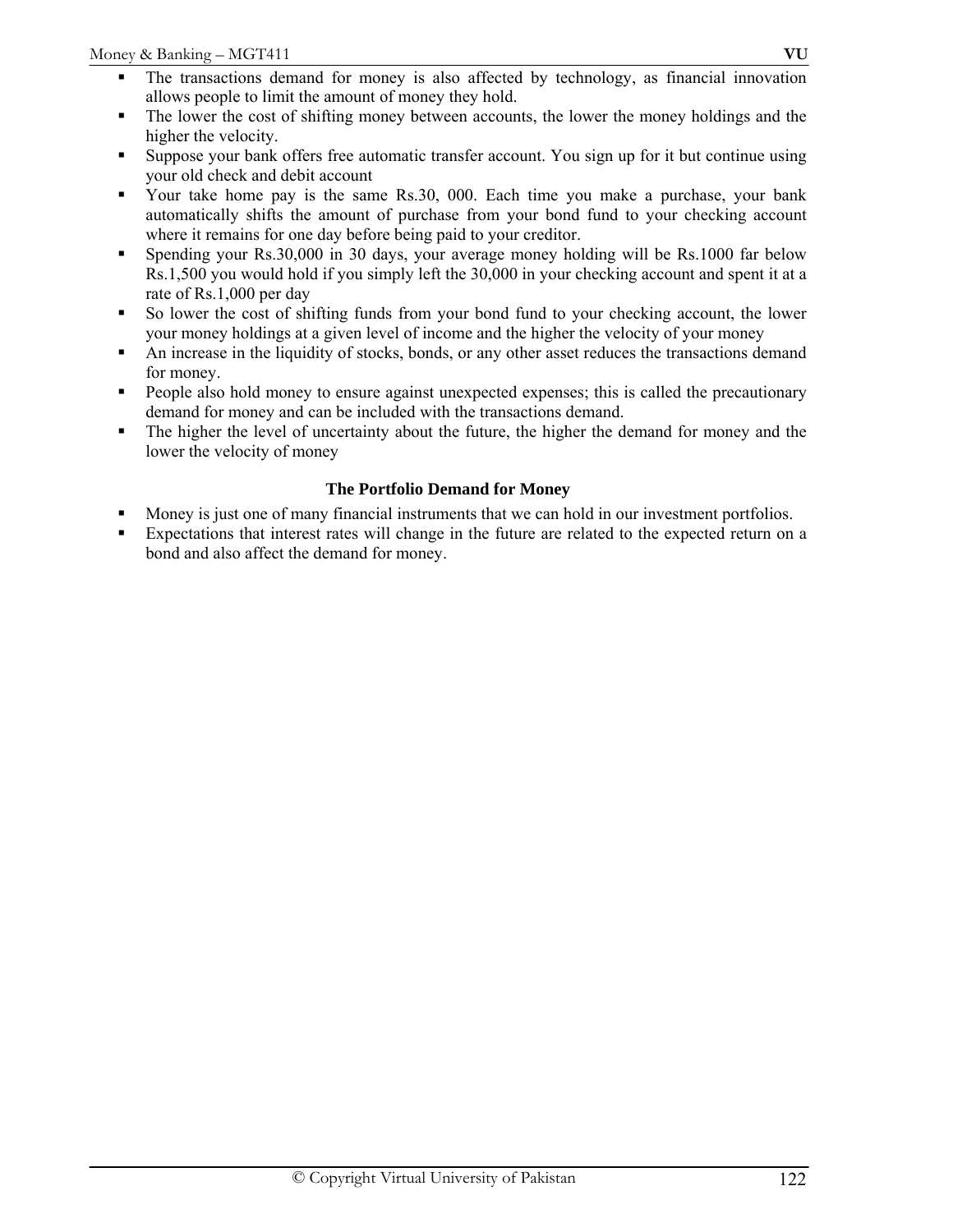- The transactions demand for money is also affected by technology, as financial innovation allows people to limit the amount of money they hold.
- The lower the cost of shifting money between accounts, the lower the money holdings and the higher the velocity.
- Suppose your bank offers free automatic transfer account. You sign up for it but continue using your old check and debit account
- Your take home pay is the same Rs.30, 000. Each time you make a purchase, your bank automatically shifts the amount of purchase from your bond fund to your checking account where it remains for one day before being paid to your creditor.
- Spending your Rs.30,000 in 30 days, your average money holding will be Rs.1000 far below Rs.1,500 you would hold if you simply left the 30,000 in your checking account and spent it at a rate of Rs.1,000 per day
- So lower the cost of shifting funds from your bond fund to your checking account, the lower your money holdings at a given level of income and the higher the velocity of your money
- An increase in the liquidity of stocks, bonds, or any other asset reduces the transactions demand for money.
- People also hold money to ensure against unexpected expenses; this is called the precautionary demand for money and can be included with the transactions demand.
- The higher the level of uncertainty about the future, the higher the demand for money and the lower the velocity of money

## The Portfolio Demand for Money

- Money is just one of many financial instruments that we can hold in our investment portfolios.
- Expectations that interest rates will change in the future are related to the expected return on a bond and also affect the demand for money.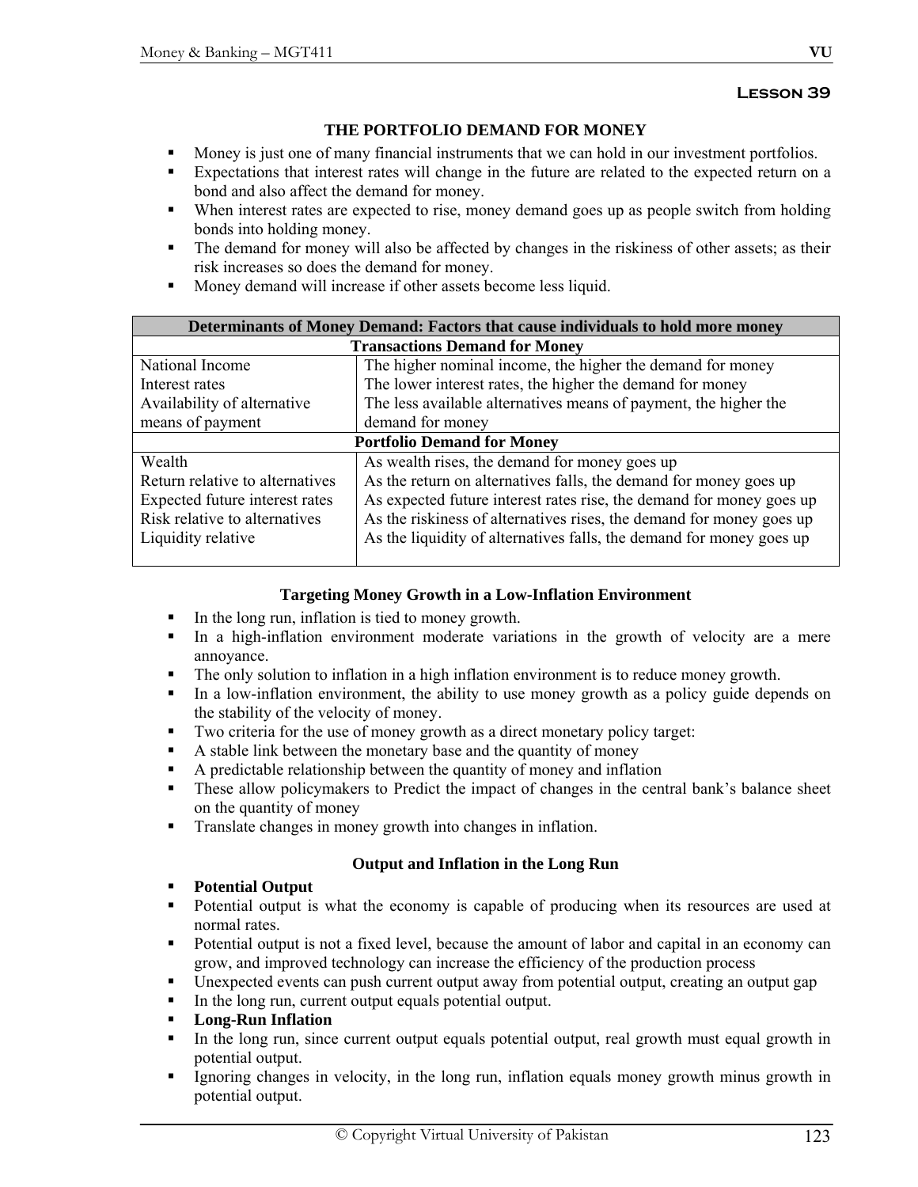## Lesson 39

### THE PORTFOLIO DEMAND FOR MONEY

- Money is just one of many financial instruments that we can hold in our investment portfolios.
- Expectations that interest rates will change in the future are related to the expected return on a bond and also affect the demand for money.
- When interest rates are expected to rise, money demand goes up as people switch from holding bonds into holding money.
- The demand for money will also be affected by changes in the riskiness of other assets; as their risk increases so does the demand for money.
- Money demand will increase if other assets become less liquid.

| Determinants of Money Demand: Factors that cause individuals to hold more money | |
|---|---|
| **Transactions Demand for Money** | |
| National Income | The higher nominal income, the higher the demand for money |
| Interest rates | The lower interest rates, the higher the demand for money |
| Availability of alternative means of payment | The less available alternatives means of payment, the higher the demand for money |
| **Portfolio Demand for Money** | |
| Wealth | As wealth rises, the demand for money goes up |
| Return relative to alternatives | As the return on alternatives falls, the demand for money goes up |
| Expected future interest rates | As expected future interest rates rise, the demand for money goes up |
| Risk relative to alternatives | As the riskiness of alternatives rises, the demand for money goes up |
| Liquidity relative | As the liquidity of alternatives falls, the demand for money goes up |

### Targeting Money Growth in a Low-Inflation Environment

- In the long run, inflation is tied to money growth.
- In a high-inflation environment moderate variations in the growth of velocity are a mere annoyance.
- The only solution to inflation in a high inflation environment is to reduce money growth.
- In a low-inflation environment, the ability to use money growth as a policy guide depends on the stability of the velocity of money.
- Two criteria for the use of money growth as a direct monetary policy target:
- A stable link between the monetary base and the quantity of money
- A predictable relationship between the quantity of money and inflation
- These allow policymakers to Predict the impact of changes in the central bank's balance sheet on the quantity of money
- Translate changes in money growth into changes in inflation.

### Output and Inflation in the Long Run

- **Potential Output**
- Potential output is what the economy is capable of producing when its resources are used at normal rates.
- Potential output is not a fixed level, because the amount of labor and capital in an economy can grow, and improved technology can increase the efficiency of the production process
- Unexpected events can push current output away from potential output, creating an output gap
- In the long run, current output equals potential output.
- **Long-Run Inflation**
- In the long run, since current output equals potential output, real growth must equal growth in potential output.
- Ignoring changes in velocity, in the long run, inflation equals money growth minus growth in potential output.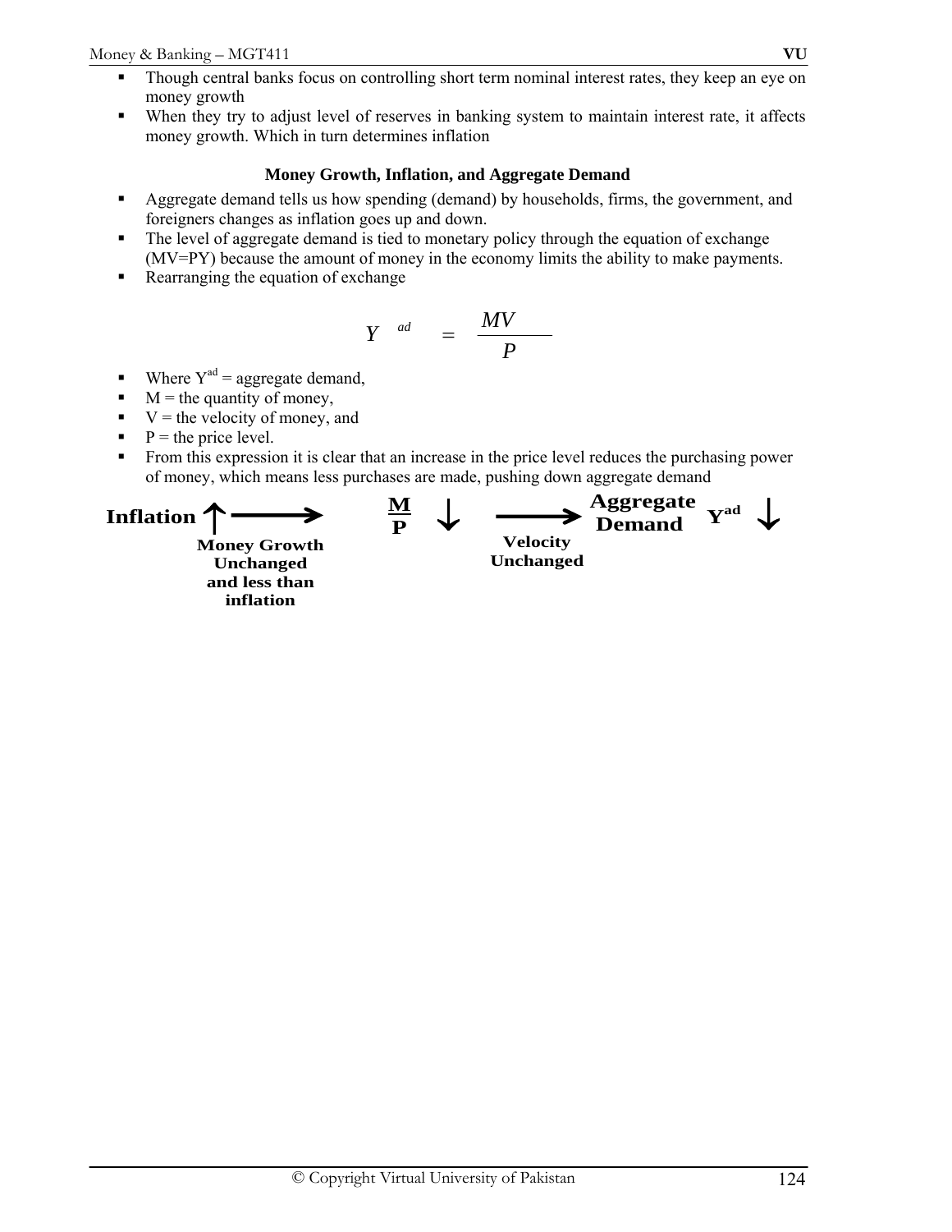- Though central banks focus on controlling short term nominal interest rates, they keep an eye on money growth
- When they try to adjust level of reserves in banking system to maintain interest rate, it affects money growth. Which in turn determines inflation

**Money Growth, Inflation, and Aggregate Demand**

- Aggregate demand tells us how spending (demand) by households, firms, the government, and foreigners changes as inflation goes up and down.
- The level of aggregate demand is tied to monetary policy through the equation of exchange (MV=PY) because the amount of money in the economy limits the ability to make payments.
- Rearranging the equation of exchange

$$Y^{ad} = \frac{MV}{P}$$

- Where $Y^{ad}$ = aggregate demand,
- M = the quantity of money,
- V = the velocity of money, and
- P = the price level.
- From this expression it is clear that an increase in the price level reduces the purchasing power of money, which means less purchases are made, pushing down aggregate demand

**Inflation** ↑ ⟶ (Money Growth Unchanged and less than inflation) $\frac{M}{P}$ ↓ ⟶ (Velocity Unchanged) **Aggregate Demand** $Y^{ad}$ ↓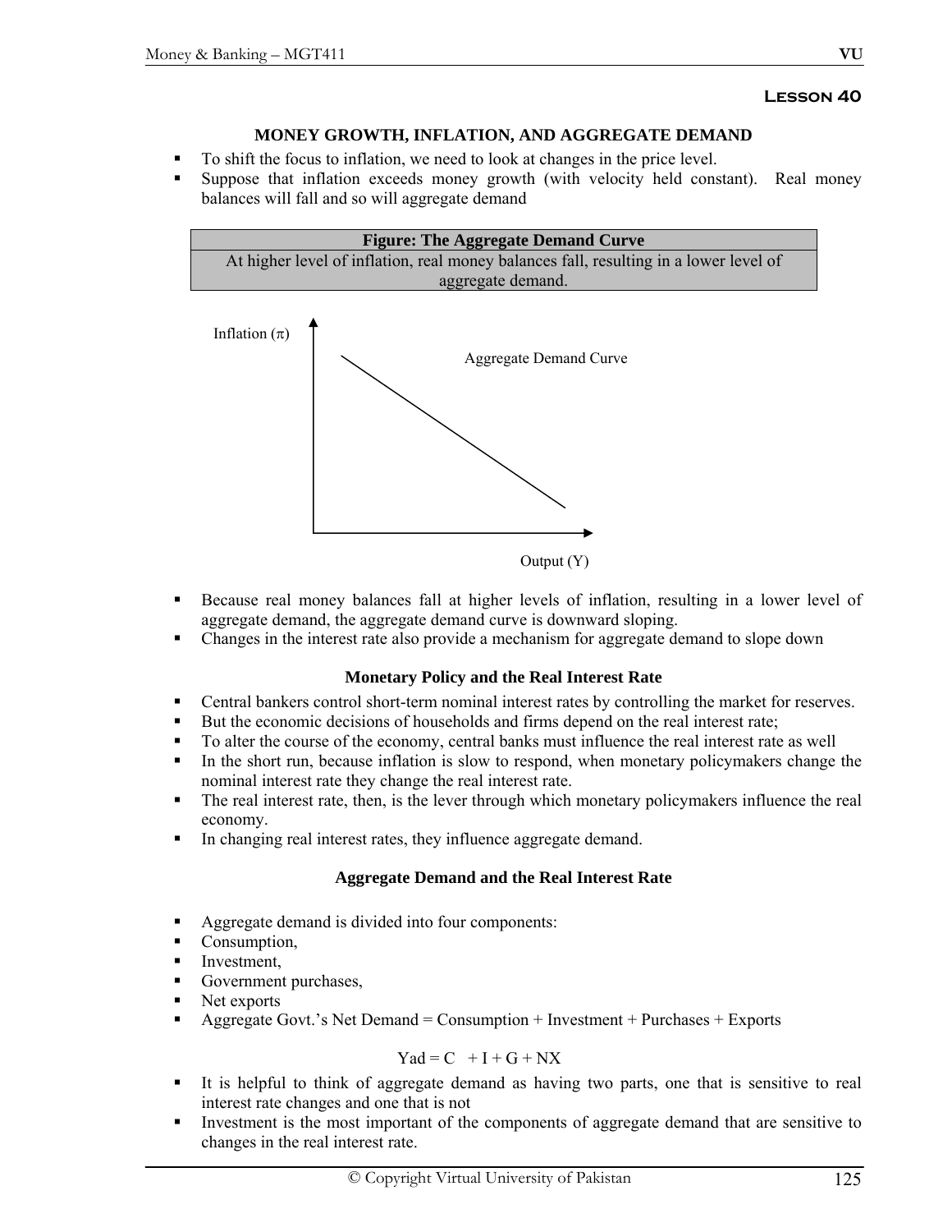## Lesson 40

### MONEY GROWTH, INFLATION, AND AGGREGATE DEMAND

- To shift the focus to inflation, we need to look at changes in the price level.
- Suppose that inflation exceeds money growth (with velocity held constant). Real money balances will fall and so will aggregate demand

| Figure: The Aggregate Demand Curve |
| --- |
| At higher level of inflation, real money balances fall, resulting in a lower level of aggregate demand. |

Inflation ($\pi$)

Aggregate Demand Curve

Output (Y)

- Because real money balances fall at higher levels of inflation, resulting in a lower level of aggregate demand, the aggregate demand curve is downward sloping.
- Changes in the interest rate also provide a mechanism for aggregate demand to slope down

### Monetary Policy and the Real Interest Rate

- Central bankers control short-term nominal interest rates by controlling the market for reserves.
- But the economic decisions of households and firms depend on the real interest rate;
- To alter the course of the economy, central banks must influence the real interest rate as well
- In the short run, because inflation is slow to respond, when monetary policymakers change the nominal interest rate they change the real interest rate.
- The real interest rate, then, is the lever through which monetary policymakers influence the real economy.
- In changing real interest rates, they influence aggregate demand.

### Aggregate Demand and the Real Interest Rate

- Aggregate demand is divided into four components:
- Consumption,
- Investment,
- Government purchases,
- Net exports
- Aggregate Govt.'s Net Demand = Consumption + Investment + Purchases + Exports

$$Yad = C + I + G + NX$$

- It is helpful to think of aggregate demand as having two parts, one that is sensitive to real interest rate changes and one that is not
- Investment is the most important of the components of aggregate demand that are sensitive to changes in the real interest rate.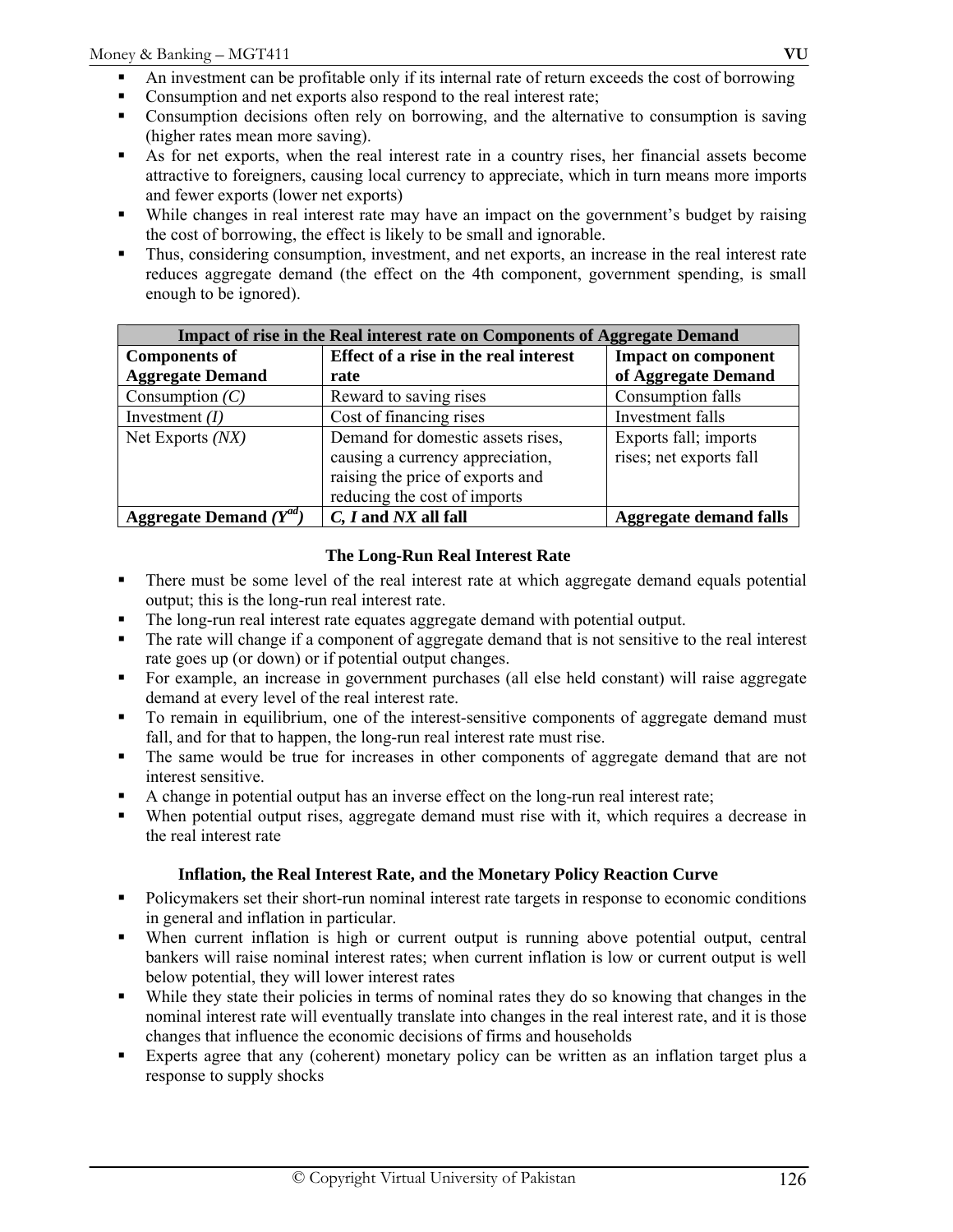- An investment can be profitable only if its internal rate of return exceeds the cost of borrowing
- Consumption and net exports also respond to the real interest rate;
- Consumption decisions often rely on borrowing, and the alternative to consumption is saving (higher rates mean more saving).
- As for net exports, when the real interest rate in a country rises, her financial assets become attractive to foreigners, causing local currency to appreciate, which in turn means more imports and fewer exports (lower net exports)
- While changes in real interest rate may have an impact on the government's budget by raising the cost of borrowing, the effect is likely to be small and ignorable.
- Thus, considering consumption, investment, and net exports, an increase in the real interest rate reduces aggregate demand (the effect on the 4th component, government spending, is small enough to be ignored).

| **Impact of rise in the Real interest rate on Components of Aggregate Demand** | | |
|---|---|---|
| **Components of Aggregate Demand** | **Effect of a rise in the real interest rate** | **Impact on component of Aggregate Demand** |
| Consumption *(C)* | Reward to saving rises | Consumption falls |
| Investment *(I)* | Cost of financing rises | Investment falls |
| Net Exports *(NX)* | Demand for domestic assets rises, causing a currency appreciation, raising the price of exports and reducing the cost of imports | Exports fall; imports rises; net exports fall |
| **Aggregate Demand ($Y^{ad}$)** | ***C, I* and *NX* all fall** | **Aggregate demand falls** |

### The Long-Run Real Interest Rate

- There must be some level of the real interest rate at which aggregate demand equals potential output; this is the long-run real interest rate.
- The long-run real interest rate equates aggregate demand with potential output.
- The rate will change if a component of aggregate demand that is not sensitive to the real interest rate goes up (or down) or if potential output changes.
- For example, an increase in government purchases (all else held constant) will raise aggregate demand at every level of the real interest rate.
- To remain in equilibrium, one of the interest-sensitive components of aggregate demand must fall, and for that to happen, the long-run real interest rate must rise.
- The same would be true for increases in other components of aggregate demand that are not interest sensitive.
- A change in potential output has an inverse effect on the long-run real interest rate;
- When potential output rises, aggregate demand must rise with it, which requires a decrease in the real interest rate

### Inflation, the Real Interest Rate, and the Monetary Policy Reaction Curve

- Policymakers set their short-run nominal interest rate targets in response to economic conditions in general and inflation in particular.
- When current inflation is high or current output is running above potential output, central bankers will raise nominal interest rates; when current inflation is low or current output is well below potential, they will lower interest rates
- While they state their policies in terms of nominal rates they do so knowing that changes in the nominal interest rate will eventually translate into changes in the real interest rate, and it is those changes that influence the economic decisions of firms and households
- Experts agree that any (coherent) monetary policy can be written as an inflation target plus a response to supply shocks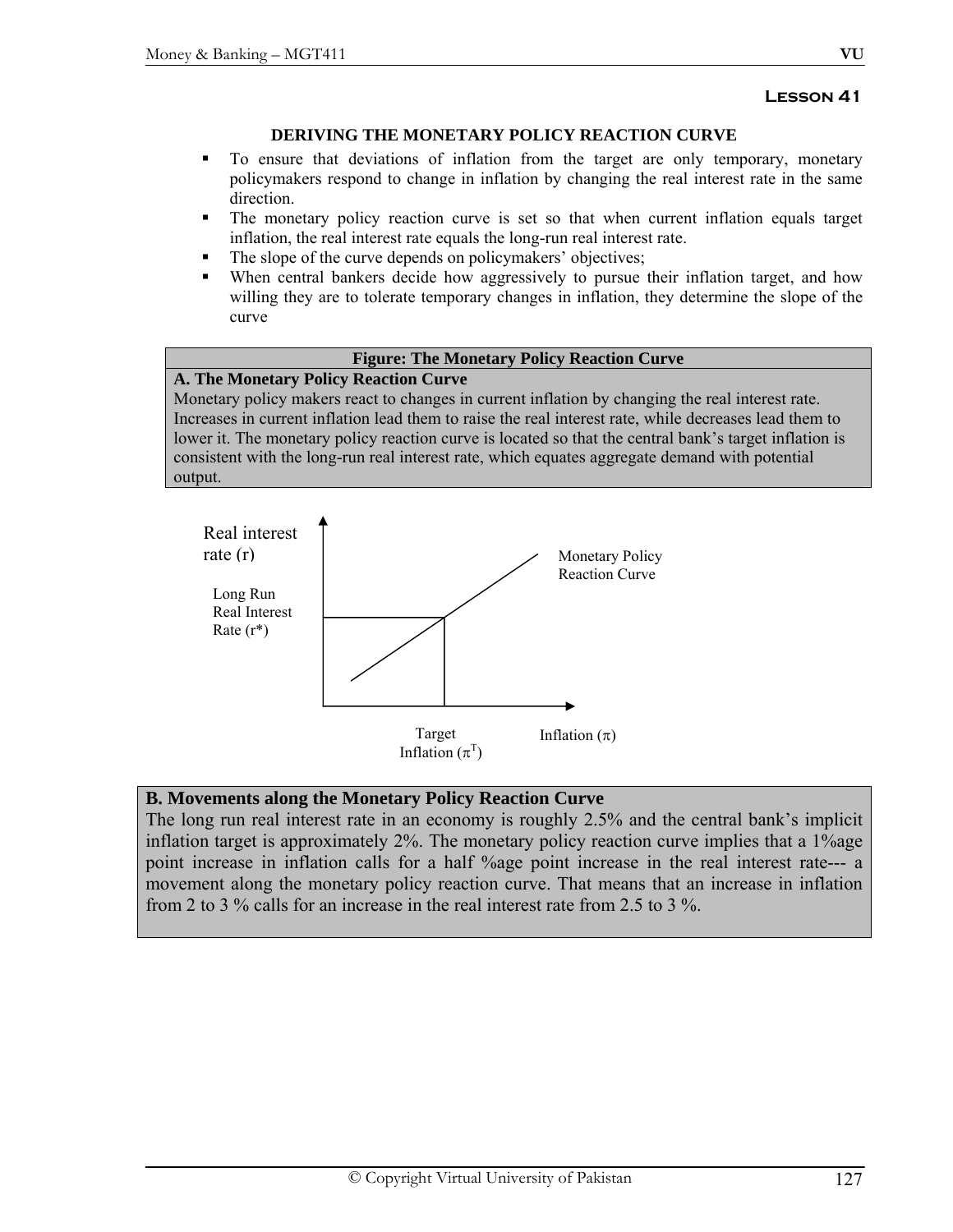**Lesson 41**

## DERIVING THE MONETARY POLICY REACTION CURVE

- To ensure that deviations of inflation from the target are only temporary, monetary policymakers respond to change in inflation by changing the real interest rate in the same direction.
- The monetary policy reaction curve is set so that when current inflation equals target inflation, the real interest rate equals the long-run real interest rate.
- The slope of the curve depends on policymakers' objectives;
- When central bankers decide how aggressively to pursue their inflation target, and how willing they are to tolerate temporary changes in inflation, they determine the slope of the curve

**Figure: The Monetary Policy Reaction Curve**

**A. The Monetary Policy Reaction Curve**

Monetary policy makers react to changes in current inflation by changing the real interest rate. Increases in current inflation lead them to raise the real interest rate, while decreases lead them to lower it. The monetary policy reaction curve is located so that the central bank's target inflation is consistent with the long-run real interest rate, which equates aggregate demand with potential output.

Real interest rate (r)

Long Run Real Interest Rate (r*)

Monetary Policy Reaction Curve

Target Inflation ($\pi^T$)

Inflation ($\pi$)

**B. Movements along the Monetary Policy Reaction Curve**

The long run real interest rate in an economy is roughly 2.5% and the central bank's implicit inflation target is approximately 2%. The monetary policy reaction curve implies that a 1%age point increase in inflation calls for a half %age point increase in the real interest rate--- a movement along the monetary policy reaction curve. That means that an increase in inflation from 2 to 3 % calls for an increase in the real interest rate from 2.5 to 3 %.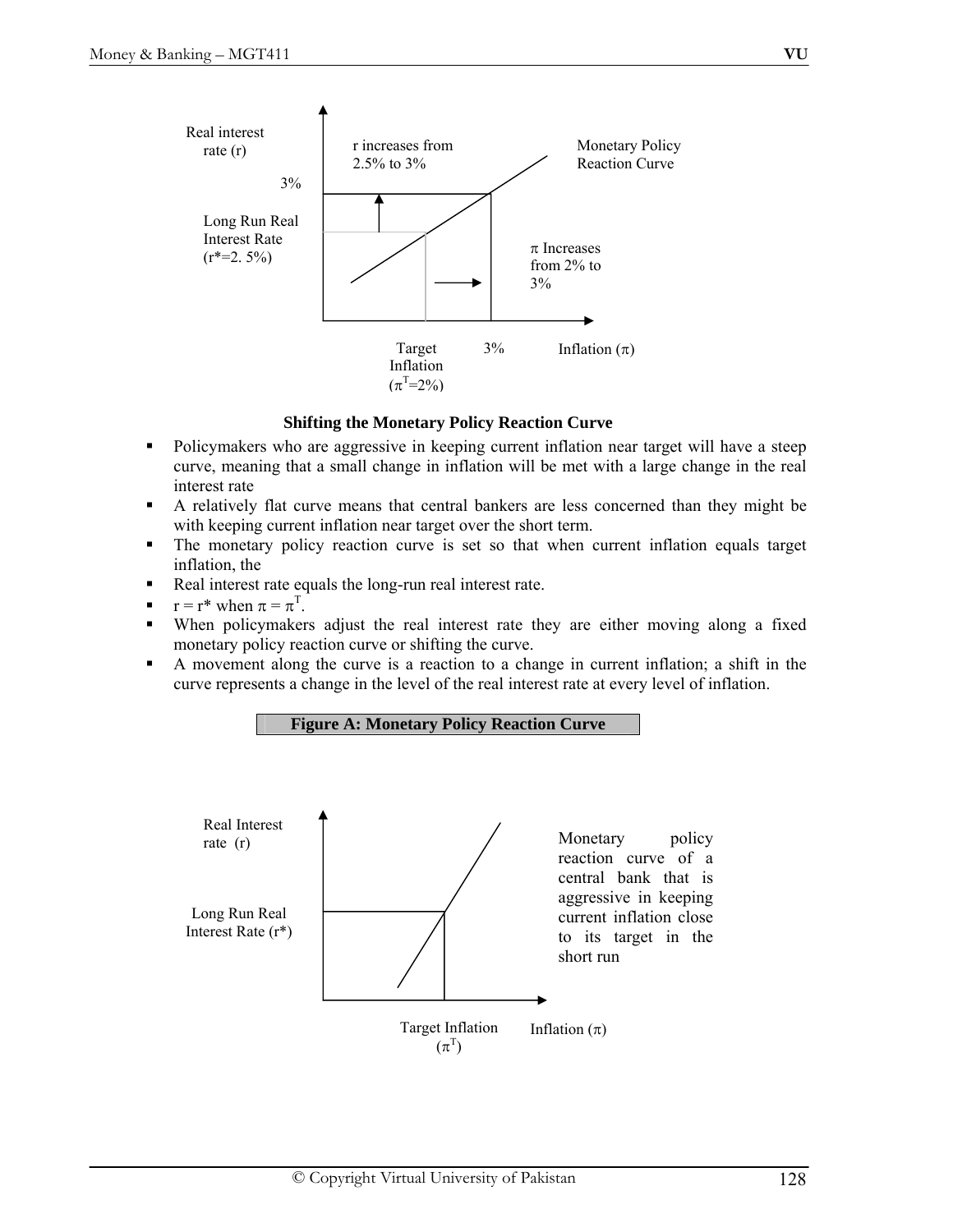Real interest rate (r)

r increases from 2.5% to 3%

Monetary Policy Reaction Curve

3%

Long Run Real Interest Rate ($r^*$=2. 5%)

$\pi$ Increases from 2% to 3%

Target Inflation ($\pi^T$=2%)

3%

Inflation ($\pi$)

**Shifting the Monetary Policy Reaction Curve**

- Policymakers who are aggressive in keeping current inflation near target will have a steep curve, meaning that a small change in inflation will be met with a large change in the real interest rate
- A relatively flat curve means that central bankers are less concerned than they might be with keeping current inflation near target over the short term.
- The monetary policy reaction curve is set so that when current inflation equals target inflation, the
- Real interest rate equals the long-run real interest rate.
- $r = r^*$ when $\pi = \pi^T$.
- When policymakers adjust the real interest rate they are either moving along a fixed monetary policy reaction curve or shifting the curve.
- A movement along the curve is a reaction to a change in current inflation; a shift in the curve represents a change in the level of the real interest rate at every level of inflation.

**Figure A: Monetary Policy Reaction Curve**

Real Interest rate (r)

Long Run Real Interest Rate ($r^*$)

Monetary policy reaction curve of a central bank that is aggressive in keeping current inflation close to its target in the short run

Target Inflation ($\pi^T$)

Inflation ($\pi$)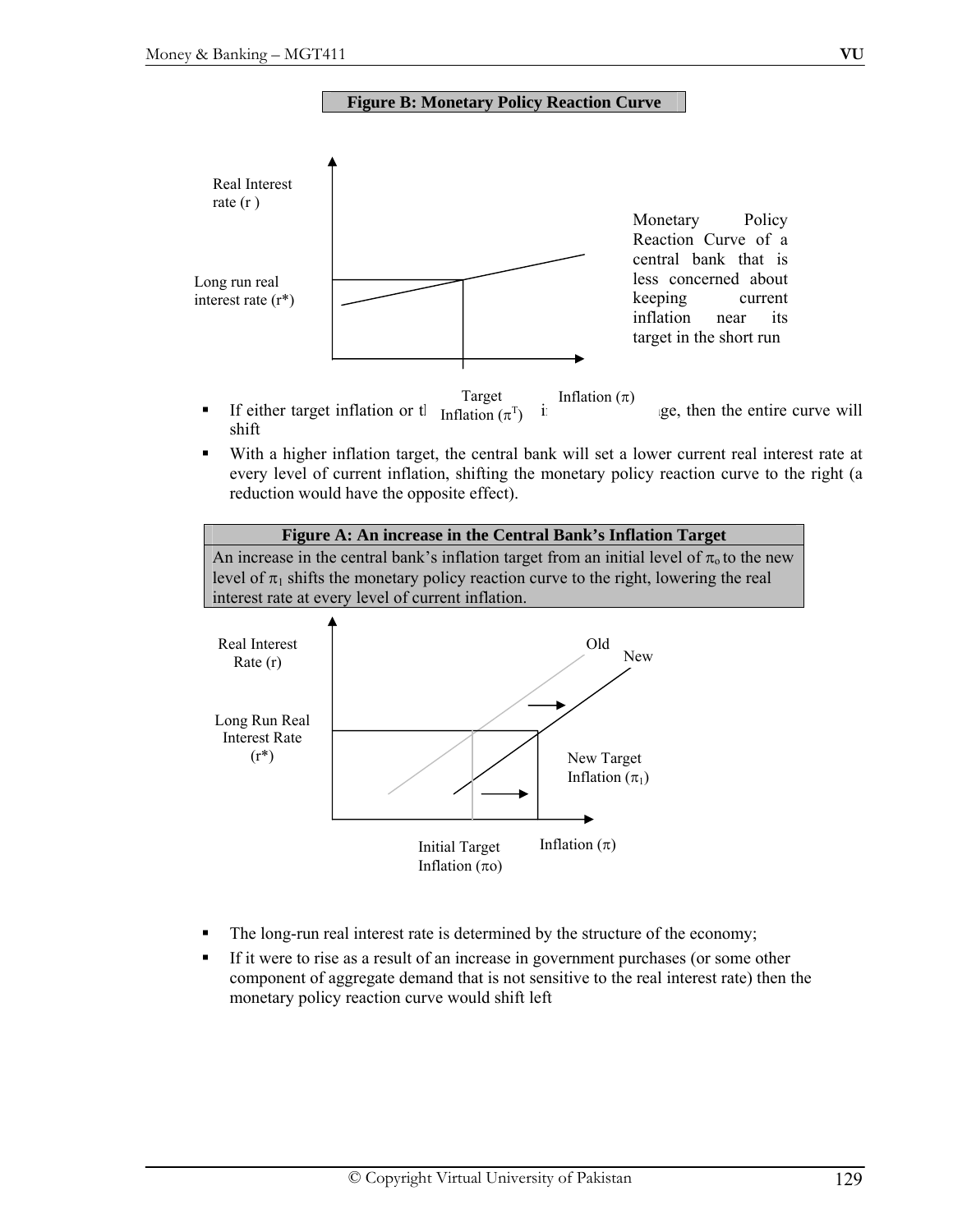**Figure B: Monetary Policy Reaction Curve**

Real Interest rate (r)

Long run real interest rate (r*)

Monetary Policy Reaction Curve of a central bank that is less concerned about keeping current inflation near its target in the short run

Target Inflation ($\pi^T$)

Inflation ($\pi$)

- If either target inflation or t[...]i[...]ge, then the entire curve will shift
- With a higher inflation target, the central bank will set a lower current real interest rate at every level of current inflation, shifting the monetary policy reaction curve to the right (a reduction would have the opposite effect).

**Figure A: An increase in the Central Bank's Inflation Target**

An increase in the central bank's inflation target from an initial level of $\pi_o$ to the new level of $\pi_1$ shifts the monetary policy reaction curve to the right, lowering the real interest rate at every level of current inflation.

Real Interest Rate (r)

Long Run Real Interest Rate (r*)

Old

New

New Target Inflation ($\pi_1$)

Initial Target Inflation ($\pi$o)

Inflation ($\pi$)

- The long-run real interest rate is determined by the structure of the economy;
- If it were to rise as a result of an increase in government purchases (or some other component of aggregate demand that is not sensitive to the real interest rate) then the monetary policy reaction curve would shift left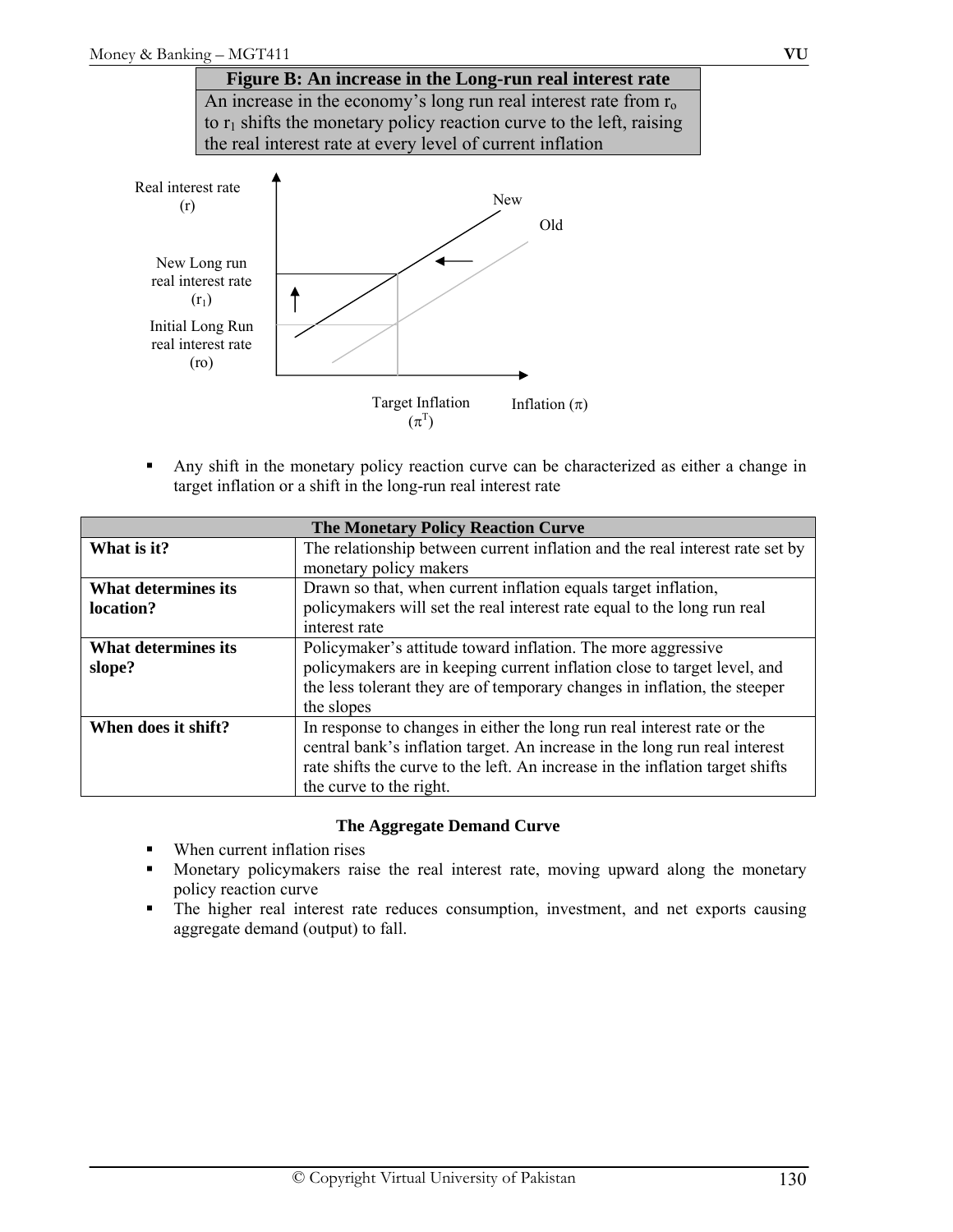**Figure B: An increase in the Long-run real interest rate**

An increase in the economy's long run real interest rate from $r_o$ to $r_1$ shifts the monetary policy reaction curve to the left, raising the real interest rate at every level of current inflation

Real interest rate (r)

New

Old

New Long run real interest rate ($r_1$)

Initial Long Run real interest rate (ro)

Target Inflation ($\pi^T$)

Inflation ($\pi$)

- Any shift in the monetary policy reaction curve can be characterized as either a change in target inflation or a shift in the long-run real interest rate

| The Monetary Policy Reaction Curve | |
|---|---|
| **What is it?** | The relationship between current inflation and the real interest rate set by monetary policy makers |
| **What determines its location?** | Drawn so that, when current inflation equals target inflation, policymakers will set the real interest rate equal to the long run real interest rate |
| **What determines its slope?** | Policymaker's attitude toward inflation. The more aggressive policymakers are in keeping current inflation close to target level, and the less tolerant they are of temporary changes in inflation, the steeper the slopes |
| **When does it shift?** | In response to changes in either the long run real interest rate or the central bank's inflation target. An increase in the long run real interest rate shifts the curve to the left. An increase in the inflation target shifts the curve to the right. |

**The Aggregate Demand Curve**

- When current inflation rises
- Monetary policymakers raise the real interest rate, moving upward along the monetary policy reaction curve
- The higher real interest rate reduces consumption, investment, and net exports causing aggregate demand (output) to fall.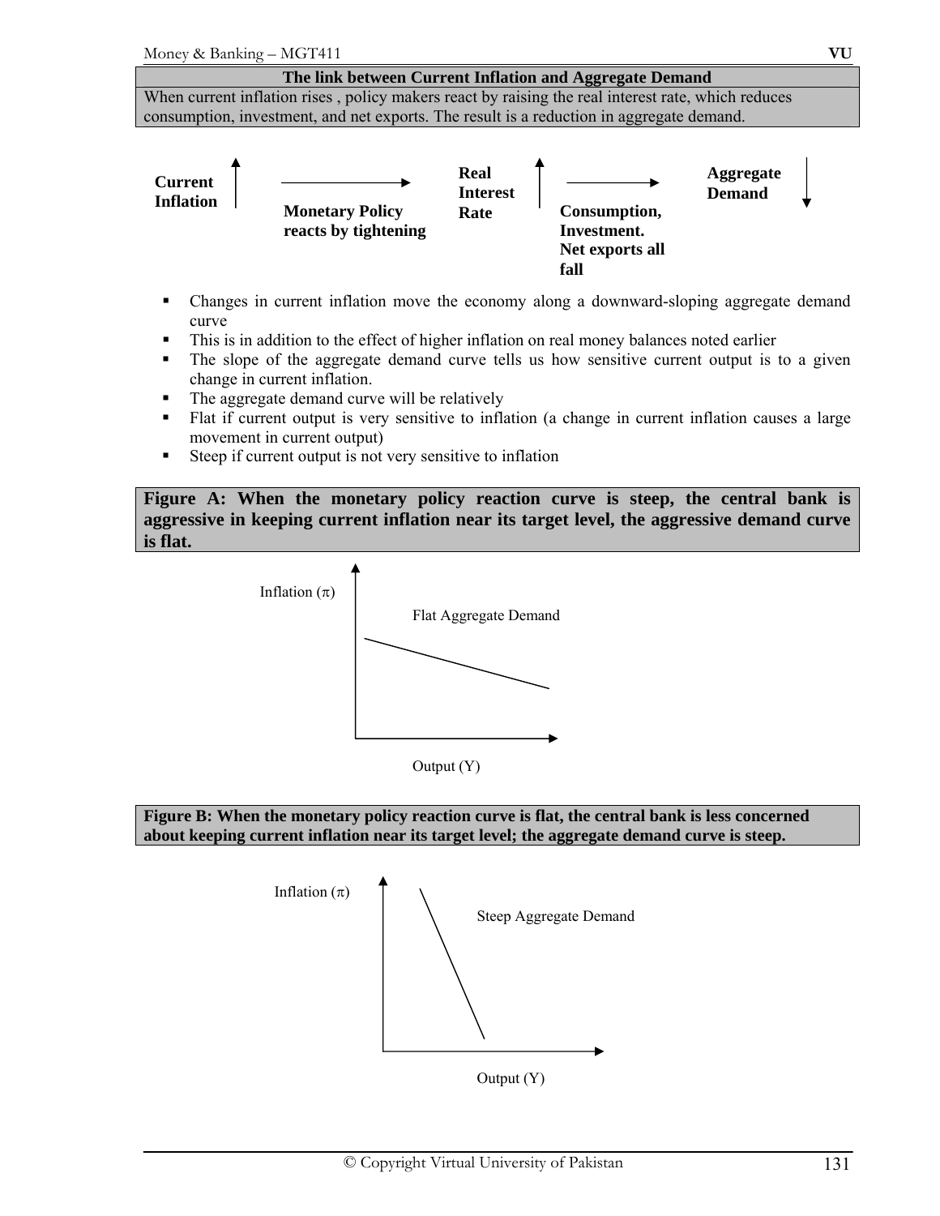**The link between Current Inflation and Aggregate Demand**

When current inflation rises , policy makers react by raising the real interest rate, which reduces consumption, investment, and net exports. The result is a reduction in aggregate demand.

**Current Inflation** ↑ → **Monetary Policy reacts by tightening** → **Real Interest Rate** ↑ → **Consumption, Investment. Net exports all fall** → **Aggregate Demand** ↓

- Changes in current inflation move the economy along a downward-sloping aggregate demand curve
- This is in addition to the effect of higher inflation on real money balances noted earlier
- The slope of the aggregate demand curve tells us how sensitive current output is to a given change in current inflation.
- The aggregate demand curve will be relatively
- Flat if current output is very sensitive to inflation (a change in current inflation causes a large movement in current output)
- Steep if current output is not very sensitive to inflation

**Figure A: When the monetary policy reaction curve is steep, the central bank is aggressive in keeping current inflation near its target level, the aggressive demand curve is flat.**

Inflation ($\pi$)

Flat Aggregate Demand

Output (Y)

**Figure B: When the monetary policy reaction curve is flat, the central bank is less concerned about keeping current inflation near its target level; the aggregate demand curve is steep.**

Inflation ($\pi$)

Steep Aggregate Demand

Output (Y)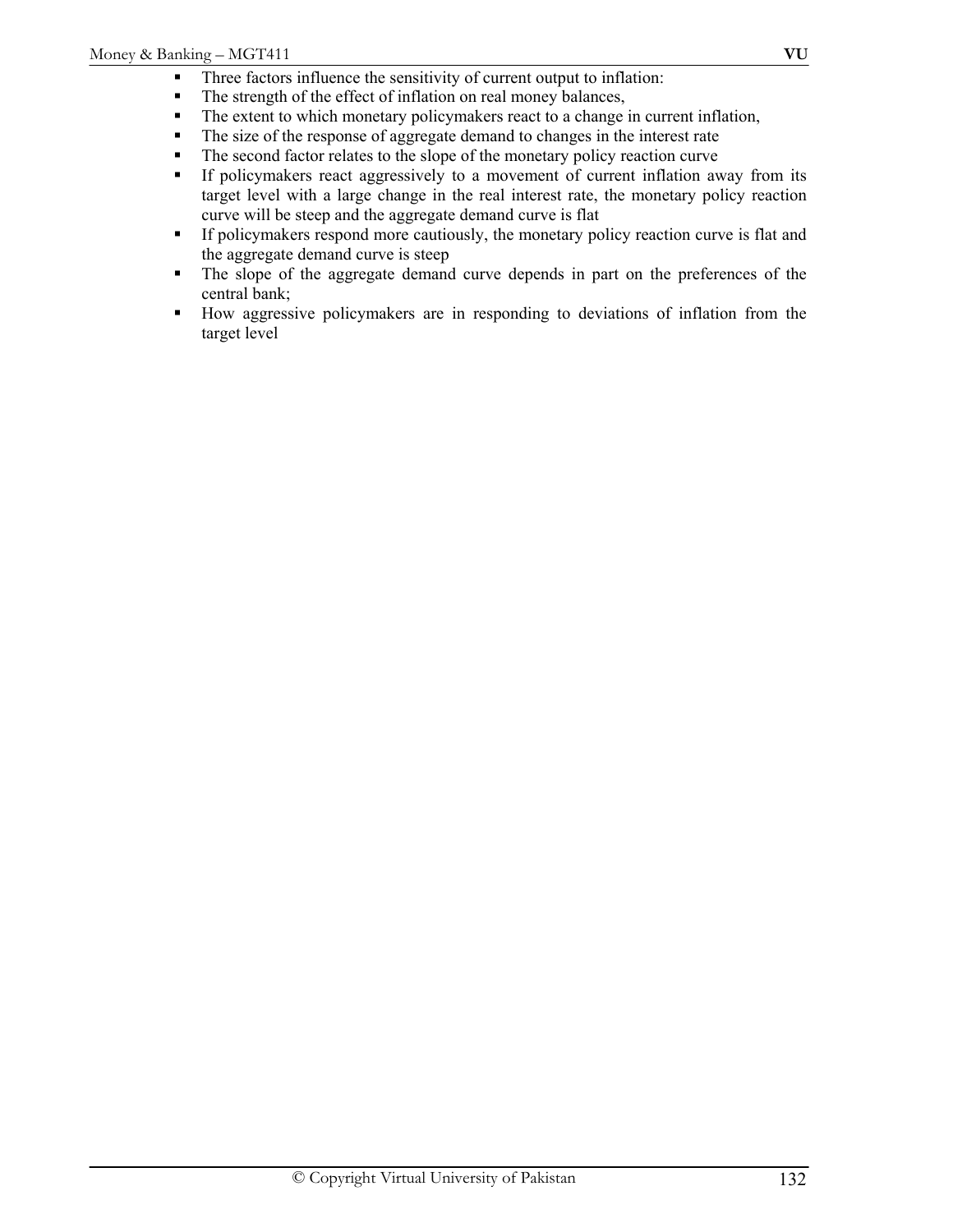- Three factors influence the sensitivity of current output to inflation:
- The strength of the effect of inflation on real money balances,
- The extent to which monetary policymakers react to a change in current inflation,
- The size of the response of aggregate demand to changes in the interest rate
- The second factor relates to the slope of the monetary policy reaction curve
- If policymakers react aggressively to a movement of current inflation away from its target level with a large change in the real interest rate, the monetary policy reaction curve will be steep and the aggregate demand curve is flat
- If policymakers respond more cautiously, the monetary policy reaction curve is flat and the aggregate demand curve is steep
- The slope of the aggregate demand curve depends in part on the preferences of the central bank;
- How aggressive policymakers are in responding to deviations of inflation from the target level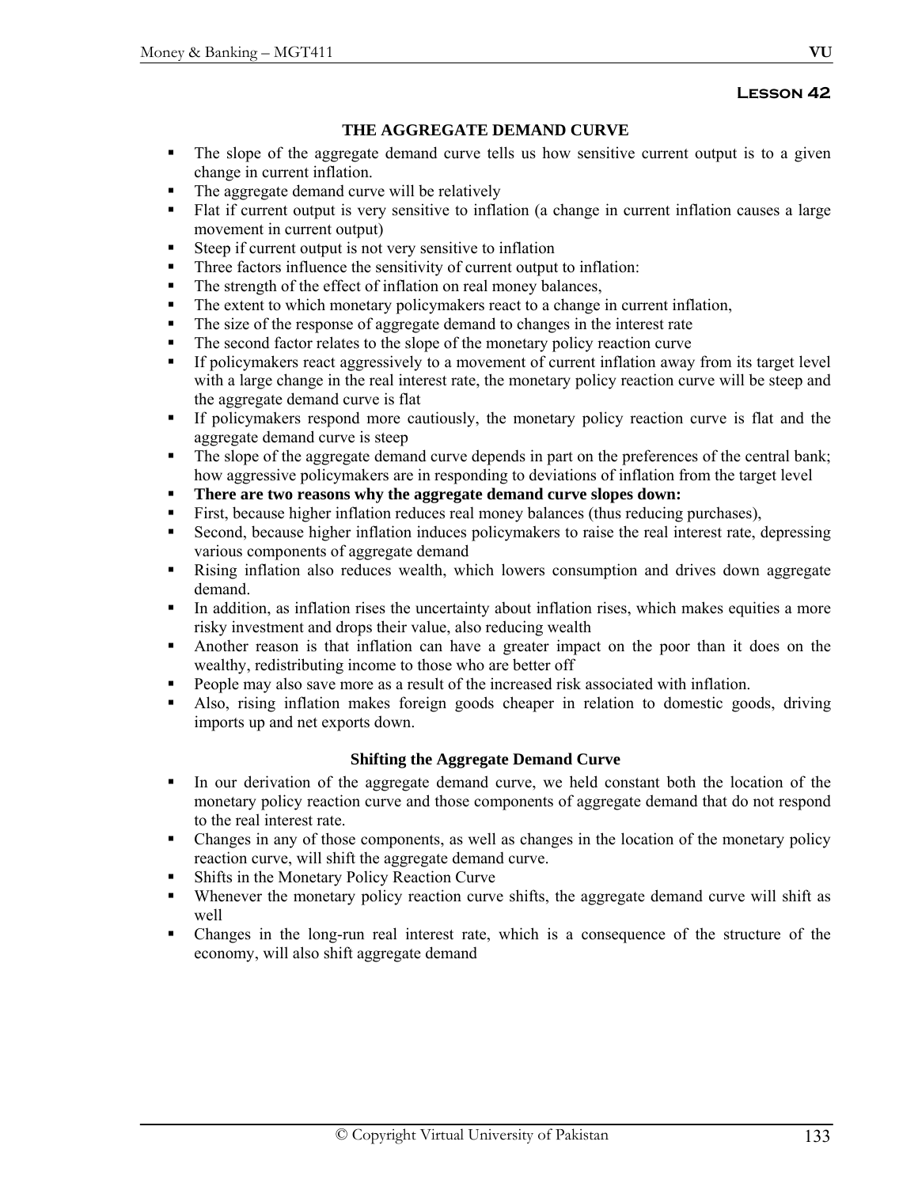**Lesson 42**

## THE AGGREGATE DEMAND CURVE

- The slope of the aggregate demand curve tells us how sensitive current output is to a given change in current inflation.
- The aggregate demand curve will be relatively
- Flat if current output is very sensitive to inflation (a change in current inflation causes a large movement in current output)
- Steep if current output is not very sensitive to inflation
- Three factors influence the sensitivity of current output to inflation:
- The strength of the effect of inflation on real money balances,
- The extent to which monetary policymakers react to a change in current inflation,
- The size of the response of aggregate demand to changes in the interest rate
- The second factor relates to the slope of the monetary policy reaction curve
- If policymakers react aggressively to a movement of current inflation away from its target level with a large change in the real interest rate, the monetary policy reaction curve will be steep and the aggregate demand curve is flat
- If policymakers respond more cautiously, the monetary policy reaction curve is flat and the aggregate demand curve is steep
- The slope of the aggregate demand curve depends in part on the preferences of the central bank; how aggressive policymakers are in responding to deviations of inflation from the target level
- **There are two reasons why the aggregate demand curve slopes down:**
- First, because higher inflation reduces real money balances (thus reducing purchases),
- Second, because higher inflation induces policymakers to raise the real interest rate, depressing various components of aggregate demand
- Rising inflation also reduces wealth, which lowers consumption and drives down aggregate demand.
- In addition, as inflation rises the uncertainty about inflation rises, which makes equities a more risky investment and drops their value, also reducing wealth
- Another reason is that inflation can have a greater impact on the poor than it does on the wealthy, redistributing income to those who are better off
- People may also save more as a result of the increased risk associated with inflation.
- Also, rising inflation makes foreign goods cheaper in relation to domestic goods, driving imports up and net exports down.

### Shifting the Aggregate Demand Curve

- In our derivation of the aggregate demand curve, we held constant both the location of the monetary policy reaction curve and those components of aggregate demand that do not respond to the real interest rate.
- Changes in any of those components, as well as changes in the location of the monetary policy reaction curve, will shift the aggregate demand curve.
- Shifts in the Monetary Policy Reaction Curve
- Whenever the monetary policy reaction curve shifts, the aggregate demand curve will shift as well
- Changes in the long-run real interest rate, which is a consequence of the structure of the economy, will also shift aggregate demand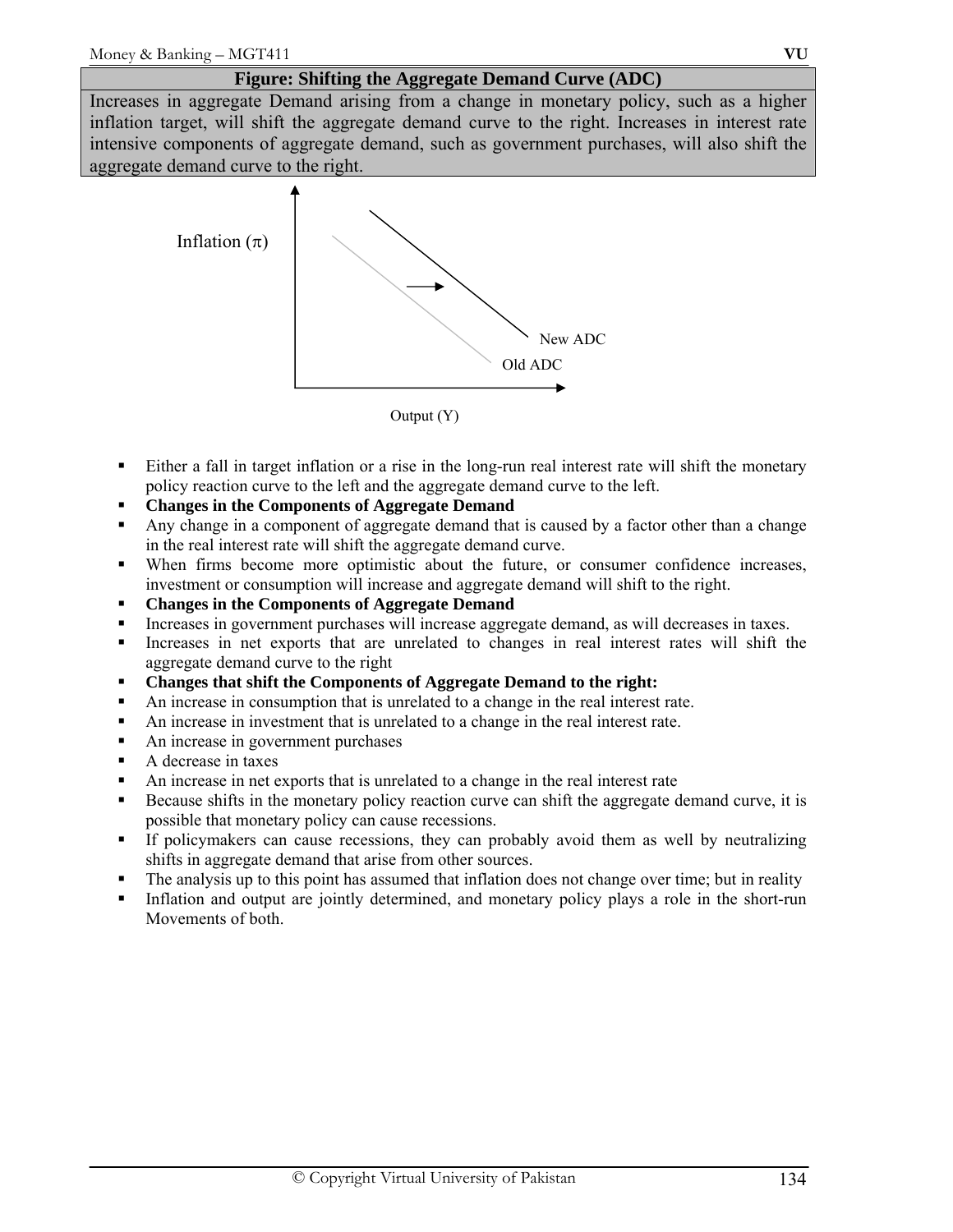**Figure: Shifting the Aggregate Demand Curve (ADC)**

Increases in aggregate Demand arising from a change in monetary policy, such as a higher inflation target, will shift the aggregate demand curve to the right. Increases in interest rate intensive components of aggregate demand, such as government purchases, will also shift the aggregate demand curve to the right.

Inflation ($\pi$)

New ADC

Old ADC

Output (Y)

- Either a fall in target inflation or a rise in the long-run real interest rate will shift the monetary policy reaction curve to the left and the aggregate demand curve to the left.
- **Changes in the Components of Aggregate Demand**
- Any change in a component of aggregate demand that is caused by a factor other than a change in the real interest rate will shift the aggregate demand curve.
- When firms become more optimistic about the future, or consumer confidence increases, investment or consumption will increase and aggregate demand will shift to the right.
- **Changes in the Components of Aggregate Demand**
- Increases in government purchases will increase aggregate demand, as will decreases in taxes.
- Increases in net exports that are unrelated to changes in real interest rates will shift the aggregate demand curve to the right
- **Changes that shift the Components of Aggregate Demand to the right:**
- An increase in consumption that is unrelated to a change in the real interest rate.
- An increase in investment that is unrelated to a change in the real interest rate.
- An increase in government purchases
- A decrease in taxes
- An increase in net exports that is unrelated to a change in the real interest rate
- Because shifts in the monetary policy reaction curve can shift the aggregate demand curve, it is possible that monetary policy can cause recessions.
- If policymakers can cause recessions, they can probably avoid them as well by neutralizing shifts in aggregate demand that arise from other sources.
- The analysis up to this point has assumed that inflation does not change over time; but in reality
- Inflation and output are jointly determined, and monetary policy plays a role in the short-run Movements of both.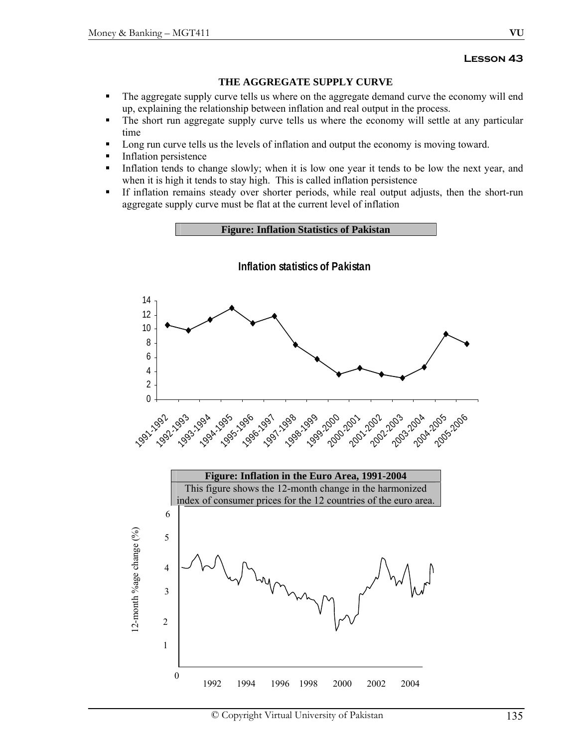**Lesson 43**

## THE AGGREGATE SUPPLY CURVE

- The aggregate supply curve tells us where on the aggregate demand curve the economy will end up, explaining the relationship between inflation and real output in the process.
- The short run aggregate supply curve tells us where the economy will settle at any particular time
- Long run curve tells us the levels of inflation and output the economy is moving toward.
- Inflation persistence
- Inflation tends to change slowly; when it is low one year it tends to be low the next year, and when it is high it tends to stay high. This is called inflation persistence
- If inflation remains steady over shorter periods, while real output adjusts, then the short-run aggregate supply curve must be flat at the current level of inflation

**Figure: Inflation Statistics of Pakistan**

**Inflation statistics of Pakistan**

**Figure: Inflation in the Euro Area, 1991-2004**

This figure shows the 12-month change in the harmonized index of consumer prices for the 12 countries of the euro area.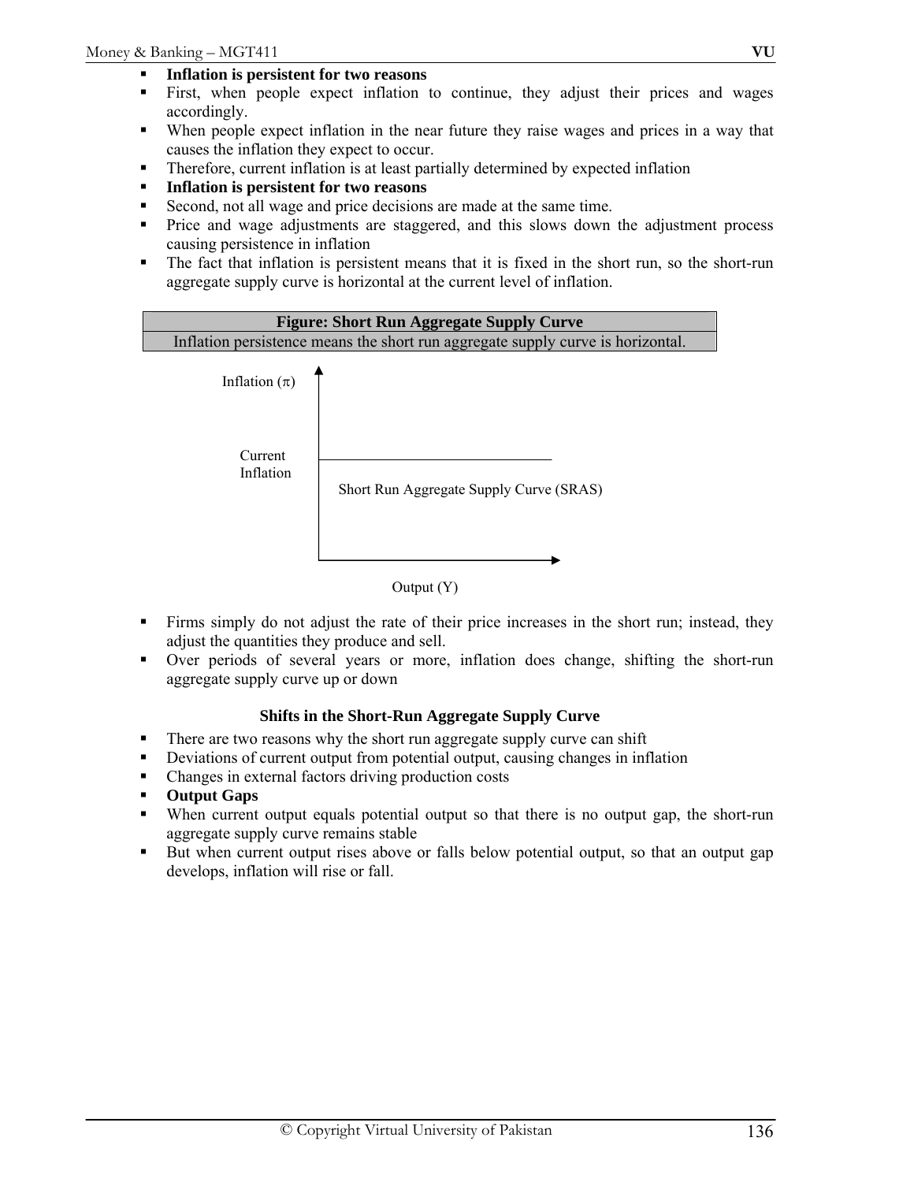- **Inflation is persistent for two reasons**
- First, when people expect inflation to continue, they adjust their prices and wages accordingly.
- When people expect inflation in the near future they raise wages and prices in a way that causes the inflation they expect to occur.
- Therefore, current inflation is at least partially determined by expected inflation
- **Inflation is persistent for two reasons**
- Second, not all wage and price decisions are made at the same time.
- Price and wage adjustments are staggered, and this slows down the adjustment process causing persistence in inflation
- The fact that inflation is persistent means that it is fixed in the short run, so the short-run aggregate supply curve is horizontal at the current level of inflation.

| **Figure: Short Run Aggregate Supply Curve** |
| --- |
| Inflation persistence means the short run aggregate supply curve is horizontal. |

Inflation ($\pi$)

Current Inflation

Short Run Aggregate Supply Curve (SRAS)

Output (Y)

- Firms simply do not adjust the rate of their price increases in the short run; instead, they adjust the quantities they produce and sell.
- Over periods of several years or more, inflation does change, shifting the short-run aggregate supply curve up or down

### Shifts in the Short-Run Aggregate Supply Curve

- There are two reasons why the short run aggregate supply curve can shift
- Deviations of current output from potential output, causing changes in inflation
- Changes in external factors driving production costs
- **Output Gaps**
- When current output equals potential output so that there is no output gap, the short-run aggregate supply curve remains stable
- But when current output rises above or falls below potential output, so that an output gap develops, inflation will rise or fall.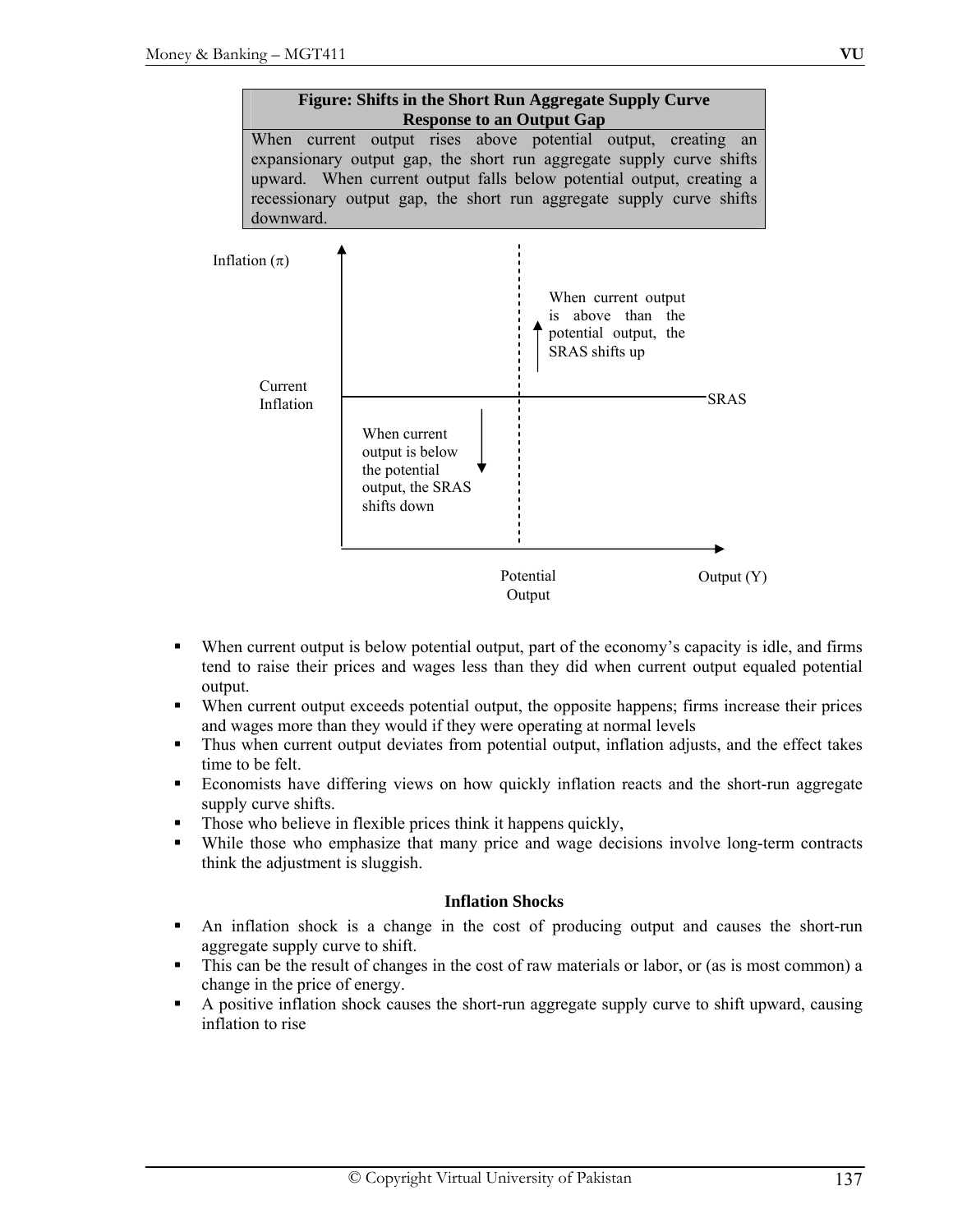**Figure: Shifts in the Short Run Aggregate Supply Curve Response to an Output Gap**

When current output rises above potential output, creating an expansionary output gap, the short run aggregate supply curve shifts upward. When current output falls below potential output, creating a recessionary output gap, the short run aggregate supply curve shifts downward.

Inflation ($\pi$)

When current output is above than the potential output, the SRAS shifts up

Current Inflation

SRAS

When current output is below the potential output, the SRAS shifts down

Potential Output

Output (Y)

- When current output is below potential output, part of the economy's capacity is idle, and firms tend to raise their prices and wages less than they did when current output equaled potential output.
- When current output exceeds potential output, the opposite happens; firms increase their prices and wages more than they would if they were operating at normal levels
- Thus when current output deviates from potential output, inflation adjusts, and the effect takes time to be felt.
- Economists have differing views on how quickly inflation reacts and the short-run aggregate supply curve shifts.
- Those who believe in flexible prices think it happens quickly,
- While those who emphasize that many price and wage decisions involve long-term contracts think the adjustment is sluggish.

**Inflation Shocks**

- An inflation shock is a change in the cost of producing output and causes the short-run aggregate supply curve to shift.
- This can be the result of changes in the cost of raw materials or labor, or (as is most common) a change in the price of energy.
- A positive inflation shock causes the short-run aggregate supply curve to shift upward, causing inflation to rise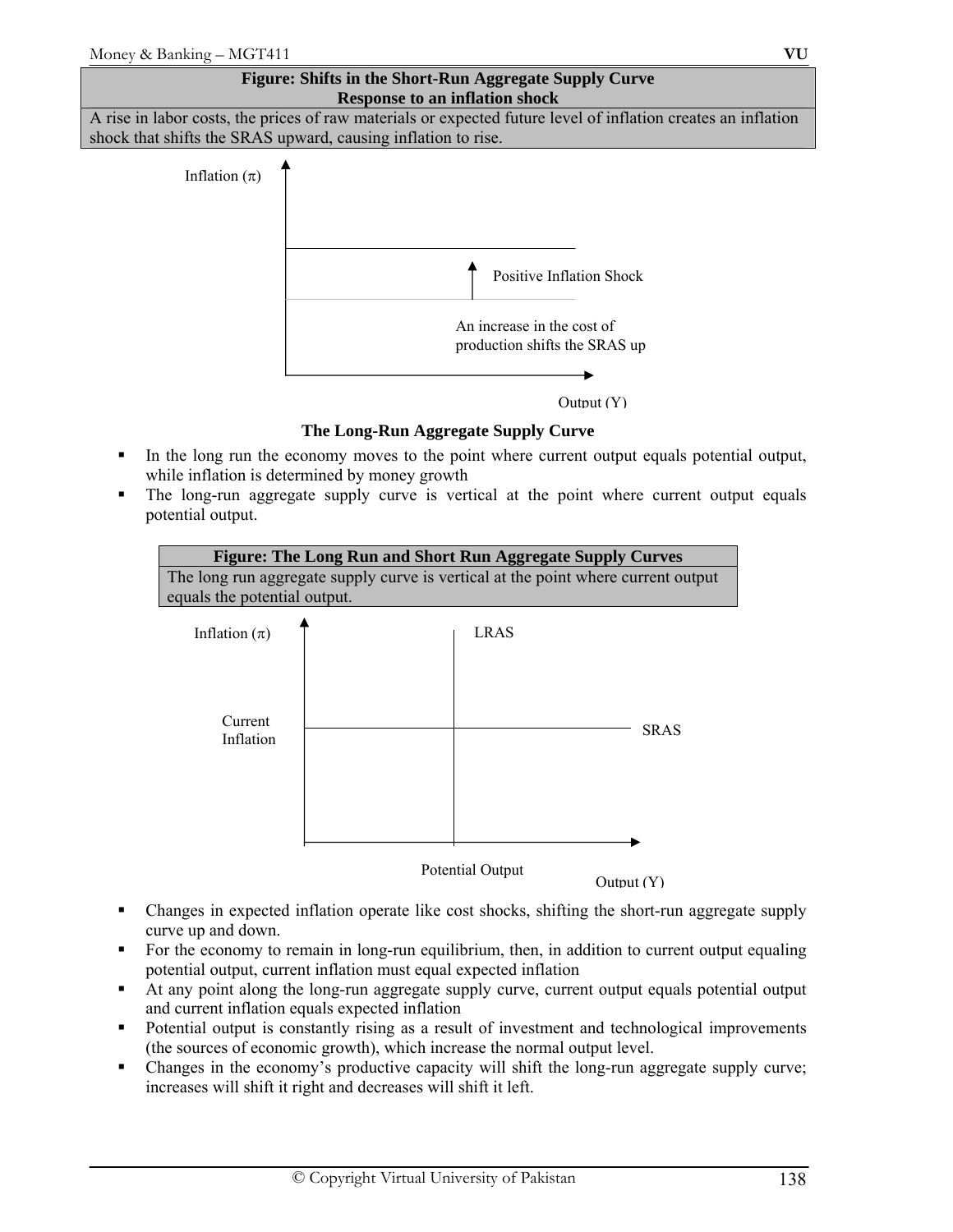| Figure: Shifts in the Short-Run Aggregate Supply Curve Response to an inflation shock |
|---|
| A rise in labor costs, the prices of raw materials or expected future level of inflation creates an inflation shock that shifts the SRAS upward, causing inflation to rise. |

Inflation ($\pi$)

Positive Inflation Shock

An increase in the cost of production shifts the SRAS up

Output (Y)

### The Long-Run Aggregate Supply Curve

- In the long run the economy moves to the point where current output equals potential output, while inflation is determined by money growth
- The long-run aggregate supply curve is vertical at the point where current output equals potential output.

| Figure: The Long Run and Short Run Aggregate Supply Curves |
|---|
| The long run aggregate supply curve is vertical at the point where current output equals the potential output. |

Inflation ($\pi$)

LRAS

Current Inflation

SRAS

Potential Output

Output (Y)

- Changes in expected inflation operate like cost shocks, shifting the short-run aggregate supply curve up and down.
- For the economy to remain in long-run equilibrium, then, in addition to current output equaling potential output, current inflation must equal expected inflation
- At any point along the long-run aggregate supply curve, current output equals potential output and current inflation equals expected inflation
- Potential output is constantly rising as a result of investment and technological improvements (the sources of economic growth), which increase the normal output level.
- Changes in the economy's productive capacity will shift the long-run aggregate supply curve; increases will shift it right and decreases will shift it left.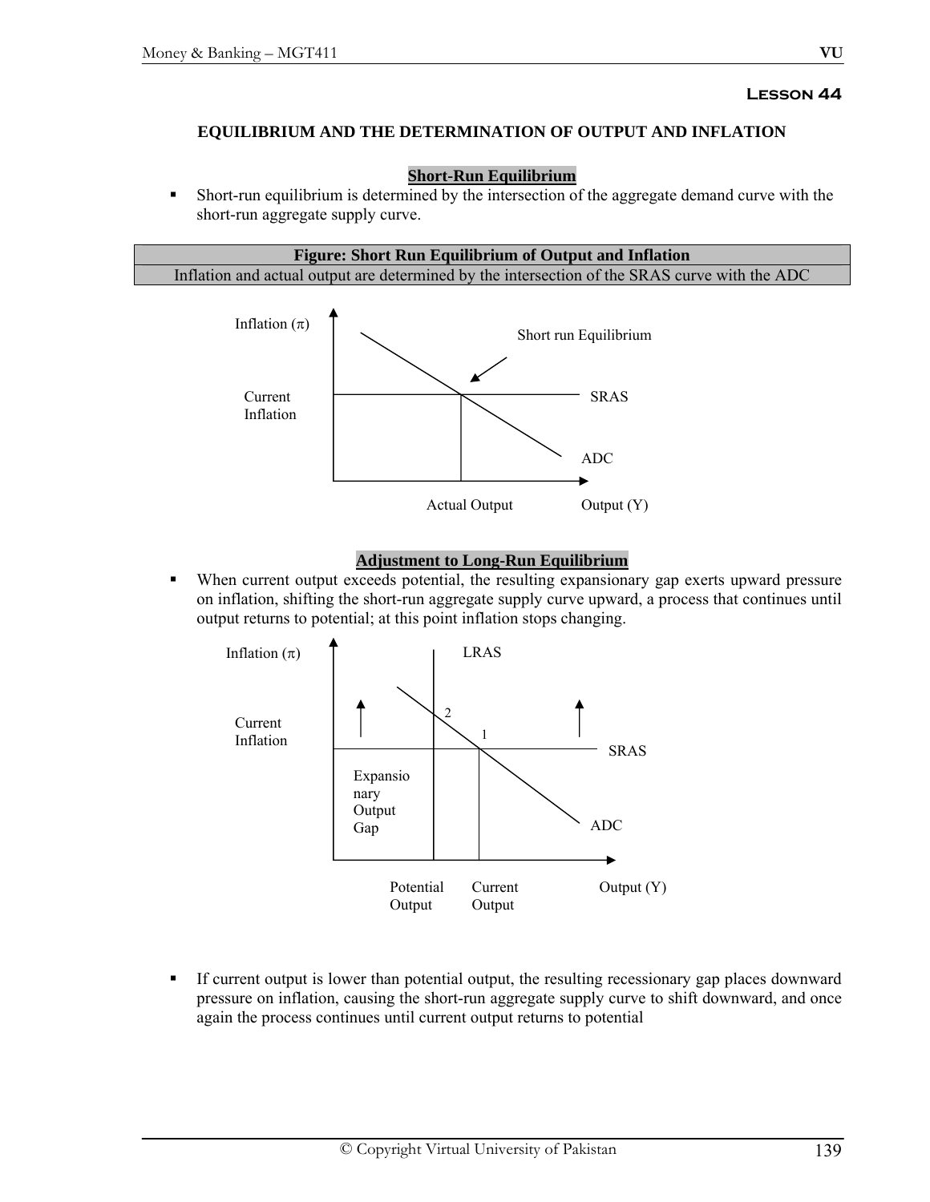# Lesson 44

## EQUILIBRIUM AND THE DETERMINATION OF OUTPUT AND INFLATION

### Short-Run Equilibrium

- Short-run equilibrium is determined by the intersection of the aggregate demand curve with the short-run aggregate supply curve.

| Figure: Short Run Equilibrium of Output and Inflation |
| --- |
| Inflation and actual output are determined by the intersection of the SRAS curve with the ADC |

### Adjustment to Long-Run Equilibrium

- When current output exceeds potential, the resulting expansionary gap exerts upward pressure on inflation, shifting the short-run aggregate supply curve upward, a process that continues until output returns to potential; at this point inflation stops changing.

- If current output is lower than potential output, the resulting recessionary gap places downward pressure on inflation, causing the short-run aggregate supply curve to shift downward, and once again the process continues until current output returns to potential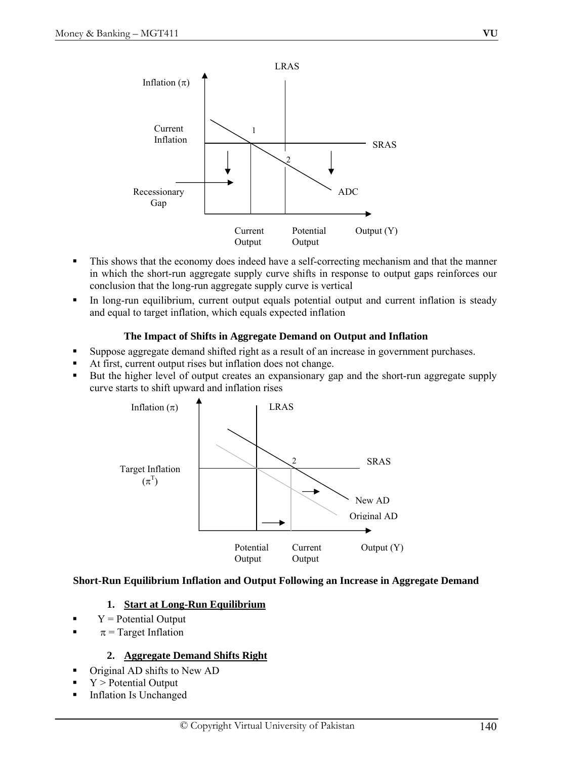- This shows that the economy does indeed have a self-correcting mechanism and that the manner in which the short-run aggregate supply curve shifts in response to output gaps reinforces our conclusion that the long-run aggregate supply curve is vertical
- In long-run equilibrium, current output equals potential output and current inflation is steady and equal to target inflation, which equals expected inflation

### The Impact of Shifts in Aggregate Demand on Output and Inflation

- Suppose aggregate demand shifted right as a result of an increase in government purchases.
- At first, current output rises but inflation does not change.
- But the higher level of output creates an expansionary gap and the short-run aggregate supply curve starts to shift upward and inflation rises

**Short-Run Equilibrium Inflation and Output Following an Increase in Aggregate Demand**

1. **Start at Long-Run Equilibrium**

- Y = Potential Output
- $\pi$ = Target Inflation

2. **Aggregate Demand Shifts Right**

- Original AD shifts to New AD
- Y > Potential Output
- Inflation Is Unchanged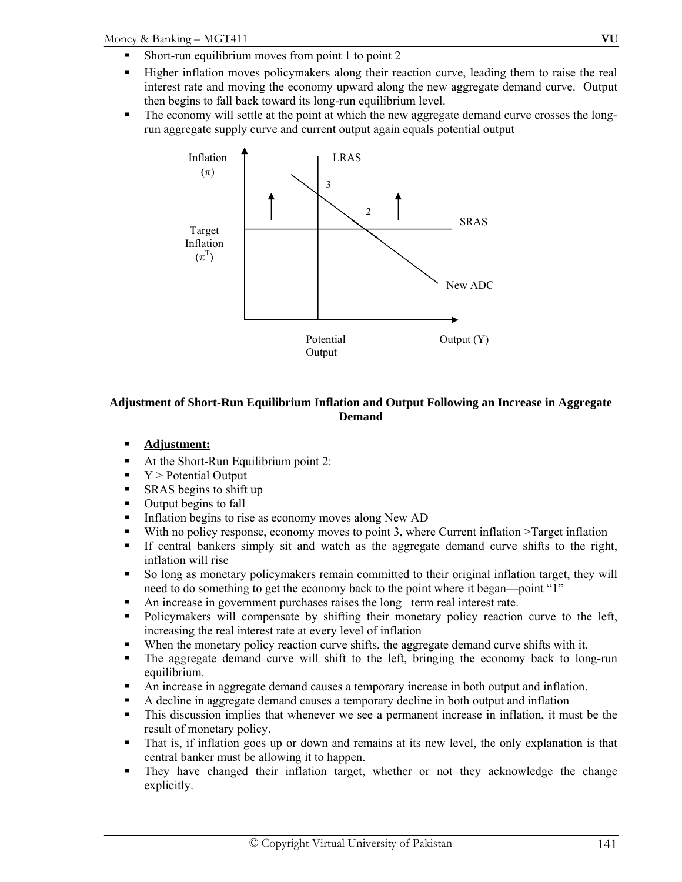- Short-run equilibrium moves from point 1 to point 2
- Higher inflation moves policymakers along their reaction curve, leading them to raise the real interest rate and moving the economy upward along the new aggregate demand curve. Output then begins to fall back toward its long-run equilibrium level.
- The economy will settle at the point at which the new aggregate demand curve crosses the long-run aggregate supply curve and current output again equals potential output

**Adjustment of Short-Run Equilibrium Inflation and Output Following an Increase in Aggregate Demand**

- **Adjustment:**
- At the Short-Run Equilibrium point 2:
- Y > Potential Output
- SRAS begins to shift up
- Output begins to fall
- Inflation begins to rise as economy moves along New AD
- With no policy response, economy moves to point 3, where Current inflation >Target inflation
- If central bankers simply sit and watch as the aggregate demand curve shifts to the right, inflation will rise
- So long as monetary policymakers remain committed to their original inflation target, they will need to do something to get the economy back to the point where it began—point "1"
- An increase in government purchases raises the long term real interest rate.
- Policymakers will compensate by shifting their monetary policy reaction curve to the left, increasing the real interest rate at every level of inflation
- When the monetary policy reaction curve shifts, the aggregate demand curve shifts with it.
- The aggregate demand curve will shift to the left, bringing the economy back to long-run equilibrium.
- An increase in aggregate demand causes a temporary increase in both output and inflation.
- A decline in aggregate demand causes a temporary decline in both output and inflation
- This discussion implies that whenever we see a permanent increase in inflation, it must be the result of monetary policy.
- That is, if inflation goes up or down and remains at its new level, the only explanation is that central banker must be allowing it to happen.
- They have changed their inflation target, whether or not they acknowledge the change explicitly.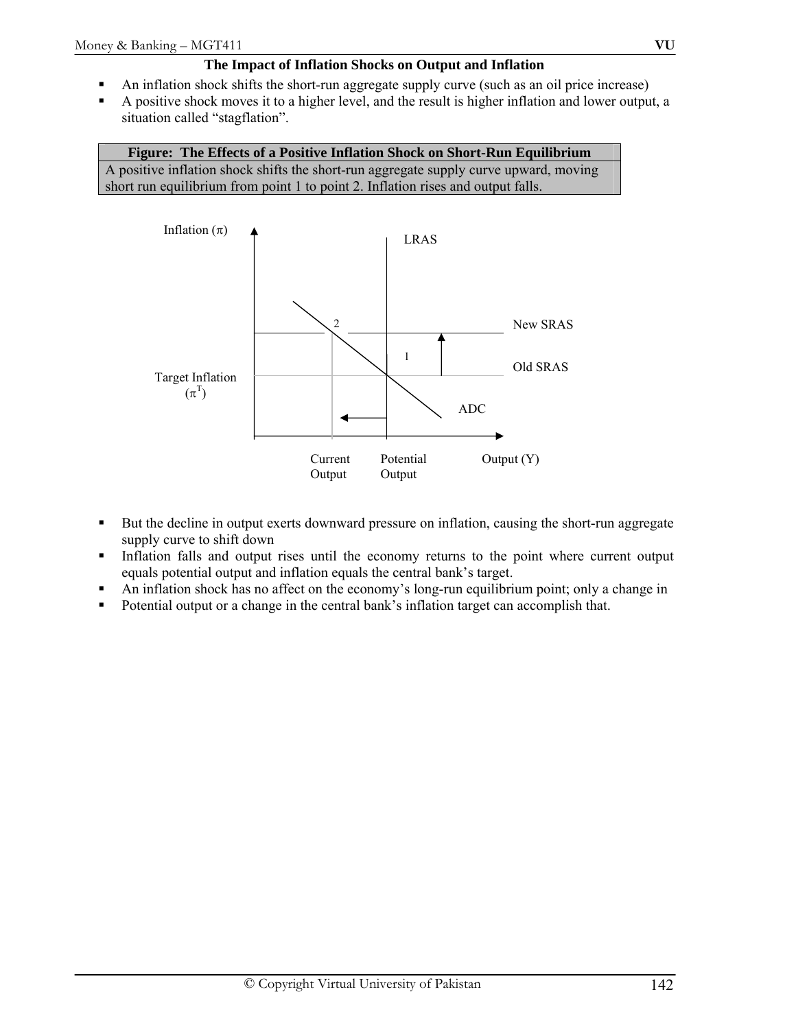**The Impact of Inflation Shocks on Output and Inflation**

- An inflation shock shifts the short-run aggregate supply curve (such as an oil price increase)
- A positive shock moves it to a higher level, and the result is higher inflation and lower output, a situation called "stagflation".

| Figure: The Effects of a Positive Inflation Shock on Short-Run Equilibrium |
|---|
| A positive inflation shock shifts the short-run aggregate supply curve upward, moving short run equilibrium from point 1 to point 2. Inflation rises and output falls. |

Inflation ($\pi$) LRAS 2 New SRAS 1 Old SRAS Target Inflation ($\pi^T$) ADC Current Output Potential Output Output (Y)

- But the decline in output exerts downward pressure on inflation, causing the short-run aggregate supply curve to shift down
- Inflation falls and output rises until the economy returns to the point where current output equals potential output and inflation equals the central bank's target.
- An inflation shock has no affect on the economy's long-run equilibrium point; only a change in
- Potential output or a change in the central bank's inflation target can accomplish that.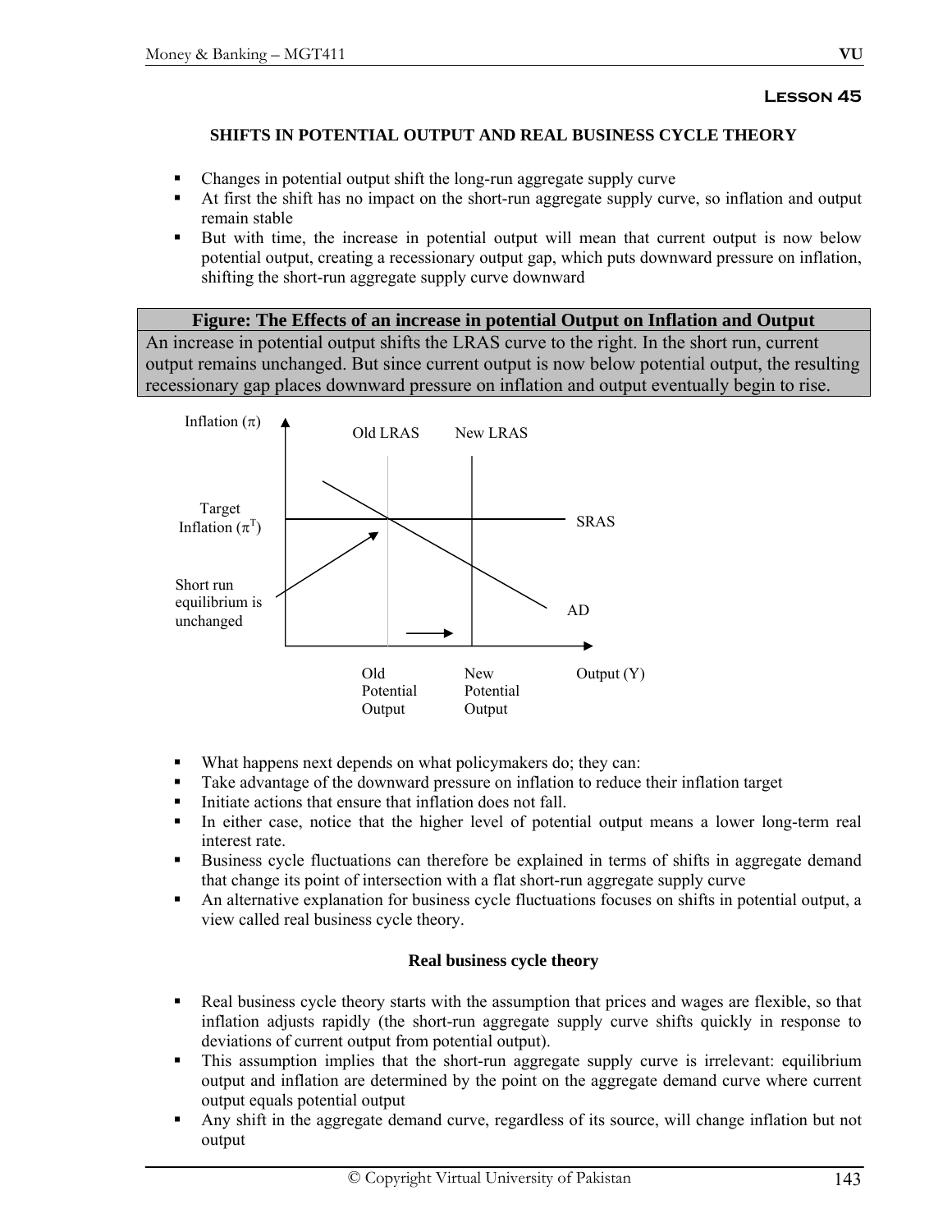**Lesson 45**

### SHIFTS IN POTENTIAL OUTPUT AND REAL BUSINESS CYCLE THEORY

- Changes in potential output shift the long-run aggregate supply curve
- At first the shift has no impact on the short-run aggregate supply curve, so inflation and output remain stable
- But with time, the increase in potential output will mean that current output is now below potential output, creating a recessionary output gap, which puts downward pressure on inflation, shifting the short-run aggregate supply curve downward

**Figure: The Effects of an increase in potential Output on Inflation and Output**

An increase in potential output shifts the LRAS curve to the right. In the short run, current output remains unchanged. But since current output is now below potential output, the resulting recessionary gap places downward pressure on inflation and output eventually begin to rise.

Inflation ($\pi$)

Old LRAS New LRAS

Target Inflation ($\pi^T$)

SRAS

Short run equilibrium is unchanged

AD

Old Potential Output New Potential Output Output (Y)

- What happens next depends on what policymakers do; they can:
- Take advantage of the downward pressure on inflation to reduce their inflation target
- Initiate actions that ensure that inflation does not fall.
- In either case, notice that the higher level of potential output means a lower long-term real interest rate.
- Business cycle fluctuations can therefore be explained in terms of shifts in aggregate demand that change its point of intersection with a flat short-run aggregate supply curve
- An alternative explanation for business cycle fluctuations focuses on shifts in potential output, a view called real business cycle theory.

#### Real business cycle theory

- Real business cycle theory starts with the assumption that prices and wages are flexible, so that inflation adjusts rapidly (the short-run aggregate supply curve shifts quickly in response to deviations of current output from potential output).
- This assumption implies that the short-run aggregate supply curve is irrelevant: equilibrium output and inflation are determined by the point on the aggregate demand curve where current output equals potential output
- Any shift in the aggregate demand curve, regardless of its source, will change inflation but not output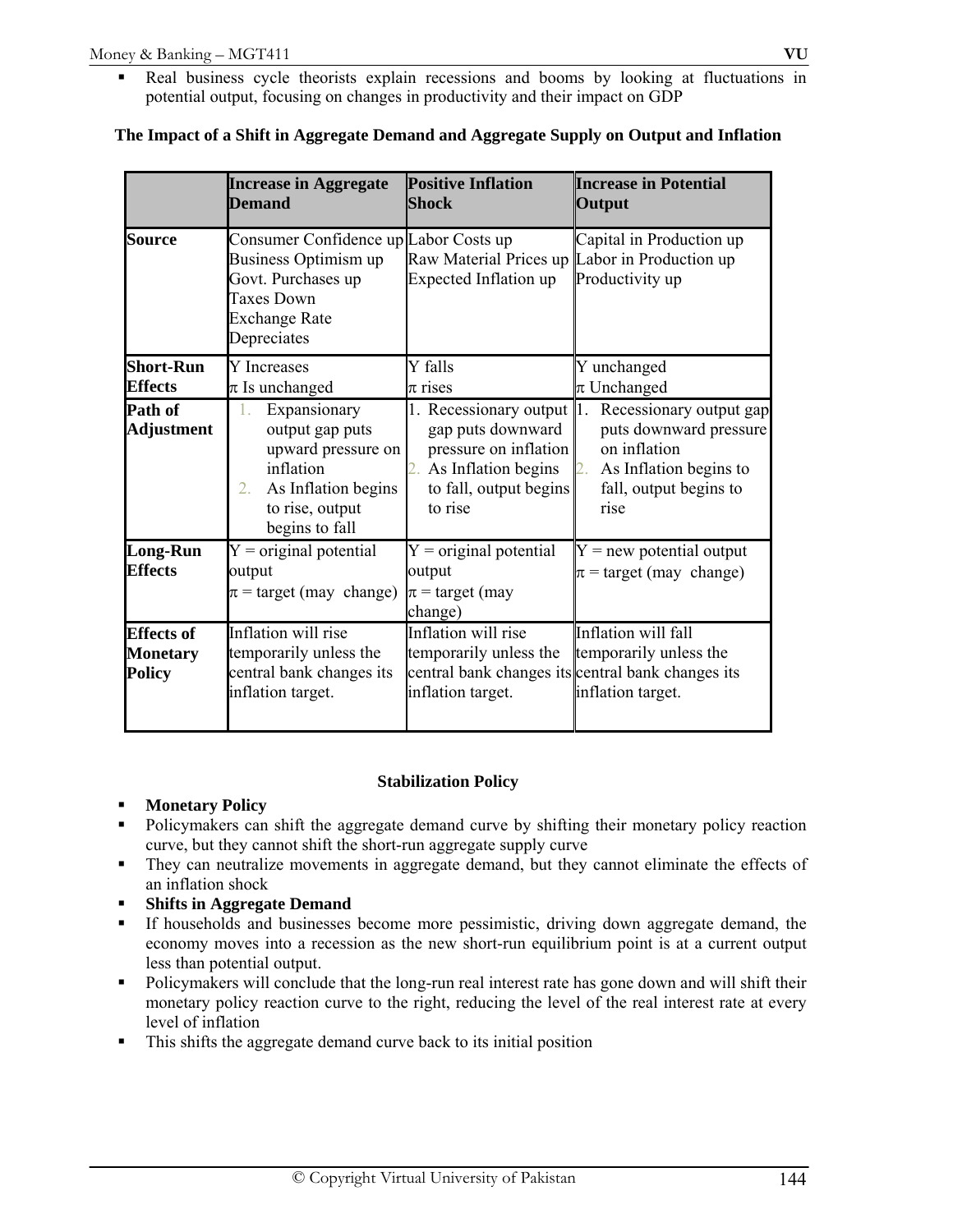- Real business cycle theorists explain recessions and booms by looking at fluctuations in potential output, focusing on changes in productivity and their impact on GDP

**The Impact of a Shift in Aggregate Demand and Aggregate Supply on Output and Inflation**

| | **Increase in Aggregate Demand** | **Positive Inflation Shock** | **Increase in Potential Output** |
|---|---|---|---|
| **Source** | Consumer Confidence up<br>Business Optimism up<br>Govt. Purchases up<br>Taxes Down<br>Exchange Rate Depreciates | Labor Costs up<br>Raw Material Prices up<br>Expected Inflation up | Capital in Production up<br>Labor in Production up<br>Productivity up |
| **Short-Run Effects** | Y Increases<br>$\pi$ Is unchanged | Y falls<br>$\pi$ rises | Y unchanged<br>$\pi$ Unchanged |
| **Path of Adjustment** | 1. Expansionary output gap puts upward pressure on inflation<br>2. As Inflation begins to rise, output begins to fall | 1. Recessionary output gap puts downward pressure on inflation<br>2. As Inflation begins to fall, output begins to rise | 1. Recessionary output gap puts downward pressure on inflation<br>2. As Inflation begins to fall, output begins to rise |
| **Long-Run Effects** | Y = original potential output<br>$\pi$ = target (may change) | Y = original potential output<br>$\pi$ = target (may change) | Y = new potential output<br>$\pi$ = target (may change) |
| **Effects of Monetary Policy** | Inflation will rise temporarily unless the central bank changes its inflation target. | Inflation will rise temporarily unless the central bank changes its inflation target. | Inflation will fall temporarily unless the central bank changes its inflation target. |

**Stabilization Policy**

- **Monetary Policy**
- Policymakers can shift the aggregate demand curve by shifting their monetary policy reaction curve, but they cannot shift the short-run aggregate supply curve
- They can neutralize movements in aggregate demand, but they cannot eliminate the effects of an inflation shock
- **Shifts in Aggregate Demand**
- If households and businesses become more pessimistic, driving down aggregate demand, the economy moves into a recession as the new short-run equilibrium point is at a current output less than potential output.
- Policymakers will conclude that the long-run real interest rate has gone down and will shift their monetary policy reaction curve to the right, reducing the level of the real interest rate at every level of inflation
- This shifts the aggregate demand curve back to its initial position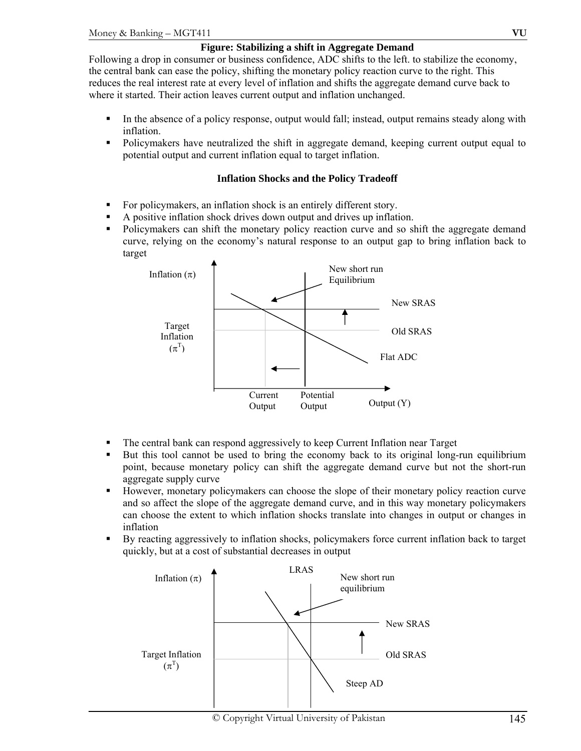**Figure: Stabilizing a shift in Aggregate Demand**

Following a drop in consumer or business confidence, ADC shifts to the left. to stabilize the economy, the central bank can ease the policy, shifting the monetary policy reaction curve to the right. This reduces the real interest rate at every level of inflation and shifts the aggregate demand curve back to where it started. Their action leaves current output and inflation unchanged.

- In the absence of a policy response, output would fall; instead, output remains steady along with inflation.
- Policymakers have neutralized the shift in aggregate demand, keeping current output equal to potential output and current inflation equal to target inflation.

### Inflation Shocks and the Policy Tradeoff

- For policymakers, an inflation shock is an entirely different story.
- A positive inflation shock drives down output and drives up inflation.
- Policymakers can shift the monetary policy reaction curve and so shift the aggregate demand curve, relying on the economy's natural response to an output gap to bring inflation back to target

Inflation ($\pi$)

Target Inflation ($\pi^T$)

New short run Equilibrium

New SRAS

Old SRAS

Flat ADC

Current Output

Potential Output

Output (Y)

- The central bank can respond aggressively to keep Current Inflation near Target
- But this tool cannot be used to bring the economy back to its original long-run equilibrium point, because monetary policy can shift the aggregate demand curve but not the short-run aggregate supply curve
- However, monetary policymakers can choose the slope of their monetary policy reaction curve and so affect the slope of the aggregate demand curve, and in this way monetary policymakers can choose the extent to which inflation shocks translate into changes in output or changes in inflation
- By reacting aggressively to inflation shocks, policymakers force current inflation back to target quickly, but at a cost of substantial decreases in output

Inflation ($\pi$)

LRAS

New short run equilibrium

New SRAS

Target Inflation ($\pi^T$)

Old SRAS

Steep AD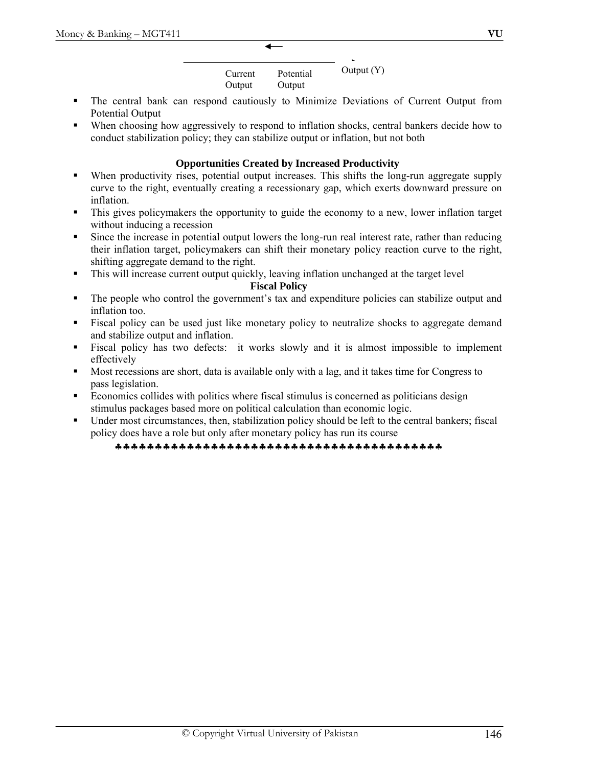Current Output

Potential Output

Output (Y)

- The central bank can respond cautiously to Minimize Deviations of Current Output from Potential Output
- When choosing how aggressively to respond to inflation shocks, central bankers decide how to conduct stabilization policy; they can stabilize output or inflation, but not both

**Opportunities Created by Increased Productivity**

- When productivity rises, potential output increases. This shifts the long-run aggregate supply curve to the right, eventually creating a recessionary gap, which exerts downward pressure on inflation.
- This gives policymakers the opportunity to guide the economy to a new, lower inflation target without inducing a recession
- Since the increase in potential output lowers the long-run real interest rate, rather than reducing their inflation target, policymakers can shift their monetary policy reaction curve to the right, shifting aggregate demand to the right.
- This will increase current output quickly, leaving inflation unchanged at the target level

**Fiscal Policy**

- The people who control the government's tax and expenditure policies can stabilize output and inflation too.
- Fiscal policy can be used just like monetary policy to neutralize shocks to aggregate demand and stabilize output and inflation.
- Fiscal policy has two defects: it works slowly and it is almost impossible to implement effectively
- Most recessions are short, data is available only with a lag, and it takes time for Congress to pass legislation.
- Economics collides with politics where fiscal stimulus is concerned as politicians design stimulus packages based more on political calculation than economic logic.
- Under most circumstances, then, stabilization policy should be left to the central bankers; fiscal policy does have a role but only after monetary policy has run its course

♣♣♣♣♣♣♣♣♣♣♣♣♣♣♣♣♣♣♣♣♣♣♣♣♣♣♣♣♣♣♣♣♣♣♣♣♣♣♣♣♣♣